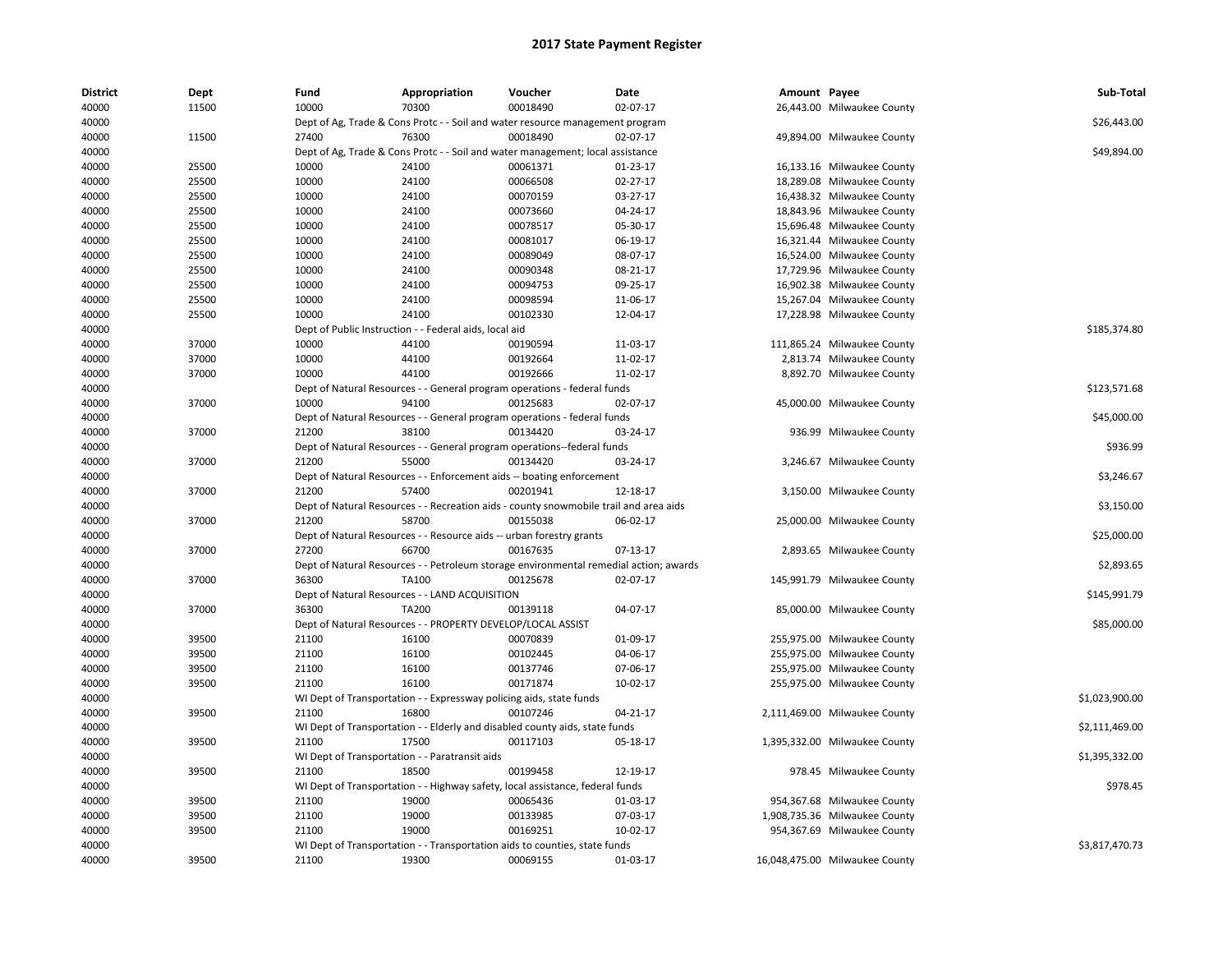# 2017 State Payment Register

| District | Dept | Fund | Appropriation | Voucher | Date | Amount | Payee | Sub-Total |
|---|---|---|---|---|---|---|---|---|
| 40000 | 11500 | 10000 | 70300 | 00018490 | 02-07-17 | 26,443.00 | Milwaukee County | |
| 40000 | | Dept of Ag, Trade & Cons Protc - - Soil and water resource management program | | | | | | $26,443.00 |
| 40000 | 11500 | 27400 | 76300 | 00018490 | 02-07-17 | 49,894.00 | Milwaukee County | |
| 40000 | | Dept of Ag, Trade & Cons Protc - - Soil and water management; local assistance | | | | | | $49,894.00 |
| 40000 | 25500 | 10000 | 24100 | 00061371 | 01-23-17 | 16,133.16 | Milwaukee County | |
| 40000 | 25500 | 10000 | 24100 | 00066508 | 02-27-17 | 18,289.08 | Milwaukee County | |
| 40000 | 25500 | 10000 | 24100 | 00070159 | 03-27-17 | 16,438.32 | Milwaukee County | |
| 40000 | 25500 | 10000 | 24100 | 00073660 | 04-24-17 | 18,843.96 | Milwaukee County | |
| 40000 | 25500 | 10000 | 24100 | 00078517 | 05-30-17 | 15,696.48 | Milwaukee County | |
| 40000 | 25500 | 10000 | 24100 | 00081017 | 06-19-17 | 16,321.44 | Milwaukee County | |
| 40000 | 25500 | 10000 | 24100 | 00089049 | 08-07-17 | 16,524.00 | Milwaukee County | |
| 40000 | 25500 | 10000 | 24100 | 00090348 | 08-21-17 | 17,729.96 | Milwaukee County | |
| 40000 | 25500 | 10000 | 24100 | 00094753 | 09-25-17 | 16,902.38 | Milwaukee County | |
| 40000 | 25500 | 10000 | 24100 | 00098594 | 11-06-17 | 15,267.04 | Milwaukee County | |
| 40000 | 25500 | 10000 | 24100 | 00102330 | 12-04-17 | 17,228.98 | Milwaukee County | |
| 40000 | | Dept of Public Instruction - - Federal aids, local aid | | | | | | $185,374.80 |
| 40000 | 37000 | 10000 | 44100 | 00190594 | 11-03-17 | 111,865.24 | Milwaukee County | |
| 40000 | 37000 | 10000 | 44100 | 00192664 | 11-02-17 | 2,813.74 | Milwaukee County | |
| 40000 | 37000 | 10000 | 44100 | 00192666 | 11-02-17 | 8,892.70 | Milwaukee County | |
| 40000 | | Dept of Natural Resources - - General program operations - federal funds | | | | | | $123,571.68 |
| 40000 | 37000 | 10000 | 94100 | 00125683 | 02-07-17 | 45,000.00 | Milwaukee County | |
| 40000 | | Dept of Natural Resources - - General program operations - federal funds | | | | | | $45,000.00 |
| 40000 | 37000 | 21200 | 38100 | 00134420 | 03-24-17 | 936.99 | Milwaukee County | |
| 40000 | | Dept of Natural Resources - - General program operations--federal funds | | | | | | $936.99 |
| 40000 | 37000 | 21200 | 55000 | 00134420 | 03-24-17 | 3,246.67 | Milwaukee County | |
| 40000 | | Dept of Natural Resources - - Enforcement aids -- boating enforcement | | | | | | $3,246.67 |
| 40000 | 37000 | 21200 | 57400 | 00201941 | 12-18-17 | 3,150.00 | Milwaukee County | |
| 40000 | | Dept of Natural Resources - - Recreation aids - county snowmobile trail and area aids | | | | | | $3,150.00 |
| 40000 | 37000 | 21200 | 58700 | 00155038 | 06-02-17 | 25,000.00 | Milwaukee County | |
| 40000 | | Dept of Natural Resources - - Resource aids -- urban forestry grants | | | | | | $25,000.00 |
| 40000 | 37000 | 27200 | 66700 | 00167635 | 07-13-17 | 2,893.65 | Milwaukee County | |
| 40000 | | Dept of Natural Resources - - Petroleum storage environmental remedial action; awards | | | | | | $2,893.65 |
| 40000 | 37000 | 36300 | TA100 | 00125678 | 02-07-17 | 145,991.79 | Milwaukee County | |
| 40000 | | Dept of Natural Resources - - LAND ACQUISITION | | | | | | $145,991.79 |
| 40000 | 37000 | 36300 | TA200 | 00139118 | 04-07-17 | 85,000.00 | Milwaukee County | |
| 40000 | | Dept of Natural Resources - - PROPERTY DEVELOP/LOCAL ASSIST | | | | | | $85,000.00 |
| 40000 | 39500 | 21100 | 16100 | 00070839 | 01-09-17 | 255,975.00 | Milwaukee County | |
| 40000 | 39500 | 21100 | 16100 | 00102445 | 04-06-17 | 255,975.00 | Milwaukee County | |
| 40000 | 39500 | 21100 | 16100 | 00137746 | 07-06-17 | 255,975.00 | Milwaukee County | |
| 40000 | 39500 | 21100 | 16100 | 00171874 | 10-02-17 | 255,975.00 | Milwaukee County | |
| 40000 | | WI Dept of Transportation - - Expressway policing aids, state funds | | | | | | $1,023,900.00 |
| 40000 | 39500 | 21100 | 16800 | 00107246 | 04-21-17 | 2,111,469.00 | Milwaukee County | |
| 40000 | | WI Dept of Transportation - - Elderly and disabled county aids, state funds | | | | | | $2,111,469.00 |
| 40000 | 39500 | 21100 | 17500 | 00117103 | 05-18-17 | 1,395,332.00 | Milwaukee County | |
| 40000 | | WI Dept of Transportation - - Paratransit aids | | | | | | $1,395,332.00 |
| 40000 | 39500 | 21100 | 18500 | 00199458 | 12-19-17 | 978.45 | Milwaukee County | |
| 40000 | | WI Dept of Transportation - - Highway safety, local assistance, federal funds | | | | | | $978.45 |
| 40000 | 39500 | 21100 | 19000 | 00065436 | 01-03-17 | 954,367.68 | Milwaukee County | |
| 40000 | 39500 | 21100 | 19000 | 00133985 | 07-03-17 | 1,908,735.36 | Milwaukee County | |
| 40000 | 39500 | 21100 | 19000 | 00169251 | 10-02-17 | 954,367.69 | Milwaukee County | |
| 40000 | | WI Dept of Transportation - - Transportation aids to counties, state funds | | | | | | $3,817,470.73 |
| 40000 | 39500 | 21100 | 19300 | 00069155 | 01-03-17 | 16,048,475.00 | Milwaukee County | |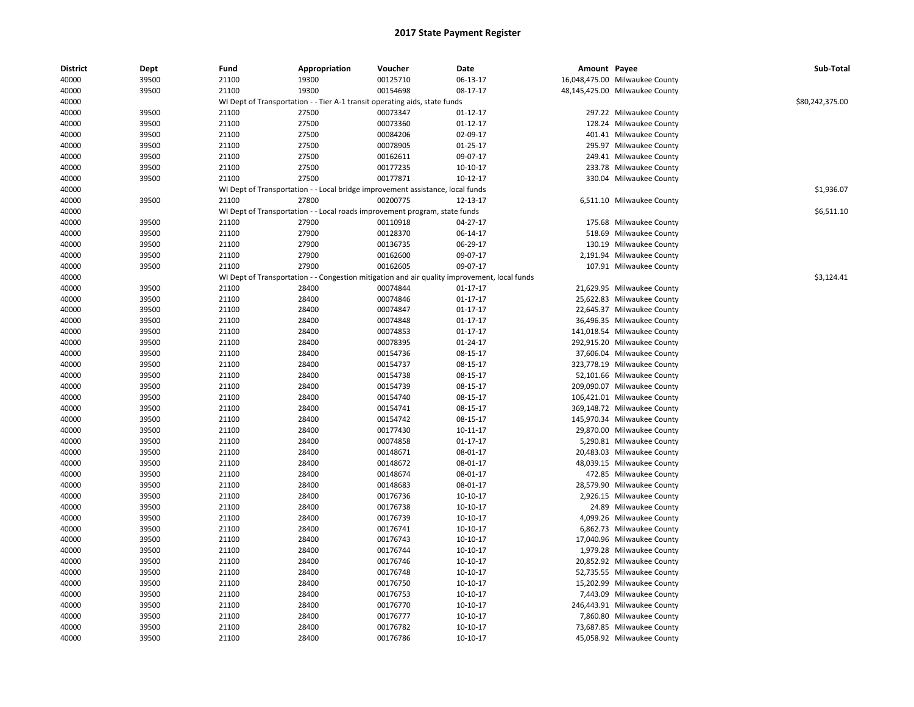# 2017 State Payment Register

| District | Dept | Fund | Appropriation | Voucher | Date | Amount | Payee | Sub-Total |
|---|---|---|---|---|---|---|---|---|
| 40000 | 39500 | 21100 | 19300 | 00125710 | 06-13-17 | 16,048,475.00 | Milwaukee County | |
| 40000 | 39500 | 21100 | 19300 | 00154698 | 08-17-17 | 48,145,425.00 | Milwaukee County | |
| 40000 | | WI Dept of Transportation - - Tier A-1 transit operating aids, state funds | | | | | | $80,242,375.00 |
| 40000 | 39500 | 21100 | 27500 | 00073347 | 01-12-17 | 297.22 | Milwaukee County | |
| 40000 | 39500 | 21100 | 27500 | 00073360 | 01-12-17 | 128.24 | Milwaukee County | |
| 40000 | 39500 | 21100 | 27500 | 00084206 | 02-09-17 | 401.41 | Milwaukee County | |
| 40000 | 39500 | 21100 | 27500 | 00078905 | 01-25-17 | 295.97 | Milwaukee County | |
| 40000 | 39500 | 21100 | 27500 | 00162611 | 09-07-17 | 249.41 | Milwaukee County | |
| 40000 | 39500 | 21100 | 27500 | 00177235 | 10-10-17 | 233.78 | Milwaukee County | |
| 40000 | 39500 | 21100 | 27500 | 00177871 | 10-12-17 | 330.04 | Milwaukee County | |
| 40000 | | WI Dept of Transportation - - Local bridge improvement assistance, local funds | | | | | | $1,936.07 |
| 40000 | 39500 | 21100 | 27800 | 00200775 | 12-13-17 | 6,511.10 | Milwaukee County | |
| 40000 | | WI Dept of Transportation - - Local roads improvement program, state funds | | | | | | $6,511.10 |
| 40000 | 39500 | 21100 | 27900 | 00110918 | 04-27-17 | 175.68 | Milwaukee County | |
| 40000 | 39500 | 21100 | 27900 | 00128370 | 06-14-17 | 518.69 | Milwaukee County | |
| 40000 | 39500 | 21100 | 27900 | 00136735 | 06-29-17 | 130.19 | Milwaukee County | |
| 40000 | 39500 | 21100 | 27900 | 00162600 | 09-07-17 | 2,191.94 | Milwaukee County | |
| 40000 | 39500 | 21100 | 27900 | 00162605 | 09-07-17 | 107.91 | Milwaukee County | |
| 40000 | | WI Dept of Transportation - - Congestion mitigation and air quality improvement, local funds | | | | | | $3,124.41 |
| 40000 | 39500 | 21100 | 28400 | 00074844 | 01-17-17 | 21,629.95 | Milwaukee County | |
| 40000 | 39500 | 21100 | 28400 | 00074846 | 01-17-17 | 25,622.83 | Milwaukee County | |
| 40000 | 39500 | 21100 | 28400 | 00074847 | 01-17-17 | 22,645.37 | Milwaukee County | |
| 40000 | 39500 | 21100 | 28400 | 00074848 | 01-17-17 | 36,496.35 | Milwaukee County | |
| 40000 | 39500 | 21100 | 28400 | 00074853 | 01-17-17 | 141,018.54 | Milwaukee County | |
| 40000 | 39500 | 21100 | 28400 | 00078395 | 01-24-17 | 292,915.20 | Milwaukee County | |
| 40000 | 39500 | 21100 | 28400 | 00154736 | 08-15-17 | 37,606.04 | Milwaukee County | |
| 40000 | 39500 | 21100 | 28400 | 00154737 | 08-15-17 | 323,778.19 | Milwaukee County | |
| 40000 | 39500 | 21100 | 28400 | 00154738 | 08-15-17 | 52,101.66 | Milwaukee County | |
| 40000 | 39500 | 21100 | 28400 | 00154739 | 08-15-17 | 209,090.07 | Milwaukee County | |
| 40000 | 39500 | 21100 | 28400 | 00154740 | 08-15-17 | 106,421.01 | Milwaukee County | |
| 40000 | 39500 | 21100 | 28400 | 00154741 | 08-15-17 | 369,148.72 | Milwaukee County | |
| 40000 | 39500 | 21100 | 28400 | 00154742 | 08-15-17 | 145,970.34 | Milwaukee County | |
| 40000 | 39500 | 21100 | 28400 | 00177430 | 10-11-17 | 29,870.00 | Milwaukee County | |
| 40000 | 39500 | 21100 | 28400 | 00074858 | 01-17-17 | 5,290.81 | Milwaukee County | |
| 40000 | 39500 | 21100 | 28400 | 00148671 | 08-01-17 | 20,483.03 | Milwaukee County | |
| 40000 | 39500 | 21100 | 28400 | 00148672 | 08-01-17 | 48,039.15 | Milwaukee County | |
| 40000 | 39500 | 21100 | 28400 | 00148674 | 08-01-17 | 472.85 | Milwaukee County | |
| 40000 | 39500 | 21100 | 28400 | 00148683 | 08-01-17 | 28,579.90 | Milwaukee County | |
| 40000 | 39500 | 21100 | 28400 | 00176736 | 10-10-17 | 2,926.15 | Milwaukee County | |
| 40000 | 39500 | 21100 | 28400 | 00176738 | 10-10-17 | 24.89 | Milwaukee County | |
| 40000 | 39500 | 21100 | 28400 | 00176739 | 10-10-17 | 4,099.26 | Milwaukee County | |
| 40000 | 39500 | 21100 | 28400 | 00176741 | 10-10-17 | 6,862.73 | Milwaukee County | |
| 40000 | 39500 | 21100 | 28400 | 00176743 | 10-10-17 | 17,040.96 | Milwaukee County | |
| 40000 | 39500 | 21100 | 28400 | 00176744 | 10-10-17 | 1,979.28 | Milwaukee County | |
| 40000 | 39500 | 21100 | 28400 | 00176746 | 10-10-17 | 20,852.92 | Milwaukee County | |
| 40000 | 39500 | 21100 | 28400 | 00176748 | 10-10-17 | 52,735.55 | Milwaukee County | |
| 40000 | 39500 | 21100 | 28400 | 00176750 | 10-10-17 | 15,202.99 | Milwaukee County | |
| 40000 | 39500 | 21100 | 28400 | 00176753 | 10-10-17 | 7,443.09 | Milwaukee County | |
| 40000 | 39500 | 21100 | 28400 | 00176770 | 10-10-17 | 246,443.91 | Milwaukee County | |
| 40000 | 39500 | 21100 | 28400 | 00176777 | 10-10-17 | 7,860.80 | Milwaukee County | |
| 40000 | 39500 | 21100 | 28400 | 00176782 | 10-10-17 | 73,687.85 | Milwaukee County | |
| 40000 | 39500 | 21100 | 28400 | 00176786 | 10-10-17 | 45,058.92 | Milwaukee County | |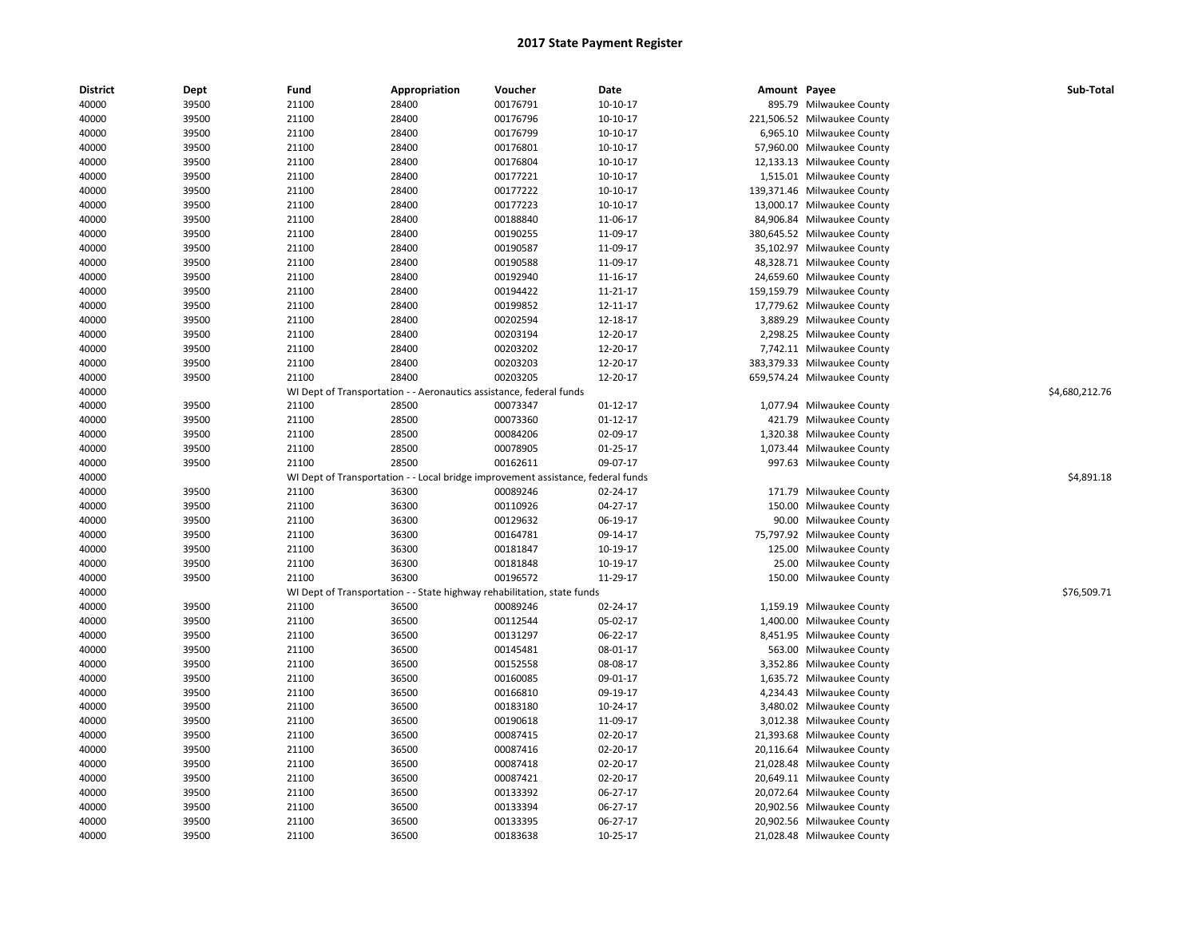# 2017 State Payment Register

| District | Dept | Fund | Appropriation | Voucher | Date | Amount | Payee | Sub-Total |
|---|---|---|---|---|---|---|---|---|
| 40000 | 39500 | 21100 | 28400 | 00176791 | 10-10-17 | 895.79 | Milwaukee County | |
| 40000 | 39500 | 21100 | 28400 | 00176796 | 10-10-17 | 221,506.52 | Milwaukee County | |
| 40000 | 39500 | 21100 | 28400 | 00176799 | 10-10-17 | 6,965.10 | Milwaukee County | |
| 40000 | 39500 | 21100 | 28400 | 00176801 | 10-10-17 | 57,960.00 | Milwaukee County | |
| 40000 | 39500 | 21100 | 28400 | 00176804 | 10-10-17 | 12,133.13 | Milwaukee County | |
| 40000 | 39500 | 21100 | 28400 | 00177221 | 10-10-17 | 1,515.01 | Milwaukee County | |
| 40000 | 39500 | 21100 | 28400 | 00177222 | 10-10-17 | 139,371.46 | Milwaukee County | |
| 40000 | 39500 | 21100 | 28400 | 00177223 | 10-10-17 | 13,000.17 | Milwaukee County | |
| 40000 | 39500 | 21100 | 28400 | 00188840 | 11-06-17 | 84,906.84 | Milwaukee County | |
| 40000 | 39500 | 21100 | 28400 | 00190255 | 11-09-17 | 380,645.52 | Milwaukee County | |
| 40000 | 39500 | 21100 | 28400 | 00190587 | 11-09-17 | 35,102.97 | Milwaukee County | |
| 40000 | 39500 | 21100 | 28400 | 00190588 | 11-09-17 | 48,328.71 | Milwaukee County | |
| 40000 | 39500 | 21100 | 28400 | 00192940 | 11-16-17 | 24,659.60 | Milwaukee County | |
| 40000 | 39500 | 21100 | 28400 | 00194422 | 11-21-17 | 159,159.79 | Milwaukee County | |
| 40000 | 39500 | 21100 | 28400 | 00199852 | 12-11-17 | 17,779.62 | Milwaukee County | |
| 40000 | 39500 | 21100 | 28400 | 00202594 | 12-18-17 | 3,889.29 | Milwaukee County | |
| 40000 | 39500 | 21100 | 28400 | 00203194 | 12-20-17 | 2,298.25 | Milwaukee County | |
| 40000 | 39500 | 21100 | 28400 | 00203202 | 12-20-17 | 7,742.11 | Milwaukee County | |
| 40000 | 39500 | 21100 | 28400 | 00203203 | 12-20-17 | 383,379.33 | Milwaukee County | |
| 40000 | 39500 | 21100 | 28400 | 00203205 | 12-20-17 | 659,574.24 | Milwaukee County | |
| 40000 | | WI Dept of Transportation - - Aeronautics assistance, federal funds | | | | | | $4,680,212.76 |
| 40000 | 39500 | 21100 | 28500 | 00073347 | 01-12-17 | 1,077.94 | Milwaukee County | |
| 40000 | 39500 | 21100 | 28500 | 00073360 | 01-12-17 | 421.79 | Milwaukee County | |
| 40000 | 39500 | 21100 | 28500 | 00084206 | 02-09-17 | 1,320.38 | Milwaukee County | |
| 40000 | 39500 | 21100 | 28500 | 00078905 | 01-25-17 | 1,073.44 | Milwaukee County | |
| 40000 | 39500 | 21100 | 28500 | 00162611 | 09-07-17 | 997.63 | Milwaukee County | |
| 40000 | | WI Dept of Transportation - - Local bridge improvement assistance, federal funds | | | | | | $4,891.18 |
| 40000 | 39500 | 21100 | 36300 | 00089246 | 02-24-17 | 171.79 | Milwaukee County | |
| 40000 | 39500 | 21100 | 36300 | 00110926 | 04-27-17 | 150.00 | Milwaukee County | |
| 40000 | 39500 | 21100 | 36300 | 00129632 | 06-19-17 | 90.00 | Milwaukee County | |
| 40000 | 39500 | 21100 | 36300 | 00164781 | 09-14-17 | 75,797.92 | Milwaukee County | |
| 40000 | 39500 | 21100 | 36300 | 00181847 | 10-19-17 | 125.00 | Milwaukee County | |
| 40000 | 39500 | 21100 | 36300 | 00181848 | 10-19-17 | 25.00 | Milwaukee County | |
| 40000 | 39500 | 21100 | 36300 | 00196572 | 11-29-17 | 150.00 | Milwaukee County | |
| 40000 | | WI Dept of Transportation - - State highway rehabilitation, state funds | | | | | | $76,509.71 |
| 40000 | 39500 | 21100 | 36500 | 00089246 | 02-24-17 | 1,159.19 | Milwaukee County | |
| 40000 | 39500 | 21100 | 36500 | 00112544 | 05-02-17 | 1,400.00 | Milwaukee County | |
| 40000 | 39500 | 21100 | 36500 | 00131297 | 06-22-17 | 8,451.95 | Milwaukee County | |
| 40000 | 39500 | 21100 | 36500 | 00145481 | 08-01-17 | 563.00 | Milwaukee County | |
| 40000 | 39500 | 21100 | 36500 | 00152558 | 08-08-17 | 3,352.86 | Milwaukee County | |
| 40000 | 39500 | 21100 | 36500 | 00160085 | 09-01-17 | 1,635.72 | Milwaukee County | |
| 40000 | 39500 | 21100 | 36500 | 00166810 | 09-19-17 | 4,234.43 | Milwaukee County | |
| 40000 | 39500 | 21100 | 36500 | 00183180 | 10-24-17 | 3,480.02 | Milwaukee County | |
| 40000 | 39500 | 21100 | 36500 | 00190618 | 11-09-17 | 3,012.38 | Milwaukee County | |
| 40000 | 39500 | 21100 | 36500 | 00087415 | 02-20-17 | 21,393.68 | Milwaukee County | |
| 40000 | 39500 | 21100 | 36500 | 00087416 | 02-20-17 | 20,116.64 | Milwaukee County | |
| 40000 | 39500 | 21100 | 36500 | 00087418 | 02-20-17 | 21,028.48 | Milwaukee County | |
| 40000 | 39500 | 21100 | 36500 | 00087421 | 02-20-17 | 20,649.11 | Milwaukee County | |
| 40000 | 39500 | 21100 | 36500 | 00133392 | 06-27-17 | 20,072.64 | Milwaukee County | |
| 40000 | 39500 | 21100 | 36500 | 00133394 | 06-27-17 | 20,902.56 | Milwaukee County | |
| 40000 | 39500 | 21100 | 36500 | 00133395 | 06-27-17 | 20,902.56 | Milwaukee County | |
| 40000 | 39500 | 21100 | 36500 | 00183638 | 10-25-17 | 21,028.48 | Milwaukee County | |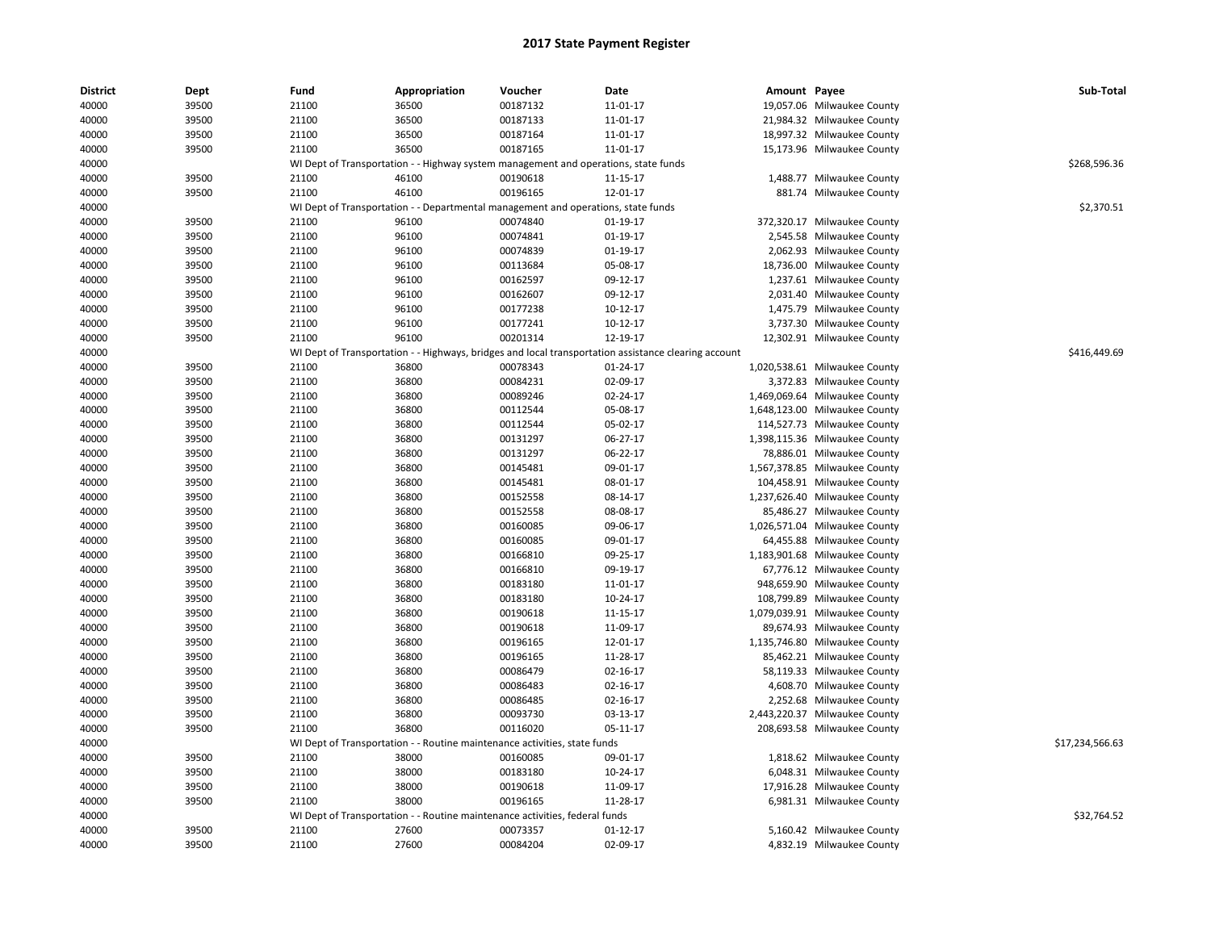# 2017 State Payment Register

| District | Dept | Fund | Appropriation | Voucher | Date | Amount | Payee | Sub-Total |
|---|---|---|---|---|---|---|---|---|
| 40000 | 39500 | 21100 | 36500 | 00187132 | 11-01-17 | 19,057.06 | Milwaukee County | |
| 40000 | 39500 | 21100 | 36500 | 00187133 | 11-01-17 | 21,984.32 | Milwaukee County | |
| 40000 | 39500 | 21100 | 36500 | 00187164 | 11-01-17 | 18,997.32 | Milwaukee County | |
| 40000 | 39500 | 21100 | 36500 | 00187165 | 11-01-17 | 15,173.96 | Milwaukee County | |
| 40000 | | WI Dept of Transportation - - Highway system management and operations, state funds | | | | | | $268,596.36 |
| 40000 | 39500 | 21100 | 46100 | 00190618 | 11-15-17 | 1,488.77 | Milwaukee County | |
| 40000 | 39500 | 21100 | 46100 | 00196165 | 12-01-17 | 881.74 | Milwaukee County | |
| 40000 | | WI Dept of Transportation - - Departmental management and operations, state funds | | | | | | $2,370.51 |
| 40000 | 39500 | 21100 | 96100 | 00074840 | 01-19-17 | 372,320.17 | Milwaukee County | |
| 40000 | 39500 | 21100 | 96100 | 00074841 | 01-19-17 | 2,545.58 | Milwaukee County | |
| 40000 | 39500 | 21100 | 96100 | 00074839 | 01-19-17 | 2,062.93 | Milwaukee County | |
| 40000 | 39500 | 21100 | 96100 | 00113684 | 05-08-17 | 18,736.00 | Milwaukee County | |
| 40000 | 39500 | 21100 | 96100 | 00162597 | 09-12-17 | 1,237.61 | Milwaukee County | |
| 40000 | 39500 | 21100 | 96100 | 00162607 | 09-12-17 | 2,031.40 | Milwaukee County | |
| 40000 | 39500 | 21100 | 96100 | 00177238 | 10-12-17 | 1,475.79 | Milwaukee County | |
| 40000 | 39500 | 21100 | 96100 | 00177241 | 10-12-17 | 3,737.30 | Milwaukee County | |
| 40000 | 39500 | 21100 | 96100 | 00201314 | 12-19-17 | 12,302.91 | Milwaukee County | |
| 40000 | | WI Dept of Transportation - - Highways, bridges and local transportation assistance clearing account | | | | | | $416,449.69 |
| 40000 | 39500 | 21100 | 36800 | 00078343 | 01-24-17 | 1,020,538.61 | Milwaukee County | |
| 40000 | 39500 | 21100 | 36800 | 00084231 | 02-09-17 | 3,372.83 | Milwaukee County | |
| 40000 | 39500 | 21100 | 36800 | 00089246 | 02-24-17 | 1,469,069.64 | Milwaukee County | |
| 40000 | 39500 | 21100 | 36800 | 00112544 | 05-08-17 | 1,648,123.00 | Milwaukee County | |
| 40000 | 39500 | 21100 | 36800 | 00112544 | 05-02-17 | 114,527.73 | Milwaukee County | |
| 40000 | 39500 | 21100 | 36800 | 00131297 | 06-27-17 | 1,398,115.36 | Milwaukee County | |
| 40000 | 39500 | 21100 | 36800 | 00131297 | 06-22-17 | 78,886.01 | Milwaukee County | |
| 40000 | 39500 | 21100 | 36800 | 00145481 | 09-01-17 | 1,567,378.85 | Milwaukee County | |
| 40000 | 39500 | 21100 | 36800 | 00145481 | 08-01-17 | 104,458.91 | Milwaukee County | |
| 40000 | 39500 | 21100 | 36800 | 00152558 | 08-14-17 | 1,237,626.40 | Milwaukee County | |
| 40000 | 39500 | 21100 | 36800 | 00152558 | 08-08-17 | 85,486.27 | Milwaukee County | |
| 40000 | 39500 | 21100 | 36800 | 00160085 | 09-06-17 | 1,026,571.04 | Milwaukee County | |
| 40000 | 39500 | 21100 | 36800 | 00160085 | 09-01-17 | 64,455.88 | Milwaukee County | |
| 40000 | 39500 | 21100 | 36800 | 00166810 | 09-25-17 | 1,183,901.68 | Milwaukee County | |
| 40000 | 39500 | 21100 | 36800 | 00166810 | 09-19-17 | 67,776.12 | Milwaukee County | |
| 40000 | 39500 | 21100 | 36800 | 00183180 | 11-01-17 | 948,659.90 | Milwaukee County | |
| 40000 | 39500 | 21100 | 36800 | 00183180 | 10-24-17 | 108,799.89 | Milwaukee County | |
| 40000 | 39500 | 21100 | 36800 | 00190618 | 11-15-17 | 1,079,039.91 | Milwaukee County | |
| 40000 | 39500 | 21100 | 36800 | 00190618 | 11-09-17 | 89,674.93 | Milwaukee County | |
| 40000 | 39500 | 21100 | 36800 | 00196165 | 12-01-17 | 1,135,746.80 | Milwaukee County | |
| 40000 | 39500 | 21100 | 36800 | 00196165 | 11-28-17 | 85,462.21 | Milwaukee County | |
| 40000 | 39500 | 21100 | 36800 | 00086479 | 02-16-17 | 58,119.33 | Milwaukee County | |
| 40000 | 39500 | 21100 | 36800 | 00086483 | 02-16-17 | 4,608.70 | Milwaukee County | |
| 40000 | 39500 | 21100 | 36800 | 00086485 | 02-16-17 | 2,252.68 | Milwaukee County | |
| 40000 | 39500 | 21100 | 36800 | 00093730 | 03-13-17 | 2,443,220.37 | Milwaukee County | |
| 40000 | 39500 | 21100 | 36800 | 00116020 | 05-11-17 | 208,693.58 | Milwaukee County | |
| 40000 | | WI Dept of Transportation - - Routine maintenance activities, state funds | | | | | | $17,234,566.63 |
| 40000 | 39500 | 21100 | 38000 | 00160085 | 09-01-17 | 1,818.62 | Milwaukee County | |
| 40000 | 39500 | 21100 | 38000 | 00183180 | 10-24-17 | 6,048.31 | Milwaukee County | |
| 40000 | 39500 | 21100 | 38000 | 00190618 | 11-09-17 | 17,916.28 | Milwaukee County | |
| 40000 | 39500 | 21100 | 38000 | 00196165 | 11-28-17 | 6,981.31 | Milwaukee County | |
| 40000 | | WI Dept of Transportation - - Routine maintenance activities, federal funds | | | | | | $32,764.52 |
| 40000 | 39500 | 21100 | 27600 | 00073357 | 01-12-17 | 5,160.42 | Milwaukee County | |
| 40000 | 39500 | 21100 | 27600 | 00084204 | 02-09-17 | 4,832.19 | Milwaukee County | |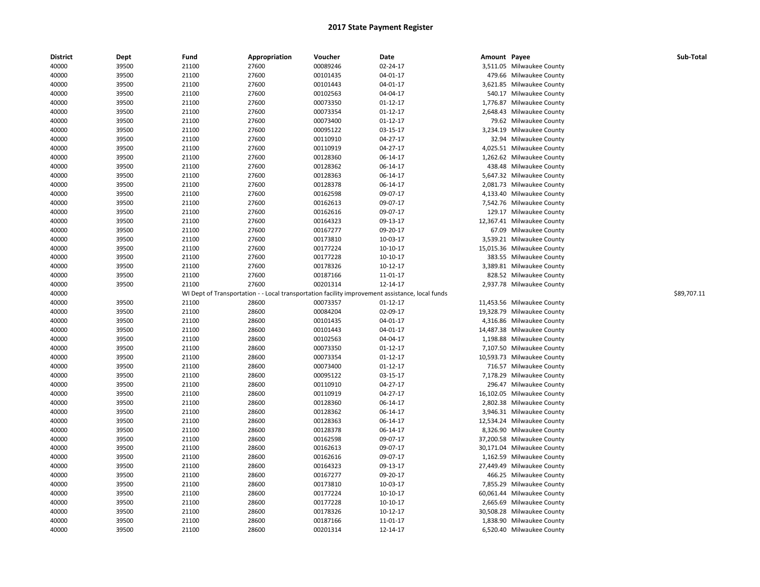# 2017 State Payment Register

| District | Dept | Fund | Appropriation | Voucher | Date | Amount | Payee | Sub-Total |
|---|---|---|---|---|---|---|---|---|
| 40000 | 39500 | 21100 | 27600 | 00089246 | 02-24-17 | 3,511.05 | Milwaukee County | |
| 40000 | 39500 | 21100 | 27600 | 00101435 | 04-01-17 | 479.66 | Milwaukee County | |
| 40000 | 39500 | 21100 | 27600 | 00101443 | 04-01-17 | 3,621.85 | Milwaukee County | |
| 40000 | 39500 | 21100 | 27600 | 00102563 | 04-04-17 | 540.17 | Milwaukee County | |
| 40000 | 39500 | 21100 | 27600 | 00073350 | 01-12-17 | 1,776.87 | Milwaukee County | |
| 40000 | 39500 | 21100 | 27600 | 00073354 | 01-12-17 | 2,648.43 | Milwaukee County | |
| 40000 | 39500 | 21100 | 27600 | 00073400 | 01-12-17 | 79.62 | Milwaukee County | |
| 40000 | 39500 | 21100 | 27600 | 00095122 | 03-15-17 | 3,234.19 | Milwaukee County | |
| 40000 | 39500 | 21100 | 27600 | 00110910 | 04-27-17 | 32.94 | Milwaukee County | |
| 40000 | 39500 | 21100 | 27600 | 00110919 | 04-27-17 | 4,025.51 | Milwaukee County | |
| 40000 | 39500 | 21100 | 27600 | 00128360 | 06-14-17 | 1,262.62 | Milwaukee County | |
| 40000 | 39500 | 21100 | 27600 | 00128362 | 06-14-17 | 438.48 | Milwaukee County | |
| 40000 | 39500 | 21100 | 27600 | 00128363 | 06-14-17 | 5,647.32 | Milwaukee County | |
| 40000 | 39500 | 21100 | 27600 | 00128378 | 06-14-17 | 2,081.73 | Milwaukee County | |
| 40000 | 39500 | 21100 | 27600 | 00162598 | 09-07-17 | 4,133.40 | Milwaukee County | |
| 40000 | 39500 | 21100 | 27600 | 00162613 | 09-07-17 | 7,542.76 | Milwaukee County | |
| 40000 | 39500 | 21100 | 27600 | 00162616 | 09-07-17 | 129.17 | Milwaukee County | |
| 40000 | 39500 | 21100 | 27600 | 00164323 | 09-13-17 | 12,367.41 | Milwaukee County | |
| 40000 | 39500 | 21100 | 27600 | 00167277 | 09-20-17 | 67.09 | Milwaukee County | |
| 40000 | 39500 | 21100 | 27600 | 00173810 | 10-03-17 | 3,539.21 | Milwaukee County | |
| 40000 | 39500 | 21100 | 27600 | 00177224 | 10-10-17 | 15,015.36 | Milwaukee County | |
| 40000 | 39500 | 21100 | 27600 | 00177228 | 10-10-17 | 383.55 | Milwaukee County | |
| 40000 | 39500 | 21100 | 27600 | 00178326 | 10-12-17 | 3,389.81 | Milwaukee County | |
| 40000 | 39500 | 21100 | 27600 | 00187166 | 11-01-17 | 828.52 | Milwaukee County | |
| 40000 | 39500 | 21100 | 27600 | 00201314 | 12-14-17 | 2,937.78 | Milwaukee County | |
| 40000 | | WI Dept of Transportation - - Local transportation facility improvement assistance, local funds | | | | | | $89,707.11 |
| 40000 | 39500 | 21100 | 28600 | 00073357 | 01-12-17 | 11,453.56 | Milwaukee County | |
| 40000 | 39500 | 21100 | 28600 | 00084204 | 02-09-17 | 19,328.79 | Milwaukee County | |
| 40000 | 39500 | 21100 | 28600 | 00101435 | 04-01-17 | 4,316.86 | Milwaukee County | |
| 40000 | 39500 | 21100 | 28600 | 00101443 | 04-01-17 | 14,487.38 | Milwaukee County | |
| 40000 | 39500 | 21100 | 28600 | 00102563 | 04-04-17 | 1,198.88 | Milwaukee County | |
| 40000 | 39500 | 21100 | 28600 | 00073350 | 01-12-17 | 7,107.50 | Milwaukee County | |
| 40000 | 39500 | 21100 | 28600 | 00073354 | 01-12-17 | 10,593.73 | Milwaukee County | |
| 40000 | 39500 | 21100 | 28600 | 00073400 | 01-12-17 | 716.57 | Milwaukee County | |
| 40000 | 39500 | 21100 | 28600 | 00095122 | 03-15-17 | 7,178.29 | Milwaukee County | |
| 40000 | 39500 | 21100 | 28600 | 00110910 | 04-27-17 | 296.47 | Milwaukee County | |
| 40000 | 39500 | 21100 | 28600 | 00110919 | 04-27-17 | 16,102.05 | Milwaukee County | |
| 40000 | 39500 | 21100 | 28600 | 00128360 | 06-14-17 | 2,802.38 | Milwaukee County | |
| 40000 | 39500 | 21100 | 28600 | 00128362 | 06-14-17 | 3,946.31 | Milwaukee County | |
| 40000 | 39500 | 21100 | 28600 | 00128363 | 06-14-17 | 12,534.24 | Milwaukee County | |
| 40000 | 39500 | 21100 | 28600 | 00128378 | 06-14-17 | 8,326.90 | Milwaukee County | |
| 40000 | 39500 | 21100 | 28600 | 00162598 | 09-07-17 | 37,200.58 | Milwaukee County | |
| 40000 | 39500 | 21100 | 28600 | 00162613 | 09-07-17 | 30,171.04 | Milwaukee County | |
| 40000 | 39500 | 21100 | 28600 | 00162616 | 09-07-17 | 1,162.59 | Milwaukee County | |
| 40000 | 39500 | 21100 | 28600 | 00164323 | 09-13-17 | 27,449.49 | Milwaukee County | |
| 40000 | 39500 | 21100 | 28600 | 00167277 | 09-20-17 | 466.25 | Milwaukee County | |
| 40000 | 39500 | 21100 | 28600 | 00173810 | 10-03-17 | 7,855.29 | Milwaukee County | |
| 40000 | 39500 | 21100 | 28600 | 00177224 | 10-10-17 | 60,061.44 | Milwaukee County | |
| 40000 | 39500 | 21100 | 28600 | 00177228 | 10-10-17 | 2,665.69 | Milwaukee County | |
| 40000 | 39500 | 21100 | 28600 | 00178326 | 10-12-17 | 30,508.28 | Milwaukee County | |
| 40000 | 39500 | 21100 | 28600 | 00187166 | 11-01-17 | 1,838.90 | Milwaukee County | |
| 40000 | 39500 | 21100 | 28600 | 00201314 | 12-14-17 | 6,520.40 | Milwaukee County | |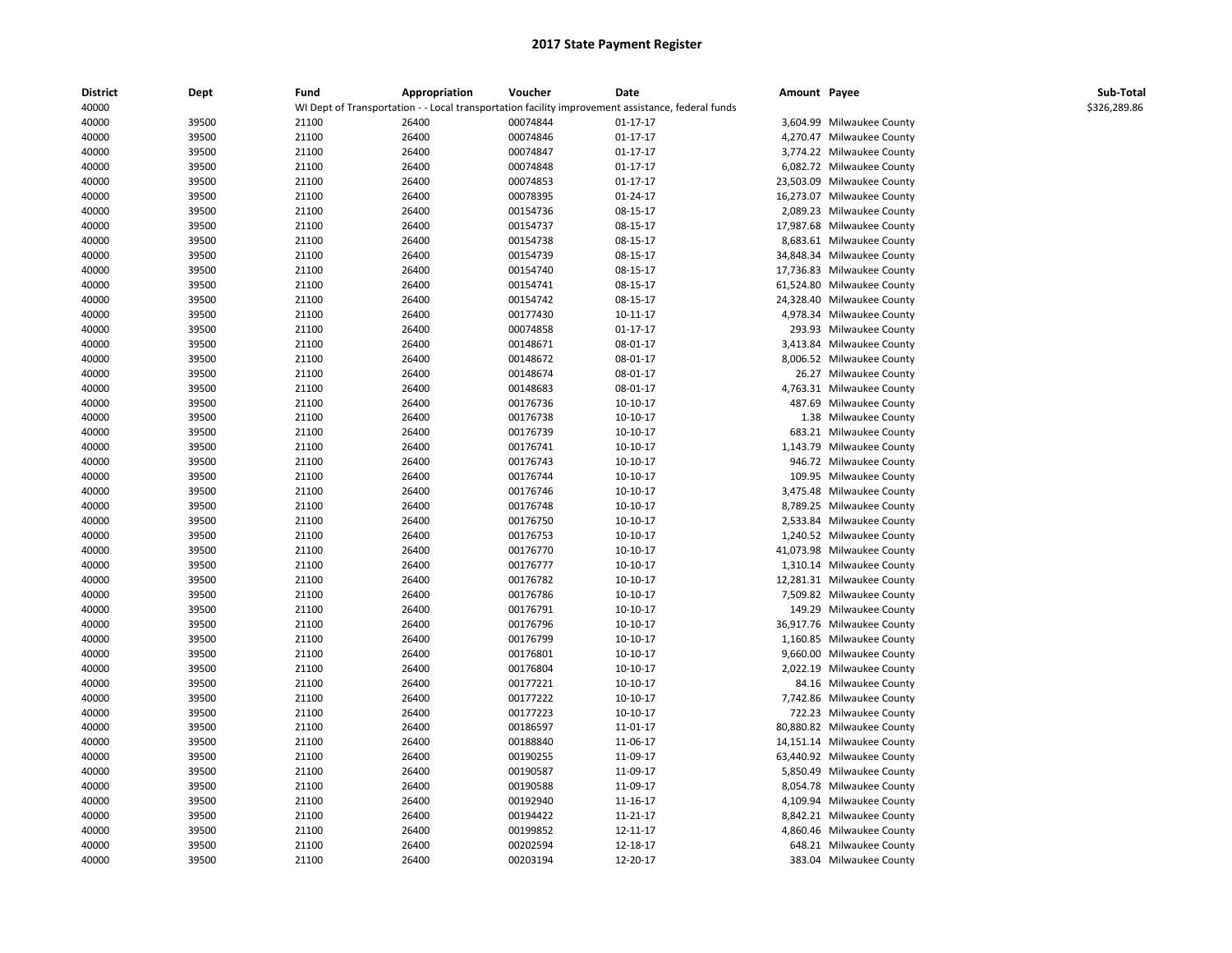# 2017 State Payment Register

| District | Dept | Fund | Appropriation | Voucher | Date | Amount | Payee | Sub-Total |
|---|---|---|---|---|---|---|---|---|
| 40000 | | WI Dept of Transportation - - Local transportation facility improvement assistance, federal funds | | | | | | $326,289.86 |
| 40000 | 39500 | 21100 | 26400 | 00074844 | 01-17-17 | 3,604.99 | Milwaukee County | |
| 40000 | 39500 | 21100 | 26400 | 00074846 | 01-17-17 | 4,270.47 | Milwaukee County | |
| 40000 | 39500 | 21100 | 26400 | 00074847 | 01-17-17 | 3,774.22 | Milwaukee County | |
| 40000 | 39500 | 21100 | 26400 | 00074848 | 01-17-17 | 6,082.72 | Milwaukee County | |
| 40000 | 39500 | 21100 | 26400 | 00074853 | 01-17-17 | 23,503.09 | Milwaukee County | |
| 40000 | 39500 | 21100 | 26400 | 00078395 | 01-24-17 | 16,273.07 | Milwaukee County | |
| 40000 | 39500 | 21100 | 26400 | 00154736 | 08-15-17 | 2,089.23 | Milwaukee County | |
| 40000 | 39500 | 21100 | 26400 | 00154737 | 08-15-17 | 17,987.68 | Milwaukee County | |
| 40000 | 39500 | 21100 | 26400 | 00154738 | 08-15-17 | 8,683.61 | Milwaukee County | |
| 40000 | 39500 | 21100 | 26400 | 00154739 | 08-15-17 | 34,848.34 | Milwaukee County | |
| 40000 | 39500 | 21100 | 26400 | 00154740 | 08-15-17 | 17,736.83 | Milwaukee County | |
| 40000 | 39500 | 21100 | 26400 | 00154741 | 08-15-17 | 61,524.80 | Milwaukee County | |
| 40000 | 39500 | 21100 | 26400 | 00154742 | 08-15-17 | 24,328.40 | Milwaukee County | |
| 40000 | 39500 | 21100 | 26400 | 00177430 | 10-11-17 | 4,978.34 | Milwaukee County | |
| 40000 | 39500 | 21100 | 26400 | 00074858 | 01-17-17 | 293.93 | Milwaukee County | |
| 40000 | 39500 | 21100 | 26400 | 00148671 | 08-01-17 | 3,413.84 | Milwaukee County | |
| 40000 | 39500 | 21100 | 26400 | 00148672 | 08-01-17 | 8,006.52 | Milwaukee County | |
| 40000 | 39500 | 21100 | 26400 | 00148674 | 08-01-17 | 26.27 | Milwaukee County | |
| 40000 | 39500 | 21100 | 26400 | 00148683 | 08-01-17 | 4,763.31 | Milwaukee County | |
| 40000 | 39500 | 21100 | 26400 | 00176736 | 10-10-17 | 487.69 | Milwaukee County | |
| 40000 | 39500 | 21100 | 26400 | 00176738 | 10-10-17 | 1.38 | Milwaukee County | |
| 40000 | 39500 | 21100 | 26400 | 00176739 | 10-10-17 | 683.21 | Milwaukee County | |
| 40000 | 39500 | 21100 | 26400 | 00176741 | 10-10-17 | 1,143.79 | Milwaukee County | |
| 40000 | 39500 | 21100 | 26400 | 00176743 | 10-10-17 | 946.72 | Milwaukee County | |
| 40000 | 39500 | 21100 | 26400 | 00176744 | 10-10-17 | 109.95 | Milwaukee County | |
| 40000 | 39500 | 21100 | 26400 | 00176746 | 10-10-17 | 3,475.48 | Milwaukee County | |
| 40000 | 39500 | 21100 | 26400 | 00176748 | 10-10-17 | 8,789.25 | Milwaukee County | |
| 40000 | 39500 | 21100 | 26400 | 00176750 | 10-10-17 | 2,533.84 | Milwaukee County | |
| 40000 | 39500 | 21100 | 26400 | 00176753 | 10-10-17 | 1,240.52 | Milwaukee County | |
| 40000 | 39500 | 21100 | 26400 | 00176770 | 10-10-17 | 41,073.98 | Milwaukee County | |
| 40000 | 39500 | 21100 | 26400 | 00176777 | 10-10-17 | 1,310.14 | Milwaukee County | |
| 40000 | 39500 | 21100 | 26400 | 00176782 | 10-10-17 | 12,281.31 | Milwaukee County | |
| 40000 | 39500 | 21100 | 26400 | 00176786 | 10-10-17 | 7,509.82 | Milwaukee County | |
| 40000 | 39500 | 21100 | 26400 | 00176791 | 10-10-17 | 149.29 | Milwaukee County | |
| 40000 | 39500 | 21100 | 26400 | 00176796 | 10-10-17 | 36,917.76 | Milwaukee County | |
| 40000 | 39500 | 21100 | 26400 | 00176799 | 10-10-17 | 1,160.85 | Milwaukee County | |
| 40000 | 39500 | 21100 | 26400 | 00176801 | 10-10-17 | 9,660.00 | Milwaukee County | |
| 40000 | 39500 | 21100 | 26400 | 00176804 | 10-10-17 | 2,022.19 | Milwaukee County | |
| 40000 | 39500 | 21100 | 26400 | 00177221 | 10-10-17 | 84.16 | Milwaukee County | |
| 40000 | 39500 | 21100 | 26400 | 00177222 | 10-10-17 | 7,742.86 | Milwaukee County | |
| 40000 | 39500 | 21100 | 26400 | 00177223 | 10-10-17 | 722.23 | Milwaukee County | |
| 40000 | 39500 | 21100 | 26400 | 00186597 | 11-01-17 | 80,880.82 | Milwaukee County | |
| 40000 | 39500 | 21100 | 26400 | 00188840 | 11-06-17 | 14,151.14 | Milwaukee County | |
| 40000 | 39500 | 21100 | 26400 | 00190255 | 11-09-17 | 63,440.92 | Milwaukee County | |
| 40000 | 39500 | 21100 | 26400 | 00190587 | 11-09-17 | 5,850.49 | Milwaukee County | |
| 40000 | 39500 | 21100 | 26400 | 00190588 | 11-09-17 | 8,054.78 | Milwaukee County | |
| 40000 | 39500 | 21100 | 26400 | 00192940 | 11-16-17 | 4,109.94 | Milwaukee County | |
| 40000 | 39500 | 21100 | 26400 | 00194422 | 11-21-17 | 8,842.21 | Milwaukee County | |
| 40000 | 39500 | 21100 | 26400 | 00199852 | 12-11-17 | 4,860.46 | Milwaukee County | |
| 40000 | 39500 | 21100 | 26400 | 00202594 | 12-18-17 | 648.21 | Milwaukee County | |
| 40000 | 39500 | 21100 | 26400 | 00203194 | 12-20-17 | 383.04 | Milwaukee County | |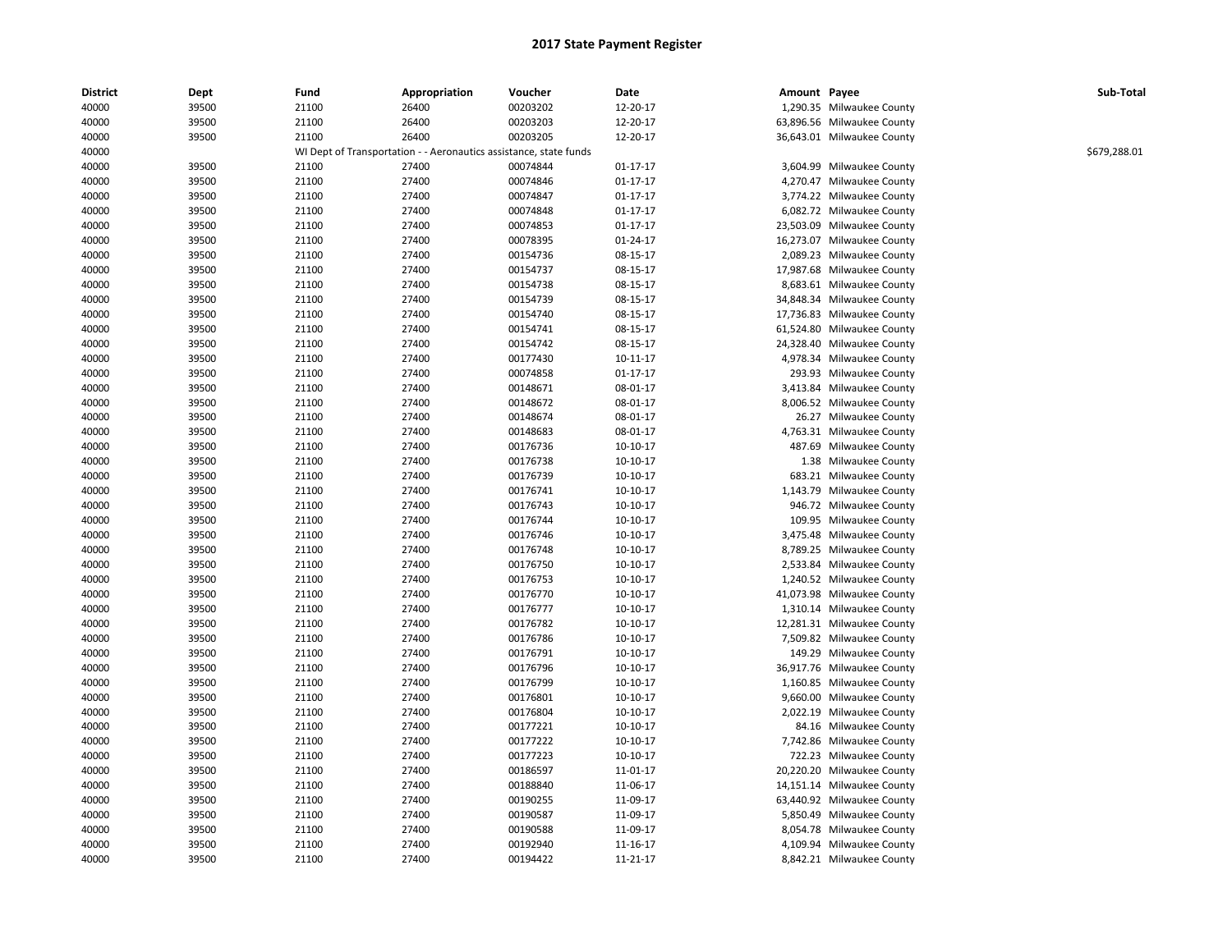## 2017 State Payment Register

| District | Dept | Fund | Appropriation | Voucher | Date | Amount | Payee | Sub-Total |
|---|---|---|---|---|---|---|---|---|
| 40000 | 39500 | 21100 | 26400 | 00203202 | 12-20-17 | 1,290.35 | Milwaukee County | |
| 40000 | 39500 | 21100 | 26400 | 00203203 | 12-20-17 | 63,896.56 | Milwaukee County | |
| 40000 | 39500 | 21100 | 26400 | 00203205 | 12-20-17 | 36,643.01 | Milwaukee County | |
| 40000 | | WI Dept of Transportation - - Aeronautics assistance, state funds | | | | | | $679,288.01 |
| 40000 | 39500 | 21100 | 27400 | 00074844 | 01-17-17 | 3,604.99 | Milwaukee County | |
| 40000 | 39500 | 21100 | 27400 | 00074846 | 01-17-17 | 4,270.47 | Milwaukee County | |
| 40000 | 39500 | 21100 | 27400 | 00074847 | 01-17-17 | 3,774.22 | Milwaukee County | |
| 40000 | 39500 | 21100 | 27400 | 00074848 | 01-17-17 | 6,082.72 | Milwaukee County | |
| 40000 | 39500 | 21100 | 27400 | 00074853 | 01-17-17 | 23,503.09 | Milwaukee County | |
| 40000 | 39500 | 21100 | 27400 | 00078395 | 01-24-17 | 16,273.07 | Milwaukee County | |
| 40000 | 39500 | 21100 | 27400 | 00154736 | 08-15-17 | 2,089.23 | Milwaukee County | |
| 40000 | 39500 | 21100 | 27400 | 00154737 | 08-15-17 | 17,987.68 | Milwaukee County | |
| 40000 | 39500 | 21100 | 27400 | 00154738 | 08-15-17 | 8,683.61 | Milwaukee County | |
| 40000 | 39500 | 21100 | 27400 | 00154739 | 08-15-17 | 34,848.34 | Milwaukee County | |
| 40000 | 39500 | 21100 | 27400 | 00154740 | 08-15-17 | 17,736.83 | Milwaukee County | |
| 40000 | 39500 | 21100 | 27400 | 00154741 | 08-15-17 | 61,524.80 | Milwaukee County | |
| 40000 | 39500 | 21100 | 27400 | 00154742 | 08-15-17 | 24,328.40 | Milwaukee County | |
| 40000 | 39500 | 21100 | 27400 | 00177430 | 10-11-17 | 4,978.34 | Milwaukee County | |
| 40000 | 39500 | 21100 | 27400 | 00074858 | 01-17-17 | 293.93 | Milwaukee County | |
| 40000 | 39500 | 21100 | 27400 | 00148671 | 08-01-17 | 3,413.84 | Milwaukee County | |
| 40000 | 39500 | 21100 | 27400 | 00148672 | 08-01-17 | 8,006.52 | Milwaukee County | |
| 40000 | 39500 | 21100 | 27400 | 00148674 | 08-01-17 | 26.27 | Milwaukee County | |
| 40000 | 39500 | 21100 | 27400 | 00148683 | 08-01-17 | 4,763.31 | Milwaukee County | |
| 40000 | 39500 | 21100 | 27400 | 00176736 | 10-10-17 | 487.69 | Milwaukee County | |
| 40000 | 39500 | 21100 | 27400 | 00176738 | 10-10-17 | 1.38 | Milwaukee County | |
| 40000 | 39500 | 21100 | 27400 | 00176739 | 10-10-17 | 683.21 | Milwaukee County | |
| 40000 | 39500 | 21100 | 27400 | 00176741 | 10-10-17 | 1,143.79 | Milwaukee County | |
| 40000 | 39500 | 21100 | 27400 | 00176743 | 10-10-17 | 946.72 | Milwaukee County | |
| 40000 | 39500 | 21100 | 27400 | 00176744 | 10-10-17 | 109.95 | Milwaukee County | |
| 40000 | 39500 | 21100 | 27400 | 00176746 | 10-10-17 | 3,475.48 | Milwaukee County | |
| 40000 | 39500 | 21100 | 27400 | 00176748 | 10-10-17 | 8,789.25 | Milwaukee County | |
| 40000 | 39500 | 21100 | 27400 | 00176750 | 10-10-17 | 2,533.84 | Milwaukee County | |
| 40000 | 39500 | 21100 | 27400 | 00176753 | 10-10-17 | 1,240.52 | Milwaukee County | |
| 40000 | 39500 | 21100 | 27400 | 00176770 | 10-10-17 | 41,073.98 | Milwaukee County | |
| 40000 | 39500 | 21100 | 27400 | 00176777 | 10-10-17 | 1,310.14 | Milwaukee County | |
| 40000 | 39500 | 21100 | 27400 | 00176782 | 10-10-17 | 12,281.31 | Milwaukee County | |
| 40000 | 39500 | 21100 | 27400 | 00176786 | 10-10-17 | 7,509.82 | Milwaukee County | |
| 40000 | 39500 | 21100 | 27400 | 00176791 | 10-10-17 | 149.29 | Milwaukee County | |
| 40000 | 39500 | 21100 | 27400 | 00176796 | 10-10-17 | 36,917.76 | Milwaukee County | |
| 40000 | 39500 | 21100 | 27400 | 00176799 | 10-10-17 | 1,160.85 | Milwaukee County | |
| 40000 | 39500 | 21100 | 27400 | 00176801 | 10-10-17 | 9,660.00 | Milwaukee County | |
| 40000 | 39500 | 21100 | 27400 | 00176804 | 10-10-17 | 2,022.19 | Milwaukee County | |
| 40000 | 39500 | 21100 | 27400 | 00177221 | 10-10-17 | 84.16 | Milwaukee County | |
| 40000 | 39500 | 21100 | 27400 | 00177222 | 10-10-17 | 7,742.86 | Milwaukee County | |
| 40000 | 39500 | 21100 | 27400 | 00177223 | 10-10-17 | 722.23 | Milwaukee County | |
| 40000 | 39500 | 21100 | 27400 | 00186597 | 11-01-17 | 20,220.20 | Milwaukee County | |
| 40000 | 39500 | 21100 | 27400 | 00188840 | 11-06-17 | 14,151.14 | Milwaukee County | |
| 40000 | 39500 | 21100 | 27400 | 00190255 | 11-09-17 | 63,440.92 | Milwaukee County | |
| 40000 | 39500 | 21100 | 27400 | 00190587 | 11-09-17 | 5,850.49 | Milwaukee County | |
| 40000 | 39500 | 21100 | 27400 | 00190588 | 11-09-17 | 8,054.78 | Milwaukee County | |
| 40000 | 39500 | 21100 | 27400 | 00192940 | 11-16-17 | 4,109.94 | Milwaukee County | |
| 40000 | 39500 | 21100 | 27400 | 00194422 | 11-21-17 | 8,842.21 | Milwaukee County | |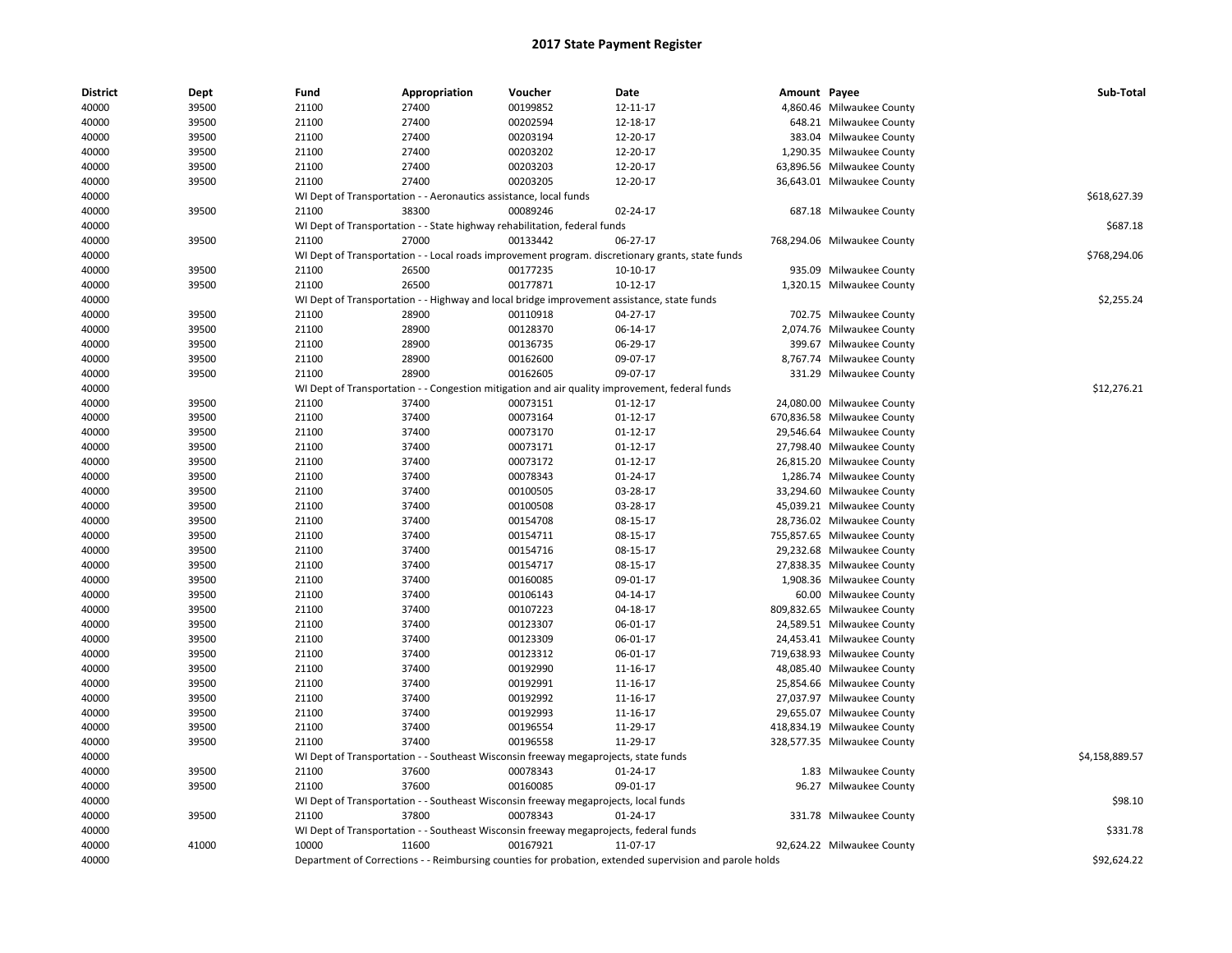## 2017 State Payment Register

| District | Dept | Fund | Appropriation | Voucher | Date | Amount | Payee | Sub-Total |
|---|---|---|---|---|---|---|---|---|
| 40000 | 39500 | 21100 | 27400 | 00199852 | 12-11-17 | 4,860.46 | Milwaukee County | |
| 40000 | 39500 | 21100 | 27400 | 00202594 | 12-18-17 | 648.21 | Milwaukee County | |
| 40000 | 39500 | 21100 | 27400 | 00203194 | 12-20-17 | 383.04 | Milwaukee County | |
| 40000 | 39500 | 21100 | 27400 | 00203202 | 12-20-17 | 1,290.35 | Milwaukee County | |
| 40000 | 39500 | 21100 | 27400 | 00203203 | 12-20-17 | 63,896.56 | Milwaukee County | |
| 40000 | 39500 | 21100 | 27400 | 00203205 | 12-20-17 | 36,643.01 | Milwaukee County | |
| 40000 | | WI Dept of Transportation - - Aeronautics assistance, local funds | | | | | | $618,627.39 |
| 40000 | 39500 | 21100 | 38300 | 00089246 | 02-24-17 | 687.18 | Milwaukee County | |
| 40000 | | WI Dept of Transportation - - State highway rehabilitation, federal funds | | | | | | $687.18 |
| 40000 | 39500 | 21100 | 27000 | 00133442 | 06-27-17 | 768,294.06 | Milwaukee County | |
| 40000 | | WI Dept of Transportation - - Local roads improvement program. discretionary grants, state funds | | | | | | $768,294.06 |
| 40000 | 39500 | 21100 | 26500 | 00177235 | 10-10-17 | 935.09 | Milwaukee County | |
| 40000 | 39500 | 21100 | 26500 | 00177871 | 10-12-17 | 1,320.15 | Milwaukee County | |
| 40000 | | WI Dept of Transportation - - Highway and local bridge improvement assistance, state funds | | | | | | $2,255.24 |
| 40000 | 39500 | 21100 | 28900 | 00110918 | 04-27-17 | 702.75 | Milwaukee County | |
| 40000 | 39500 | 21100 | 28900 | 00128370 | 06-14-17 | 2,074.76 | Milwaukee County | |
| 40000 | 39500 | 21100 | 28900 | 00136735 | 06-29-17 | 399.67 | Milwaukee County | |
| 40000 | 39500 | 21100 | 28900 | 00162600 | 09-07-17 | 8,767.74 | Milwaukee County | |
| 40000 | 39500 | 21100 | 28900 | 00162605 | 09-07-17 | 331.29 | Milwaukee County | |
| 40000 | | WI Dept of Transportation - - Congestion mitigation and air quality improvement, federal funds | | | | | | $12,276.21 |
| 40000 | 39500 | 21100 | 37400 | 00073151 | 01-12-17 | 24,080.00 | Milwaukee County | |
| 40000 | 39500 | 21100 | 37400 | 00073164 | 01-12-17 | 670,836.58 | Milwaukee County | |
| 40000 | 39500 | 21100 | 37400 | 00073170 | 01-12-17 | 29,546.64 | Milwaukee County | |
| 40000 | 39500 | 21100 | 37400 | 00073171 | 01-12-17 | 27,798.40 | Milwaukee County | |
| 40000 | 39500 | 21100 | 37400 | 00073172 | 01-12-17 | 26,815.20 | Milwaukee County | |
| 40000 | 39500 | 21100 | 37400 | 00078343 | 01-24-17 | 1,286.74 | Milwaukee County | |
| 40000 | 39500 | 21100 | 37400 | 00100505 | 03-28-17 | 33,294.60 | Milwaukee County | |
| 40000 | 39500 | 21100 | 37400 | 00100508 | 03-28-17 | 45,039.21 | Milwaukee County | |
| 40000 | 39500 | 21100 | 37400 | 00154708 | 08-15-17 | 28,736.02 | Milwaukee County | |
| 40000 | 39500 | 21100 | 37400 | 00154711 | 08-15-17 | 755,857.65 | Milwaukee County | |
| 40000 | 39500 | 21100 | 37400 | 00154716 | 08-15-17 | 29,232.68 | Milwaukee County | |
| 40000 | 39500 | 21100 | 37400 | 00154717 | 08-15-17 | 27,838.35 | Milwaukee County | |
| 40000 | 39500 | 21100 | 37400 | 00160085 | 09-01-17 | 1,908.36 | Milwaukee County | |
| 40000 | 39500 | 21100 | 37400 | 00106143 | 04-14-17 | 60.00 | Milwaukee County | |
| 40000 | 39500 | 21100 | 37400 | 00107223 | 04-18-17 | 809,832.65 | Milwaukee County | |
| 40000 | 39500 | 21100 | 37400 | 00123307 | 06-01-17 | 24,589.51 | Milwaukee County | |
| 40000 | 39500 | 21100 | 37400 | 00123309 | 06-01-17 | 24,453.41 | Milwaukee County | |
| 40000 | 39500 | 21100 | 37400 | 00123312 | 06-01-17 | 719,638.93 | Milwaukee County | |
| 40000 | 39500 | 21100 | 37400 | 00192990 | 11-16-17 | 48,085.40 | Milwaukee County | |
| 40000 | 39500 | 21100 | 37400 | 00192991 | 11-16-17 | 25,854.66 | Milwaukee County | |
| 40000 | 39500 | 21100 | 37400 | 00192992 | 11-16-17 | 27,037.97 | Milwaukee County | |
| 40000 | 39500 | 21100 | 37400 | 00192993 | 11-16-17 | 29,655.07 | Milwaukee County | |
| 40000 | 39500 | 21100 | 37400 | 00196554 | 11-29-17 | 418,834.19 | Milwaukee County | |
| 40000 | 39500 | 21100 | 37400 | 00196558 | 11-29-17 | 328,577.35 | Milwaukee County | |
| 40000 | | WI Dept of Transportation - - Southeast Wisconsin freeway megaprojects, state funds | | | | | | $4,158,889.57 |
| 40000 | 39500 | 21100 | 37600 | 00078343 | 01-24-17 | 1.83 | Milwaukee County | |
| 40000 | 39500 | 21100 | 37600 | 00160085 | 09-01-17 | 96.27 | Milwaukee County | |
| 40000 | | WI Dept of Transportation - - Southeast Wisconsin freeway megaprojects, local funds | | | | | | $98.10 |
| 40000 | 39500 | 21100 | 37800 | 00078343 | 01-24-17 | 331.78 | Milwaukee County | |
| 40000 | | WI Dept of Transportation - - Southeast Wisconsin freeway megaprojects, federal funds | | | | | | $331.78 |
| 40000 | 41000 | 10000 | 11600 | 00167921 | 11-07-17 | 92,624.22 | Milwaukee County | |
| 40000 | | Department of Corrections - - Reimbursing counties for probation, extended supervision and parole holds | | | | | | $92,624.22 |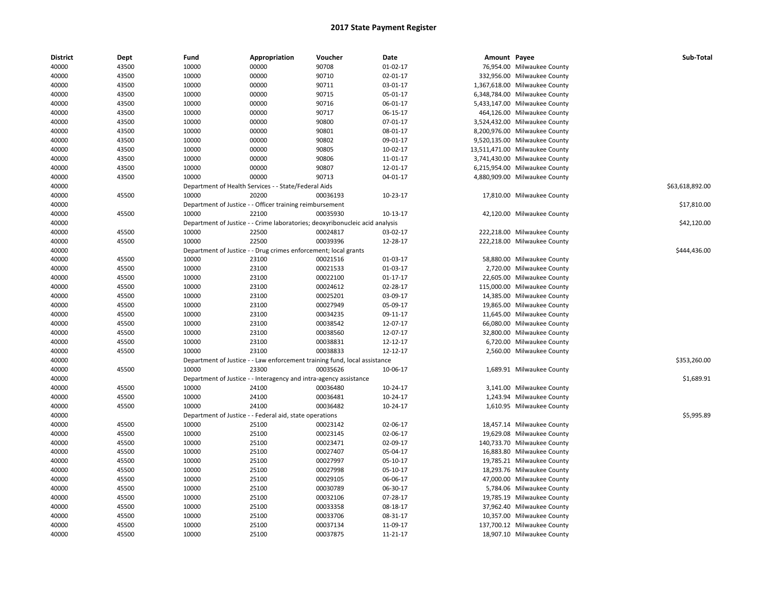# 2017 State Payment Register

| District | Dept | Fund | Appropriation | Voucher | Date | Amount | Payee | Sub-Total |
|---|---|---|---|---|---|---|---|---|
| 40000 | 43500 | 10000 | 00000 | 90708 | 01-02-17 | 76,954.00 | Milwaukee County | |
| 40000 | 43500 | 10000 | 00000 | 90710 | 02-01-17 | 332,956.00 | Milwaukee County | |
| 40000 | 43500 | 10000 | 00000 | 90711 | 03-01-17 | 1,367,618.00 | Milwaukee County | |
| 40000 | 43500 | 10000 | 00000 | 90715 | 05-01-17 | 6,348,784.00 | Milwaukee County | |
| 40000 | 43500 | 10000 | 00000 | 90716 | 06-01-17 | 5,433,147.00 | Milwaukee County | |
| 40000 | 43500 | 10000 | 00000 | 90717 | 06-15-17 | 464,126.00 | Milwaukee County | |
| 40000 | 43500 | 10000 | 00000 | 90800 | 07-01-17 | 3,524,432.00 | Milwaukee County | |
| 40000 | 43500 | 10000 | 00000 | 90801 | 08-01-17 | 8,200,976.00 | Milwaukee County | |
| 40000 | 43500 | 10000 | 00000 | 90802 | 09-01-17 | 9,520,135.00 | Milwaukee County | |
| 40000 | 43500 | 10000 | 00000 | 90805 | 10-02-17 | 13,511,471.00 | Milwaukee County | |
| 40000 | 43500 | 10000 | 00000 | 90806 | 11-01-17 | 3,741,430.00 | Milwaukee County | |
| 40000 | 43500 | 10000 | 00000 | 90807 | 12-01-17 | 6,215,954.00 | Milwaukee County | |
| 40000 | 43500 | 10000 | 00000 | 90713 | 04-01-17 | 4,880,909.00 | Milwaukee County | |
| 40000 | | Department of Health Services - - State/Federal Aids | | | | | | $63,618,892.00 |
| 40000 | 45500 | 10000 | 20200 | 00036193 | 10-23-17 | 17,810.00 | Milwaukee County | |
| 40000 | | Department of Justice - - Officer training reimbursement | | | | | | $17,810.00 |
| 40000 | 45500 | 10000 | 22100 | 00035930 | 10-13-17 | 42,120.00 | Milwaukee County | |
| 40000 | | Department of Justice - - Crime laboratories; deoxyribonucleic acid analysis | | | | | | $42,120.00 |
| 40000 | 45500 | 10000 | 22500 | 00024817 | 03-02-17 | 222,218.00 | Milwaukee County | |
| 40000 | 45500 | 10000 | 22500 | 00039396 | 12-28-17 | 222,218.00 | Milwaukee County | |
| 40000 | | Department of Justice - - Drug crimes enforcement; local grants | | | | | | $444,436.00 |
| 40000 | 45500 | 10000 | 23100 | 00021516 | 01-03-17 | 58,880.00 | Milwaukee County | |
| 40000 | 45500 | 10000 | 23100 | 00021533 | 01-03-17 | 2,720.00 | Milwaukee County | |
| 40000 | 45500 | 10000 | 23100 | 00022100 | 01-17-17 | 22,605.00 | Milwaukee County | |
| 40000 | 45500 | 10000 | 23100 | 00024612 | 02-28-17 | 115,000.00 | Milwaukee County | |
| 40000 | 45500 | 10000 | 23100 | 00025201 | 03-09-17 | 14,385.00 | Milwaukee County | |
| 40000 | 45500 | 10000 | 23100 | 00027949 | 05-09-17 | 19,865.00 | Milwaukee County | |
| 40000 | 45500 | 10000 | 23100 | 00034235 | 09-11-17 | 11,645.00 | Milwaukee County | |
| 40000 | 45500 | 10000 | 23100 | 00038542 | 12-07-17 | 66,080.00 | Milwaukee County | |
| 40000 | 45500 | 10000 | 23100 | 00038560 | 12-07-17 | 32,800.00 | Milwaukee County | |
| 40000 | 45500 | 10000 | 23100 | 00038831 | 12-12-17 | 6,720.00 | Milwaukee County | |
| 40000 | 45500 | 10000 | 23100 | 00038833 | 12-12-17 | 2,560.00 | Milwaukee County | |
| 40000 | | Department of Justice - - Law enforcement training fund, local assistance | | | | | | $353,260.00 |
| 40000 | 45500 | 10000 | 23300 | 00035626 | 10-06-17 | 1,689.91 | Milwaukee County | |
| 40000 | | Department of Justice - - Interagency and intra-agency assistance | | | | | | $1,689.91 |
| 40000 | 45500 | 10000 | 24100 | 00036480 | 10-24-17 | 3,141.00 | Milwaukee County | |
| 40000 | 45500 | 10000 | 24100 | 00036481 | 10-24-17 | 1,243.94 | Milwaukee County | |
| 40000 | 45500 | 10000 | 24100 | 00036482 | 10-24-17 | 1,610.95 | Milwaukee County | |
| 40000 | | Department of Justice - - Federal aid, state operations | | | | | | $5,995.89 |
| 40000 | 45500 | 10000 | 25100 | 00023142 | 02-06-17 | 18,457.14 | Milwaukee County | |
| 40000 | 45500 | 10000 | 25100 | 00023145 | 02-06-17 | 19,629.08 | Milwaukee County | |
| 40000 | 45500 | 10000 | 25100 | 00023471 | 02-09-17 | 140,733.70 | Milwaukee County | |
| 40000 | 45500 | 10000 | 25100 | 00027407 | 05-04-17 | 16,883.80 | Milwaukee County | |
| 40000 | 45500 | 10000 | 25100 | 00027997 | 05-10-17 | 19,785.21 | Milwaukee County | |
| 40000 | 45500 | 10000 | 25100 | 00027998 | 05-10-17 | 18,293.76 | Milwaukee County | |
| 40000 | 45500 | 10000 | 25100 | 00029105 | 06-06-17 | 47,000.00 | Milwaukee County | |
| 40000 | 45500 | 10000 | 25100 | 00030789 | 06-30-17 | 5,784.06 | Milwaukee County | |
| 40000 | 45500 | 10000 | 25100 | 00032106 | 07-28-17 | 19,785.19 | Milwaukee County | |
| 40000 | 45500 | 10000 | 25100 | 00033358 | 08-18-17 | 37,962.40 | Milwaukee County | |
| 40000 | 45500 | 10000 | 25100 | 00033706 | 08-31-17 | 10,357.00 | Milwaukee County | |
| 40000 | 45500 | 10000 | 25100 | 00037134 | 11-09-17 | 137,700.12 | Milwaukee County | |
| 40000 | 45500 | 10000 | 25100 | 00037875 | 11-21-17 | 18,907.10 | Milwaukee County | |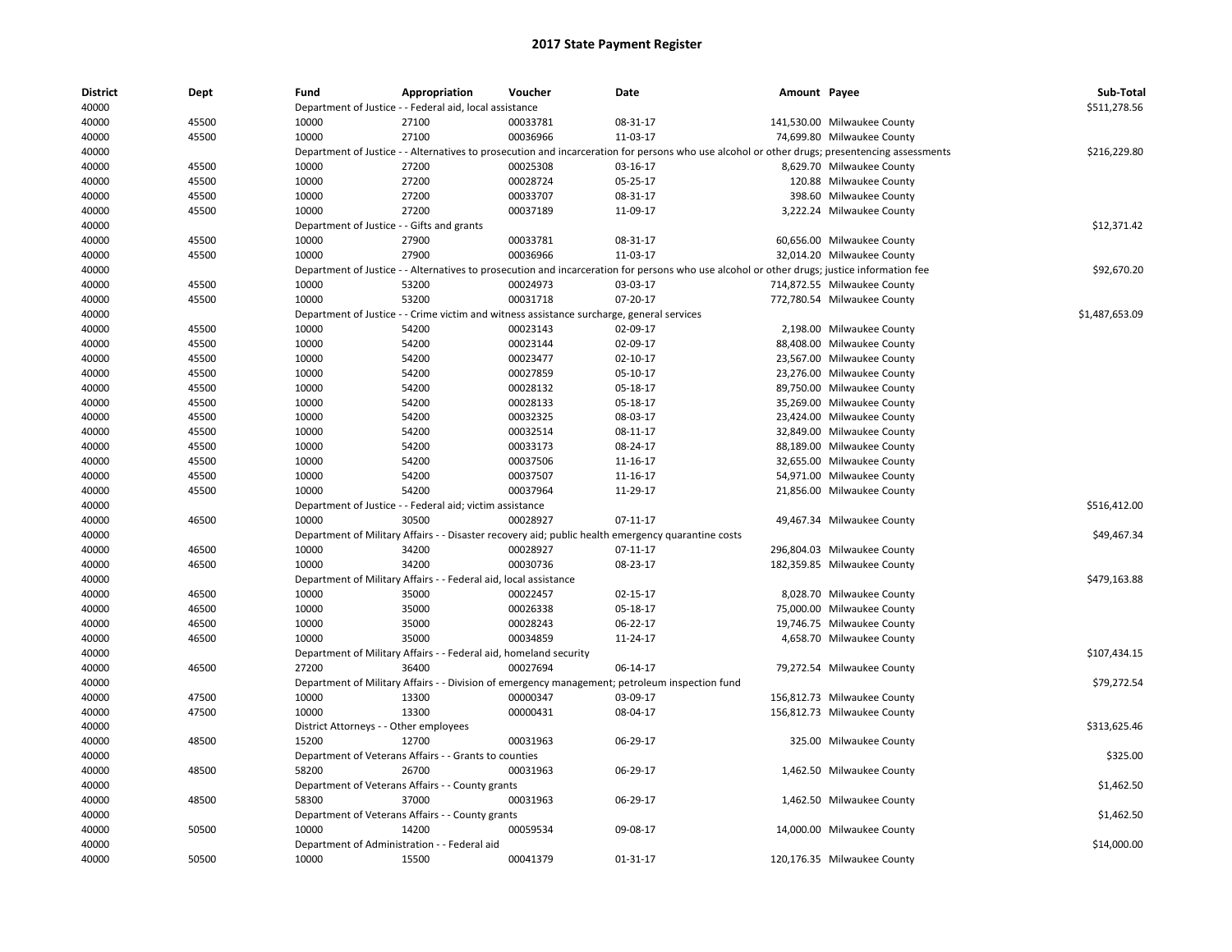# 2017 State Payment Register

| District | Dept | Fund | Appropriation | Voucher | Date | Amount | Payee | Sub-Total |
|---|---|---|---|---|---|---|---|---|
| 40000 | | Department of Justice - - Federal aid, local assistance | | | | | | $511,278.56 |
| 40000 | 45500 | 10000 | 27100 | 00033781 | 08-31-17 | 141,530.00 | Milwaukee County | |
| 40000 | 45500 | 10000 | 27100 | 00036966 | 11-03-17 | 74,699.80 | Milwaukee County | |
| 40000 | | Department of Justice - - Alternatives to prosecution and incarceration for persons who use alcohol or other drugs; presentencing assessments | | | | | | $216,229.80 |
| 40000 | 45500 | 10000 | 27200 | 00025308 | 03-16-17 | 8,629.70 | Milwaukee County | |
| 40000 | 45500 | 10000 | 27200 | 00028724 | 05-25-17 | 120.88 | Milwaukee County | |
| 40000 | 45500 | 10000 | 27200 | 00033707 | 08-31-17 | 398.60 | Milwaukee County | |
| 40000 | 45500 | 10000 | 27200 | 00037189 | 11-09-17 | 3,222.24 | Milwaukee County | |
| 40000 | | Department of Justice - - Gifts and grants | | | | | | $12,371.42 |
| 40000 | 45500 | 10000 | 27900 | 00033781 | 08-31-17 | 60,656.00 | Milwaukee County | |
| 40000 | 45500 | 10000 | 27900 | 00036966 | 11-03-17 | 32,014.20 | Milwaukee County | |
| 40000 | | Department of Justice - - Alternatives to prosecution and incarceration for persons who use alcohol or other drugs; justice information fee | | | | | | $92,670.20 |
| 40000 | 45500 | 10000 | 53200 | 00024973 | 03-03-17 | 714,872.55 | Milwaukee County | |
| 40000 | 45500 | 10000 | 53200 | 00031718 | 07-20-17 | 772,780.54 | Milwaukee County | |
| 40000 | | Department of Justice - - Crime victim and witness assistance surcharge, general services | | | | | | $1,487,653.09 |
| 40000 | 45500 | 10000 | 54200 | 00023143 | 02-09-17 | 2,198.00 | Milwaukee County | |
| 40000 | 45500 | 10000 | 54200 | 00023144 | 02-09-17 | 88,408.00 | Milwaukee County | |
| 40000 | 45500 | 10000 | 54200 | 00023477 | 02-10-17 | 23,567.00 | Milwaukee County | |
| 40000 | 45500 | 10000 | 54200 | 00027859 | 05-10-17 | 23,276.00 | Milwaukee County | |
| 40000 | 45500 | 10000 | 54200 | 00028132 | 05-18-17 | 89,750.00 | Milwaukee County | |
| 40000 | 45500 | 10000 | 54200 | 00028133 | 05-18-17 | 35,269.00 | Milwaukee County | |
| 40000 | 45500 | 10000 | 54200 | 00032325 | 08-03-17 | 23,424.00 | Milwaukee County | |
| 40000 | 45500 | 10000 | 54200 | 00032514 | 08-11-17 | 32,849.00 | Milwaukee County | |
| 40000 | 45500 | 10000 | 54200 | 00033173 | 08-24-17 | 88,189.00 | Milwaukee County | |
| 40000 | 45500 | 10000 | 54200 | 00037506 | 11-16-17 | 32,655.00 | Milwaukee County | |
| 40000 | 45500 | 10000 | 54200 | 00037507 | 11-16-17 | 54,971.00 | Milwaukee County | |
| 40000 | 45500 | 10000 | 54200 | 00037964 | 11-29-17 | 21,856.00 | Milwaukee County | |
| 40000 | | Department of Justice - - Federal aid; victim assistance | | | | | | $516,412.00 |
| 40000 | 46500 | 10000 | 30500 | 00028927 | 07-11-17 | 49,467.34 | Milwaukee County | |
| 40000 | | Department of Military Affairs - - Disaster recovery aid; public health emergency quarantine costs | | | | | | $49,467.34 |
| 40000 | 46500 | 10000 | 34200 | 00028927 | 07-11-17 | 296,804.03 | Milwaukee County | |
| 40000 | 46500 | 10000 | 34200 | 00030736 | 08-23-17 | 182,359.85 | Milwaukee County | |
| 40000 | | Department of Military Affairs - - Federal aid, local assistance | | | | | | $479,163.88 |
| 40000 | 46500 | 10000 | 35000 | 00022457 | 02-15-17 | 8,028.70 | Milwaukee County | |
| 40000 | 46500 | 10000 | 35000 | 00026338 | 05-18-17 | 75,000.00 | Milwaukee County | |
| 40000 | 46500 | 10000 | 35000 | 00028243 | 06-22-17 | 19,746.75 | Milwaukee County | |
| 40000 | 46500 | 10000 | 35000 | 00034859 | 11-24-17 | 4,658.70 | Milwaukee County | |
| 40000 | | Department of Military Affairs - - Federal aid, homeland security | | | | | | $107,434.15 |
| 40000 | 46500 | 27200 | 36400 | 00027694 | 06-14-17 | 79,272.54 | Milwaukee County | |
| 40000 | | Department of Military Affairs - - Division of emergency management; petroleum inspection fund | | | | | | $79,272.54 |
| 40000 | 47500 | 10000 | 13300 | 00000347 | 03-09-17 | 156,812.73 | Milwaukee County | |
| 40000 | 47500 | 10000 | 13300 | 00000431 | 08-04-17 | 156,812.73 | Milwaukee County | |
| 40000 | | District Attorneys - - Other employees | | | | | | $313,625.46 |
| 40000 | 48500 | 15200 | 12700 | 00031963 | 06-29-17 | 325.00 | Milwaukee County | |
| 40000 | | Department of Veterans Affairs - - Grants to counties | | | | | | $325.00 |
| 40000 | 48500 | 58200 | 26700 | 00031963 | 06-29-17 | 1,462.50 | Milwaukee County | |
| 40000 | | Department of Veterans Affairs - - County grants | | | | | | $1,462.50 |
| 40000 | 48500 | 58300 | 37000 | 00031963 | 06-29-17 | 1,462.50 | Milwaukee County | |
| 40000 | | Department of Veterans Affairs - - County grants | | | | | | $1,462.50 |
| 40000 | 50500 | 10000 | 14200 | 00059534 | 09-08-17 | 14,000.00 | Milwaukee County | |
| 40000 | | Department of Administration - - Federal aid | | | | | | $14,000.00 |
| 40000 | 50500 | 10000 | 15500 | 00041379 | 01-31-17 | 120,176.35 | Milwaukee County | |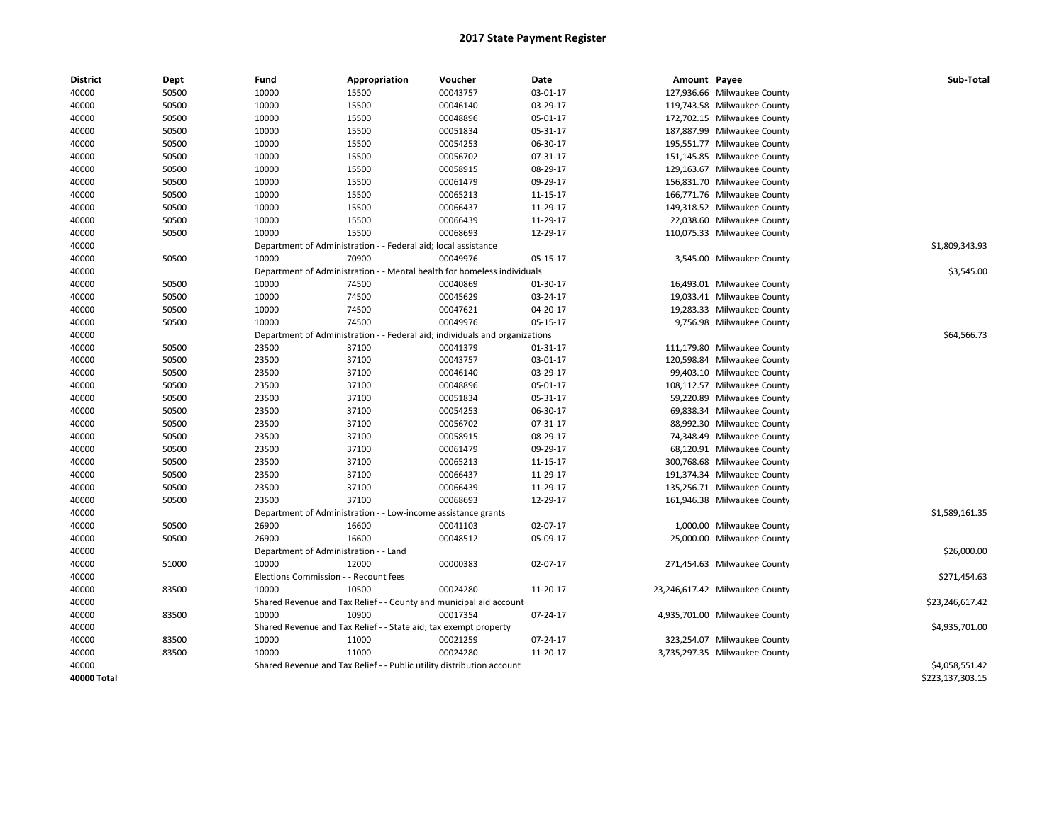# 2017 State Payment Register

| District | Dept | Fund | Appropriation | Voucher | Date | Amount | Payee | Sub-Total |
|---|---|---|---|---|---|---|---|---|
| 40000 | 50500 | 10000 | 15500 | 00043757 | 03-01-17 | 127,936.66 | Milwaukee County | |
| 40000 | 50500 | 10000 | 15500 | 00046140 | 03-29-17 | 119,743.58 | Milwaukee County | |
| 40000 | 50500 | 10000 | 15500 | 00048896 | 05-01-17 | 172,702.15 | Milwaukee County | |
| 40000 | 50500 | 10000 | 15500 | 00051834 | 05-31-17 | 187,887.99 | Milwaukee County | |
| 40000 | 50500 | 10000 | 15500 | 00054253 | 06-30-17 | 195,551.77 | Milwaukee County | |
| 40000 | 50500 | 10000 | 15500 | 00056702 | 07-31-17 | 151,145.85 | Milwaukee County | |
| 40000 | 50500 | 10000 | 15500 | 00058915 | 08-29-17 | 129,163.67 | Milwaukee County | |
| 40000 | 50500 | 10000 | 15500 | 00061479 | 09-29-17 | 156,831.70 | Milwaukee County | |
| 40000 | 50500 | 10000 | 15500 | 00065213 | 11-15-17 | 166,771.76 | Milwaukee County | |
| 40000 | 50500 | 10000 | 15500 | 00066437 | 11-29-17 | 149,318.52 | Milwaukee County | |
| 40000 | 50500 | 10000 | 15500 | 00066439 | 11-29-17 | 22,038.60 | Milwaukee County | |
| 40000 | 50500 | 10000 | 15500 | 00068693 | 12-29-17 | 110,075.33 | Milwaukee County | |
| 40000 | | Department of Administration - - Federal aid; local assistance | | | | | | $1,809,343.93 |
| 40000 | 50500 | 10000 | 70900 | 00049976 | 05-15-17 | 3,545.00 | Milwaukee County | |
| 40000 | | Department of Administration - - Mental health for homeless individuals | | | | | | $3,545.00 |
| 40000 | 50500 | 10000 | 74500 | 00040869 | 01-30-17 | 16,493.01 | Milwaukee County | |
| 40000 | 50500 | 10000 | 74500 | 00045629 | 03-24-17 | 19,033.41 | Milwaukee County | |
| 40000 | 50500 | 10000 | 74500 | 00047621 | 04-20-17 | 19,283.33 | Milwaukee County | |
| 40000 | 50500 | 10000 | 74500 | 00049976 | 05-15-17 | 9,756.98 | Milwaukee County | |
| 40000 | | Department of Administration - - Federal aid; individuals and organizations | | | | | | $64,566.73 |
| 40000 | 50500 | 23500 | 37100 | 00041379 | 01-31-17 | 111,179.80 | Milwaukee County | |
| 40000 | 50500 | 23500 | 37100 | 00043757 | 03-01-17 | 120,598.84 | Milwaukee County | |
| 40000 | 50500 | 23500 | 37100 | 00046140 | 03-29-17 | 99,403.10 | Milwaukee County | |
| 40000 | 50500 | 23500 | 37100 | 00048896 | 05-01-17 | 108,112.57 | Milwaukee County | |
| 40000 | 50500 | 23500 | 37100 | 00051834 | 05-31-17 | 59,220.89 | Milwaukee County | |
| 40000 | 50500 | 23500 | 37100 | 00054253 | 06-30-17 | 69,838.34 | Milwaukee County | |
| 40000 | 50500 | 23500 | 37100 | 00056702 | 07-31-17 | 88,992.30 | Milwaukee County | |
| 40000 | 50500 | 23500 | 37100 | 00058915 | 08-29-17 | 74,348.49 | Milwaukee County | |
| 40000 | 50500 | 23500 | 37100 | 00061479 | 09-29-17 | 68,120.91 | Milwaukee County | |
| 40000 | 50500 | 23500 | 37100 | 00065213 | 11-15-17 | 300,768.68 | Milwaukee County | |
| 40000 | 50500 | 23500 | 37100 | 00066437 | 11-29-17 | 191,374.34 | Milwaukee County | |
| 40000 | 50500 | 23500 | 37100 | 00066439 | 11-29-17 | 135,256.71 | Milwaukee County | |
| 40000 | 50500 | 23500 | 37100 | 00068693 | 12-29-17 | 161,946.38 | Milwaukee County | |
| 40000 | | Department of Administration - - Low-income assistance grants | | | | | | $1,589,161.35 |
| 40000 | 50500 | 26900 | 16600 | 00041103 | 02-07-17 | 1,000.00 | Milwaukee County | |
| 40000 | 50500 | 26900 | 16600 | 00048512 | 05-09-17 | 25,000.00 | Milwaukee County | |
| 40000 | | Department of Administration - - Land | | | | | | $26,000.00 |
| 40000 | 51000 | 10000 | 12000 | 00000383 | 02-07-17 | 271,454.63 | Milwaukee County | |
| 40000 | | Elections Commission - - Recount fees | | | | | | $271,454.63 |
| 40000 | 83500 | 10000 | 10500 | 00024280 | 11-20-17 | 23,246,617.42 | Milwaukee County | |
| 40000 | | Shared Revenue and Tax Relief - - County and municipal aid account | | | | | | $23,246,617.42 |
| 40000 | 83500 | 10000 | 10900 | 00017354 | 07-24-17 | 4,935,701.00 | Milwaukee County | |
| 40000 | | Shared Revenue and Tax Relief - - State aid; tax exempt property | | | | | | $4,935,701.00 |
| 40000 | 83500 | 10000 | 11000 | 00021259 | 07-24-17 | 323,254.07 | Milwaukee County | |
| 40000 | 83500 | 10000 | 11000 | 00024280 | 11-20-17 | 3,735,297.35 | Milwaukee County | |
| 40000 | | Shared Revenue and Tax Relief - - Public utility distribution account | | | | | | $4,058,551.42 |
| **40000 Total** | | | | | | | | $223,137,303.15 |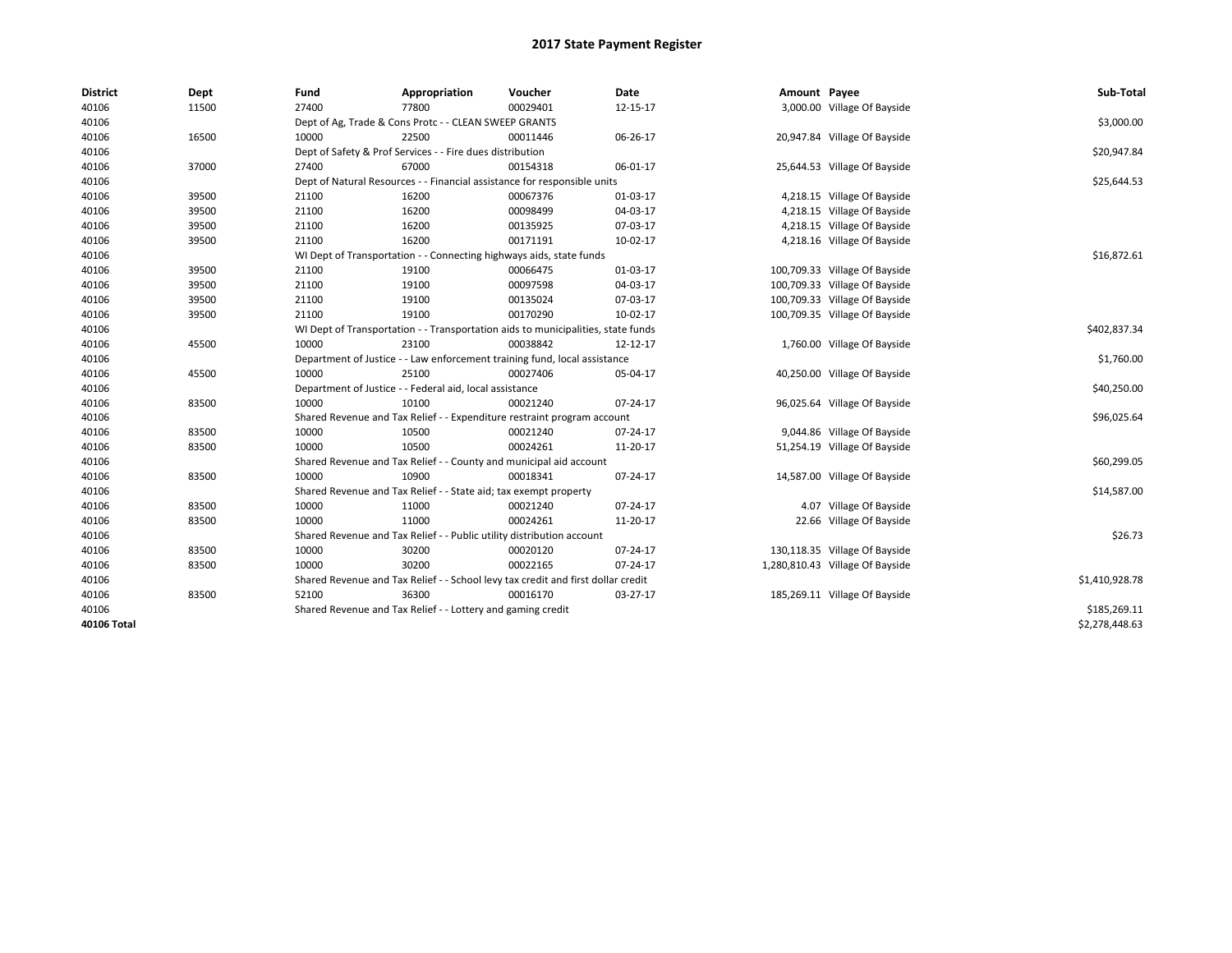# 2017 State Payment Register

| District | Dept | Fund | Appropriation | Voucher | Date | Amount | Payee | Sub-Total |
|---|---|---|---|---|---|---|---|---|
| 40106 | 11500 | 27400 | 77800 | 00029401 | 12-15-17 | 3,000.00 | Village Of Bayside | |
| 40106 | | Dept of Ag, Trade & Cons Protc - - CLEAN SWEEP GRANTS | | | | | | $3,000.00 |
| 40106 | 16500 | 10000 | 22500 | 00011446 | 06-26-17 | 20,947.84 | Village Of Bayside | |
| 40106 | | Dept of Safety & Prof Services - - Fire dues distribution | | | | | | $20,947.84 |
| 40106 | 37000 | 27400 | 67000 | 00154318 | 06-01-17 | 25,644.53 | Village Of Bayside | |
| 40106 | | Dept of Natural Resources - - Financial assistance for responsible units | | | | | | $25,644.53 |
| 40106 | 39500 | 21100 | 16200 | 00067376 | 01-03-17 | 4,218.15 | Village Of Bayside | |
| 40106 | 39500 | 21100 | 16200 | 00098499 | 04-03-17 | 4,218.15 | Village Of Bayside | |
| 40106 | 39500 | 21100 | 16200 | 00135925 | 07-03-17 | 4,218.15 | Village Of Bayside | |
| 40106 | 39500 | 21100 | 16200 | 00171191 | 10-02-17 | 4,218.16 | Village Of Bayside | |
| 40106 | | WI Dept of Transportation - - Connecting highways aids, state funds | | | | | | $16,872.61 |
| 40106 | 39500 | 21100 | 19100 | 00066475 | 01-03-17 | 100,709.33 | Village Of Bayside | |
| 40106 | 39500 | 21100 | 19100 | 00097598 | 04-03-17 | 100,709.33 | Village Of Bayside | |
| 40106 | 39500 | 21100 | 19100 | 00135024 | 07-03-17 | 100,709.33 | Village Of Bayside | |
| 40106 | 39500 | 21100 | 19100 | 00170290 | 10-02-17 | 100,709.35 | Village Of Bayside | |
| 40106 | | WI Dept of Transportation - - Transportation aids to municipalities, state funds | | | | | | $402,837.34 |
| 40106 | 45500 | 10000 | 23100 | 00038842 | 12-12-17 | 1,760.00 | Village Of Bayside | |
| 40106 | | Department of Justice - - Law enforcement training fund, local assistance | | | | | | $1,760.00 |
| 40106 | 45500 | 10000 | 25100 | 00027406 | 05-04-17 | 40,250.00 | Village Of Bayside | |
| 40106 | | Department of Justice - - Federal aid, local assistance | | | | | | $40,250.00 |
| 40106 | 83500 | 10000 | 10100 | 00021240 | 07-24-17 | 96,025.64 | Village Of Bayside | |
| 40106 | | Shared Revenue and Tax Relief - - Expenditure restraint program account | | | | | | $96,025.64 |
| 40106 | 83500 | 10000 | 10500 | 00021240 | 07-24-17 | 9,044.86 | Village Of Bayside | |
| 40106 | 83500 | 10000 | 10500 | 00024261 | 11-20-17 | 51,254.19 | Village Of Bayside | |
| 40106 | | Shared Revenue and Tax Relief - - County and municipal aid account | | | | | | $60,299.05 |
| 40106 | 83500 | 10000 | 10900 | 00018341 | 07-24-17 | 14,587.00 | Village Of Bayside | |
| 40106 | | Shared Revenue and Tax Relief - - State aid; tax exempt property | | | | | | $14,587.00 |
| 40106 | 83500 | 10000 | 11000 | 00021240 | 07-24-17 | 4.07 | Village Of Bayside | |
| 40106 | 83500 | 10000 | 11000 | 00024261 | 11-20-17 | 22.66 | Village Of Bayside | |
| 40106 | | Shared Revenue and Tax Relief - - Public utility distribution account | | | | | | $26.73 |
| 40106 | 83500 | 10000 | 30200 | 00020120 | 07-24-17 | 130,118.35 | Village Of Bayside | |
| 40106 | 83500 | 10000 | 30200 | 00022165 | 07-24-17 | 1,280,810.43 | Village Of Bayside | |
| 40106 | | Shared Revenue and Tax Relief - - School levy tax credit and first dollar credit | | | | | | $1,410,928.78 |
| 40106 | 83500 | 52100 | 36300 | 00016170 | 03-27-17 | 185,269.11 | Village Of Bayside | |
| 40106 | | Shared Revenue and Tax Relief - - Lottery and gaming credit | | | | | | $185,269.11 |
| **40106 Total** | | | | | | | | $2,278,448.63 |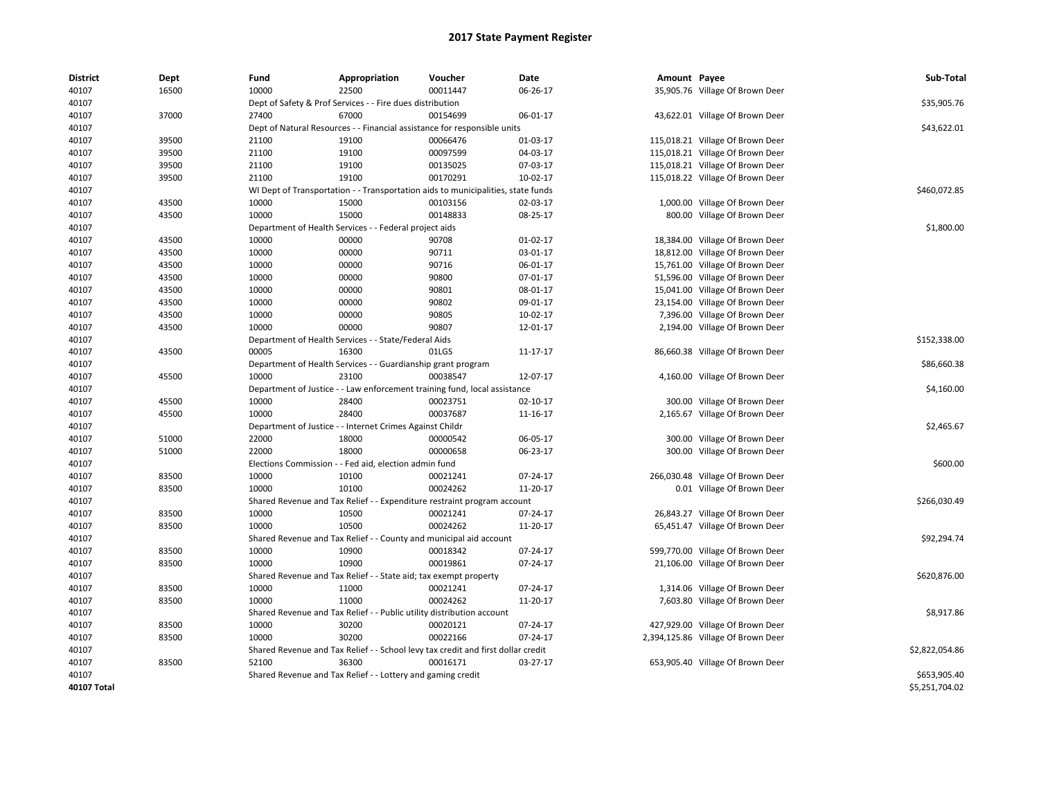# 2017 State Payment Register

| District | Dept | Fund | Appropriation | Voucher | Date | Amount | Payee | Sub-Total |
|---|---|---|---|---|---|---|---|---|
| 40107 | 16500 | 10000 | 22500 | 00011447 | 06-26-17 | 35,905.76 | Village Of Brown Deer | |
| 40107 | | Dept of Safety & Prof Services - - Fire dues distribution | | | | | | $35,905.76 |
| 40107 | 37000 | 27400 | 67000 | 00154699 | 06-01-17 | 43,622.01 | Village Of Brown Deer | |
| 40107 | | Dept of Natural Resources - - Financial assistance for responsible units | | | | | | $43,622.01 |
| 40107 | 39500 | 21100 | 19100 | 00066476 | 01-03-17 | 115,018.21 | Village Of Brown Deer | |
| 40107 | 39500 | 21100 | 19100 | 00097599 | 04-03-17 | 115,018.21 | Village Of Brown Deer | |
| 40107 | 39500 | 21100 | 19100 | 00135025 | 07-03-17 | 115,018.21 | Village Of Brown Deer | |
| 40107 | 39500 | 21100 | 19100 | 00170291 | 10-02-17 | 115,018.22 | Village Of Brown Deer | |
| 40107 | | WI Dept of Transportation - - Transportation aids to municipalities, state funds | | | | | | $460,072.85 |
| 40107 | 43500 | 10000 | 15000 | 00103156 | 02-03-17 | 1,000.00 | Village Of Brown Deer | |
| 40107 | 43500 | 10000 | 15000 | 00148833 | 08-25-17 | 800.00 | Village Of Brown Deer | |
| 40107 | | Department of Health Services - - Federal project aids | | | | | | $1,800.00 |
| 40107 | 43500 | 10000 | 00000 | 90708 | 01-02-17 | 18,384.00 | Village Of Brown Deer | |
| 40107 | 43500 | 10000 | 00000 | 90711 | 03-01-17 | 18,812.00 | Village Of Brown Deer | |
| 40107 | 43500 | 10000 | 00000 | 90716 | 06-01-17 | 15,761.00 | Village Of Brown Deer | |
| 40107 | 43500 | 10000 | 00000 | 90800 | 07-01-17 | 51,596.00 | Village Of Brown Deer | |
| 40107 | 43500 | 10000 | 00000 | 90801 | 08-01-17 | 15,041.00 | Village Of Brown Deer | |
| 40107 | 43500 | 10000 | 00000 | 90802 | 09-01-17 | 23,154.00 | Village Of Brown Deer | |
| 40107 | 43500 | 10000 | 00000 | 90805 | 10-02-17 | 7,396.00 | Village Of Brown Deer | |
| 40107 | 43500 | 10000 | 00000 | 90807 | 12-01-17 | 2,194.00 | Village Of Brown Deer | |
| 40107 | | Department of Health Services - - State/Federal Aids | | | | | | $152,338.00 |
| 40107 | 43500 | 00005 | 16300 | 01LGS | 11-17-17 | 86,660.38 | Village Of Brown Deer | |
| 40107 | | Department of Health Services - - Guardianship grant program | | | | | | $86,660.38 |
| 40107 | 45500 | 10000 | 23100 | 00038547 | 12-07-17 | 4,160.00 | Village Of Brown Deer | |
| 40107 | | Department of Justice - - Law enforcement training fund, local assistance | | | | | | $4,160.00 |
| 40107 | 45500 | 10000 | 28400 | 00023751 | 02-10-17 | 300.00 | Village Of Brown Deer | |
| 40107 | 45500 | 10000 | 28400 | 00037687 | 11-16-17 | 2,165.67 | Village Of Brown Deer | |
| 40107 | | Department of Justice - - Internet Crimes Against Childr | | | | | | $2,465.67 |
| 40107 | 51000 | 22000 | 18000 | 00000542 | 06-05-17 | 300.00 | Village Of Brown Deer | |
| 40107 | 51000 | 22000 | 18000 | 00000658 | 06-23-17 | 300.00 | Village Of Brown Deer | |
| 40107 | | Elections Commission - - Fed aid, election admin fund | | | | | | $600.00 |
| 40107 | 83500 | 10000 | 10100 | 00021241 | 07-24-17 | 266,030.48 | Village Of Brown Deer | |
| 40107 | 83500 | 10000 | 10100 | 00024262 | 11-20-17 | 0.01 | Village Of Brown Deer | |
| 40107 | | Shared Revenue and Tax Relief - - Expenditure restraint program account | | | | | | $266,030.49 |
| 40107 | 83500 | 10000 | 10500 | 00021241 | 07-24-17 | 26,843.27 | Village Of Brown Deer | |
| 40107 | 83500 | 10000 | 10500 | 00024262 | 11-20-17 | 65,451.47 | Village Of Brown Deer | |
| 40107 | | Shared Revenue and Tax Relief - - County and municipal aid account | | | | | | $92,294.74 |
| 40107 | 83500 | 10000 | 10900 | 00018342 | 07-24-17 | 599,770.00 | Village Of Brown Deer | |
| 40107 | 83500 | 10000 | 10900 | 00019861 | 07-24-17 | 21,106.00 | Village Of Brown Deer | |
| 40107 | | Shared Revenue and Tax Relief - - State aid; tax exempt property | | | | | | $620,876.00 |
| 40107 | 83500 | 10000 | 11000 | 00021241 | 07-24-17 | 1,314.06 | Village Of Brown Deer | |
| 40107 | 83500 | 10000 | 11000 | 00024262 | 11-20-17 | 7,603.80 | Village Of Brown Deer | |
| 40107 | | Shared Revenue and Tax Relief - - Public utility distribution account | | | | | | $8,917.86 |
| 40107 | 83500 | 10000 | 30200 | 00020121 | 07-24-17 | 427,929.00 | Village Of Brown Deer | |
| 40107 | 83500 | 10000 | 30200 | 00022166 | 07-24-17 | 2,394,125.86 | Village Of Brown Deer | |
| 40107 | | Shared Revenue and Tax Relief - - School levy tax credit and first dollar credit | | | | | | $2,822,054.86 |
| 40107 | 83500 | 52100 | 36300 | 00016171 | 03-27-17 | 653,905.40 | Village Of Brown Deer | |
| 40107 | | Shared Revenue and Tax Relief - - Lottery and gaming credit | | | | | | $653,905.40 |
| **40107 Total** | | | | | | | | $5,251,704.02 |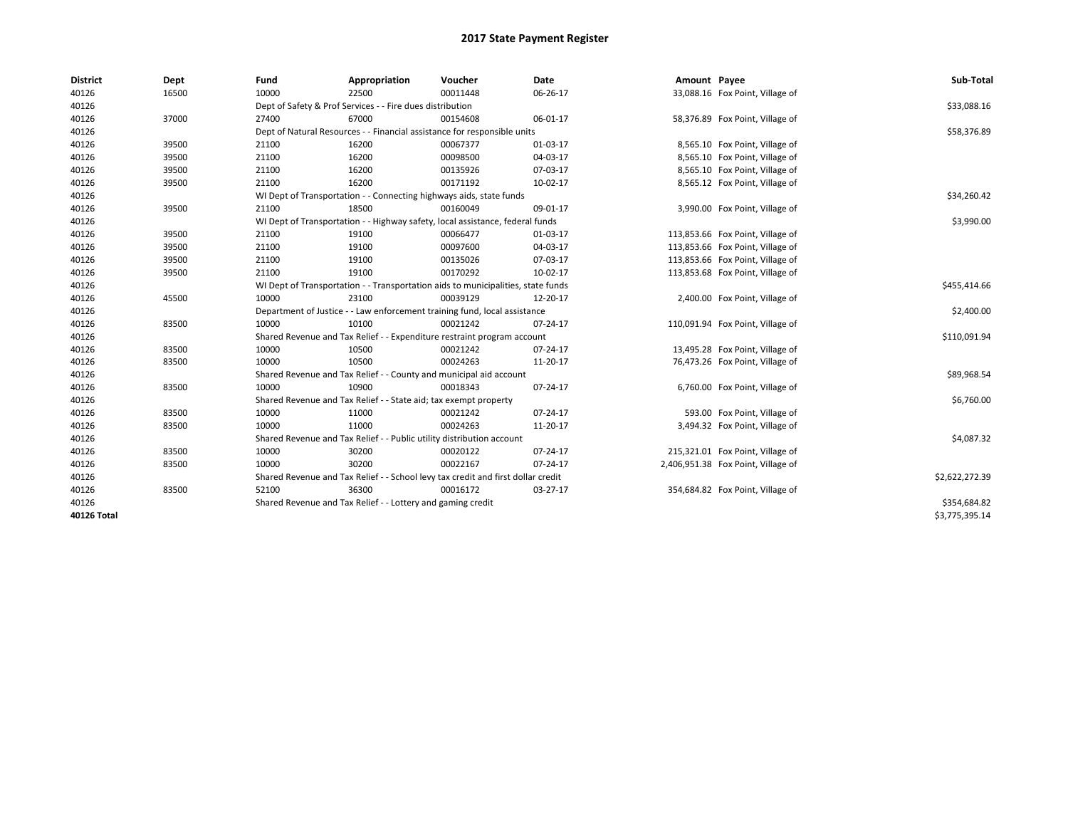# 2017 State Payment Register

| District | Dept | Fund | Appropriation | Voucher | Date | Amount | Payee | Sub-Total |
|---|---|---|---|---|---|---|---|---|
| 40126 | 16500 | 10000 | 22500 | 00011448 | 06-26-17 | 33,088.16 | Fox Point, Village of | |
| 40126 | | Dept of Safety & Prof Services - - Fire dues distribution | | | | | | $33,088.16 |
| 40126 | 37000 | 27400 | 67000 | 00154608 | 06-01-17 | 58,376.89 | Fox Point, Village of | |
| 40126 | | Dept of Natural Resources - - Financial assistance for responsible units | | | | | | $58,376.89 |
| 40126 | 39500 | 21100 | 16200 | 00067377 | 01-03-17 | 8,565.10 | Fox Point, Village of | |
| 40126 | 39500 | 21100 | 16200 | 00098500 | 04-03-17 | 8,565.10 | Fox Point, Village of | |
| 40126 | 39500 | 21100 | 16200 | 00135926 | 07-03-17 | 8,565.10 | Fox Point, Village of | |
| 40126 | 39500 | 21100 | 16200 | 00171192 | 10-02-17 | 8,565.12 | Fox Point, Village of | |
| 40126 | | WI Dept of Transportation - - Connecting highways aids, state funds | | | | | | $34,260.42 |
| 40126 | 39500 | 21100 | 18500 | 00160049 | 09-01-17 | 3,990.00 | Fox Point, Village of | |
| 40126 | | WI Dept of Transportation - - Highway safety, local assistance, federal funds | | | | | | $3,990.00 |
| 40126 | 39500 | 21100 | 19100 | 00066477 | 01-03-17 | 113,853.66 | Fox Point, Village of | |
| 40126 | 39500 | 21100 | 19100 | 00097600 | 04-03-17 | 113,853.66 | Fox Point, Village of | |
| 40126 | 39500 | 21100 | 19100 | 00135026 | 07-03-17 | 113,853.66 | Fox Point, Village of | |
| 40126 | 39500 | 21100 | 19100 | 00170292 | 10-02-17 | 113,853.68 | Fox Point, Village of | |
| 40126 | | WI Dept of Transportation - - Transportation aids to municipalities, state funds | | | | | | $455,414.66 |
| 40126 | 45500 | 10000 | 23100 | 00039129 | 12-20-17 | 2,400.00 | Fox Point, Village of | |
| 40126 | | Department of Justice - - Law enforcement training fund, local assistance | | | | | | $2,400.00 |
| 40126 | 83500 | 10000 | 10100 | 00021242 | 07-24-17 | 110,091.94 | Fox Point, Village of | |
| 40126 | | Shared Revenue and Tax Relief - - Expenditure restraint program account | | | | | | $110,091.94 |
| 40126 | 83500 | 10000 | 10500 | 00021242 | 07-24-17 | 13,495.28 | Fox Point, Village of | |
| 40126 | 83500 | 10000 | 10500 | 00024263 | 11-20-17 | 76,473.26 | Fox Point, Village of | |
| 40126 | | Shared Revenue and Tax Relief - - County and municipal aid account | | | | | | $89,968.54 |
| 40126 | 83500 | 10000 | 10900 | 00018343 | 07-24-17 | 6,760.00 | Fox Point, Village of | |
| 40126 | | Shared Revenue and Tax Relief - - State aid; tax exempt property | | | | | | $6,760.00 |
| 40126 | 83500 | 10000 | 11000 | 00021242 | 07-24-17 | 593.00 | Fox Point, Village of | |
| 40126 | 83500 | 10000 | 11000 | 00024263 | 11-20-17 | 3,494.32 | Fox Point, Village of | |
| 40126 | | Shared Revenue and Tax Relief - - Public utility distribution account | | | | | | $4,087.32 |
| 40126 | 83500 | 10000 | 30200 | 00020122 | 07-24-17 | 215,321.01 | Fox Point, Village of | |
| 40126 | 83500 | 10000 | 30200 | 00022167 | 07-24-17 | 2,406,951.38 | Fox Point, Village of | |
| 40126 | | Shared Revenue and Tax Relief - - School levy tax credit and first dollar credit | | | | | | $2,622,272.39 |
| 40126 | 83500 | 52100 | 36300 | 00016172 | 03-27-17 | 354,684.82 | Fox Point, Village of | |
| 40126 | | Shared Revenue and Tax Relief - - Lottery and gaming credit | | | | | | $354,684.82 |
| **40126 Total** | | | | | | | | $3,775,395.14 |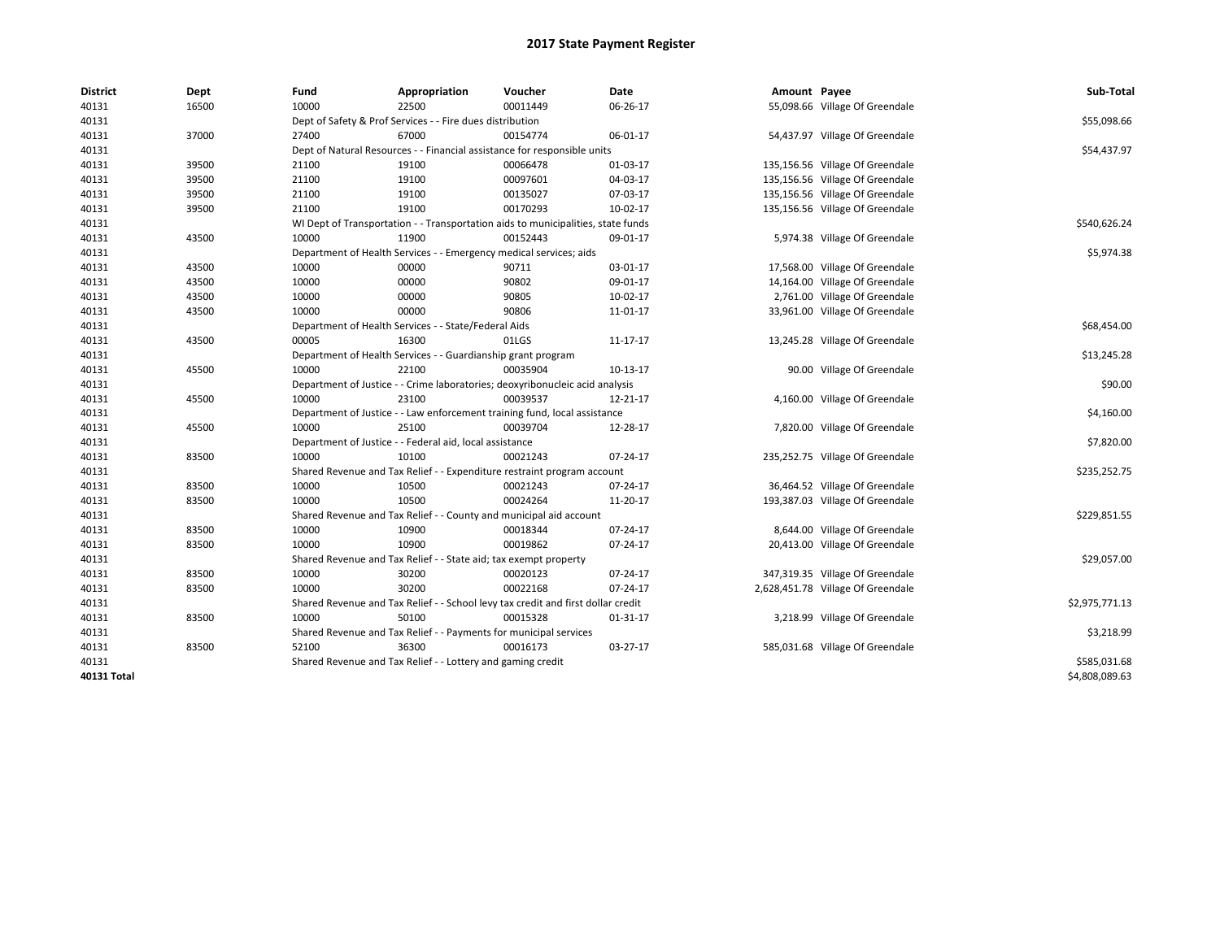# 2017 State Payment Register

| District | Dept | Fund | Appropriation | Voucher | Date | Amount | Payee | Sub-Total |
|---|---|---|---|---|---|---|---|---|
| 40131 | 16500 | 10000 | 22500 | 00011449 | 06-26-17 | 55,098.66 | Village Of Greendale | |
| 40131 | | Dept of Safety & Prof Services - - Fire dues distribution | | | | | | $55,098.66 |
| 40131 | 37000 | 27400 | 67000 | 00154774 | 06-01-17 | 54,437.97 | Village Of Greendale | |
| 40131 | | Dept of Natural Resources - - Financial assistance for responsible units | | | | | | $54,437.97 |
| 40131 | 39500 | 21100 | 19100 | 00066478 | 01-03-17 | 135,156.56 | Village Of Greendale | |
| 40131 | 39500 | 21100 | 19100 | 00097601 | 04-03-17 | 135,156.56 | Village Of Greendale | |
| 40131 | 39500 | 21100 | 19100 | 00135027 | 07-03-17 | 135,156.56 | Village Of Greendale | |
| 40131 | 39500 | 21100 | 19100 | 00170293 | 10-02-17 | 135,156.56 | Village Of Greendale | |
| 40131 | | WI Dept of Transportation - - Transportation aids to municipalities, state funds | | | | | | $540,626.24 |
| 40131 | 43500 | 10000 | 11900 | 00152443 | 09-01-17 | 5,974.38 | Village Of Greendale | |
| 40131 | | Department of Health Services - - Emergency medical services; aids | | | | | | $5,974.38 |
| 40131 | 43500 | 10000 | 00000 | 90711 | 03-01-17 | 17,568.00 | Village Of Greendale | |
| 40131 | 43500 | 10000 | 00000 | 90802 | 09-01-17 | 14,164.00 | Village Of Greendale | |
| 40131 | 43500 | 10000 | 00000 | 90805 | 10-02-17 | 2,761.00 | Village Of Greendale | |
| 40131 | 43500 | 10000 | 00000 | 90806 | 11-01-17 | 33,961.00 | Village Of Greendale | |
| 40131 | | Department of Health Services - - State/Federal Aids | | | | | | $68,454.00 |
| 40131 | 43500 | 00005 | 16300 | 01LGS | 11-17-17 | 13,245.28 | Village Of Greendale | |
| 40131 | | Department of Health Services - - Guardianship grant program | | | | | | $13,245.28 |
| 40131 | 45500 | 10000 | 22100 | 00035904 | 10-13-17 | 90.00 | Village Of Greendale | |
| 40131 | | Department of Justice - - Crime laboratories; deoxyribonucleic acid analysis | | | | | | $90.00 |
| 40131 | 45500 | 10000 | 23100 | 00039537 | 12-21-17 | 4,160.00 | Village Of Greendale | |
| 40131 | | Department of Justice - - Law enforcement training fund, local assistance | | | | | | $4,160.00 |
| 40131 | 45500 | 10000 | 25100 | 00039704 | 12-28-17 | 7,820.00 | Village Of Greendale | |
| 40131 | | Department of Justice - - Federal aid, local assistance | | | | | | $7,820.00 |
| 40131 | 83500 | 10000 | 10100 | 00021243 | 07-24-17 | 235,252.75 | Village Of Greendale | |
| 40131 | | Shared Revenue and Tax Relief - - Expenditure restraint program account | | | | | | $235,252.75 |
| 40131 | 83500 | 10000 | 10500 | 00021243 | 07-24-17 | 36,464.52 | Village Of Greendale | |
| 40131 | 83500 | 10000 | 10500 | 00024264 | 11-20-17 | 193,387.03 | Village Of Greendale | |
| 40131 | | Shared Revenue and Tax Relief - - County and municipal aid account | | | | | | $229,851.55 |
| 40131 | 83500 | 10000 | 10900 | 00018344 | 07-24-17 | 8,644.00 | Village Of Greendale | |
| 40131 | 83500 | 10000 | 10900 | 00019862 | 07-24-17 | 20,413.00 | Village Of Greendale | |
| 40131 | | Shared Revenue and Tax Relief - - State aid; tax exempt property | | | | | | $29,057.00 |
| 40131 | 83500 | 10000 | 30200 | 00020123 | 07-24-17 | 347,319.35 | Village Of Greendale | |
| 40131 | 83500 | 10000 | 30200 | 00022168 | 07-24-17 | 2,628,451.78 | Village Of Greendale | |
| 40131 | | Shared Revenue and Tax Relief - - School levy tax credit and first dollar credit | | | | | | $2,975,771.13 |
| 40131 | 83500 | 10000 | 50100 | 00015328 | 01-31-17 | 3,218.99 | Village Of Greendale | |
| 40131 | | Shared Revenue and Tax Relief - - Payments for municipal services | | | | | | $3,218.99 |
| 40131 | 83500 | 52100 | 36300 | 00016173 | 03-27-17 | 585,031.68 | Village Of Greendale | |
| 40131 | | Shared Revenue and Tax Relief - - Lottery and gaming credit | | | | | | $585,031.68 |
| **40131 Total** | | | | | | | | $4,808,089.63 |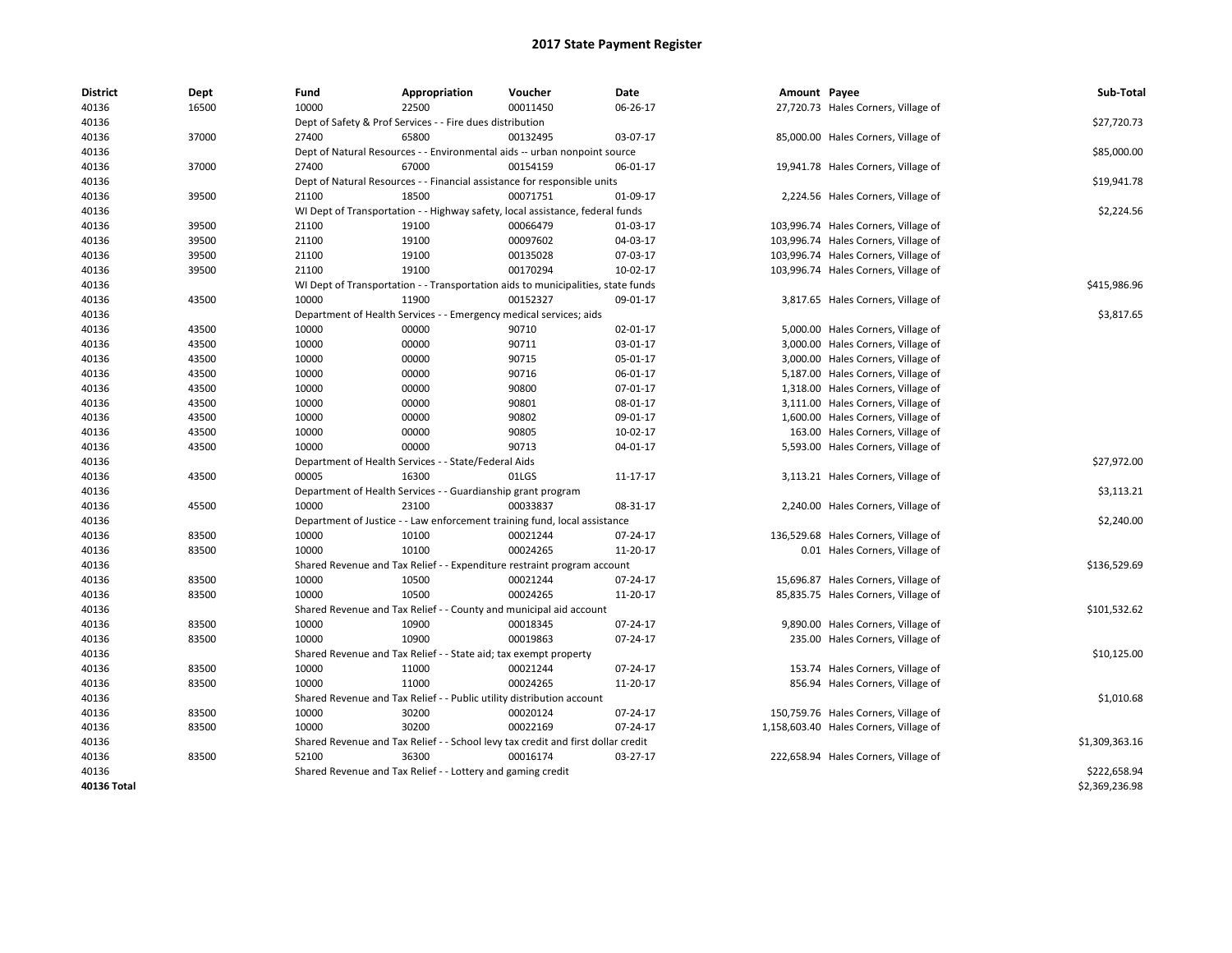# 2017 State Payment Register

| District | Dept | Fund | Appropriation | Voucher | Date | Amount | Payee | Sub-Total |
|---|---|---|---|---|---|---|---|---|
| 40136 | 16500 | 10000 | 22500 | 00011450 | 06-26-17 | 27,720.73 | Hales Corners, Village of | |
| 40136 | | Dept of Safety & Prof Services - - Fire dues distribution | | | | | | $27,720.73 |
| 40136 | 37000 | 27400 | 65800 | 00132495 | 03-07-17 | 85,000.00 | Hales Corners, Village of | |
| 40136 | | Dept of Natural Resources - - Environmental aids -- urban nonpoint source | | | | | | $85,000.00 |
| 40136 | 37000 | 27400 | 67000 | 00154159 | 06-01-17 | 19,941.78 | Hales Corners, Village of | |
| 40136 | | Dept of Natural Resources - - Financial assistance for responsible units | | | | | | $19,941.78 |
| 40136 | 39500 | 21100 | 18500 | 00071751 | 01-09-17 | 2,224.56 | Hales Corners, Village of | |
| 40136 | | WI Dept of Transportation - - Highway safety, local assistance, federal funds | | | | | | $2,224.56 |
| 40136 | 39500 | 21100 | 19100 | 00066479 | 01-03-17 | 103,996.74 | Hales Corners, Village of | |
| 40136 | 39500 | 21100 | 19100 | 00097602 | 04-03-17 | 103,996.74 | Hales Corners, Village of | |
| 40136 | 39500 | 21100 | 19100 | 00135028 | 07-03-17 | 103,996.74 | Hales Corners, Village of | |
| 40136 | 39500 | 21100 | 19100 | 00170294 | 10-02-17 | 103,996.74 | Hales Corners, Village of | |
| 40136 | | WI Dept of Transportation - - Transportation aids to municipalities, state funds | | | | | | $415,986.96 |
| 40136 | 43500 | 10000 | 11900 | 00152327 | 09-01-17 | 3,817.65 | Hales Corners, Village of | |
| 40136 | | Department of Health Services - - Emergency medical services; aids | | | | | | $3,817.65 |
| 40136 | 43500 | 10000 | 00000 | 90710 | 02-01-17 | 5,000.00 | Hales Corners, Village of | |
| 40136 | 43500 | 10000 | 00000 | 90711 | 03-01-17 | 3,000.00 | Hales Corners, Village of | |
| 40136 | 43500 | 10000 | 00000 | 90715 | 05-01-17 | 3,000.00 | Hales Corners, Village of | |
| 40136 | 43500 | 10000 | 00000 | 90716 | 06-01-17 | 5,187.00 | Hales Corners, Village of | |
| 40136 | 43500 | 10000 | 00000 | 90800 | 07-01-17 | 1,318.00 | Hales Corners, Village of | |
| 40136 | 43500 | 10000 | 00000 | 90801 | 08-01-17 | 3,111.00 | Hales Corners, Village of | |
| 40136 | 43500 | 10000 | 00000 | 90802 | 09-01-17 | 1,600.00 | Hales Corners, Village of | |
| 40136 | 43500 | 10000 | 00000 | 90805 | 10-02-17 | 163.00 | Hales Corners, Village of | |
| 40136 | 43500 | 10000 | 00000 | 90713 | 04-01-17 | 5,593.00 | Hales Corners, Village of | |
| 40136 | | Department of Health Services - - State/Federal Aids | | | | | | $27,972.00 |
| 40136 | 43500 | 00005 | 16300 | 01LGS | 11-17-17 | 3,113.21 | Hales Corners, Village of | |
| 40136 | | Department of Health Services - - Guardianship grant program | | | | | | $3,113.21 |
| 40136 | 45500 | 10000 | 23100 | 00033837 | 08-31-17 | 2,240.00 | Hales Corners, Village of | |
| 40136 | | Department of Justice - - Law enforcement training fund, local assistance | | | | | | $2,240.00 |
| 40136 | 83500 | 10000 | 10100 | 00021244 | 07-24-17 | 136,529.68 | Hales Corners, Village of | |
| 40136 | 83500 | 10000 | 10100 | 00024265 | 11-20-17 | 0.01 | Hales Corners, Village of | |
| 40136 | | Shared Revenue and Tax Relief - - Expenditure restraint program account | | | | | | $136,529.69 |
| 40136 | 83500 | 10000 | 10500 | 00021244 | 07-24-17 | 15,696.87 | Hales Corners, Village of | |
| 40136 | 83500 | 10000 | 10500 | 00024265 | 11-20-17 | 85,835.75 | Hales Corners, Village of | |
| 40136 | | Shared Revenue and Tax Relief - - County and municipal aid account | | | | | | $101,532.62 |
| 40136 | 83500 | 10000 | 10900 | 00018345 | 07-24-17 | 9,890.00 | Hales Corners, Village of | |
| 40136 | 83500 | 10000 | 10900 | 00019863 | 07-24-17 | 235.00 | Hales Corners, Village of | |
| 40136 | | Shared Revenue and Tax Relief - - State aid; tax exempt property | | | | | | $10,125.00 |
| 40136 | 83500 | 10000 | 11000 | 00021244 | 07-24-17 | 153.74 | Hales Corners, Village of | |
| 40136 | 83500 | 10000 | 11000 | 00024265 | 11-20-17 | 856.94 | Hales Corners, Village of | |
| 40136 | | Shared Revenue and Tax Relief - - Public utility distribution account | | | | | | $1,010.68 |
| 40136 | 83500 | 10000 | 30200 | 00020124 | 07-24-17 | 150,759.76 | Hales Corners, Village of | |
| 40136 | 83500 | 10000 | 30200 | 00022169 | 07-24-17 | 1,158,603.40 | Hales Corners, Village of | |
| 40136 | | Shared Revenue and Tax Relief - - School levy tax credit and first dollar credit | | | | | | $1,309,363.16 |
| 40136 | 83500 | 52100 | 36300 | 00016174 | 03-27-17 | 222,658.94 | Hales Corners, Village of | |
| 40136 | | Shared Revenue and Tax Relief - - Lottery and gaming credit | | | | | | $222,658.94 |
| **40136 Total** | | | | | | | | $2,369,236.98 |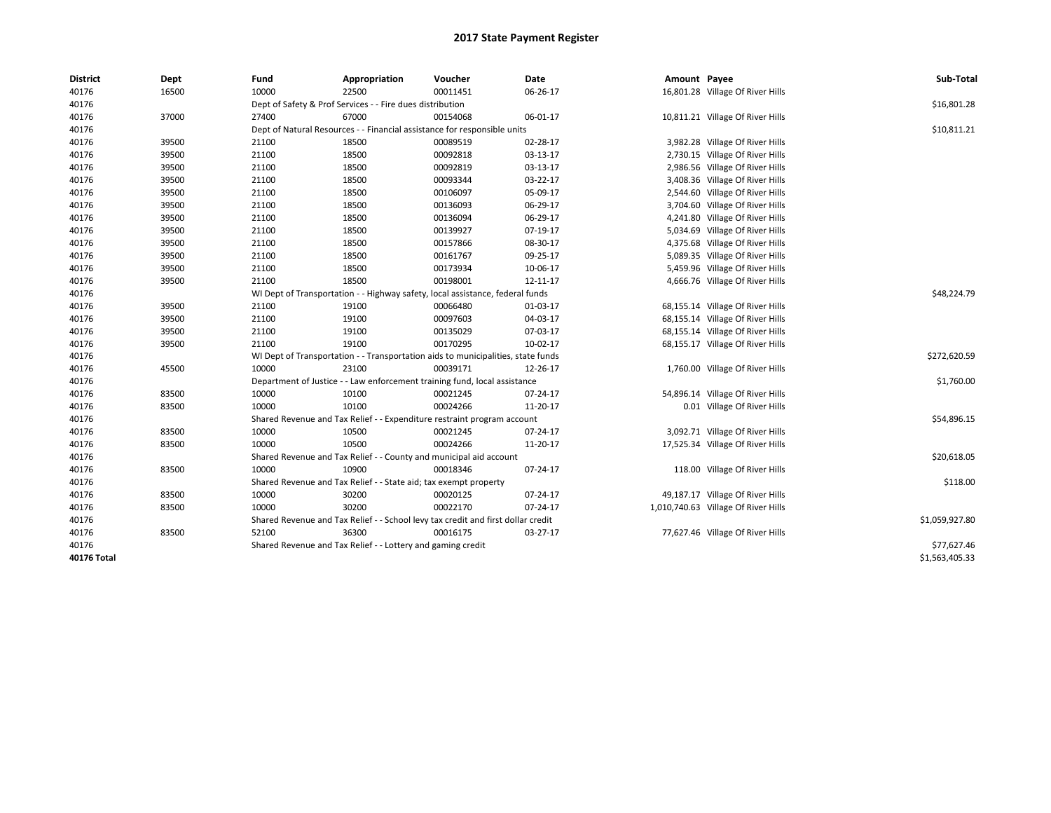# 2017 State Payment Register

| District | Dept | Fund | Appropriation | Voucher | Date | Amount | Payee | Sub-Total |
|---|---|---|---|---|---|---|---|---|
| 40176 | 16500 | 10000 | 22500 | 00011451 | 06-26-17 | 16,801.28 | Village Of River Hills | |
| 40176 | | Dept of Safety & Prof Services - - Fire dues distribution | | | | | | $16,801.28 |
| 40176 | 37000 | 27400 | 67000 | 00154068 | 06-01-17 | 10,811.21 | Village Of River Hills | |
| 40176 | | Dept of Natural Resources - - Financial assistance for responsible units | | | | | | $10,811.21 |
| 40176 | 39500 | 21100 | 18500 | 00089519 | 02-28-17 | 3,982.28 | Village Of River Hills | |
| 40176 | 39500 | 21100 | 18500 | 00092818 | 03-13-17 | 2,730.15 | Village Of River Hills | |
| 40176 | 39500 | 21100 | 18500 | 00092819 | 03-13-17 | 2,986.56 | Village Of River Hills | |
| 40176 | 39500 | 21100 | 18500 | 00093344 | 03-22-17 | 3,408.36 | Village Of River Hills | |
| 40176 | 39500 | 21100 | 18500 | 00106097 | 05-09-17 | 2,544.60 | Village Of River Hills | |
| 40176 | 39500 | 21100 | 18500 | 00136093 | 06-29-17 | 3,704.60 | Village Of River Hills | |
| 40176 | 39500 | 21100 | 18500 | 00136094 | 06-29-17 | 4,241.80 | Village Of River Hills | |
| 40176 | 39500 | 21100 | 18500 | 00139927 | 07-19-17 | 5,034.69 | Village Of River Hills | |
| 40176 | 39500 | 21100 | 18500 | 00157866 | 08-30-17 | 4,375.68 | Village Of River Hills | |
| 40176 | 39500 | 21100 | 18500 | 00161767 | 09-25-17 | 5,089.35 | Village Of River Hills | |
| 40176 | 39500 | 21100 | 18500 | 00173934 | 10-06-17 | 5,459.96 | Village Of River Hills | |
| 40176 | 39500 | 21100 | 18500 | 00198001 | 12-11-17 | 4,666.76 | Village Of River Hills | |
| 40176 | | WI Dept of Transportation - - Highway safety, local assistance, federal funds | | | | | | $48,224.79 |
| 40176 | 39500 | 21100 | 19100 | 00066480 | 01-03-17 | 68,155.14 | Village Of River Hills | |
| 40176 | 39500 | 21100 | 19100 | 00097603 | 04-03-17 | 68,155.14 | Village Of River Hills | |
| 40176 | 39500 | 21100 | 19100 | 00135029 | 07-03-17 | 68,155.14 | Village Of River Hills | |
| 40176 | 39500 | 21100 | 19100 | 00170295 | 10-02-17 | 68,155.17 | Village Of River Hills | |
| 40176 | | WI Dept of Transportation - - Transportation aids to municipalities, state funds | | | | | | $272,620.59 |
| 40176 | 45500 | 10000 | 23100 | 00039171 | 12-26-17 | 1,760.00 | Village Of River Hills | |
| 40176 | | Department of Justice - - Law enforcement training fund, local assistance | | | | | | $1,760.00 |
| 40176 | 83500 | 10000 | 10100 | 00021245 | 07-24-17 | 54,896.14 | Village Of River Hills | |
| 40176 | 83500 | 10000 | 10100 | 00024266 | 11-20-17 | 0.01 | Village Of River Hills | |
| 40176 | | Shared Revenue and Tax Relief - - Expenditure restraint program account | | | | | | $54,896.15 |
| 40176 | 83500 | 10000 | 10500 | 00021245 | 07-24-17 | 3,092.71 | Village Of River Hills | |
| 40176 | 83500 | 10000 | 10500 | 00024266 | 11-20-17 | 17,525.34 | Village Of River Hills | |
| 40176 | | Shared Revenue and Tax Relief - - County and municipal aid account | | | | | | $20,618.05 |
| 40176 | 83500 | 10000 | 10900 | 00018346 | 07-24-17 | 118.00 | Village Of River Hills | |
| 40176 | | Shared Revenue and Tax Relief - - State aid; tax exempt property | | | | | | $118.00 |
| 40176 | 83500 | 10000 | 30200 | 00020125 | 07-24-17 | 49,187.17 | Village Of River Hills | |
| 40176 | 83500 | 10000 | 30200 | 00022170 | 07-24-17 | 1,010,740.63 | Village Of River Hills | |
| 40176 | | Shared Revenue and Tax Relief - - School levy tax credit and first dollar credit | | | | | | $1,059,927.80 |
| 40176 | 83500 | 52100 | 36300 | 00016175 | 03-27-17 | 77,627.46 | Village Of River Hills | |
| 40176 | | Shared Revenue and Tax Relief - - Lottery and gaming credit | | | | | | $77,627.46 |
| **40176 Total** | | | | | | | | $1,563,405.33 |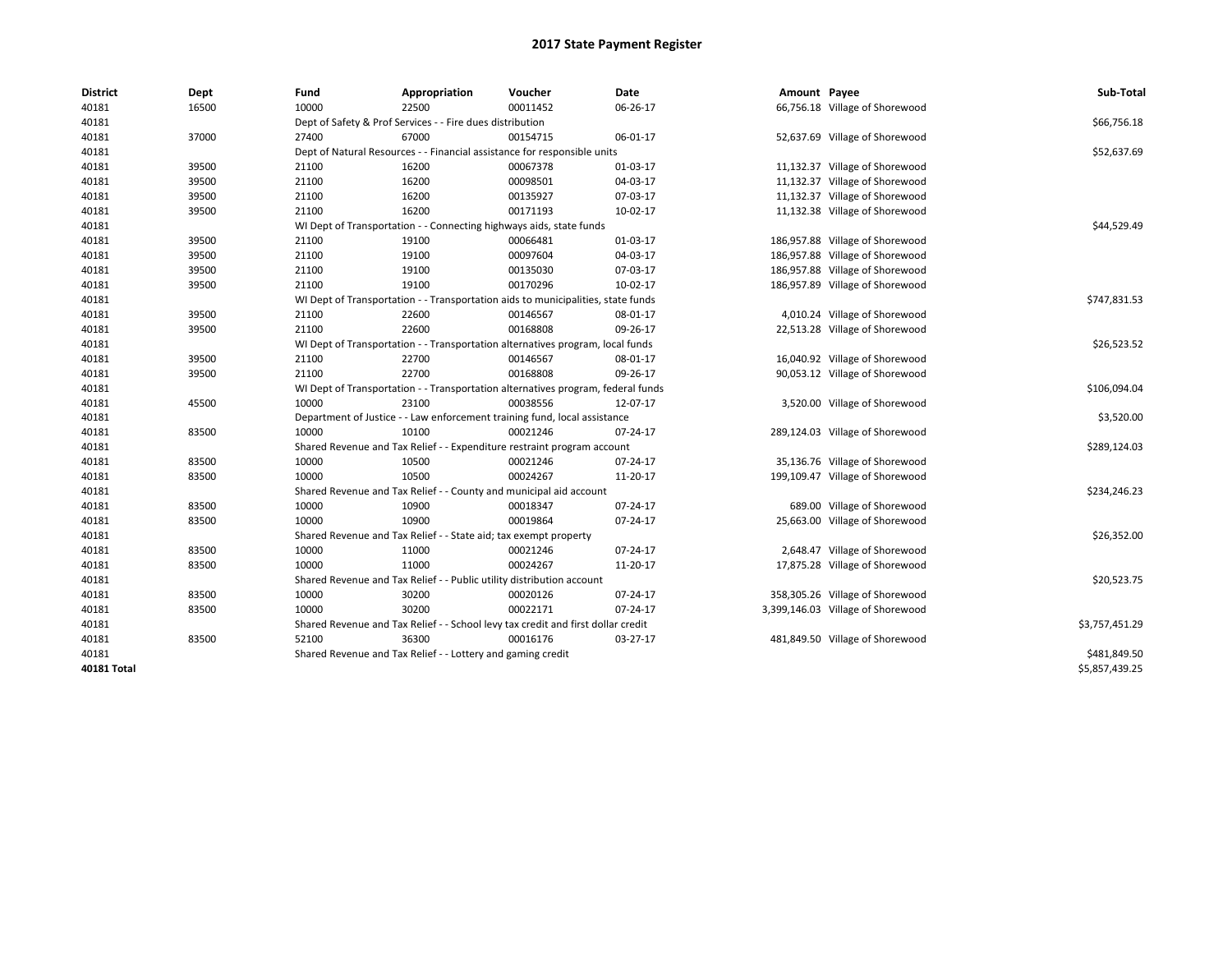# 2017 State Payment Register

| District | Dept | Fund | Appropriation | Voucher | Date | Amount | Payee | Sub-Total |
|---|---|---|---|---|---|---|---|---|
| 40181 | 16500 | 10000 | 22500 | 00011452 | 06-26-17 | 66,756.18 | Village of Shorewood | |
| 40181 | | Dept of Safety & Prof Services - - Fire dues distribution | | | | | | $66,756.18 |
| 40181 | 37000 | 27400 | 67000 | 00154715 | 06-01-17 | 52,637.69 | Village of Shorewood | |
| 40181 | | Dept of Natural Resources - - Financial assistance for responsible units | | | | | | $52,637.69 |
| 40181 | 39500 | 21100 | 16200 | 00067378 | 01-03-17 | 11,132.37 | Village of Shorewood | |
| 40181 | 39500 | 21100 | 16200 | 00098501 | 04-03-17 | 11,132.37 | Village of Shorewood | |
| 40181 | 39500 | 21100 | 16200 | 00135927 | 07-03-17 | 11,132.37 | Village of Shorewood | |
| 40181 | 39500 | 21100 | 16200 | 00171193 | 10-02-17 | 11,132.38 | Village of Shorewood | |
| 40181 | | WI Dept of Transportation - - Connecting highways aids, state funds | | | | | | $44,529.49 |
| 40181 | 39500 | 21100 | 19100 | 00066481 | 01-03-17 | 186,957.88 | Village of Shorewood | |
| 40181 | 39500 | 21100 | 19100 | 00097604 | 04-03-17 | 186,957.88 | Village of Shorewood | |
| 40181 | 39500 | 21100 | 19100 | 00135030 | 07-03-17 | 186,957.88 | Village of Shorewood | |
| 40181 | 39500 | 21100 | 19100 | 00170296 | 10-02-17 | 186,957.89 | Village of Shorewood | |
| 40181 | | WI Dept of Transportation - - Transportation aids to municipalities, state funds | | | | | | $747,831.53 |
| 40181 | 39500 | 21100 | 22600 | 00146567 | 08-01-17 | 4,010.24 | Village of Shorewood | |
| 40181 | 39500 | 21100 | 22600 | 00168808 | 09-26-17 | 22,513.28 | Village of Shorewood | |
| 40181 | | WI Dept of Transportation - - Transportation alternatives program, local funds | | | | | | $26,523.52 |
| 40181 | 39500 | 21100 | 22700 | 00146567 | 08-01-17 | 16,040.92 | Village of Shorewood | |
| 40181 | 39500 | 21100 | 22700 | 00168808 | 09-26-17 | 90,053.12 | Village of Shorewood | |
| 40181 | | WI Dept of Transportation - - Transportation alternatives program, federal funds | | | | | | $106,094.04 |
| 40181 | 45500 | 10000 | 23100 | 00038556 | 12-07-17 | 3,520.00 | Village of Shorewood | |
| 40181 | | Department of Justice - - Law enforcement training fund, local assistance | | | | | | $3,520.00 |
| 40181 | 83500 | 10000 | 10100 | 00021246 | 07-24-17 | 289,124.03 | Village of Shorewood | |
| 40181 | | Shared Revenue and Tax Relief - - Expenditure restraint program account | | | | | | $289,124.03 |
| 40181 | 83500 | 10000 | 10500 | 00021246 | 07-24-17 | 35,136.76 | Village of Shorewood | |
| 40181 | 83500 | 10000 | 10500 | 00024267 | 11-20-17 | 199,109.47 | Village of Shorewood | |
| 40181 | | Shared Revenue and Tax Relief - - County and municipal aid account | | | | | | $234,246.23 |
| 40181 | 83500 | 10000 | 10900 | 00018347 | 07-24-17 | 689.00 | Village of Shorewood | |
| 40181 | 83500 | 10000 | 10900 | 00019864 | 07-24-17 | 25,663.00 | Village of Shorewood | |
| 40181 | | Shared Revenue and Tax Relief - - State aid; tax exempt property | | | | | | $26,352.00 |
| 40181 | 83500 | 10000 | 11000 | 00021246 | 07-24-17 | 2,648.47 | Village of Shorewood | |
| 40181 | 83500 | 10000 | 11000 | 00024267 | 11-20-17 | 17,875.28 | Village of Shorewood | |
| 40181 | | Shared Revenue and Tax Relief - - Public utility distribution account | | | | | | $20,523.75 |
| 40181 | 83500 | 10000 | 30200 | 00020126 | 07-24-17 | 358,305.26 | Village of Shorewood | |
| 40181 | 83500 | 10000 | 30200 | 00022171 | 07-24-17 | 3,399,146.03 | Village of Shorewood | |
| 40181 | | Shared Revenue and Tax Relief - - School levy tax credit and first dollar credit | | | | | | $3,757,451.29 |
| 40181 | 83500 | 52100 | 36300 | 00016176 | 03-27-17 | 481,849.50 | Village of Shorewood | |
| 40181 | | Shared Revenue and Tax Relief - - Lottery and gaming credit | | | | | | $481,849.50 |
| **40181 Total** | | | | | | | | $5,857,439.25 |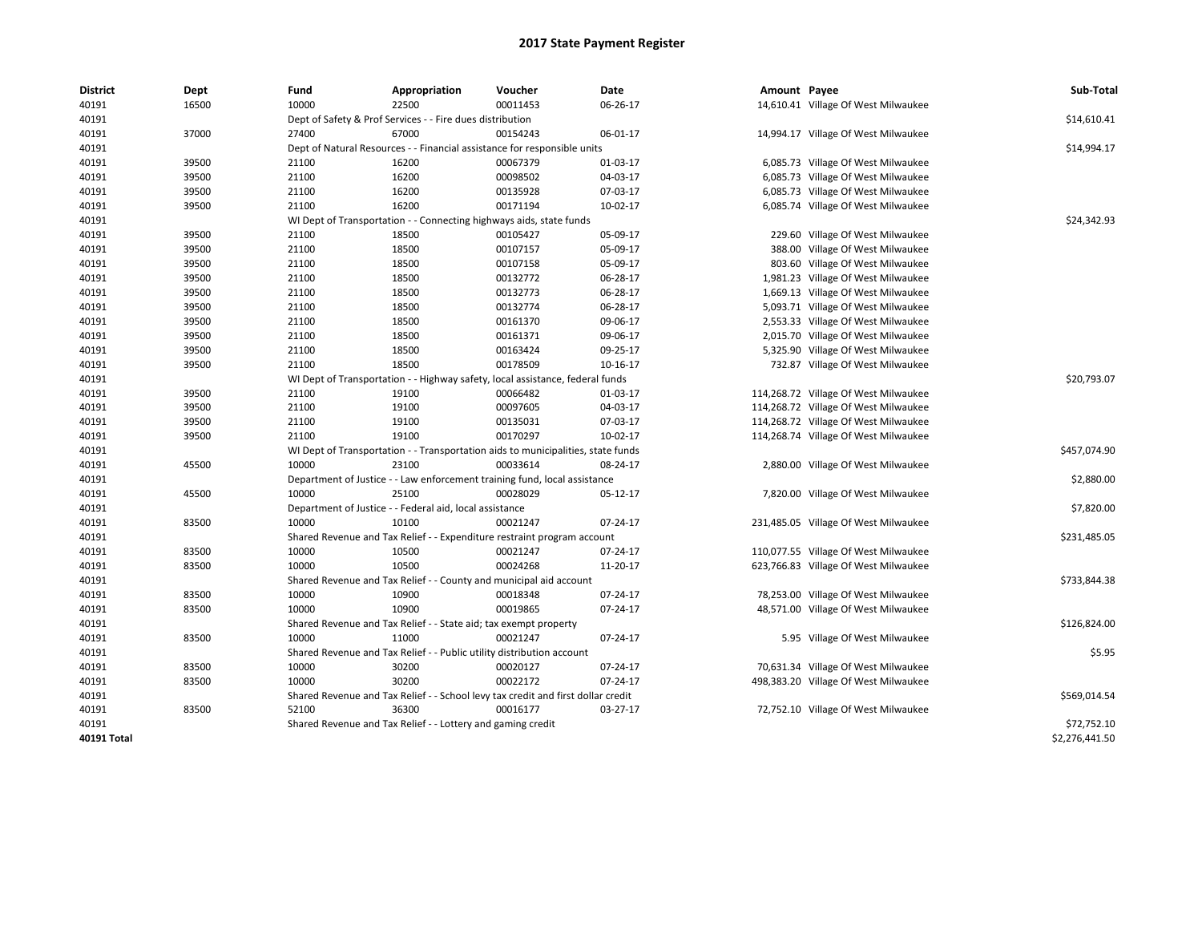# 2017 State Payment Register

| District | Dept | Fund | Appropriation | Voucher | Date | Amount | Payee | Sub-Total |
|---|---|---|---|---|---|---|---|---|
| 40191 | 16500 | 10000 | 22500 | 00011453 | 06-26-17 | 14,610.41 | Village Of West Milwaukee | |
| 40191 | | Dept of Safety & Prof Services - - Fire dues distribution | | | | | | $14,610.41 |
| 40191 | 37000 | 27400 | 67000 | 00154243 | 06-01-17 | 14,994.17 | Village Of West Milwaukee | |
| 40191 | | Dept of Natural Resources - - Financial assistance for responsible units | | | | | | $14,994.17 |
| 40191 | 39500 | 21100 | 16200 | 00067379 | 01-03-17 | 6,085.73 | Village Of West Milwaukee | |
| 40191 | 39500 | 21100 | 16200 | 00098502 | 04-03-17 | 6,085.73 | Village Of West Milwaukee | |
| 40191 | 39500 | 21100 | 16200 | 00135928 | 07-03-17 | 6,085.73 | Village Of West Milwaukee | |
| 40191 | 39500 | 21100 | 16200 | 00171194 | 10-02-17 | 6,085.74 | Village Of West Milwaukee | |
| 40191 | | WI Dept of Transportation - - Connecting highways aids, state funds | | | | | | $24,342.93 |
| 40191 | 39500 | 21100 | 18500 | 00105427 | 05-09-17 | 229.60 | Village Of West Milwaukee | |
| 40191 | 39500 | 21100 | 18500 | 00107157 | 05-09-17 | 388.00 | Village Of West Milwaukee | |
| 40191 | 39500 | 21100 | 18500 | 00107158 | 05-09-17 | 803.60 | Village Of West Milwaukee | |
| 40191 | 39500 | 21100 | 18500 | 00132772 | 06-28-17 | 1,981.23 | Village Of West Milwaukee | |
| 40191 | 39500 | 21100 | 18500 | 00132773 | 06-28-17 | 1,669.13 | Village Of West Milwaukee | |
| 40191 | 39500 | 21100 | 18500 | 00132774 | 06-28-17 | 5,093.71 | Village Of West Milwaukee | |
| 40191 | 39500 | 21100 | 18500 | 00161370 | 09-06-17 | 2,553.33 | Village Of West Milwaukee | |
| 40191 | 39500 | 21100 | 18500 | 00161371 | 09-06-17 | 2,015.70 | Village Of West Milwaukee | |
| 40191 | 39500 | 21100 | 18500 | 00163424 | 09-25-17 | 5,325.90 | Village Of West Milwaukee | |
| 40191 | 39500 | 21100 | 18500 | 00178509 | 10-16-17 | 732.87 | Village Of West Milwaukee | |
| 40191 | | WI Dept of Transportation - - Highway safety, local assistance, federal funds | | | | | | $20,793.07 |
| 40191 | 39500 | 21100 | 19100 | 00066482 | 01-03-17 | 114,268.72 | Village Of West Milwaukee | |
| 40191 | 39500 | 21100 | 19100 | 00097605 | 04-03-17 | 114,268.72 | Village Of West Milwaukee | |
| 40191 | 39500 | 21100 | 19100 | 00135031 | 07-03-17 | 114,268.72 | Village Of West Milwaukee | |
| 40191 | 39500 | 21100 | 19100 | 00170297 | 10-02-17 | 114,268.74 | Village Of West Milwaukee | |
| 40191 | | WI Dept of Transportation - - Transportation aids to municipalities, state funds | | | | | | $457,074.90 |
| 40191 | 45500 | 10000 | 23100 | 00033614 | 08-24-17 | 2,880.00 | Village Of West Milwaukee | |
| 40191 | | Department of Justice - - Law enforcement training fund, local assistance | | | | | | $2,880.00 |
| 40191 | 45500 | 10000 | 25100 | 00028029 | 05-12-17 | 7,820.00 | Village Of West Milwaukee | |
| 40191 | | Department of Justice - - Federal aid, local assistance | | | | | | $7,820.00 |
| 40191 | 83500 | 10000 | 10100 | 00021247 | 07-24-17 | 231,485.05 | Village Of West Milwaukee | |
| 40191 | | Shared Revenue and Tax Relief - - Expenditure restraint program account | | | | | | $231,485.05 |
| 40191 | 83500 | 10000 | 10500 | 00021247 | 07-24-17 | 110,077.55 | Village Of West Milwaukee | |
| 40191 | 83500 | 10000 | 10500 | 00024268 | 11-20-17 | 623,766.83 | Village Of West Milwaukee | |
| 40191 | | Shared Revenue and Tax Relief - - County and municipal aid account | | | | | | $733,844.38 |
| 40191 | 83500 | 10000 | 10900 | 00018348 | 07-24-17 | 78,253.00 | Village Of West Milwaukee | |
| 40191 | 83500 | 10000 | 10900 | 00019865 | 07-24-17 | 48,571.00 | Village Of West Milwaukee | |
| 40191 | | Shared Revenue and Tax Relief - - State aid; tax exempt property | | | | | | $126,824.00 |
| 40191 | 83500 | 10000 | 11000 | 00021247 | 07-24-17 | 5.95 | Village Of West Milwaukee | |
| 40191 | | Shared Revenue and Tax Relief - - Public utility distribution account | | | | | | $5.95 |
| 40191 | 83500 | 10000 | 30200 | 00020127 | 07-24-17 | 70,631.34 | Village Of West Milwaukee | |
| 40191 | 83500 | 10000 | 30200 | 00022172 | 07-24-17 | 498,383.20 | Village Of West Milwaukee | |
| 40191 | | Shared Revenue and Tax Relief - - School levy tax credit and first dollar credit | | | | | | $569,014.54 |
| 40191 | 83500 | 52100 | 36300 | 00016177 | 03-27-17 | 72,752.10 | Village Of West Milwaukee | |
| 40191 | | Shared Revenue and Tax Relief - - Lottery and gaming credit | | | | | | $72,752.10 |
| **40191 Total** | | | | | | | | $2,276,441.50 |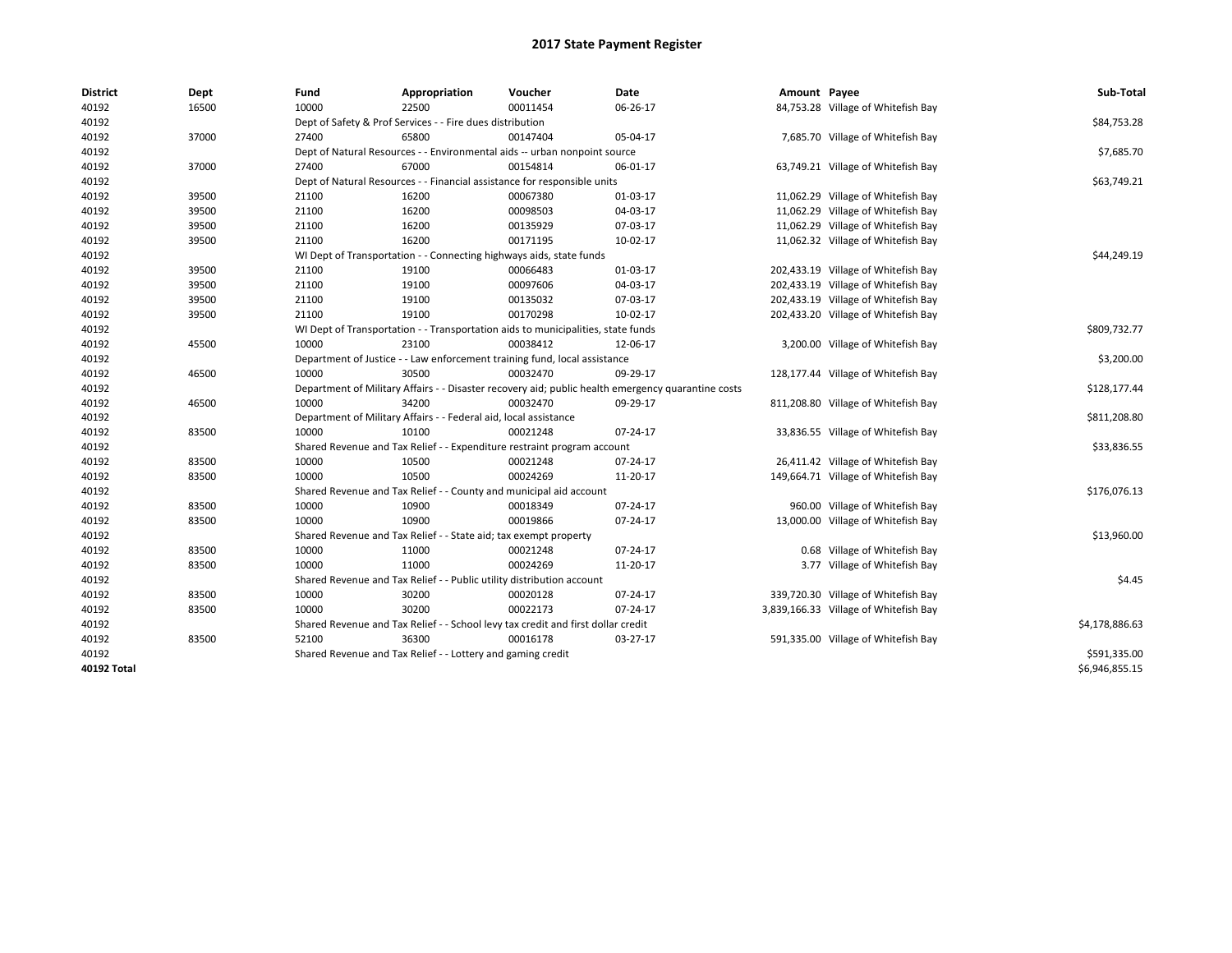# 2017 State Payment Register

| District | Dept | Fund | Appropriation | Voucher | Date | Amount | Payee | Sub-Total |
|---|---|---|---|---|---|---|---|---|
| 40192 | 16500 | 10000 | 22500 | 00011454 | 06-26-17 | 84,753.28 | Village of Whitefish Bay | |
| 40192 | | Dept of Safety & Prof Services - - Fire dues distribution | | | | | | $84,753.28 |
| 40192 | 37000 | 27400 | 65800 | 00147404 | 05-04-17 | 7,685.70 | Village of Whitefish Bay | |
| 40192 | | Dept of Natural Resources - - Environmental aids -- urban nonpoint source | | | | | | $7,685.70 |
| 40192 | 37000 | 27400 | 67000 | 00154814 | 06-01-17 | 63,749.21 | Village of Whitefish Bay | |
| 40192 | | Dept of Natural Resources - - Financial assistance for responsible units | | | | | | $63,749.21 |
| 40192 | 39500 | 21100 | 16200 | 00067380 | 01-03-17 | 11,062.29 | Village of Whitefish Bay | |
| 40192 | 39500 | 21100 | 16200 | 00098503 | 04-03-17 | 11,062.29 | Village of Whitefish Bay | |
| 40192 | 39500 | 21100 | 16200 | 00135929 | 07-03-17 | 11,062.29 | Village of Whitefish Bay | |
| 40192 | 39500 | 21100 | 16200 | 00171195 | 10-02-17 | 11,062.32 | Village of Whitefish Bay | |
| 40192 | | WI Dept of Transportation - - Connecting highways aids, state funds | | | | | | $44,249.19 |
| 40192 | 39500 | 21100 | 19100 | 00066483 | 01-03-17 | 202,433.19 | Village of Whitefish Bay | |
| 40192 | 39500 | 21100 | 19100 | 00097606 | 04-03-17 | 202,433.19 | Village of Whitefish Bay | |
| 40192 | 39500 | 21100 | 19100 | 00135032 | 07-03-17 | 202,433.19 | Village of Whitefish Bay | |
| 40192 | 39500 | 21100 | 19100 | 00170298 | 10-02-17 | 202,433.20 | Village of Whitefish Bay | |
| 40192 | | WI Dept of Transportation - - Transportation aids to municipalities, state funds | | | | | | $809,732.77 |
| 40192 | 45500 | 10000 | 23100 | 00038412 | 12-06-17 | 3,200.00 | Village of Whitefish Bay | |
| 40192 | | Department of Justice - - Law enforcement training fund, local assistance | | | | | | $3,200.00 |
| 40192 | 46500 | 10000 | 30500 | 00032470 | 09-29-17 | 128,177.44 | Village of Whitefish Bay | |
| 40192 | | Department of Military Affairs - - Disaster recovery aid; public health emergency quarantine costs | | | | | | $128,177.44 |
| 40192 | 46500 | 10000 | 34200 | 00032470 | 09-29-17 | 811,208.80 | Village of Whitefish Bay | |
| 40192 | | Department of Military Affairs - - Federal aid, local assistance | | | | | | $811,208.80 |
| 40192 | 83500 | 10000 | 10100 | 00021248 | 07-24-17 | 33,836.55 | Village of Whitefish Bay | |
| 40192 | | Shared Revenue and Tax Relief - - Expenditure restraint program account | | | | | | $33,836.55 |
| 40192 | 83500 | 10000 | 10500 | 00021248 | 07-24-17 | 26,411.42 | Village of Whitefish Bay | |
| 40192 | 83500 | 10000 | 10500 | 00024269 | 11-20-17 | 149,664.71 | Village of Whitefish Bay | |
| 40192 | | Shared Revenue and Tax Relief - - County and municipal aid account | | | | | | $176,076.13 |
| 40192 | 83500 | 10000 | 10900 | 00018349 | 07-24-17 | 960.00 | Village of Whitefish Bay | |
| 40192 | 83500 | 10000 | 10900 | 00019866 | 07-24-17 | 13,000.00 | Village of Whitefish Bay | |
| 40192 | | Shared Revenue and Tax Relief - - State aid; tax exempt property | | | | | | $13,960.00 |
| 40192 | 83500 | 10000 | 11000 | 00021248 | 07-24-17 | 0.68 | Village of Whitefish Bay | |
| 40192 | 83500 | 10000 | 11000 | 00024269 | 11-20-17 | 3.77 | Village of Whitefish Bay | |
| 40192 | | Shared Revenue and Tax Relief - - Public utility distribution account | | | | | | $4.45 |
| 40192 | 83500 | 10000 | 30200 | 00020128 | 07-24-17 | 339,720.30 | Village of Whitefish Bay | |
| 40192 | 83500 | 10000 | 30200 | 00022173 | 07-24-17 | 3,839,166.33 | Village of Whitefish Bay | |
| 40192 | | Shared Revenue and Tax Relief - - School levy tax credit and first dollar credit | | | | | | $4,178,886.63 |
| 40192 | 83500 | 52100 | 36300 | 00016178 | 03-27-17 | 591,335.00 | Village of Whitefish Bay | |
| 40192 | | Shared Revenue and Tax Relief - - Lottery and gaming credit | | | | | | $591,335.00 |
| **40192 Total** | | | | | | | | $6,946,855.15 |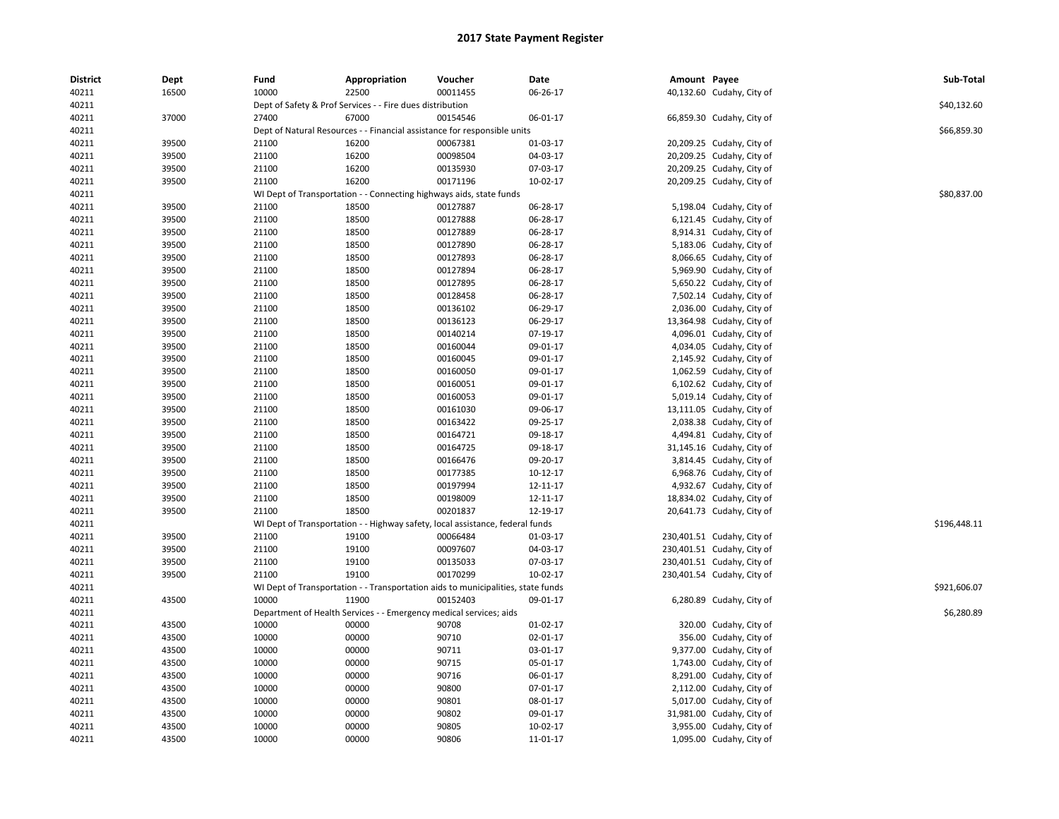## 2017 State Payment Register

| District | Dept | Fund | Appropriation | Voucher | Date | Amount | Payee | Sub-Total |
|---|---|---|---|---|---|---|---|---|
| 40211 | 16500 | 10000 | 22500 | 00011455 | 06-26-17 | 40,132.60 | Cudahy, City of | |
| 40211 | | Dept of Safety & Prof Services - - Fire dues distribution | | | | | | $40,132.60 |
| 40211 | 37000 | 27400 | 67000 | 00154546 | 06-01-17 | 66,859.30 | Cudahy, City of | |
| 40211 | | Dept of Natural Resources - - Financial assistance for responsible units | | | | | | $66,859.30 |
| 40211 | 39500 | 21100 | 16200 | 00067381 | 01-03-17 | 20,209.25 | Cudahy, City of | |
| 40211 | 39500 | 21100 | 16200 | 00098504 | 04-03-17 | 20,209.25 | Cudahy, City of | |
| 40211 | 39500 | 21100 | 16200 | 00135930 | 07-03-17 | 20,209.25 | Cudahy, City of | |
| 40211 | 39500 | 21100 | 16200 | 00171196 | 10-02-17 | 20,209.25 | Cudahy, City of | |
| 40211 | | WI Dept of Transportation - - Connecting highways aids, state funds | | | | | | $80,837.00 |
| 40211 | 39500 | 21100 | 18500 | 00127887 | 06-28-17 | 5,198.04 | Cudahy, City of | |
| 40211 | 39500 | 21100 | 18500 | 00127888 | 06-28-17 | 6,121.45 | Cudahy, City of | |
| 40211 | 39500 | 21100 | 18500 | 00127889 | 06-28-17 | 8,914.31 | Cudahy, City of | |
| 40211 | 39500 | 21100 | 18500 | 00127890 | 06-28-17 | 5,183.06 | Cudahy, City of | |
| 40211 | 39500 | 21100 | 18500 | 00127893 | 06-28-17 | 8,066.65 | Cudahy, City of | |
| 40211 | 39500 | 21100 | 18500 | 00127894 | 06-28-17 | 5,969.90 | Cudahy, City of | |
| 40211 | 39500 | 21100 | 18500 | 00127895 | 06-28-17 | 5,650.22 | Cudahy, City of | |
| 40211 | 39500 | 21100 | 18500 | 00128458 | 06-28-17 | 7,502.14 | Cudahy, City of | |
| 40211 | 39500 | 21100 | 18500 | 00136102 | 06-29-17 | 2,036.00 | Cudahy, City of | |
| 40211 | 39500 | 21100 | 18500 | 00136123 | 06-29-17 | 13,364.98 | Cudahy, City of | |
| 40211 | 39500 | 21100 | 18500 | 00140214 | 07-19-17 | 4,096.01 | Cudahy, City of | |
| 40211 | 39500 | 21100 | 18500 | 00160044 | 09-01-17 | 4,034.05 | Cudahy, City of | |
| 40211 | 39500 | 21100 | 18500 | 00160045 | 09-01-17 | 2,145.92 | Cudahy, City of | |
| 40211 | 39500 | 21100 | 18500 | 00160050 | 09-01-17 | 1,062.59 | Cudahy, City of | |
| 40211 | 39500 | 21100 | 18500 | 00160051 | 09-01-17 | 6,102.62 | Cudahy, City of | |
| 40211 | 39500 | 21100 | 18500 | 00160053 | 09-01-17 | 5,019.14 | Cudahy, City of | |
| 40211 | 39500 | 21100 | 18500 | 00161030 | 09-06-17 | 13,111.05 | Cudahy, City of | |
| 40211 | 39500 | 21100 | 18500 | 00163422 | 09-25-17 | 2,038.38 | Cudahy, City of | |
| 40211 | 39500 | 21100 | 18500 | 00164721 | 09-18-17 | 4,494.81 | Cudahy, City of | |
| 40211 | 39500 | 21100 | 18500 | 00164725 | 09-18-17 | 31,145.16 | Cudahy, City of | |
| 40211 | 39500 | 21100 | 18500 | 00166476 | 09-20-17 | 3,814.45 | Cudahy, City of | |
| 40211 | 39500 | 21100 | 18500 | 00177385 | 10-12-17 | 6,968.76 | Cudahy, City of | |
| 40211 | 39500 | 21100 | 18500 | 00197994 | 12-11-17 | 4,932.67 | Cudahy, City of | |
| 40211 | 39500 | 21100 | 18500 | 00198009 | 12-11-17 | 18,834.02 | Cudahy, City of | |
| 40211 | 39500 | 21100 | 18500 | 00201837 | 12-19-17 | 20,641.73 | Cudahy, City of | |
| 40211 | | WI Dept of Transportation - - Highway safety, local assistance, federal funds | | | | | | $196,448.11 |
| 40211 | 39500 | 21100 | 19100 | 00066484 | 01-03-17 | 230,401.51 | Cudahy, City of | |
| 40211 | 39500 | 21100 | 19100 | 00097607 | 04-03-17 | 230,401.51 | Cudahy, City of | |
| 40211 | 39500 | 21100 | 19100 | 00135033 | 07-03-17 | 230,401.51 | Cudahy, City of | |
| 40211 | 39500 | 21100 | 19100 | 00170299 | 10-02-17 | 230,401.54 | Cudahy, City of | |
| 40211 | | WI Dept of Transportation - - Transportation aids to municipalities, state funds | | | | | | $921,606.07 |
| 40211 | 43500 | 10000 | 11900 | 00152403 | 09-01-17 | 6,280.89 | Cudahy, City of | |
| 40211 | | Department of Health Services - - Emergency medical services; aids | | | | | | $6,280.89 |
| 40211 | 43500 | 10000 | 00000 | 90708 | 01-02-17 | 320.00 | Cudahy, City of | |
| 40211 | 43500 | 10000 | 00000 | 90710 | 02-01-17 | 356.00 | Cudahy, City of | |
| 40211 | 43500 | 10000 | 00000 | 90711 | 03-01-17 | 9,377.00 | Cudahy, City of | |
| 40211 | 43500 | 10000 | 00000 | 90715 | 05-01-17 | 1,743.00 | Cudahy, City of | |
| 40211 | 43500 | 10000 | 00000 | 90716 | 06-01-17 | 8,291.00 | Cudahy, City of | |
| 40211 | 43500 | 10000 | 00000 | 90800 | 07-01-17 | 2,112.00 | Cudahy, City of | |
| 40211 | 43500 | 10000 | 00000 | 90801 | 08-01-17 | 5,017.00 | Cudahy, City of | |
| 40211 | 43500 | 10000 | 00000 | 90802 | 09-01-17 | 31,981.00 | Cudahy, City of | |
| 40211 | 43500 | 10000 | 00000 | 90805 | 10-02-17 | 3,955.00 | Cudahy, City of | |
| 40211 | 43500 | 10000 | 00000 | 90806 | 11-01-17 | 1,095.00 | Cudahy, City of | |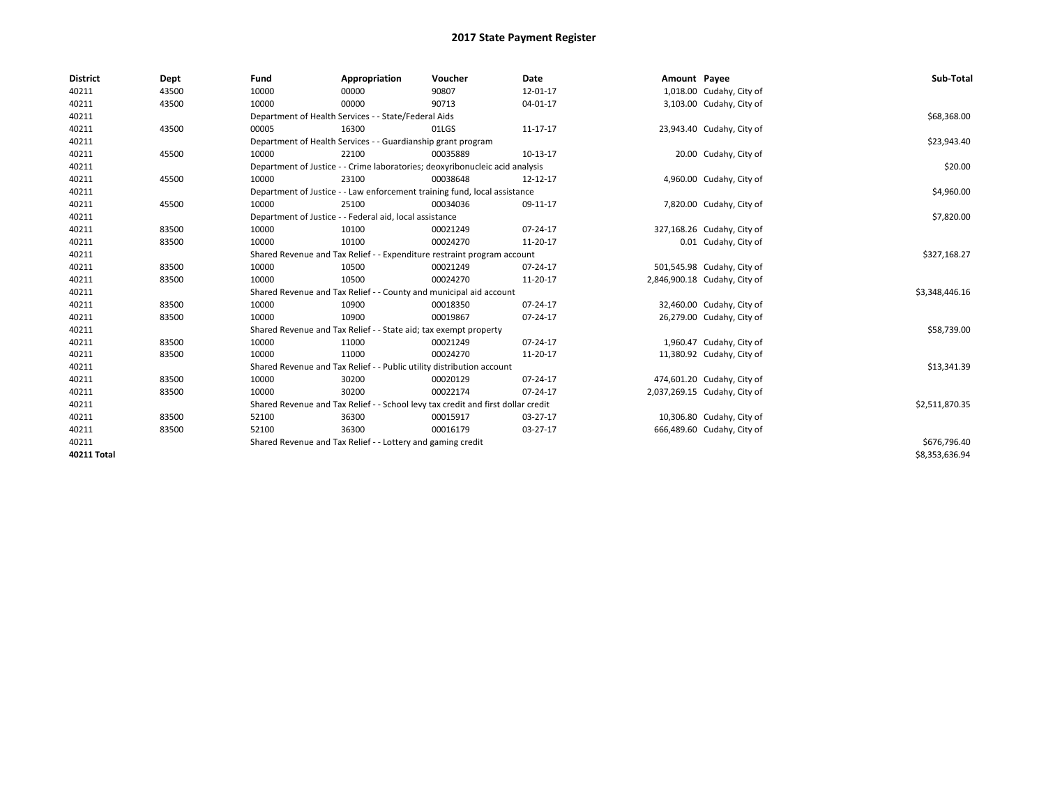# 2017 State Payment Register

| District | Dept | Fund | Appropriation | Voucher | Date | Amount | Payee | Sub-Total |
|---|---|---|---|---|---|---|---|---|
| 40211 | 43500 | 10000 | 00000 | 90807 | 12-01-17 | 1,018.00 | Cudahy, City of | |
| 40211 | 43500 | 10000 | 00000 | 90713 | 04-01-17 | 3,103.00 | Cudahy, City of | |
| 40211 | | Department of Health Services - - State/Federal Aids | | | | | | $68,368.00 |
| 40211 | 43500 | 00005 | 16300 | 01LGS | 11-17-17 | 23,943.40 | Cudahy, City of | |
| 40211 | | Department of Health Services - - Guardianship grant program | | | | | | $23,943.40 |
| 40211 | 45500 | 10000 | 22100 | 00035889 | 10-13-17 | 20.00 | Cudahy, City of | |
| 40211 | | Department of Justice - - Crime laboratories; deoxyribonucleic acid analysis | | | | | | $20.00 |
| 40211 | 45500 | 10000 | 23100 | 00038648 | 12-12-17 | 4,960.00 | Cudahy, City of | |
| 40211 | | Department of Justice - - Law enforcement training fund, local assistance | | | | | | $4,960.00 |
| 40211 | 45500 | 10000 | 25100 | 00034036 | 09-11-17 | 7,820.00 | Cudahy, City of | |
| 40211 | | Department of Justice - - Federal aid, local assistance | | | | | | $7,820.00 |
| 40211 | 83500 | 10000 | 10100 | 00021249 | 07-24-17 | 327,168.26 | Cudahy, City of | |
| 40211 | 83500 | 10000 | 10100 | 00024270 | 11-20-17 | 0.01 | Cudahy, City of | |
| 40211 | | Shared Revenue and Tax Relief - - Expenditure restraint program account | | | | | | $327,168.27 |
| 40211 | 83500 | 10000 | 10500 | 00021249 | 07-24-17 | 501,545.98 | Cudahy, City of | |
| 40211 | 83500 | 10000 | 10500 | 00024270 | 11-20-17 | 2,846,900.18 | Cudahy, City of | |
| 40211 | | Shared Revenue and Tax Relief - - County and municipal aid account | | | | | | $3,348,446.16 |
| 40211 | 83500 | 10000 | 10900 | 00018350 | 07-24-17 | 32,460.00 | Cudahy, City of | |
| 40211 | 83500 | 10000 | 10900 | 00019867 | 07-24-17 | 26,279.00 | Cudahy, City of | |
| 40211 | | Shared Revenue and Tax Relief - - State aid; tax exempt property | | | | | | $58,739.00 |
| 40211 | 83500 | 10000 | 11000 | 00021249 | 07-24-17 | 1,960.47 | Cudahy, City of | |
| 40211 | 83500 | 10000 | 11000 | 00024270 | 11-20-17 | 11,380.92 | Cudahy, City of | |
| 40211 | | Shared Revenue and Tax Relief - - Public utility distribution account | | | | | | $13,341.39 |
| 40211 | 83500 | 10000 | 30200 | 00020129 | 07-24-17 | 474,601.20 | Cudahy, City of | |
| 40211 | 83500 | 10000 | 30200 | 00022174 | 07-24-17 | 2,037,269.15 | Cudahy, City of | |
| 40211 | | Shared Revenue and Tax Relief - - School levy tax credit and first dollar credit | | | | | | $2,511,870.35 |
| 40211 | 83500 | 52100 | 36300 | 00015917 | 03-27-17 | 10,306.80 | Cudahy, City of | |
| 40211 | 83500 | 52100 | 36300 | 00016179 | 03-27-17 | 666,489.60 | Cudahy, City of | |
| 40211 | | Shared Revenue and Tax Relief - - Lottery and gaming credit | | | | | | $676,796.40 |
| **40211 Total** | | | | | | | | $8,353,636.94 |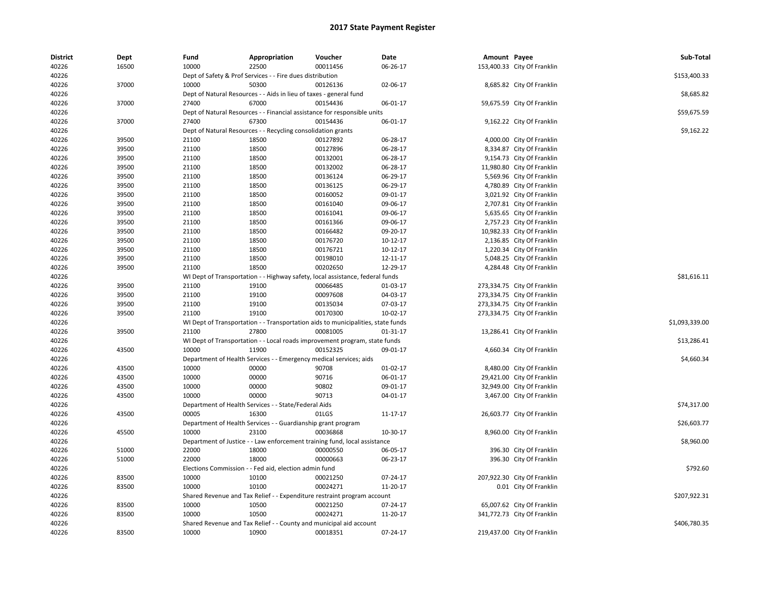# 2017 State Payment Register

| District | Dept | Fund | Appropriation | Voucher | Date | Amount | Payee | Sub-Total |
|---|---|---|---|---|---|---|---|---|
| 40226 | 16500 | 10000 | 22500 | 00011456 | 06-26-17 | 153,400.33 | City Of Franklin | |
| 40226 | | Dept of Safety & Prof Services - - Fire dues distribution | | | | | | $153,400.33 |
| 40226 | 37000 | 10000 | 50300 | 00126136 | 02-06-17 | 8,685.82 | City Of Franklin | |
| 40226 | | Dept of Natural Resources - - Aids in lieu of taxes - general fund | | | | | | $8,685.82 |
| 40226 | 37000 | 27400 | 67000 | 00154436 | 06-01-17 | 59,675.59 | City Of Franklin | |
| 40226 | | Dept of Natural Resources - - Financial assistance for responsible units | | | | | | $59,675.59 |
| 40226 | 37000 | 27400 | 67300 | 00154436 | 06-01-17 | 9,162.22 | City Of Franklin | |
| 40226 | | Dept of Natural Resources - - Recycling consolidation grants | | | | | | $9,162.22 |
| 40226 | 39500 | 21100 | 18500 | 00127892 | 06-28-17 | 4,000.00 | City Of Franklin | |
| 40226 | 39500 | 21100 | 18500 | 00127896 | 06-28-17 | 8,334.87 | City Of Franklin | |
| 40226 | 39500 | 21100 | 18500 | 00132001 | 06-28-17 | 9,154.73 | City Of Franklin | |
| 40226 | 39500 | 21100 | 18500 | 00132002 | 06-28-17 | 11,980.80 | City Of Franklin | |
| 40226 | 39500 | 21100 | 18500 | 00136124 | 06-29-17 | 5,569.96 | City Of Franklin | |
| 40226 | 39500 | 21100 | 18500 | 00136125 | 06-29-17 | 4,780.89 | City Of Franklin | |
| 40226 | 39500 | 21100 | 18500 | 00160052 | 09-01-17 | 3,021.92 | City Of Franklin | |
| 40226 | 39500 | 21100 | 18500 | 00161040 | 09-06-17 | 2,707.81 | City Of Franklin | |
| 40226 | 39500 | 21100 | 18500 | 00161041 | 09-06-17 | 5,635.65 | City Of Franklin | |
| 40226 | 39500 | 21100 | 18500 | 00161366 | 09-06-17 | 2,757.23 | City Of Franklin | |
| 40226 | 39500 | 21100 | 18500 | 00166482 | 09-20-17 | 10,982.33 | City Of Franklin | |
| 40226 | 39500 | 21100 | 18500 | 00176720 | 10-12-17 | 2,136.85 | City Of Franklin | |
| 40226 | 39500 | 21100 | 18500 | 00176721 | 10-12-17 | 1,220.34 | City Of Franklin | |
| 40226 | 39500 | 21100 | 18500 | 00198010 | 12-11-17 | 5,048.25 | City Of Franklin | |
| 40226 | 39500 | 21100 | 18500 | 00202650 | 12-29-17 | 4,284.48 | City Of Franklin | |
| 40226 | | WI Dept of Transportation - - Highway safety, local assistance, federal funds | | | | | | $81,616.11 |
| 40226 | 39500 | 21100 | 19100 | 00066485 | 01-03-17 | 273,334.75 | City Of Franklin | |
| 40226 | 39500 | 21100 | 19100 | 00097608 | 04-03-17 | 273,334.75 | City Of Franklin | |
| 40226 | 39500 | 21100 | 19100 | 00135034 | 07-03-17 | 273,334.75 | City Of Franklin | |
| 40226 | 39500 | 21100 | 19100 | 00170300 | 10-02-17 | 273,334.75 | City Of Franklin | |
| 40226 | | WI Dept of Transportation - - Transportation aids to municipalities, state funds | | | | | | $1,093,339.00 |
| 40226 | 39500 | 21100 | 27800 | 00081005 | 01-31-17 | 13,286.41 | City Of Franklin | |
| 40226 | | WI Dept of Transportation - - Local roads improvement program, state funds | | | | | | $13,286.41 |
| 40226 | 43500 | 10000 | 11900 | 00152325 | 09-01-17 | 4,660.34 | City Of Franklin | |
| 40226 | | Department of Health Services - - Emergency medical services; aids | | | | | | $4,660.34 |
| 40226 | 43500 | 10000 | 00000 | 90708 | 01-02-17 | 8,480.00 | City Of Franklin | |
| 40226 | 43500 | 10000 | 00000 | 90716 | 06-01-17 | 29,421.00 | City Of Franklin | |
| 40226 | 43500 | 10000 | 00000 | 90802 | 09-01-17 | 32,949.00 | City Of Franklin | |
| 40226 | 43500 | 10000 | 00000 | 90713 | 04-01-17 | 3,467.00 | City Of Franklin | |
| 40226 | | Department of Health Services - - State/Federal Aids | | | | | | $74,317.00 |
| 40226 | 43500 | 00005 | 16300 | 01LGS | 11-17-17 | 26,603.77 | City Of Franklin | |
| 40226 | | Department of Health Services - - Guardianship grant program | | | | | | $26,603.77 |
| 40226 | 45500 | 10000 | 23100 | 00036868 | 10-30-17 | 8,960.00 | City Of Franklin | |
| 40226 | | Department of Justice - - Law enforcement training fund, local assistance | | | | | | $8,960.00 |
| 40226 | 51000 | 22000 | 18000 | 00000550 | 06-05-17 | 396.30 | City Of Franklin | |
| 40226 | 51000 | 22000 | 18000 | 00000663 | 06-23-17 | 396.30 | City Of Franklin | |
| 40226 | | Elections Commission - - Fed aid, election admin fund | | | | | | $792.60 |
| 40226 | 83500 | 10000 | 10100 | 00021250 | 07-24-17 | 207,922.30 | City Of Franklin | |
| 40226 | 83500 | 10000 | 10100 | 00024271 | 11-20-17 | 0.01 | City Of Franklin | |
| 40226 | | Shared Revenue and Tax Relief - - Expenditure restraint program account | | | | | | $207,922.31 |
| 40226 | 83500 | 10000 | 10500 | 00021250 | 07-24-17 | 65,007.62 | City Of Franklin | |
| 40226 | 83500 | 10000 | 10500 | 00024271 | 11-20-17 | 341,772.73 | City Of Franklin | |
| 40226 | | Shared Revenue and Tax Relief - - County and municipal aid account | | | | | | $406,780.35 |
| 40226 | 83500 | 10000 | 10900 | 00018351 | 07-24-17 | 219,437.00 | City Of Franklin | |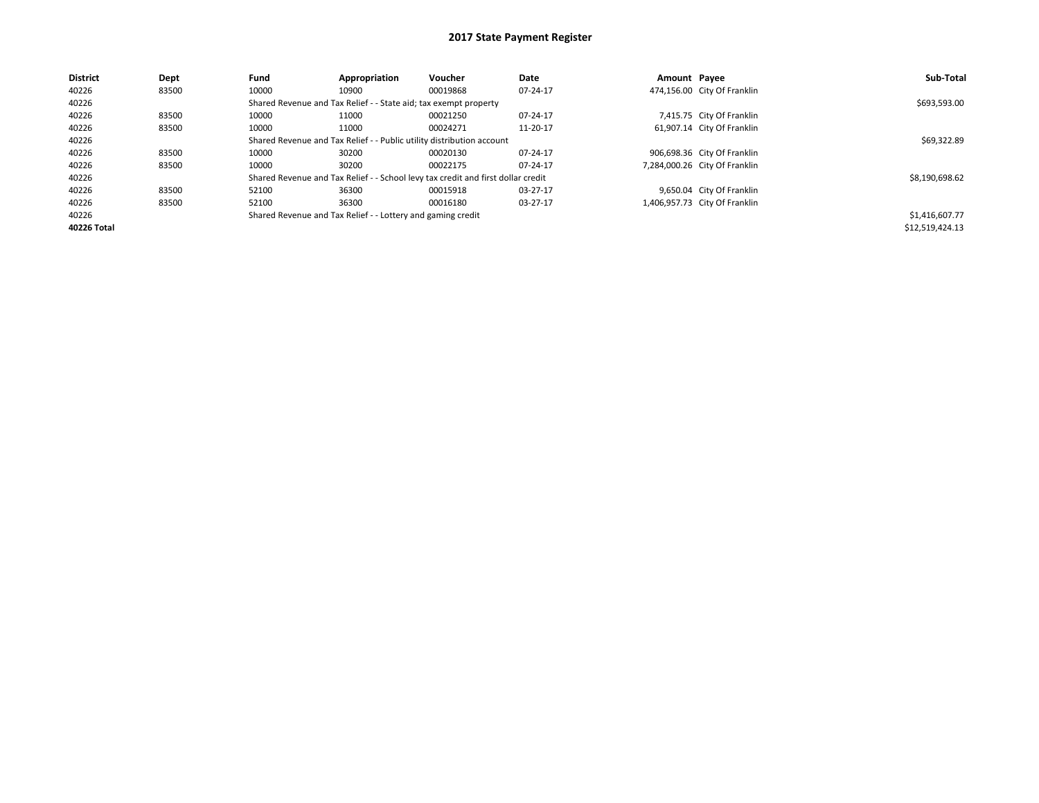# 2017 State Payment Register

| District | Dept | Fund | Appropriation | Voucher | Date | Amount | Payee | Sub-Total |
| --- | --- | --- | --- | --- | --- | --- | --- | --- |
| 40226 | 83500 | 10000 | 10900 | 00019868 | 07-24-17 | 474,156.00 | City Of Franklin | |
| 40226 | | Shared Revenue and Tax Relief - - State aid; tax exempt property | | | | | | $693,593.00 |
| 40226 | 83500 | 10000 | 11000 | 00021250 | 07-24-17 | 7,415.75 | City Of Franklin | |
| 40226 | 83500 | 10000 | 11000 | 00024271 | 11-20-17 | 61,907.14 | City Of Franklin | |
| 40226 | | Shared Revenue and Tax Relief - - Public utility distribution account | | | | | | $69,322.89 |
| 40226 | 83500 | 10000 | 30200 | 00020130 | 07-24-17 | 906,698.36 | City Of Franklin | |
| 40226 | 83500 | 10000 | 30200 | 00022175 | 07-24-17 | 7,284,000.26 | City Of Franklin | |
| 40226 | | Shared Revenue and Tax Relief - - School levy tax credit and first dollar credit | | | | | | $8,190,698.62 |
| 40226 | 83500 | 52100 | 36300 | 00015918 | 03-27-17 | 9,650.04 | City Of Franklin | |
| 40226 | 83500 | 52100 | 36300 | 00016180 | 03-27-17 | 1,406,957.73 | City Of Franklin | |
| 40226 | | Shared Revenue and Tax Relief - - Lottery and gaming credit | | | | | | $1,416,607.77 |
| **40226 Total** | | | | | | | | $12,519,424.13 |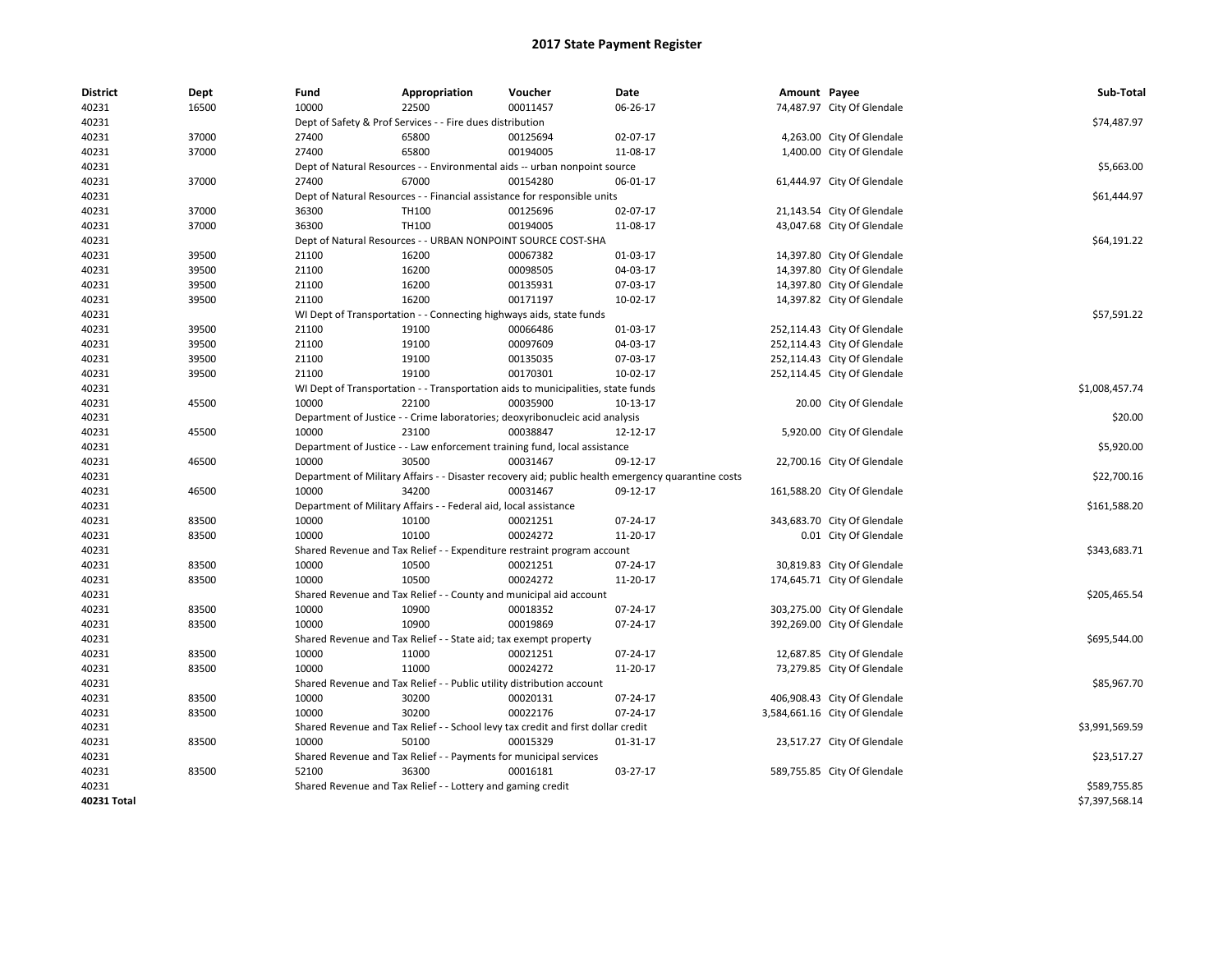# 2017 State Payment Register

| District | Dept | Fund | Appropriation | Voucher | Date | Amount | Payee | Sub-Total |
|---|---|---|---|---|---|---|---|---|
| 40231 | 16500 | 10000 | 22500 | 00011457 | 06-26-17 | 74,487.97 | City Of Glendale | |
| 40231 | | Dept of Safety & Prof Services - - Fire dues distribution | | | | | | $74,487.97 |
| 40231 | 37000 | 27400 | 65800 | 00125694 | 02-07-17 | 4,263.00 | City Of Glendale | |
| 40231 | 37000 | 27400 | 65800 | 00194005 | 11-08-17 | 1,400.00 | City Of Glendale | |
| 40231 | | Dept of Natural Resources - - Environmental aids -- urban nonpoint source | | | | | | $5,663.00 |
| 40231 | 37000 | 27400 | 67000 | 00154280 | 06-01-17 | 61,444.97 | City Of Glendale | |
| 40231 | | Dept of Natural Resources - - Financial assistance for responsible units | | | | | | $61,444.97 |
| 40231 | 37000 | 36300 | TH100 | 00125696 | 02-07-17 | 21,143.54 | City Of Glendale | |
| 40231 | 37000 | 36300 | TH100 | 00194005 | 11-08-17 | 43,047.68 | City Of Glendale | |
| 40231 | | Dept of Natural Resources - - URBAN NONPOINT SOURCE COST-SHA | | | | | | $64,191.22 |
| 40231 | 39500 | 21100 | 16200 | 00067382 | 01-03-17 | 14,397.80 | City Of Glendale | |
| 40231 | 39500 | 21100 | 16200 | 00098505 | 04-03-17 | 14,397.80 | City Of Glendale | |
| 40231 | 39500 | 21100 | 16200 | 00135931 | 07-03-17 | 14,397.80 | City Of Glendale | |
| 40231 | 39500 | 21100 | 16200 | 00171197 | 10-02-17 | 14,397.82 | City Of Glendale | |
| 40231 | | WI Dept of Transportation - - Connecting highways aids, state funds | | | | | | $57,591.22 |
| 40231 | 39500 | 21100 | 19100 | 00066486 | 01-03-17 | 252,114.43 | City Of Glendale | |
| 40231 | 39500 | 21100 | 19100 | 00097609 | 04-03-17 | 252,114.43 | City Of Glendale | |
| 40231 | 39500 | 21100 | 19100 | 00135035 | 07-03-17 | 252,114.43 | City Of Glendale | |
| 40231 | 39500 | 21100 | 19100 | 00170301 | 10-02-17 | 252,114.45 | City Of Glendale | |
| 40231 | | WI Dept of Transportation - - Transportation aids to municipalities, state funds | | | | | | $1,008,457.74 |
| 40231 | 45500 | 10000 | 22100 | 00035900 | 10-13-17 | 20.00 | City Of Glendale | |
| 40231 | | Department of Justice - - Crime laboratories; deoxyribonucleic acid analysis | | | | | | $20.00 |
| 40231 | 45500 | 10000 | 23100 | 00038847 | 12-12-17 | 5,920.00 | City Of Glendale | |
| 40231 | | Department of Justice - - Law enforcement training fund, local assistance | | | | | | $5,920.00 |
| 40231 | 46500 | 10000 | 30500 | 00031467 | 09-12-17 | 22,700.16 | City Of Glendale | |
| 40231 | | Department of Military Affairs - - Disaster recovery aid; public health emergency quarantine costs | | | | | | $22,700.16 |
| 40231 | 46500 | 10000 | 34200 | 00031467 | 09-12-17 | 161,588.20 | City Of Glendale | |
| 40231 | | Department of Military Affairs - - Federal aid, local assistance | | | | | | $161,588.20 |
| 40231 | 83500 | 10000 | 10100 | 00021251 | 07-24-17 | 343,683.70 | City Of Glendale | |
| 40231 | 83500 | 10000 | 10100 | 00024272 | 11-20-17 | 0.01 | City Of Glendale | |
| 40231 | | Shared Revenue and Tax Relief - - Expenditure restraint program account | | | | | | $343,683.71 |
| 40231 | 83500 | 10000 | 10500 | 00021251 | 07-24-17 | 30,819.83 | City Of Glendale | |
| 40231 | 83500 | 10000 | 10500 | 00024272 | 11-20-17 | 174,645.71 | City Of Glendale | |
| 40231 | | Shared Revenue and Tax Relief - - County and municipal aid account | | | | | | $205,465.54 |
| 40231 | 83500 | 10000 | 10900 | 00018352 | 07-24-17 | 303,275.00 | City Of Glendale | |
| 40231 | 83500 | 10000 | 10900 | 00019869 | 07-24-17 | 392,269.00 | City Of Glendale | |
| 40231 | | Shared Revenue and Tax Relief - - State aid; tax exempt property | | | | | | $695,544.00 |
| 40231 | 83500 | 10000 | 11000 | 00021251 | 07-24-17 | 12,687.85 | City Of Glendale | |
| 40231 | 83500 | 10000 | 11000 | 00024272 | 11-20-17 | 73,279.85 | City Of Glendale | |
| 40231 | | Shared Revenue and Tax Relief - - Public utility distribution account | | | | | | $85,967.70 |
| 40231 | 83500 | 10000 | 30200 | 00020131 | 07-24-17 | 406,908.43 | City Of Glendale | |
| 40231 | 83500 | 10000 | 30200 | 00022176 | 07-24-17 | 3,584,661.16 | City Of Glendale | |
| 40231 | | Shared Revenue and Tax Relief - - School levy tax credit and first dollar credit | | | | | | $3,991,569.59 |
| 40231 | 83500 | 10000 | 50100 | 00015329 | 01-31-17 | 23,517.27 | City Of Glendale | |
| 40231 | | Shared Revenue and Tax Relief - - Payments for municipal services | | | | | | $23,517.27 |
| 40231 | 83500 | 52100 | 36300 | 00016181 | 03-27-17 | 589,755.85 | City Of Glendale | |
| 40231 | | Shared Revenue and Tax Relief - - Lottery and gaming credit | | | | | | $589,755.85 |
| **40231 Total** | | | | | | | | $7,397,568.14 |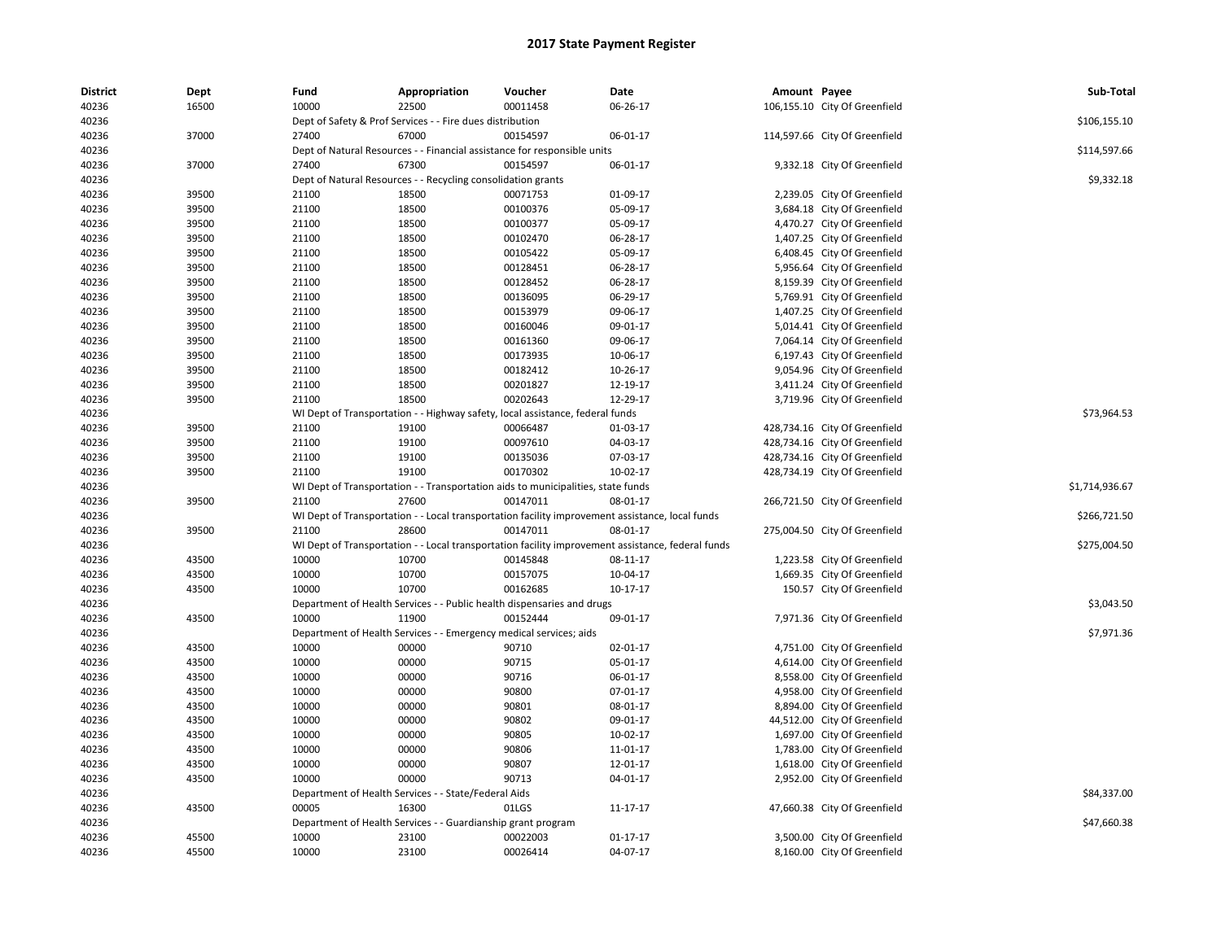# 2017 State Payment Register

| District | Dept | Fund | Appropriation | Voucher | Date | Amount | Payee | Sub-Total |
|---|---|---|---|---|---|---|---|---|
| 40236 | 16500 | 10000 | 22500 | 00011458 | 06-26-17 | 106,155.10 | City Of Greenfield | |
| 40236 | | Dept of Safety & Prof Services - - Fire dues distribution | | | | | | $106,155.10 |
| 40236 | 37000 | 27400 | 67000 | 00154597 | 06-01-17 | 114,597.66 | City Of Greenfield | |
| 40236 | | Dept of Natural Resources - - Financial assistance for responsible units | | | | | | $114,597.66 |
| 40236 | 37000 | 27400 | 67300 | 00154597 | 06-01-17 | 9,332.18 | City Of Greenfield | |
| 40236 | | Dept of Natural Resources - - Recycling consolidation grants | | | | | | $9,332.18 |
| 40236 | 39500 | 21100 | 18500 | 00071753 | 01-09-17 | 2,239.05 | City Of Greenfield | |
| 40236 | 39500 | 21100 | 18500 | 00100376 | 05-09-17 | 3,684.18 | City Of Greenfield | |
| 40236 | 39500 | 21100 | 18500 | 00100377 | 05-09-17 | 4,470.27 | City Of Greenfield | |
| 40236 | 39500 | 21100 | 18500 | 00102470 | 06-28-17 | 1,407.25 | City Of Greenfield | |
| 40236 | 39500 | 21100 | 18500 | 00105422 | 05-09-17 | 6,408.45 | City Of Greenfield | |
| 40236 | 39500 | 21100 | 18500 | 00128451 | 06-28-17 | 5,956.64 | City Of Greenfield | |
| 40236 | 39500 | 21100 | 18500 | 00128452 | 06-28-17 | 8,159.39 | City Of Greenfield | |
| 40236 | 39500 | 21100 | 18500 | 00136095 | 06-29-17 | 5,769.91 | City Of Greenfield | |
| 40236 | 39500 | 21100 | 18500 | 00153979 | 09-06-17 | 1,407.25 | City Of Greenfield | |
| 40236 | 39500 | 21100 | 18500 | 00160046 | 09-01-17 | 5,014.41 | City Of Greenfield | |
| 40236 | 39500 | 21100 | 18500 | 00161360 | 09-06-17 | 7,064.14 | City Of Greenfield | |
| 40236 | 39500 | 21100 | 18500 | 00173935 | 10-06-17 | 6,197.43 | City Of Greenfield | |
| 40236 | 39500 | 21100 | 18500 | 00182412 | 10-26-17 | 9,054.96 | City Of Greenfield | |
| 40236 | 39500 | 21100 | 18500 | 00201827 | 12-19-17 | 3,411.24 | City Of Greenfield | |
| 40236 | 39500 | 21100 | 18500 | 00202643 | 12-29-17 | 3,719.96 | City Of Greenfield | |
| 40236 | | WI Dept of Transportation - - Highway safety, local assistance, federal funds | | | | | | $73,964.53 |
| 40236 | 39500 | 21100 | 19100 | 00066487 | 01-03-17 | 428,734.16 | City Of Greenfield | |
| 40236 | 39500 | 21100 | 19100 | 00097610 | 04-03-17 | 428,734.16 | City Of Greenfield | |
| 40236 | 39500 | 21100 | 19100 | 00135036 | 07-03-17 | 428,734.16 | City Of Greenfield | |
| 40236 | 39500 | 21100 | 19100 | 00170302 | 10-02-17 | 428,734.19 | City Of Greenfield | |
| 40236 | | WI Dept of Transportation - - Transportation aids to municipalities, state funds | | | | | | $1,714,936.67 |
| 40236 | 39500 | 21100 | 27600 | 00147011 | 08-01-17 | 266,721.50 | City Of Greenfield | |
| 40236 | | WI Dept of Transportation - - Local transportation facility improvement assistance, local funds | | | | | | $266,721.50 |
| 40236 | 39500 | 21100 | 28600 | 00147011 | 08-01-17 | 275,004.50 | City Of Greenfield | |
| 40236 | | WI Dept of Transportation - - Local transportation facility improvement assistance, federal funds | | | | | | $275,004.50 |
| 40236 | 43500 | 10000 | 10700 | 00145848 | 08-11-17 | 1,223.58 | City Of Greenfield | |
| 40236 | 43500 | 10000 | 10700 | 00157075 | 10-04-17 | 1,669.35 | City Of Greenfield | |
| 40236 | 43500 | 10000 | 10700 | 00162685 | 10-17-17 | 150.57 | City Of Greenfield | |
| 40236 | | Department of Health Services - - Public health dispensaries and drugs | | | | | | $3,043.50 |
| 40236 | 43500 | 10000 | 11900 | 00152444 | 09-01-17 | 7,971.36 | City Of Greenfield | |
| 40236 | | Department of Health Services - - Emergency medical services; aids | | | | | | $7,971.36 |
| 40236 | 43500 | 10000 | 00000 | 90710 | 02-01-17 | 4,751.00 | City Of Greenfield | |
| 40236 | 43500 | 10000 | 00000 | 90715 | 05-01-17 | 4,614.00 | City Of Greenfield | |
| 40236 | 43500 | 10000 | 00000 | 90716 | 06-01-17 | 8,558.00 | City Of Greenfield | |
| 40236 | 43500 | 10000 | 00000 | 90800 | 07-01-17 | 4,958.00 | City Of Greenfield | |
| 40236 | 43500 | 10000 | 00000 | 90801 | 08-01-17 | 8,894.00 | City Of Greenfield | |
| 40236 | 43500 | 10000 | 00000 | 90802 | 09-01-17 | 44,512.00 | City Of Greenfield | |
| 40236 | 43500 | 10000 | 00000 | 90805 | 10-02-17 | 1,697.00 | City Of Greenfield | |
| 40236 | 43500 | 10000 | 00000 | 90806 | 11-01-17 | 1,783.00 | City Of Greenfield | |
| 40236 | 43500 | 10000 | 00000 | 90807 | 12-01-17 | 1,618.00 | City Of Greenfield | |
| 40236 | 43500 | 10000 | 00000 | 90713 | 04-01-17 | 2,952.00 | City Of Greenfield | |
| 40236 | | Department of Health Services - - State/Federal Aids | | | | | | $84,337.00 |
| 40236 | 43500 | 00005 | 16300 | 01LGS | 11-17-17 | 47,660.38 | City Of Greenfield | |
| 40236 | | Department of Health Services - - Guardianship grant program | | | | | | $47,660.38 |
| 40236 | 45500 | 10000 | 23100 | 00022003 | 01-17-17 | 3,500.00 | City Of Greenfield | |
| 40236 | 45500 | 10000 | 23100 | 00026414 | 04-07-17 | 8,160.00 | City Of Greenfield | |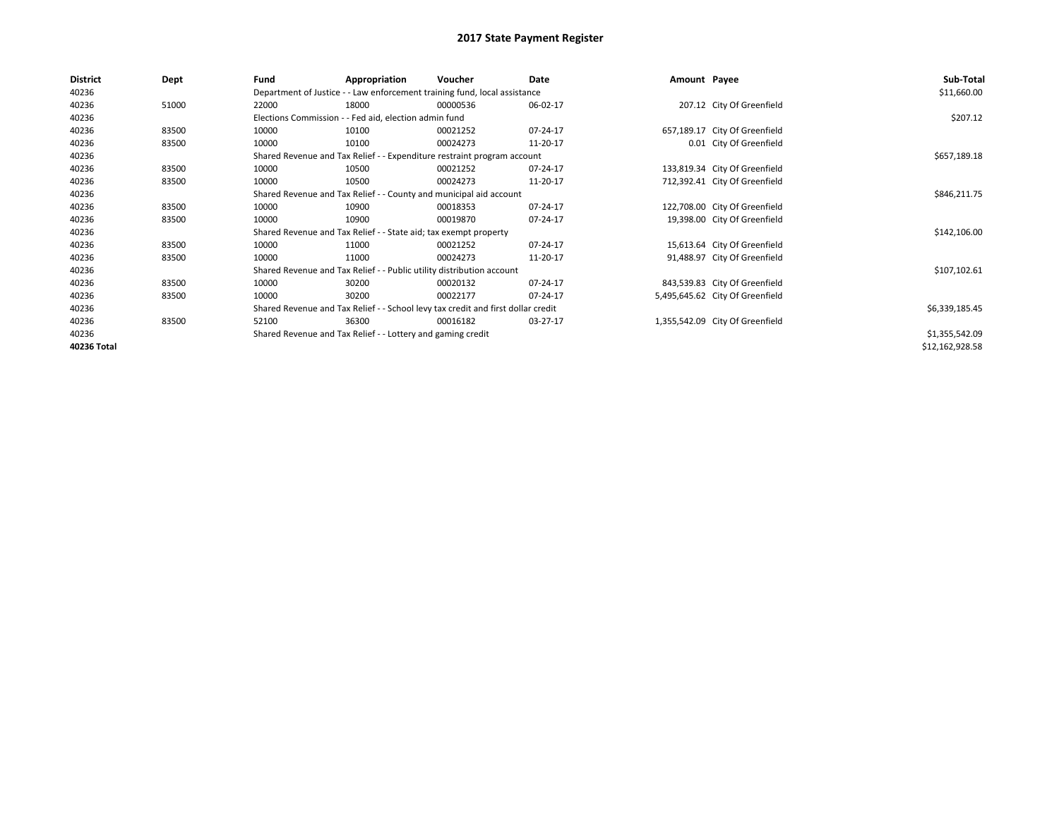# 2017 State Payment Register

| District | Dept | Fund | Appropriation | Voucher | Date | Amount | Payee | Sub-Total |
|---|---|---|---|---|---|---|---|---|
| 40236 | | Department of Justice - - Law enforcement training fund, local assistance | | | | | | $11,660.00 |
| 40236 | 51000 | 22000 | 18000 | 00000536 | 06-02-17 | 207.12 | City Of Greenfield | |
| 40236 | | Elections Commission - - Fed aid, election admin fund | | | | | | $207.12 |
| 40236 | 83500 | 10000 | 10100 | 00021252 | 07-24-17 | 657,189.17 | City Of Greenfield | |
| 40236 | 83500 | 10000 | 10100 | 00024273 | 11-20-17 | 0.01 | City Of Greenfield | |
| 40236 | | Shared Revenue and Tax Relief - - Expenditure restraint program account | | | | | | $657,189.18 |
| 40236 | 83500 | 10000 | 10500 | 00021252 | 07-24-17 | 133,819.34 | City Of Greenfield | |
| 40236 | 83500 | 10000 | 10500 | 00024273 | 11-20-17 | 712,392.41 | City Of Greenfield | |
| 40236 | | Shared Revenue and Tax Relief - - County and municipal aid account | | | | | | $846,211.75 |
| 40236 | 83500 | 10000 | 10900 | 00018353 | 07-24-17 | 122,708.00 | City Of Greenfield | |
| 40236 | 83500 | 10000 | 10900 | 00019870 | 07-24-17 | 19,398.00 | City Of Greenfield | |
| 40236 | | Shared Revenue and Tax Relief - - State aid; tax exempt property | | | | | | $142,106.00 |
| 40236 | 83500 | 10000 | 11000 | 00021252 | 07-24-17 | 15,613.64 | City Of Greenfield | |
| 40236 | 83500 | 10000 | 11000 | 00024273 | 11-20-17 | 91,488.97 | City Of Greenfield | |
| 40236 | | Shared Revenue and Tax Relief - - Public utility distribution account | | | | | | $107,102.61 |
| 40236 | 83500 | 10000 | 30200 | 00020132 | 07-24-17 | 843,539.83 | City Of Greenfield | |
| 40236 | 83500 | 10000 | 30200 | 00022177 | 07-24-17 | 5,495,645.62 | City Of Greenfield | |
| 40236 | | Shared Revenue and Tax Relief - - School levy tax credit and first dollar credit | | | | | | $6,339,185.45 |
| 40236 | 83500 | 52100 | 36300 | 00016182 | 03-27-17 | 1,355,542.09 | City Of Greenfield | |
| 40236 | | Shared Revenue and Tax Relief - - Lottery and gaming credit | | | | | | $1,355,542.09 |
| **40236 Total** | | | | | | | | $12,162,928.58 |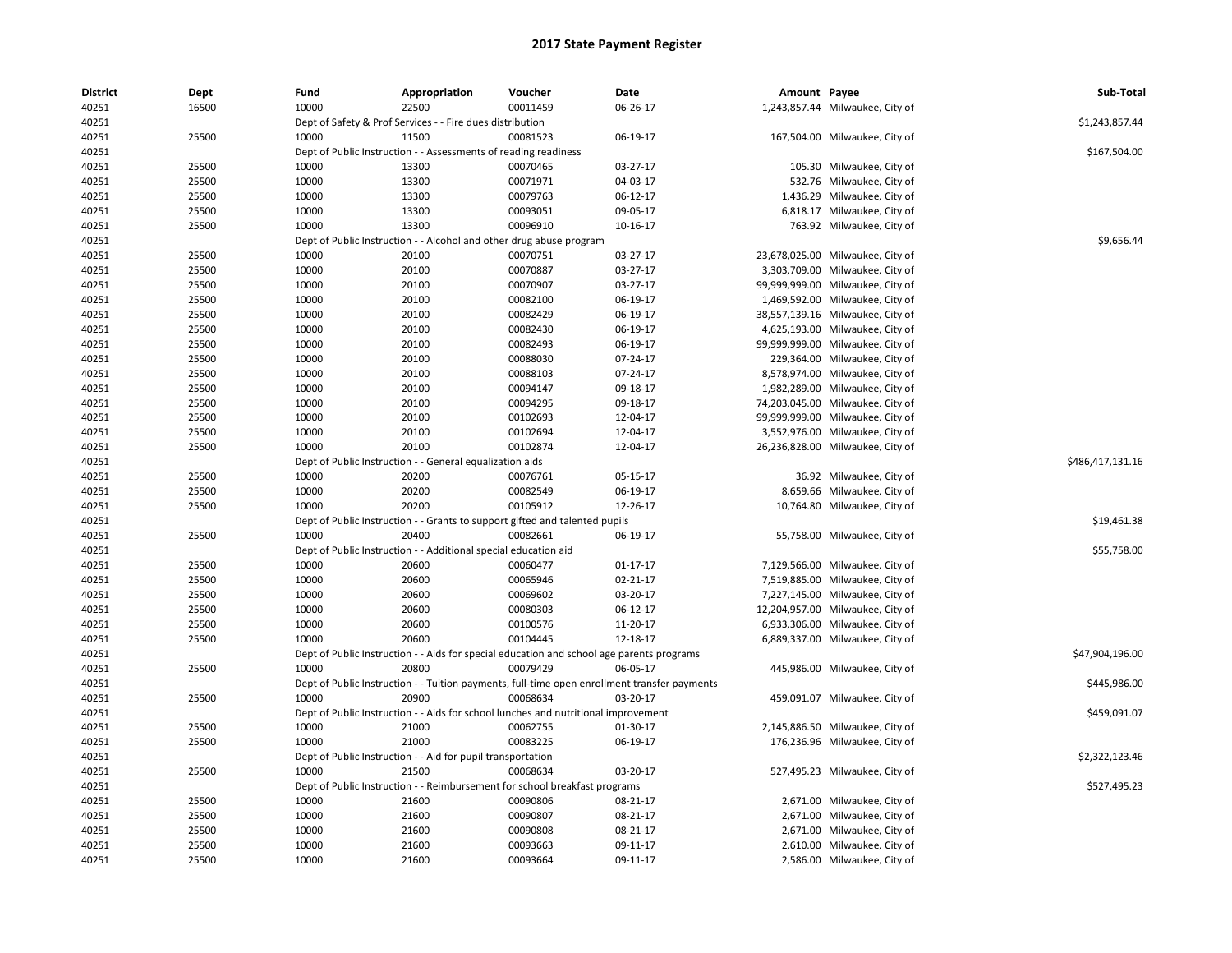# 2017 State Payment Register

| District | Dept | Fund | Appropriation | Voucher | Date | Amount | Payee | Sub-Total |
|---|---|---|---|---|---|---|---|---|
| 40251 | 16500 | 10000 | 22500 | 00011459 | 06-26-17 | 1,243,857.44 | Milwaukee, City of | |
| 40251 | | Dept of Safety & Prof Services - - Fire dues distribution | | | | | | $1,243,857.44 |
| 40251 | 25500 | 10000 | 11500 | 00081523 | 06-19-17 | 167,504.00 | Milwaukee, City of | |
| 40251 | | Dept of Public Instruction - - Assessments of reading readiness | | | | | | $167,504.00 |
| 40251 | 25500 | 10000 | 13300 | 00070465 | 03-27-17 | 105.30 | Milwaukee, City of | |
| 40251 | 25500 | 10000 | 13300 | 00071971 | 04-03-17 | 532.76 | Milwaukee, City of | |
| 40251 | 25500 | 10000 | 13300 | 00079763 | 06-12-17 | 1,436.29 | Milwaukee, City of | |
| 40251 | 25500 | 10000 | 13300 | 00093051 | 09-05-17 | 6,818.17 | Milwaukee, City of | |
| 40251 | 25500 | 10000 | 13300 | 00096910 | 10-16-17 | 763.92 | Milwaukee, City of | |
| 40251 | | Dept of Public Instruction - - Alcohol and other drug abuse program | | | | | | $9,656.44 |
| 40251 | 25500 | 10000 | 20100 | 00070751 | 03-27-17 | 23,678,025.00 | Milwaukee, City of | |
| 40251 | 25500 | 10000 | 20100 | 00070887 | 03-27-17 | 3,303,709.00 | Milwaukee, City of | |
| 40251 | 25500 | 10000 | 20100 | 00070907 | 03-27-17 | 99,999,999.00 | Milwaukee, City of | |
| 40251 | 25500 | 10000 | 20100 | 00082100 | 06-19-17 | 1,469,592.00 | Milwaukee, City of | |
| 40251 | 25500 | 10000 | 20100 | 00082429 | 06-19-17 | 38,557,139.16 | Milwaukee, City of | |
| 40251 | 25500 | 10000 | 20100 | 00082430 | 06-19-17 | 4,625,193.00 | Milwaukee, City of | |
| 40251 | 25500 | 10000 | 20100 | 00082493 | 06-19-17 | 99,999,999.00 | Milwaukee, City of | |
| 40251 | 25500 | 10000 | 20100 | 00088030 | 07-24-17 | 229,364.00 | Milwaukee, City of | |
| 40251 | 25500 | 10000 | 20100 | 00088103 | 07-24-17 | 8,578,974.00 | Milwaukee, City of | |
| 40251 | 25500 | 10000 | 20100 | 00094147 | 09-18-17 | 1,982,289.00 | Milwaukee, City of | |
| 40251 | 25500 | 10000 | 20100 | 00094295 | 09-18-17 | 74,203,045.00 | Milwaukee, City of | |
| 40251 | 25500 | 10000 | 20100 | 00102693 | 12-04-17 | 99,999,999.00 | Milwaukee, City of | |
| 40251 | 25500 | 10000 | 20100 | 00102694 | 12-04-17 | 3,552,976.00 | Milwaukee, City of | |
| 40251 | 25500 | 10000 | 20100 | 00102874 | 12-04-17 | 26,236,828.00 | Milwaukee, City of | |
| 40251 | | Dept of Public Instruction - - General equalization aids | | | | | | $486,417,131.16 |
| 40251 | 25500 | 10000 | 20200 | 00076761 | 05-15-17 | 36.92 | Milwaukee, City of | |
| 40251 | 25500 | 10000 | 20200 | 00082549 | 06-19-17 | 8,659.66 | Milwaukee, City of | |
| 40251 | 25500 | 10000 | 20200 | 00105912 | 12-26-17 | 10,764.80 | Milwaukee, City of | |
| 40251 | | Dept of Public Instruction - - Grants to support gifted and talented pupils | | | | | | $19,461.38 |
| 40251 | 25500 | 10000 | 20400 | 00082661 | 06-19-17 | 55,758.00 | Milwaukee, City of | |
| 40251 | | Dept of Public Instruction - - Additional special education aid | | | | | | $55,758.00 |
| 40251 | 25500 | 10000 | 20600 | 00060477 | 01-17-17 | 7,129,566.00 | Milwaukee, City of | |
| 40251 | 25500 | 10000 | 20600 | 00065946 | 02-21-17 | 7,519,885.00 | Milwaukee, City of | |
| 40251 | 25500 | 10000 | 20600 | 00069602 | 03-20-17 | 7,227,145.00 | Milwaukee, City of | |
| 40251 | 25500 | 10000 | 20600 | 00080303 | 06-12-17 | 12,204,957.00 | Milwaukee, City of | |
| 40251 | 25500 | 10000 | 20600 | 00100576 | 11-20-17 | 6,933,306.00 | Milwaukee, City of | |
| 40251 | 25500 | 10000 | 20600 | 00104445 | 12-18-17 | 6,889,337.00 | Milwaukee, City of | |
| 40251 | | Dept of Public Instruction - - Aids for special education and school age parents programs | | | | | | $47,904,196.00 |
| 40251 | 25500 | 10000 | 20800 | 00079429 | 06-05-17 | 445,986.00 | Milwaukee, City of | |
| 40251 | | Dept of Public Instruction - - Tuition payments, full-time open enrollment transfer payments | | | | | | $445,986.00 |
| 40251 | 25500 | 10000 | 20900 | 00068634 | 03-20-17 | 459,091.07 | Milwaukee, City of | |
| 40251 | | Dept of Public Instruction - - Aids for school lunches and nutritional improvement | | | | | | $459,091.07 |
| 40251 | 25500 | 10000 | 21000 | 00062755 | 01-30-17 | 2,145,886.50 | Milwaukee, City of | |
| 40251 | 25500 | 10000 | 21000 | 00083225 | 06-19-17 | 176,236.96 | Milwaukee, City of | |
| 40251 | | Dept of Public Instruction - - Aid for pupil transportation | | | | | | $2,322,123.46 |
| 40251 | 25500 | 10000 | 21500 | 00068634 | 03-20-17 | 527,495.23 | Milwaukee, City of | |
| 40251 | | Dept of Public Instruction - - Reimbursement for school breakfast programs | | | | | | $527,495.23 |
| 40251 | 25500 | 10000 | 21600 | 00090806 | 08-21-17 | 2,671.00 | Milwaukee, City of | |
| 40251 | 25500 | 10000 | 21600 | 00090807 | 08-21-17 | 2,671.00 | Milwaukee, City of | |
| 40251 | 25500 | 10000 | 21600 | 00090808 | 08-21-17 | 2,671.00 | Milwaukee, City of | |
| 40251 | 25500 | 10000 | 21600 | 00093663 | 09-11-17 | 2,610.00 | Milwaukee, City of | |
| 40251 | 25500 | 10000 | 21600 | 00093664 | 09-11-17 | 2,586.00 | Milwaukee, City of | |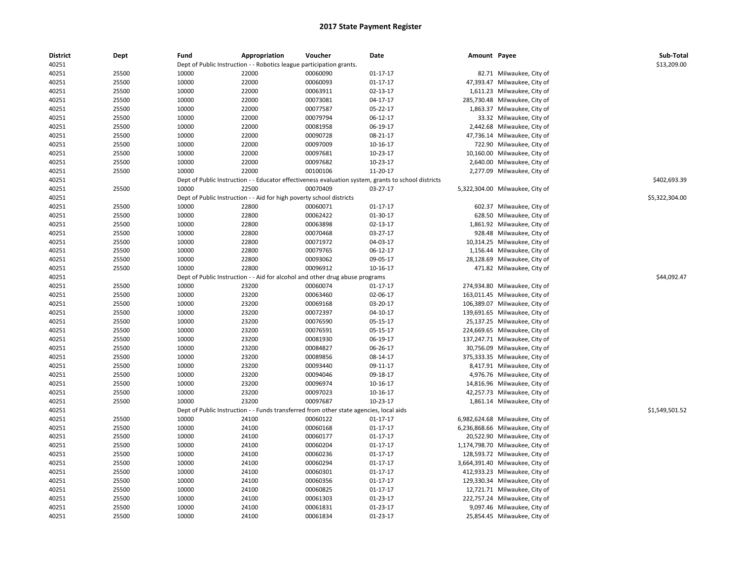# 2017 State Payment Register

| District | Dept | Fund | Appropriation | Voucher | Date | Amount | Payee | Sub-Total |
|---|---|---|---|---|---|---|---|---|
| 40251 | | Dept of Public Instruction - - Robotics league participation grants. | | | | | | $13,209.00 |
| 40251 | 25500 | 10000 | 22000 | 00060090 | 01-17-17 | 82.71 | Milwaukee, City of | |
| 40251 | 25500 | 10000 | 22000 | 00060093 | 01-17-17 | 47,393.47 | Milwaukee, City of | |
| 40251 | 25500 | 10000 | 22000 | 00063911 | 02-13-17 | 1,611.23 | Milwaukee, City of | |
| 40251 | 25500 | 10000 | 22000 | 00073081 | 04-17-17 | 285,730.48 | Milwaukee, City of | |
| 40251 | 25500 | 10000 | 22000 | 00077587 | 05-22-17 | 1,863.37 | Milwaukee, City of | |
| 40251 | 25500 | 10000 | 22000 | 00079794 | 06-12-17 | 33.32 | Milwaukee, City of | |
| 40251 | 25500 | 10000 | 22000 | 00081958 | 06-19-17 | 2,442.68 | Milwaukee, City of | |
| 40251 | 25500 | 10000 | 22000 | 00090728 | 08-21-17 | 47,736.14 | Milwaukee, City of | |
| 40251 | 25500 | 10000 | 22000 | 00097009 | 10-16-17 | 722.90 | Milwaukee, City of | |
| 40251 | 25500 | 10000 | 22000 | 00097681 | 10-23-17 | 10,160.00 | Milwaukee, City of | |
| 40251 | 25500 | 10000 | 22000 | 00097682 | 10-23-17 | 2,640.00 | Milwaukee, City of | |
| 40251 | 25500 | 10000 | 22000 | 00100106 | 11-20-17 | 2,277.09 | Milwaukee, City of | |
| 40251 | | Dept of Public Instruction - - Educator effectiveness evaluation system, grants to school districts | | | | | | $402,693.39 |
| 40251 | 25500 | 10000 | 22500 | 00070409 | 03-27-17 | 5,322,304.00 | Milwaukee, City of | |
| 40251 | | Dept of Public Instruction - - Aid for high poverty school districts | | | | | | $5,322,304.00 |
| 40251 | 25500 | 10000 | 22800 | 00060071 | 01-17-17 | 602.37 | Milwaukee, City of | |
| 40251 | 25500 | 10000 | 22800 | 00062422 | 01-30-17 | 628.50 | Milwaukee, City of | |
| 40251 | 25500 | 10000 | 22800 | 00063898 | 02-13-17 | 1,861.92 | Milwaukee, City of | |
| 40251 | 25500 | 10000 | 22800 | 00070468 | 03-27-17 | 928.48 | Milwaukee, City of | |
| 40251 | 25500 | 10000 | 22800 | 00071972 | 04-03-17 | 10,314.25 | Milwaukee, City of | |
| 40251 | 25500 | 10000 | 22800 | 00079765 | 06-12-17 | 1,156.44 | Milwaukee, City of | |
| 40251 | 25500 | 10000 | 22800 | 00093062 | 09-05-17 | 28,128.69 | Milwaukee, City of | |
| 40251 | 25500 | 10000 | 22800 | 00096912 | 10-16-17 | 471.82 | Milwaukee, City of | |
| 40251 | | Dept of Public Instruction - - Aid for alcohol and other drug abuse programs | | | | | | $44,092.47 |
| 40251 | 25500 | 10000 | 23200 | 00060074 | 01-17-17 | 274,934.80 | Milwaukee, City of | |
| 40251 | 25500 | 10000 | 23200 | 00063460 | 02-06-17 | 163,011.45 | Milwaukee, City of | |
| 40251 | 25500 | 10000 | 23200 | 00069168 | 03-20-17 | 106,389.07 | Milwaukee, City of | |
| 40251 | 25500 | 10000 | 23200 | 00072397 | 04-10-17 | 139,691.65 | Milwaukee, City of | |
| 40251 | 25500 | 10000 | 23200 | 00076590 | 05-15-17 | 25,137.25 | Milwaukee, City of | |
| 40251 | 25500 | 10000 | 23200 | 00076591 | 05-15-17 | 224,669.65 | Milwaukee, City of | |
| 40251 | 25500 | 10000 | 23200 | 00081930 | 06-19-17 | 137,247.71 | Milwaukee, City of | |
| 40251 | 25500 | 10000 | 23200 | 00084827 | 06-26-17 | 30,756.09 | Milwaukee, City of | |
| 40251 | 25500 | 10000 | 23200 | 00089856 | 08-14-17 | 375,333.35 | Milwaukee, City of | |
| 40251 | 25500 | 10000 | 23200 | 00093440 | 09-11-17 | 8,417.91 | Milwaukee, City of | |
| 40251 | 25500 | 10000 | 23200 | 00094046 | 09-18-17 | 4,976.76 | Milwaukee, City of | |
| 40251 | 25500 | 10000 | 23200 | 00096974 | 10-16-17 | 14,816.96 | Milwaukee, City of | |
| 40251 | 25500 | 10000 | 23200 | 00097023 | 10-16-17 | 42,257.73 | Milwaukee, City of | |
| 40251 | 25500 | 10000 | 23200 | 00097687 | 10-23-17 | 1,861.14 | Milwaukee, City of | |
| 40251 | | Dept of Public Instruction - - Funds transferred from other state agencies, local aids | | | | | | $1,549,501.52 |
| 40251 | 25500 | 10000 | 24100 | 00060122 | 01-17-17 | 6,982,624.68 | Milwaukee, City of | |
| 40251 | 25500 | 10000 | 24100 | 00060168 | 01-17-17 | 6,236,868.66 | Milwaukee, City of | |
| 40251 | 25500 | 10000 | 24100 | 00060177 | 01-17-17 | 20,522.90 | Milwaukee, City of | |
| 40251 | 25500 | 10000 | 24100 | 00060204 | 01-17-17 | 1,174,798.70 | Milwaukee, City of | |
| 40251 | 25500 | 10000 | 24100 | 00060236 | 01-17-17 | 128,593.72 | Milwaukee, City of | |
| 40251 | 25500 | 10000 | 24100 | 00060294 | 01-17-17 | 3,664,391.40 | Milwaukee, City of | |
| 40251 | 25500 | 10000 | 24100 | 00060301 | 01-17-17 | 412,933.23 | Milwaukee, City of | |
| 40251 | 25500 | 10000 | 24100 | 00060356 | 01-17-17 | 129,330.34 | Milwaukee, City of | |
| 40251 | 25500 | 10000 | 24100 | 00060825 | 01-17-17 | 12,721.71 | Milwaukee, City of | |
| 40251 | 25500 | 10000 | 24100 | 00061303 | 01-23-17 | 222,757.24 | Milwaukee, City of | |
| 40251 | 25500 | 10000 | 24100 | 00061831 | 01-23-17 | 9,097.46 | Milwaukee, City of | |
| 40251 | 25500 | 10000 | 24100 | 00061834 | 01-23-17 | 25,854.45 | Milwaukee, City of | |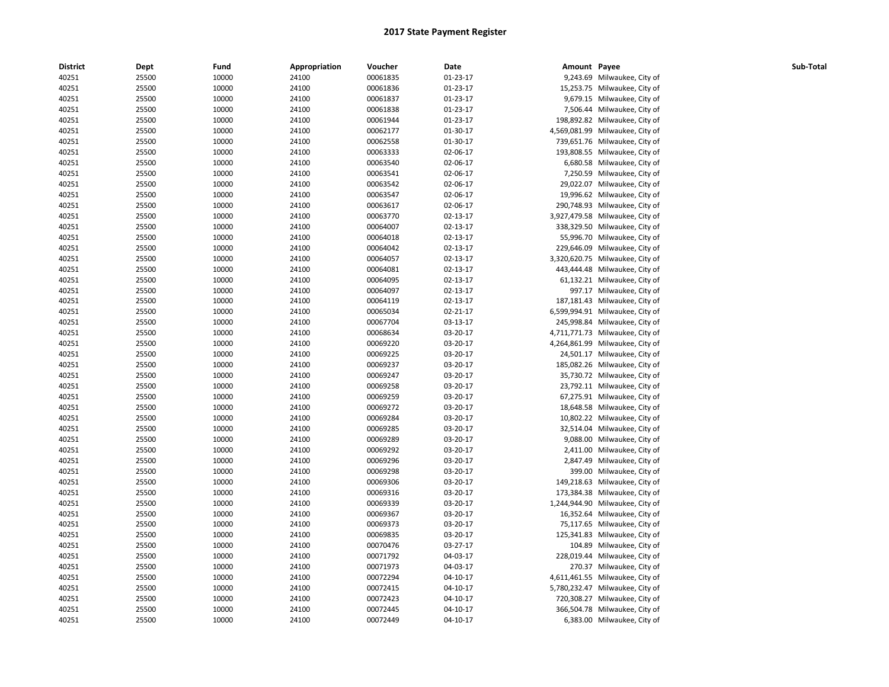# 2017 State Payment Register

| District | Dept | Fund | Appropriation | Voucher | Date | Amount | Payee | Sub-Total |
|---|---|---|---|---|---|---|---|---|
| 40251 | 25500 | 10000 | 24100 | 00061835 | 01-23-17 | 9,243.69 | Milwaukee, City of | |
| 40251 | 25500 | 10000 | 24100 | 00061836 | 01-23-17 | 15,253.75 | Milwaukee, City of | |
| 40251 | 25500 | 10000 | 24100 | 00061837 | 01-23-17 | 9,679.15 | Milwaukee, City of | |
| 40251 | 25500 | 10000 | 24100 | 00061838 | 01-23-17 | 7,506.44 | Milwaukee, City of | |
| 40251 | 25500 | 10000 | 24100 | 00061944 | 01-23-17 | 198,892.82 | Milwaukee, City of | |
| 40251 | 25500 | 10000 | 24100 | 00062177 | 01-30-17 | 4,569,081.99 | Milwaukee, City of | |
| 40251 | 25500 | 10000 | 24100 | 00062558 | 01-30-17 | 739,651.76 | Milwaukee, City of | |
| 40251 | 25500 | 10000 | 24100 | 00063333 | 02-06-17 | 193,808.55 | Milwaukee, City of | |
| 40251 | 25500 | 10000 | 24100 | 00063540 | 02-06-17 | 6,680.58 | Milwaukee, City of | |
| 40251 | 25500 | 10000 | 24100 | 00063541 | 02-06-17 | 7,250.59 | Milwaukee, City of | |
| 40251 | 25500 | 10000 | 24100 | 00063542 | 02-06-17 | 29,022.07 | Milwaukee, City of | |
| 40251 | 25500 | 10000 | 24100 | 00063547 | 02-06-17 | 19,996.62 | Milwaukee, City of | |
| 40251 | 25500 | 10000 | 24100 | 00063617 | 02-06-17 | 290,748.93 | Milwaukee, City of | |
| 40251 | 25500 | 10000 | 24100 | 00063770 | 02-13-17 | 3,927,479.58 | Milwaukee, City of | |
| 40251 | 25500 | 10000 | 24100 | 00064007 | 02-13-17 | 338,329.50 | Milwaukee, City of | |
| 40251 | 25500 | 10000 | 24100 | 00064018 | 02-13-17 | 55,996.70 | Milwaukee, City of | |
| 40251 | 25500 | 10000 | 24100 | 00064042 | 02-13-17 | 229,646.09 | Milwaukee, City of | |
| 40251 | 25500 | 10000 | 24100 | 00064057 | 02-13-17 | 3,320,620.75 | Milwaukee, City of | |
| 40251 | 25500 | 10000 | 24100 | 00064081 | 02-13-17 | 443,444.48 | Milwaukee, City of | |
| 40251 | 25500 | 10000 | 24100 | 00064095 | 02-13-17 | 61,132.21 | Milwaukee, City of | |
| 40251 | 25500 | 10000 | 24100 | 00064097 | 02-13-17 | 997.17 | Milwaukee, City of | |
| 40251 | 25500 | 10000 | 24100 | 00064119 | 02-13-17 | 187,181.43 | Milwaukee, City of | |
| 40251 | 25500 | 10000 | 24100 | 00065034 | 02-21-17 | 6,599,994.91 | Milwaukee, City of | |
| 40251 | 25500 | 10000 | 24100 | 00067704 | 03-13-17 | 245,998.84 | Milwaukee, City of | |
| 40251 | 25500 | 10000 | 24100 | 00068634 | 03-20-17 | 4,711,771.73 | Milwaukee, City of | |
| 40251 | 25500 | 10000 | 24100 | 00069220 | 03-20-17 | 4,264,861.99 | Milwaukee, City of | |
| 40251 | 25500 | 10000 | 24100 | 00069225 | 03-20-17 | 24,501.17 | Milwaukee, City of | |
| 40251 | 25500 | 10000 | 24100 | 00069237 | 03-20-17 | 185,082.26 | Milwaukee, City of | |
| 40251 | 25500 | 10000 | 24100 | 00069247 | 03-20-17 | 35,730.72 | Milwaukee, City of | |
| 40251 | 25500 | 10000 | 24100 | 00069258 | 03-20-17 | 23,792.11 | Milwaukee, City of | |
| 40251 | 25500 | 10000 | 24100 | 00069259 | 03-20-17 | 67,275.91 | Milwaukee, City of | |
| 40251 | 25500 | 10000 | 24100 | 00069272 | 03-20-17 | 18,648.58 | Milwaukee, City of | |
| 40251 | 25500 | 10000 | 24100 | 00069284 | 03-20-17 | 10,802.22 | Milwaukee, City of | |
| 40251 | 25500 | 10000 | 24100 | 00069285 | 03-20-17 | 32,514.04 | Milwaukee, City of | |
| 40251 | 25500 | 10000 | 24100 | 00069289 | 03-20-17 | 9,088.00 | Milwaukee, City of | |
| 40251 | 25500 | 10000 | 24100 | 00069292 | 03-20-17 | 2,411.00 | Milwaukee, City of | |
| 40251 | 25500 | 10000 | 24100 | 00069296 | 03-20-17 | 2,847.49 | Milwaukee, City of | |
| 40251 | 25500 | 10000 | 24100 | 00069298 | 03-20-17 | 399.00 | Milwaukee, City of | |
| 40251 | 25500 | 10000 | 24100 | 00069306 | 03-20-17 | 149,218.63 | Milwaukee, City of | |
| 40251 | 25500 | 10000 | 24100 | 00069316 | 03-20-17 | 173,384.38 | Milwaukee, City of | |
| 40251 | 25500 | 10000 | 24100 | 00069339 | 03-20-17 | 1,244,944.90 | Milwaukee, City of | |
| 40251 | 25500 | 10000 | 24100 | 00069367 | 03-20-17 | 16,352.64 | Milwaukee, City of | |
| 40251 | 25500 | 10000 | 24100 | 00069373 | 03-20-17 | 75,117.65 | Milwaukee, City of | |
| 40251 | 25500 | 10000 | 24100 | 00069835 | 03-20-17 | 125,341.83 | Milwaukee, City of | |
| 40251 | 25500 | 10000 | 24100 | 00070476 | 03-27-17 | 104.89 | Milwaukee, City of | |
| 40251 | 25500 | 10000 | 24100 | 00071792 | 04-03-17 | 228,019.44 | Milwaukee, City of | |
| 40251 | 25500 | 10000 | 24100 | 00071973 | 04-03-17 | 270.37 | Milwaukee, City of | |
| 40251 | 25500 | 10000 | 24100 | 00072294 | 04-10-17 | 4,611,461.55 | Milwaukee, City of | |
| 40251 | 25500 | 10000 | 24100 | 00072415 | 04-10-17 | 5,780,232.47 | Milwaukee, City of | |
| 40251 | 25500 | 10000 | 24100 | 00072423 | 04-10-17 | 720,308.27 | Milwaukee, City of | |
| 40251 | 25500 | 10000 | 24100 | 00072445 | 04-10-17 | 366,504.78 | Milwaukee, City of | |
| 40251 | 25500 | 10000 | 24100 | 00072449 | 04-10-17 | 6,383.00 | Milwaukee, City of | |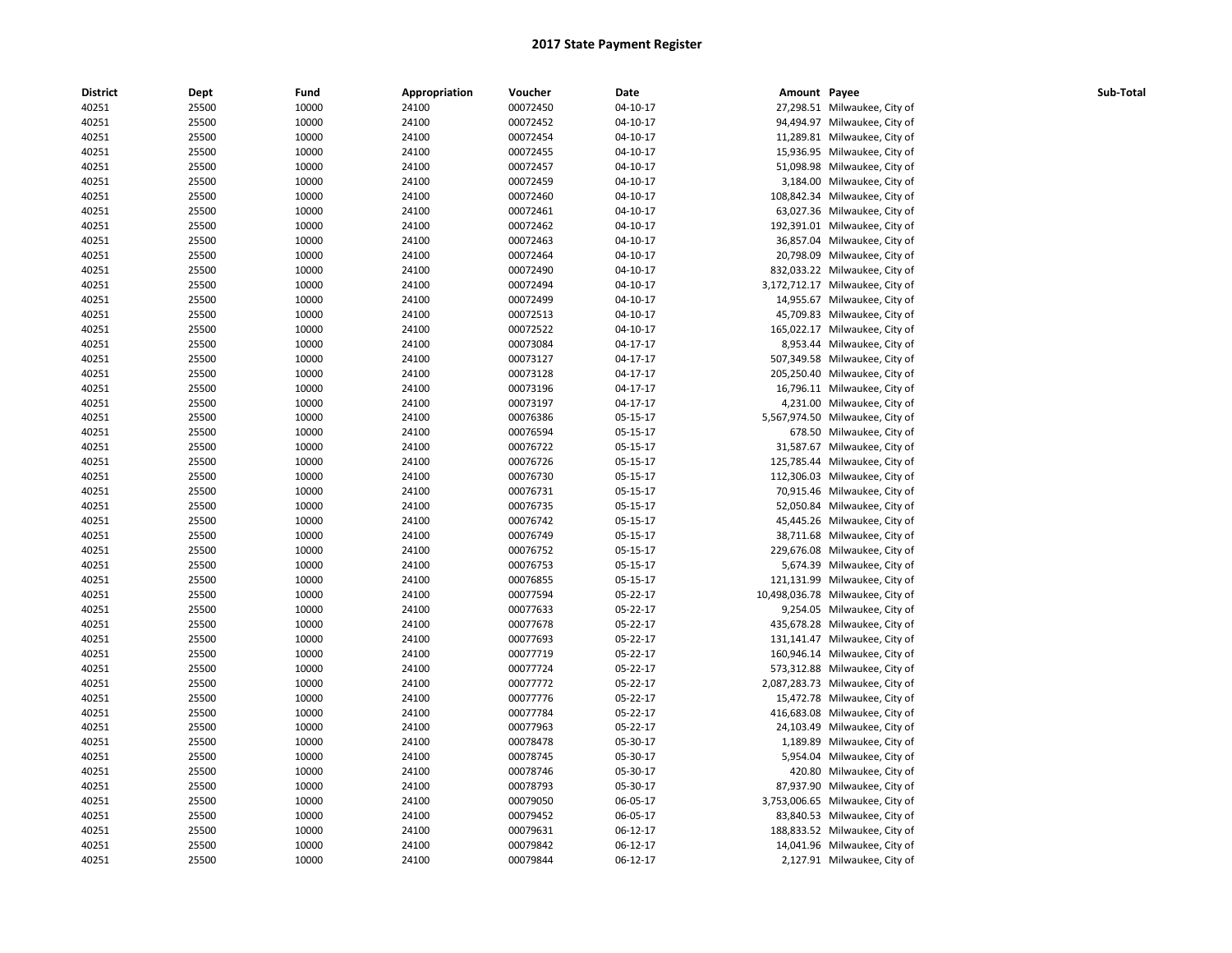## 2017 State Payment Register

| District | Dept | Fund | Appropriation | Voucher | Date | Amount | Payee | Sub-Total |
|---|---|---|---|---|---|---|---|---|
| 40251 | 25500 | 10000 | 24100 | 00072450 | 04-10-17 | 27,298.51 | Milwaukee, City of | |
| 40251 | 25500 | 10000 | 24100 | 00072452 | 04-10-17 | 94,494.97 | Milwaukee, City of | |
| 40251 | 25500 | 10000 | 24100 | 00072454 | 04-10-17 | 11,289.81 | Milwaukee, City of | |
| 40251 | 25500 | 10000 | 24100 | 00072455 | 04-10-17 | 15,936.95 | Milwaukee, City of | |
| 40251 | 25500 | 10000 | 24100 | 00072457 | 04-10-17 | 51,098.98 | Milwaukee, City of | |
| 40251 | 25500 | 10000 | 24100 | 00072459 | 04-10-17 | 3,184.00 | Milwaukee, City of | |
| 40251 | 25500 | 10000 | 24100 | 00072460 | 04-10-17 | 108,842.34 | Milwaukee, City of | |
| 40251 | 25500 | 10000 | 24100 | 00072461 | 04-10-17 | 63,027.36 | Milwaukee, City of | |
| 40251 | 25500 | 10000 | 24100 | 00072462 | 04-10-17 | 192,391.01 | Milwaukee, City of | |
| 40251 | 25500 | 10000 | 24100 | 00072463 | 04-10-17 | 36,857.04 | Milwaukee, City of | |
| 40251 | 25500 | 10000 | 24100 | 00072464 | 04-10-17 | 20,798.09 | Milwaukee, City of | |
| 40251 | 25500 | 10000 | 24100 | 00072490 | 04-10-17 | 832,033.22 | Milwaukee, City of | |
| 40251 | 25500 | 10000 | 24100 | 00072494 | 04-10-17 | 3,172,712.17 | Milwaukee, City of | |
| 40251 | 25500 | 10000 | 24100 | 00072499 | 04-10-17 | 14,955.67 | Milwaukee, City of | |
| 40251 | 25500 | 10000 | 24100 | 00072513 | 04-10-17 | 45,709.83 | Milwaukee, City of | |
| 40251 | 25500 | 10000 | 24100 | 00072522 | 04-10-17 | 165,022.17 | Milwaukee, City of | |
| 40251 | 25500 | 10000 | 24100 | 00073084 | 04-17-17 | 8,953.44 | Milwaukee, City of | |
| 40251 | 25500 | 10000 | 24100 | 00073127 | 04-17-17 | 507,349.58 | Milwaukee, City of | |
| 40251 | 25500 | 10000 | 24100 | 00073128 | 04-17-17 | 205,250.40 | Milwaukee, City of | |
| 40251 | 25500 | 10000 | 24100 | 00073196 | 04-17-17 | 16,796.11 | Milwaukee, City of | |
| 40251 | 25500 | 10000 | 24100 | 00073197 | 04-17-17 | 4,231.00 | Milwaukee, City of | |
| 40251 | 25500 | 10000 | 24100 | 00076386 | 05-15-17 | 5,567,974.50 | Milwaukee, City of | |
| 40251 | 25500 | 10000 | 24100 | 00076594 | 05-15-17 | 678.50 | Milwaukee, City of | |
| 40251 | 25500 | 10000 | 24100 | 00076722 | 05-15-17 | 31,587.67 | Milwaukee, City of | |
| 40251 | 25500 | 10000 | 24100 | 00076726 | 05-15-17 | 125,785.44 | Milwaukee, City of | |
| 40251 | 25500 | 10000 | 24100 | 00076730 | 05-15-17 | 112,306.03 | Milwaukee, City of | |
| 40251 | 25500 | 10000 | 24100 | 00076731 | 05-15-17 | 70,915.46 | Milwaukee, City of | |
| 40251 | 25500 | 10000 | 24100 | 00076735 | 05-15-17 | 52,050.84 | Milwaukee, City of | |
| 40251 | 25500 | 10000 | 24100 | 00076742 | 05-15-17 | 45,445.26 | Milwaukee, City of | |
| 40251 | 25500 | 10000 | 24100 | 00076749 | 05-15-17 | 38,711.68 | Milwaukee, City of | |
| 40251 | 25500 | 10000 | 24100 | 00076752 | 05-15-17 | 229,676.08 | Milwaukee, City of | |
| 40251 | 25500 | 10000 | 24100 | 00076753 | 05-15-17 | 5,674.39 | Milwaukee, City of | |
| 40251 | 25500 | 10000 | 24100 | 00076855 | 05-15-17 | 121,131.99 | Milwaukee, City of | |
| 40251 | 25500 | 10000 | 24100 | 00077594 | 05-22-17 | 10,498,036.78 | Milwaukee, City of | |
| 40251 | 25500 | 10000 | 24100 | 00077633 | 05-22-17 | 9,254.05 | Milwaukee, City of | |
| 40251 | 25500 | 10000 | 24100 | 00077678 | 05-22-17 | 435,678.28 | Milwaukee, City of | |
| 40251 | 25500 | 10000 | 24100 | 00077693 | 05-22-17 | 131,141.47 | Milwaukee, City of | |
| 40251 | 25500 | 10000 | 24100 | 00077719 | 05-22-17 | 160,946.14 | Milwaukee, City of | |
| 40251 | 25500 | 10000 | 24100 | 00077724 | 05-22-17 | 573,312.88 | Milwaukee, City of | |
| 40251 | 25500 | 10000 | 24100 | 00077772 | 05-22-17 | 2,087,283.73 | Milwaukee, City of | |
| 40251 | 25500 | 10000 | 24100 | 00077776 | 05-22-17 | 15,472.78 | Milwaukee, City of | |
| 40251 | 25500 | 10000 | 24100 | 00077784 | 05-22-17 | 416,683.08 | Milwaukee, City of | |
| 40251 | 25500 | 10000 | 24100 | 00077963 | 05-22-17 | 24,103.49 | Milwaukee, City of | |
| 40251 | 25500 | 10000 | 24100 | 00078478 | 05-30-17 | 1,189.89 | Milwaukee, City of | |
| 40251 | 25500 | 10000 | 24100 | 00078745 | 05-30-17 | 5,954.04 | Milwaukee, City of | |
| 40251 | 25500 | 10000 | 24100 | 00078746 | 05-30-17 | 420.80 | Milwaukee, City of | |
| 40251 | 25500 | 10000 | 24100 | 00078793 | 05-30-17 | 87,937.90 | Milwaukee, City of | |
| 40251 | 25500 | 10000 | 24100 | 00079050 | 06-05-17 | 3,753,006.65 | Milwaukee, City of | |
| 40251 | 25500 | 10000 | 24100 | 00079452 | 06-05-17 | 83,840.53 | Milwaukee, City of | |
| 40251 | 25500 | 10000 | 24100 | 00079631 | 06-12-17 | 188,833.52 | Milwaukee, City of | |
| 40251 | 25500 | 10000 | 24100 | 00079842 | 06-12-17 | 14,041.96 | Milwaukee, City of | |
| 40251 | 25500 | 10000 | 24100 | 00079844 | 06-12-17 | 2,127.91 | Milwaukee, City of | |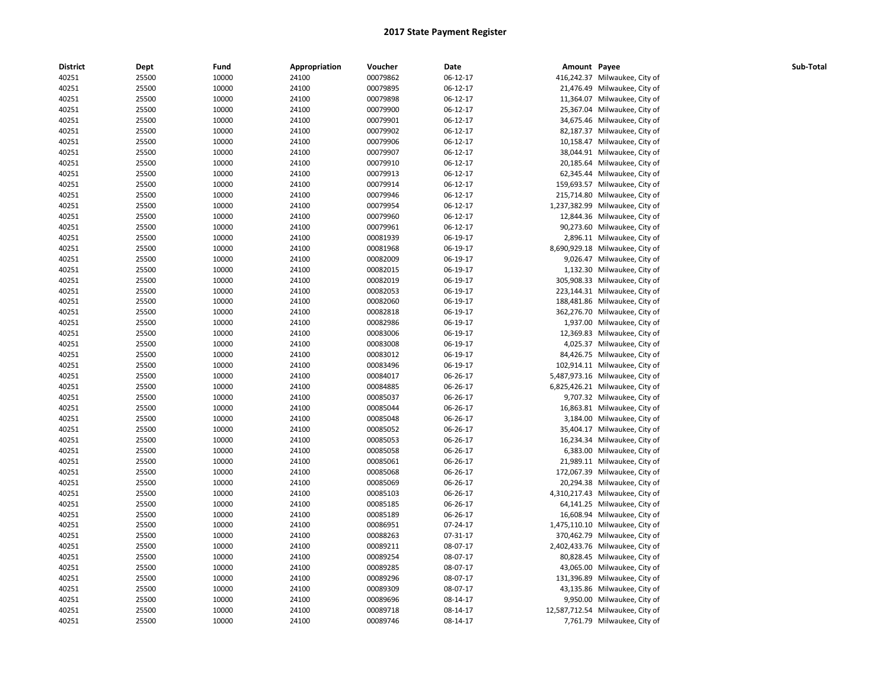# 2017 State Payment Register

| District | Dept | Fund | Appropriation | Voucher | Date | Amount | Payee | Sub-Total |
|---|---|---|---|---|---|---|---|---|
| 40251 | 25500 | 10000 | 24100 | 00079862 | 06-12-17 | 416,242.37 | Milwaukee, City of | |
| 40251 | 25500 | 10000 | 24100 | 00079895 | 06-12-17 | 21,476.49 | Milwaukee, City of | |
| 40251 | 25500 | 10000 | 24100 | 00079898 | 06-12-17 | 11,364.07 | Milwaukee, City of | |
| 40251 | 25500 | 10000 | 24100 | 00079900 | 06-12-17 | 25,367.04 | Milwaukee, City of | |
| 40251 | 25500 | 10000 | 24100 | 00079901 | 06-12-17 | 34,675.46 | Milwaukee, City of | |
| 40251 | 25500 | 10000 | 24100 | 00079902 | 06-12-17 | 82,187.37 | Milwaukee, City of | |
| 40251 | 25500 | 10000 | 24100 | 00079906 | 06-12-17 | 10,158.47 | Milwaukee, City of | |
| 40251 | 25500 | 10000 | 24100 | 00079907 | 06-12-17 | 38,044.91 | Milwaukee, City of | |
| 40251 | 25500 | 10000 | 24100 | 00079910 | 06-12-17 | 20,185.64 | Milwaukee, City of | |
| 40251 | 25500 | 10000 | 24100 | 00079913 | 06-12-17 | 62,345.44 | Milwaukee, City of | |
| 40251 | 25500 | 10000 | 24100 | 00079914 | 06-12-17 | 159,693.57 | Milwaukee, City of | |
| 40251 | 25500 | 10000 | 24100 | 00079946 | 06-12-17 | 215,714.80 | Milwaukee, City of | |
| 40251 | 25500 | 10000 | 24100 | 00079954 | 06-12-17 | 1,237,382.99 | Milwaukee, City of | |
| 40251 | 25500 | 10000 | 24100 | 00079960 | 06-12-17 | 12,844.36 | Milwaukee, City of | |
| 40251 | 25500 | 10000 | 24100 | 00079961 | 06-12-17 | 90,273.60 | Milwaukee, City of | |
| 40251 | 25500 | 10000 | 24100 | 00081939 | 06-19-17 | 2,896.11 | Milwaukee, City of | |
| 40251 | 25500 | 10000 | 24100 | 00081968 | 06-19-17 | 8,690,929.18 | Milwaukee, City of | |
| 40251 | 25500 | 10000 | 24100 | 00082009 | 06-19-17 | 9,026.47 | Milwaukee, City of | |
| 40251 | 25500 | 10000 | 24100 | 00082015 | 06-19-17 | 1,132.30 | Milwaukee, City of | |
| 40251 | 25500 | 10000 | 24100 | 00082019 | 06-19-17 | 305,908.33 | Milwaukee, City of | |
| 40251 | 25500 | 10000 | 24100 | 00082053 | 06-19-17 | 223,144.31 | Milwaukee, City of | |
| 40251 | 25500 | 10000 | 24100 | 00082060 | 06-19-17 | 188,481.86 | Milwaukee, City of | |
| 40251 | 25500 | 10000 | 24100 | 00082818 | 06-19-17 | 362,276.70 | Milwaukee, City of | |
| 40251 | 25500 | 10000 | 24100 | 00082986 | 06-19-17 | 1,937.00 | Milwaukee, City of | |
| 40251 | 25500 | 10000 | 24100 | 00083006 | 06-19-17 | 12,369.83 | Milwaukee, City of | |
| 40251 | 25500 | 10000 | 24100 | 00083008 | 06-19-17 | 4,025.37 | Milwaukee, City of | |
| 40251 | 25500 | 10000 | 24100 | 00083012 | 06-19-17 | 84,426.75 | Milwaukee, City of | |
| 40251 | 25500 | 10000 | 24100 | 00083496 | 06-19-17 | 102,914.11 | Milwaukee, City of | |
| 40251 | 25500 | 10000 | 24100 | 00084017 | 06-26-17 | 5,487,973.16 | Milwaukee, City of | |
| 40251 | 25500 | 10000 | 24100 | 00084885 | 06-26-17 | 6,825,426.21 | Milwaukee, City of | |
| 40251 | 25500 | 10000 | 24100 | 00085037 | 06-26-17 | 9,707.32 | Milwaukee, City of | |
| 40251 | 25500 | 10000 | 24100 | 00085044 | 06-26-17 | 16,863.81 | Milwaukee, City of | |
| 40251 | 25500 | 10000 | 24100 | 00085048 | 06-26-17 | 3,184.00 | Milwaukee, City of | |
| 40251 | 25500 | 10000 | 24100 | 00085052 | 06-26-17 | 35,404.17 | Milwaukee, City of | |
| 40251 | 25500 | 10000 | 24100 | 00085053 | 06-26-17 | 16,234.34 | Milwaukee, City of | |
| 40251 | 25500 | 10000 | 24100 | 00085058 | 06-26-17 | 6,383.00 | Milwaukee, City of | |
| 40251 | 25500 | 10000 | 24100 | 00085061 | 06-26-17 | 21,989.11 | Milwaukee, City of | |
| 40251 | 25500 | 10000 | 24100 | 00085068 | 06-26-17 | 172,067.39 | Milwaukee, City of | |
| 40251 | 25500 | 10000 | 24100 | 00085069 | 06-26-17 | 20,294.38 | Milwaukee, City of | |
| 40251 | 25500 | 10000 | 24100 | 00085103 | 06-26-17 | 4,310,217.43 | Milwaukee, City of | |
| 40251 | 25500 | 10000 | 24100 | 00085185 | 06-26-17 | 64,141.25 | Milwaukee, City of | |
| 40251 | 25500 | 10000 | 24100 | 00085189 | 06-26-17 | 16,608.94 | Milwaukee, City of | |
| 40251 | 25500 | 10000 | 24100 | 00086951 | 07-24-17 | 1,475,110.10 | Milwaukee, City of | |
| 40251 | 25500 | 10000 | 24100 | 00088263 | 07-31-17 | 370,462.79 | Milwaukee, City of | |
| 40251 | 25500 | 10000 | 24100 | 00089211 | 08-07-17 | 2,402,433.76 | Milwaukee, City of | |
| 40251 | 25500 | 10000 | 24100 | 00089254 | 08-07-17 | 80,828.45 | Milwaukee, City of | |
| 40251 | 25500 | 10000 | 24100 | 00089285 | 08-07-17 | 43,065.00 | Milwaukee, City of | |
| 40251 | 25500 | 10000 | 24100 | 00089296 | 08-07-17 | 131,396.89 | Milwaukee, City of | |
| 40251 | 25500 | 10000 | 24100 | 00089309 | 08-07-17 | 43,135.86 | Milwaukee, City of | |
| 40251 | 25500 | 10000 | 24100 | 00089696 | 08-14-17 | 9,950.00 | Milwaukee, City of | |
| 40251 | 25500 | 10000 | 24100 | 00089718 | 08-14-17 | 12,587,712.54 | Milwaukee, City of | |
| 40251 | 25500 | 10000 | 24100 | 00089746 | 08-14-17 | 7,761.79 | Milwaukee, City of | |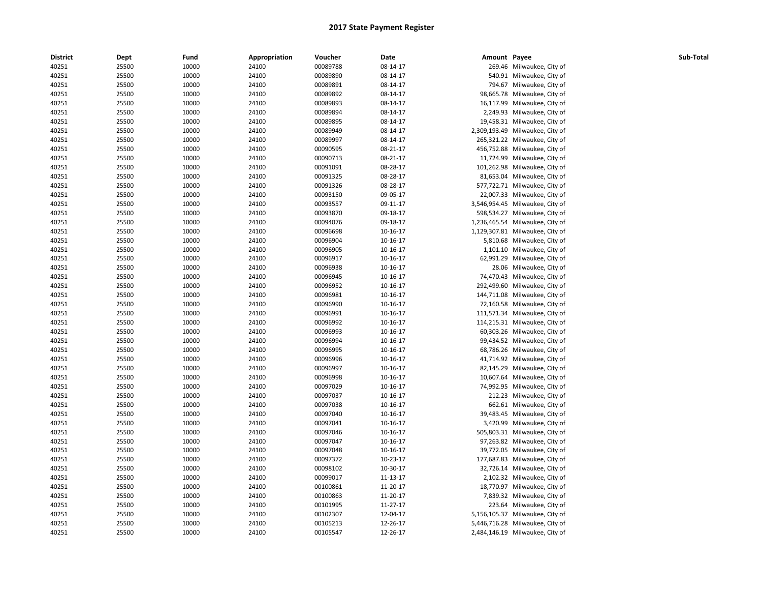# 2017 State Payment Register

| District | Dept | Fund | Appropriation | Voucher | Date | Amount | Payee | Sub-Total |
|---|---|---|---|---|---|---|---|---|
| 40251 | 25500 | 10000 | 24100 | 00089788 | 08-14-17 | 269.46 | Milwaukee, City of | |
| 40251 | 25500 | 10000 | 24100 | 00089890 | 08-14-17 | 540.91 | Milwaukee, City of | |
| 40251 | 25500 | 10000 | 24100 | 00089891 | 08-14-17 | 794.67 | Milwaukee, City of | |
| 40251 | 25500 | 10000 | 24100 | 00089892 | 08-14-17 | 98,665.78 | Milwaukee, City of | |
| 40251 | 25500 | 10000 | 24100 | 00089893 | 08-14-17 | 16,117.99 | Milwaukee, City of | |
| 40251 | 25500 | 10000 | 24100 | 00089894 | 08-14-17 | 2,249.93 | Milwaukee, City of | |
| 40251 | 25500 | 10000 | 24100 | 00089895 | 08-14-17 | 19,458.31 | Milwaukee, City of | |
| 40251 | 25500 | 10000 | 24100 | 00089949 | 08-14-17 | 2,309,193.49 | Milwaukee, City of | |
| 40251 | 25500 | 10000 | 24100 | 00089997 | 08-14-17 | 265,321.22 | Milwaukee, City of | |
| 40251 | 25500 | 10000 | 24100 | 00090595 | 08-21-17 | 456,752.88 | Milwaukee, City of | |
| 40251 | 25500 | 10000 | 24100 | 00090713 | 08-21-17 | 11,724.99 | Milwaukee, City of | |
| 40251 | 25500 | 10000 | 24100 | 00091091 | 08-28-17 | 101,262.98 | Milwaukee, City of | |
| 40251 | 25500 | 10000 | 24100 | 00091325 | 08-28-17 | 81,653.04 | Milwaukee, City of | |
| 40251 | 25500 | 10000 | 24100 | 00091326 | 08-28-17 | 577,722.71 | Milwaukee, City of | |
| 40251 | 25500 | 10000 | 24100 | 00093150 | 09-05-17 | 22,007.33 | Milwaukee, City of | |
| 40251 | 25500 | 10000 | 24100 | 00093557 | 09-11-17 | 3,546,954.45 | Milwaukee, City of | |
| 40251 | 25500 | 10000 | 24100 | 00093870 | 09-18-17 | 598,534.27 | Milwaukee, City of | |
| 40251 | 25500 | 10000 | 24100 | 00094076 | 09-18-17 | 1,236,465.54 | Milwaukee, City of | |
| 40251 | 25500 | 10000 | 24100 | 00096698 | 10-16-17 | 1,129,307.81 | Milwaukee, City of | |
| 40251 | 25500 | 10000 | 24100 | 00096904 | 10-16-17 | 5,810.68 | Milwaukee, City of | |
| 40251 | 25500 | 10000 | 24100 | 00096905 | 10-16-17 | 1,101.10 | Milwaukee, City of | |
| 40251 | 25500 | 10000 | 24100 | 00096917 | 10-16-17 | 62,991.29 | Milwaukee, City of | |
| 40251 | 25500 | 10000 | 24100 | 00096938 | 10-16-17 | 28.06 | Milwaukee, City of | |
| 40251 | 25500 | 10000 | 24100 | 00096945 | 10-16-17 | 74,470.43 | Milwaukee, City of | |
| 40251 | 25500 | 10000 | 24100 | 00096952 | 10-16-17 | 292,499.60 | Milwaukee, City of | |
| 40251 | 25500 | 10000 | 24100 | 00096981 | 10-16-17 | 144,711.08 | Milwaukee, City of | |
| 40251 | 25500 | 10000 | 24100 | 00096990 | 10-16-17 | 72,160.58 | Milwaukee, City of | |
| 40251 | 25500 | 10000 | 24100 | 00096991 | 10-16-17 | 111,571.34 | Milwaukee, City of | |
| 40251 | 25500 | 10000 | 24100 | 00096992 | 10-16-17 | 114,215.31 | Milwaukee, City of | |
| 40251 | 25500 | 10000 | 24100 | 00096993 | 10-16-17 | 60,303.26 | Milwaukee, City of | |
| 40251 | 25500 | 10000 | 24100 | 00096994 | 10-16-17 | 99,434.52 | Milwaukee, City of | |
| 40251 | 25500 | 10000 | 24100 | 00096995 | 10-16-17 | 68,786.26 | Milwaukee, City of | |
| 40251 | 25500 | 10000 | 24100 | 00096996 | 10-16-17 | 41,714.92 | Milwaukee, City of | |
| 40251 | 25500 | 10000 | 24100 | 00096997 | 10-16-17 | 82,145.29 | Milwaukee, City of | |
| 40251 | 25500 | 10000 | 24100 | 00096998 | 10-16-17 | 10,607.64 | Milwaukee, City of | |
| 40251 | 25500 | 10000 | 24100 | 00097029 | 10-16-17 | 74,992.95 | Milwaukee, City of | |
| 40251 | 25500 | 10000 | 24100 | 00097037 | 10-16-17 | 212.23 | Milwaukee, City of | |
| 40251 | 25500 | 10000 | 24100 | 00097038 | 10-16-17 | 662.61 | Milwaukee, City of | |
| 40251 | 25500 | 10000 | 24100 | 00097040 | 10-16-17 | 39,483.45 | Milwaukee, City of | |
| 40251 | 25500 | 10000 | 24100 | 00097041 | 10-16-17 | 3,420.99 | Milwaukee, City of | |
| 40251 | 25500 | 10000 | 24100 | 00097046 | 10-16-17 | 505,803.31 | Milwaukee, City of | |
| 40251 | 25500 | 10000 | 24100 | 00097047 | 10-16-17 | 97,263.82 | Milwaukee, City of | |
| 40251 | 25500 | 10000 | 24100 | 00097048 | 10-16-17 | 39,772.05 | Milwaukee, City of | |
| 40251 | 25500 | 10000 | 24100 | 00097372 | 10-23-17 | 177,687.83 | Milwaukee, City of | |
| 40251 | 25500 | 10000 | 24100 | 00098102 | 10-30-17 | 32,726.14 | Milwaukee, City of | |
| 40251 | 25500 | 10000 | 24100 | 00099017 | 11-13-17 | 2,102.32 | Milwaukee, City of | |
| 40251 | 25500 | 10000 | 24100 | 00100861 | 11-20-17 | 18,770.97 | Milwaukee, City of | |
| 40251 | 25500 | 10000 | 24100 | 00100863 | 11-20-17 | 7,839.32 | Milwaukee, City of | |
| 40251 | 25500 | 10000 | 24100 | 00101995 | 11-27-17 | 223.64 | Milwaukee, City of | |
| 40251 | 25500 | 10000 | 24100 | 00102307 | 12-04-17 | 5,156,105.37 | Milwaukee, City of | |
| 40251 | 25500 | 10000 | 24100 | 00105213 | 12-26-17 | 5,446,716.28 | Milwaukee, City of | |
| 40251 | 25500 | 10000 | 24100 | 00105547 | 12-26-17 | 2,484,146.19 | Milwaukee, City of | |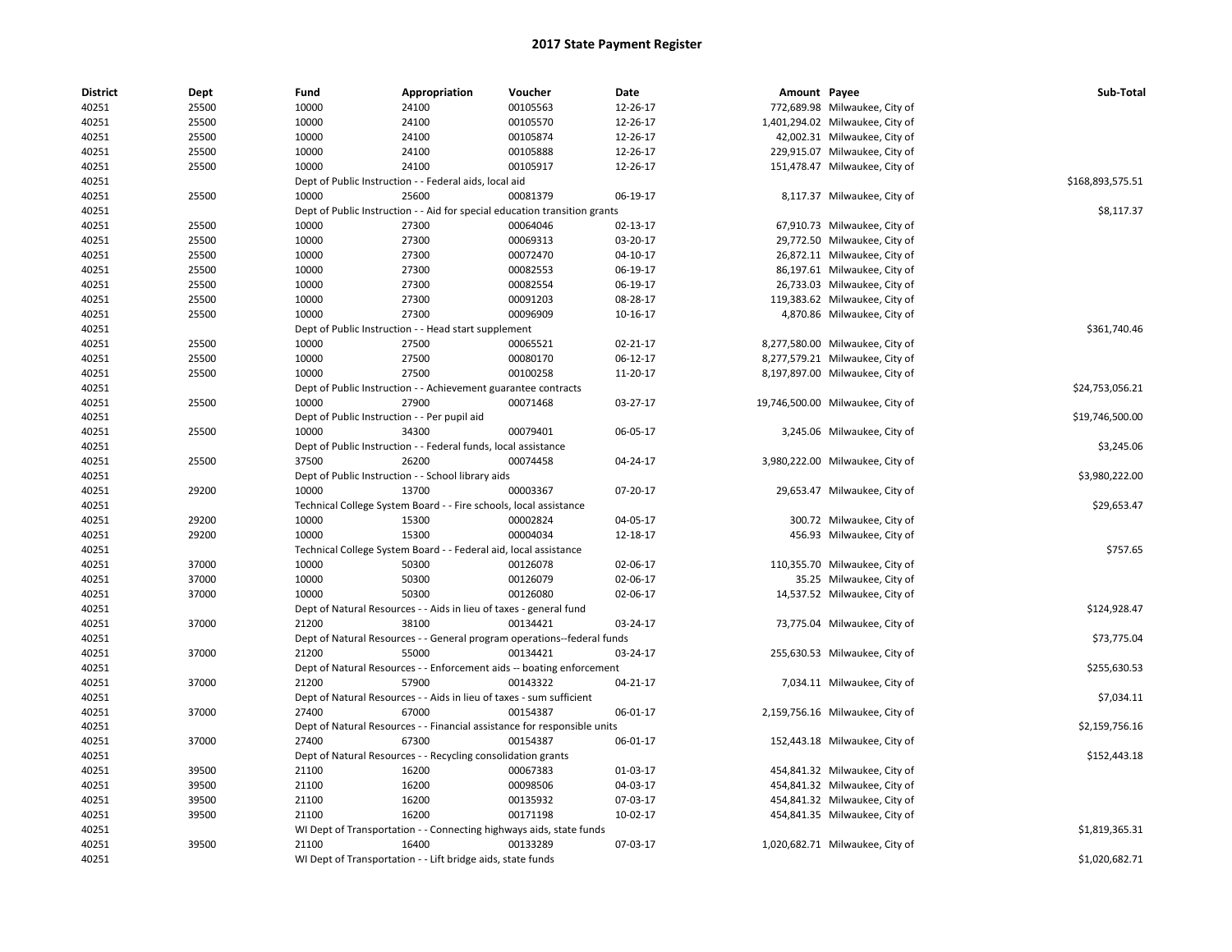# 2017 State Payment Register

| District | Dept | Fund | Appropriation | Voucher | Date | Amount | Payee | Sub-Total |
|---|---|---|---|---|---|---|---|---|
| 40251 | 25500 | 10000 | 24100 | 00105563 | 12-26-17 | 772,689.98 | Milwaukee, City of | |
| 40251 | 25500 | 10000 | 24100 | 00105570 | 12-26-17 | 1,401,294.02 | Milwaukee, City of | |
| 40251 | 25500 | 10000 | 24100 | 00105874 | 12-26-17 | 42,002.31 | Milwaukee, City of | |
| 40251 | 25500 | 10000 | 24100 | 00105888 | 12-26-17 | 229,915.07 | Milwaukee, City of | |
| 40251 | 25500 | 10000 | 24100 | 00105917 | 12-26-17 | 151,478.47 | Milwaukee, City of | |
| 40251 | | Dept of Public Instruction - - Federal aids, local aid | | | | | | $168,893,575.51 |
| 40251 | 25500 | 10000 | 25600 | 00081379 | 06-19-17 | 8,117.37 | Milwaukee, City of | |
| 40251 | | Dept of Public Instruction - - Aid for special education transition grants | | | | | | $8,117.37 |
| 40251 | 25500 | 10000 | 27300 | 00064046 | 02-13-17 | 67,910.73 | Milwaukee, City of | |
| 40251 | 25500 | 10000 | 27300 | 00069313 | 03-20-17 | 29,772.50 | Milwaukee, City of | |
| 40251 | 25500 | 10000 | 27300 | 00072470 | 04-10-17 | 26,872.11 | Milwaukee, City of | |
| 40251 | 25500 | 10000 | 27300 | 00082553 | 06-19-17 | 86,197.61 | Milwaukee, City of | |
| 40251 | 25500 | 10000 | 27300 | 00082554 | 06-19-17 | 26,733.03 | Milwaukee, City of | |
| 40251 | 25500 | 10000 | 27300 | 00091203 | 08-28-17 | 119,383.62 | Milwaukee, City of | |
| 40251 | 25500 | 10000 | 27300 | 00096909 | 10-16-17 | 4,870.86 | Milwaukee, City of | |
| 40251 | | Dept of Public Instruction - - Head start supplement | | | | | | $361,740.46 |
| 40251 | 25500 | 10000 | 27500 | 00065521 | 02-21-17 | 8,277,580.00 | Milwaukee, City of | |
| 40251 | 25500 | 10000 | 27500 | 00080170 | 06-12-17 | 8,277,579.21 | Milwaukee, City of | |
| 40251 | 25500 | 10000 | 27500 | 00100258 | 11-20-17 | 8,197,897.00 | Milwaukee, City of | |
| 40251 | | Dept of Public Instruction - - Achievement guarantee contracts | | | | | | $24,753,056.21 |
| 40251 | 25500 | 10000 | 27900 | 00071468 | 03-27-17 | 19,746,500.00 | Milwaukee, City of | |
| 40251 | | Dept of Public Instruction - - Per pupil aid | | | | | | $19,746,500.00 |
| 40251 | 25500 | 10000 | 34300 | 00079401 | 06-05-17 | 3,245.06 | Milwaukee, City of | |
| 40251 | | Dept of Public Instruction - - Federal funds, local assistance | | | | | | $3,245.06 |
| 40251 | 25500 | 37500 | 26200 | 00074458 | 04-24-17 | 3,980,222.00 | Milwaukee, City of | |
| 40251 | | Dept of Public Instruction - - School library aids | | | | | | $3,980,222.00 |
| 40251 | 29200 | 10000 | 13700 | 00003367 | 07-20-17 | 29,653.47 | Milwaukee, City of | |
| 40251 | | Technical College System Board - - Fire schools, local assistance | | | | | | $29,653.47 |
| 40251 | 29200 | 10000 | 15300 | 00002824 | 04-05-17 | 300.72 | Milwaukee, City of | |
| 40251 | 29200 | 10000 | 15300 | 00004034 | 12-18-17 | 456.93 | Milwaukee, City of | |
| 40251 | | Technical College System Board - - Federal aid, local assistance | | | | | | $757.65 |
| 40251 | 37000 | 10000 | 50300 | 00126078 | 02-06-17 | 110,355.70 | Milwaukee, City of | |
| 40251 | 37000 | 10000 | 50300 | 00126079 | 02-06-17 | 35.25 | Milwaukee, City of | |
| 40251 | 37000 | 10000 | 50300 | 00126080 | 02-06-17 | 14,537.52 | Milwaukee, City of | |
| 40251 | | Dept of Natural Resources - - Aids in lieu of taxes - general fund | | | | | | $124,928.47 |
| 40251 | 37000 | 21200 | 38100 | 00134421 | 03-24-17 | 73,775.04 | Milwaukee, City of | |
| 40251 | | Dept of Natural Resources - - General program operations--federal funds | | | | | | $73,775.04 |
| 40251 | 37000 | 21200 | 55000 | 00134421 | 03-24-17 | 255,630.53 | Milwaukee, City of | |
| 40251 | | Dept of Natural Resources - - Enforcement aids -- boating enforcement | | | | | | $255,630.53 |
| 40251 | 37000 | 21200 | 57900 | 00143322 | 04-21-17 | 7,034.11 | Milwaukee, City of | |
| 40251 | | Dept of Natural Resources - - Aids in lieu of taxes - sum sufficient | | | | | | $7,034.11 |
| 40251 | 37000 | 27400 | 67000 | 00154387 | 06-01-17 | 2,159,756.16 | Milwaukee, City of | |
| 40251 | | Dept of Natural Resources - - Financial assistance for responsible units | | | | | | $2,159,756.16 |
| 40251 | 37000 | 27400 | 67300 | 00154387 | 06-01-17 | 152,443.18 | Milwaukee, City of | |
| 40251 | | Dept of Natural Resources - - Recycling consolidation grants | | | | | | $152,443.18 |
| 40251 | 39500 | 21100 | 16200 | 00067383 | 01-03-17 | 454,841.32 | Milwaukee, City of | |
| 40251 | 39500 | 21100 | 16200 | 00098506 | 04-03-17 | 454,841.32 | Milwaukee, City of | |
| 40251 | 39500 | 21100 | 16200 | 00135932 | 07-03-17 | 454,841.32 | Milwaukee, City of | |
| 40251 | 39500 | 21100 | 16200 | 00171198 | 10-02-17 | 454,841.35 | Milwaukee, City of | |
| 40251 | | WI Dept of Transportation - - Connecting highways aids, state funds | | | | | | $1,819,365.31 |
| 40251 | 39500 | 21100 | 16400 | 00133289 | 07-03-17 | 1,020,682.71 | Milwaukee, City of | |
| 40251 | | WI Dept of Transportation - - Lift bridge aids, state funds | | | | | | $1,020,682.71 |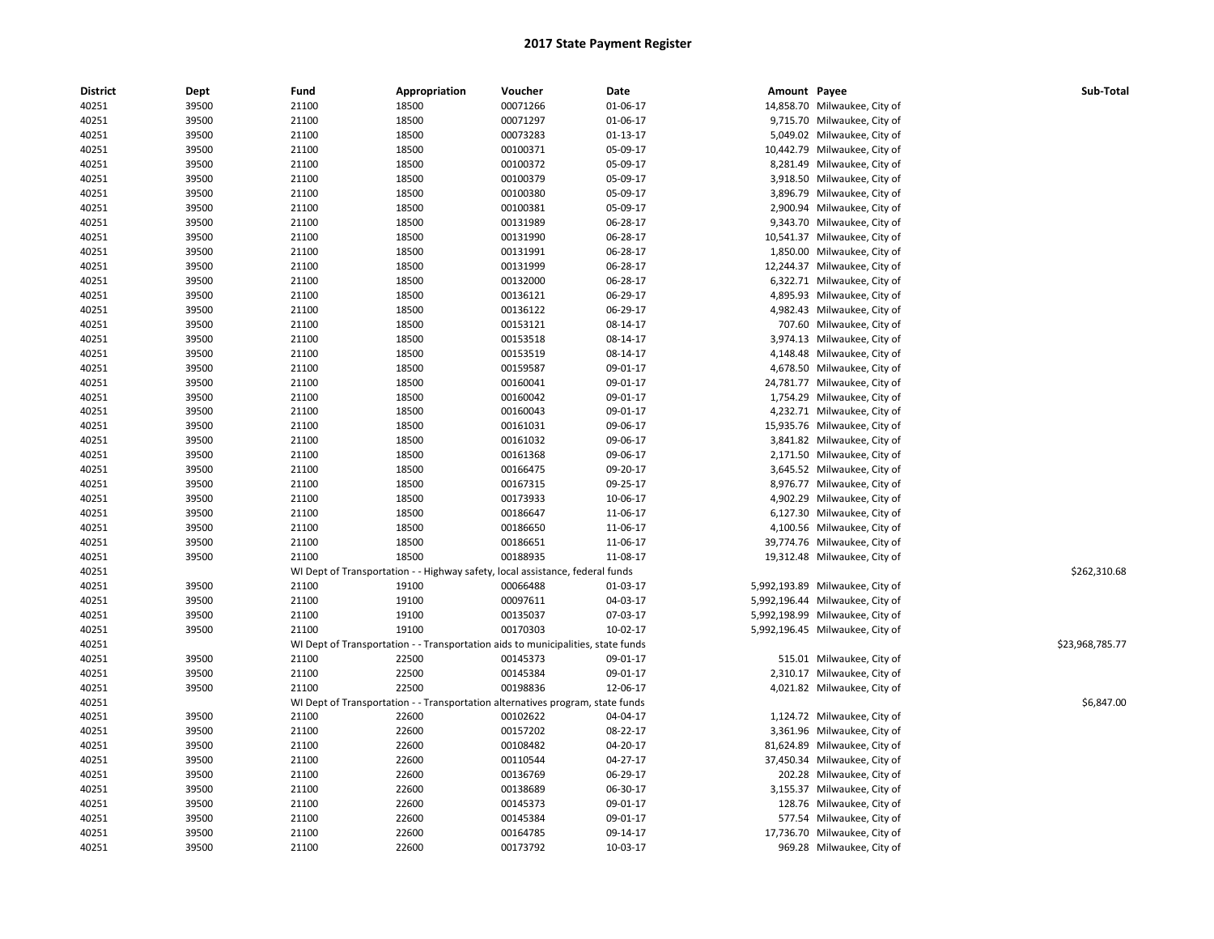# 2017 State Payment Register

| District | Dept | Fund | Appropriation | Voucher | Date | Amount | Payee | Sub-Total |
|---|---|---|---|---|---|---|---|---|
| 40251 | 39500 | 21100 | 18500 | 00071266 | 01-06-17 | 14,858.70 | Milwaukee, City of | |
| 40251 | 39500 | 21100 | 18500 | 00071297 | 01-06-17 | 9,715.70 | Milwaukee, City of | |
| 40251 | 39500 | 21100 | 18500 | 00073283 | 01-13-17 | 5,049.02 | Milwaukee, City of | |
| 40251 | 39500 | 21100 | 18500 | 00100371 | 05-09-17 | 10,442.79 | Milwaukee, City of | |
| 40251 | 39500 | 21100 | 18500 | 00100372 | 05-09-17 | 8,281.49 | Milwaukee, City of | |
| 40251 | 39500 | 21100 | 18500 | 00100379 | 05-09-17 | 3,918.50 | Milwaukee, City of | |
| 40251 | 39500 | 21100 | 18500 | 00100380 | 05-09-17 | 3,896.79 | Milwaukee, City of | |
| 40251 | 39500 | 21100 | 18500 | 00100381 | 05-09-17 | 2,900.94 | Milwaukee, City of | |
| 40251 | 39500 | 21100 | 18500 | 00131989 | 06-28-17 | 9,343.70 | Milwaukee, City of | |
| 40251 | 39500 | 21100 | 18500 | 00131990 | 06-28-17 | 10,541.37 | Milwaukee, City of | |
| 40251 | 39500 | 21100 | 18500 | 00131991 | 06-28-17 | 1,850.00 | Milwaukee, City of | |
| 40251 | 39500 | 21100 | 18500 | 00131999 | 06-28-17 | 12,244.37 | Milwaukee, City of | |
| 40251 | 39500 | 21100 | 18500 | 00132000 | 06-28-17 | 6,322.71 | Milwaukee, City of | |
| 40251 | 39500 | 21100 | 18500 | 00136121 | 06-29-17 | 4,895.93 | Milwaukee, City of | |
| 40251 | 39500 | 21100 | 18500 | 00136122 | 06-29-17 | 4,982.43 | Milwaukee, City of | |
| 40251 | 39500 | 21100 | 18500 | 00153121 | 08-14-17 | 707.60 | Milwaukee, City of | |
| 40251 | 39500 | 21100 | 18500 | 00153518 | 08-14-17 | 3,974.13 | Milwaukee, City of | |
| 40251 | 39500 | 21100 | 18500 | 00153519 | 08-14-17 | 4,148.48 | Milwaukee, City of | |
| 40251 | 39500 | 21100 | 18500 | 00159587 | 09-01-17 | 4,678.50 | Milwaukee, City of | |
| 40251 | 39500 | 21100 | 18500 | 00160041 | 09-01-17 | 24,781.77 | Milwaukee, City of | |
| 40251 | 39500 | 21100 | 18500 | 00160042 | 09-01-17 | 1,754.29 | Milwaukee, City of | |
| 40251 | 39500 | 21100 | 18500 | 00160043 | 09-01-17 | 4,232.71 | Milwaukee, City of | |
| 40251 | 39500 | 21100 | 18500 | 00161031 | 09-06-17 | 15,935.76 | Milwaukee, City of | |
| 40251 | 39500 | 21100 | 18500 | 00161032 | 09-06-17 | 3,841.82 | Milwaukee, City of | |
| 40251 | 39500 | 21100 | 18500 | 00161368 | 09-06-17 | 2,171.50 | Milwaukee, City of | |
| 40251 | 39500 | 21100 | 18500 | 00166475 | 09-20-17 | 3,645.52 | Milwaukee, City of | |
| 40251 | 39500 | 21100 | 18500 | 00167315 | 09-25-17 | 8,976.77 | Milwaukee, City of | |
| 40251 | 39500 | 21100 | 18500 | 00173933 | 10-06-17 | 4,902.29 | Milwaukee, City of | |
| 40251 | 39500 | 21100 | 18500 | 00186647 | 11-06-17 | 6,127.30 | Milwaukee, City of | |
| 40251 | 39500 | 21100 | 18500 | 00186650 | 11-06-17 | 4,100.56 | Milwaukee, City of | |
| 40251 | 39500 | 21100 | 18500 | 00186651 | 11-06-17 | 39,774.76 | Milwaukee, City of | |
| 40251 | 39500 | 21100 | 18500 | 00188935 | 11-08-17 | 19,312.48 | Milwaukee, City of | |
| 40251 | | WI Dept of Transportation - - Highway safety, local assistance, federal funds | | | | | | $262,310.68 |
| 40251 | 39500 | 21100 | 19100 | 00066488 | 01-03-17 | 5,992,193.89 | Milwaukee, City of | |
| 40251 | 39500 | 21100 | 19100 | 00097611 | 04-03-17 | 5,992,196.44 | Milwaukee, City of | |
| 40251 | 39500 | 21100 | 19100 | 00135037 | 07-03-17 | 5,992,198.99 | Milwaukee, City of | |
| 40251 | 39500 | 21100 | 19100 | 00170303 | 10-02-17 | 5,992,196.45 | Milwaukee, City of | |
| 40251 | | WI Dept of Transportation - - Transportation aids to municipalities, state funds | | | | | | $23,968,785.77 |
| 40251 | 39500 | 21100 | 22500 | 00145373 | 09-01-17 | 515.01 | Milwaukee, City of | |
| 40251 | 39500 | 21100 | 22500 | 00145384 | 09-01-17 | 2,310.17 | Milwaukee, City of | |
| 40251 | 39500 | 21100 | 22500 | 00198836 | 12-06-17 | 4,021.82 | Milwaukee, City of | |
| 40251 | | WI Dept of Transportation - - Transportation alternatives program, state funds | | | | | | $6,847.00 |
| 40251 | 39500 | 21100 | 22600 | 00102622 | 04-04-17 | 1,124.72 | Milwaukee, City of | |
| 40251 | 39500 | 21100 | 22600 | 00157202 | 08-22-17 | 3,361.96 | Milwaukee, City of | |
| 40251 | 39500 | 21100 | 22600 | 00108482 | 04-20-17 | 81,624.89 | Milwaukee, City of | |
| 40251 | 39500 | 21100 | 22600 | 00110544 | 04-27-17 | 37,450.34 | Milwaukee, City of | |
| 40251 | 39500 | 21100 | 22600 | 00136769 | 06-29-17 | 202.28 | Milwaukee, City of | |
| 40251 | 39500 | 21100 | 22600 | 00138689 | 06-30-17 | 3,155.37 | Milwaukee, City of | |
| 40251 | 39500 | 21100 | 22600 | 00145373 | 09-01-17 | 128.76 | Milwaukee, City of | |
| 40251 | 39500 | 21100 | 22600 | 00145384 | 09-01-17 | 577.54 | Milwaukee, City of | |
| 40251 | 39500 | 21100 | 22600 | 00164785 | 09-14-17 | 17,736.70 | Milwaukee, City of | |
| 40251 | 39500 | 21100 | 22600 | 00173792 | 10-03-17 | 969.28 | Milwaukee, City of | |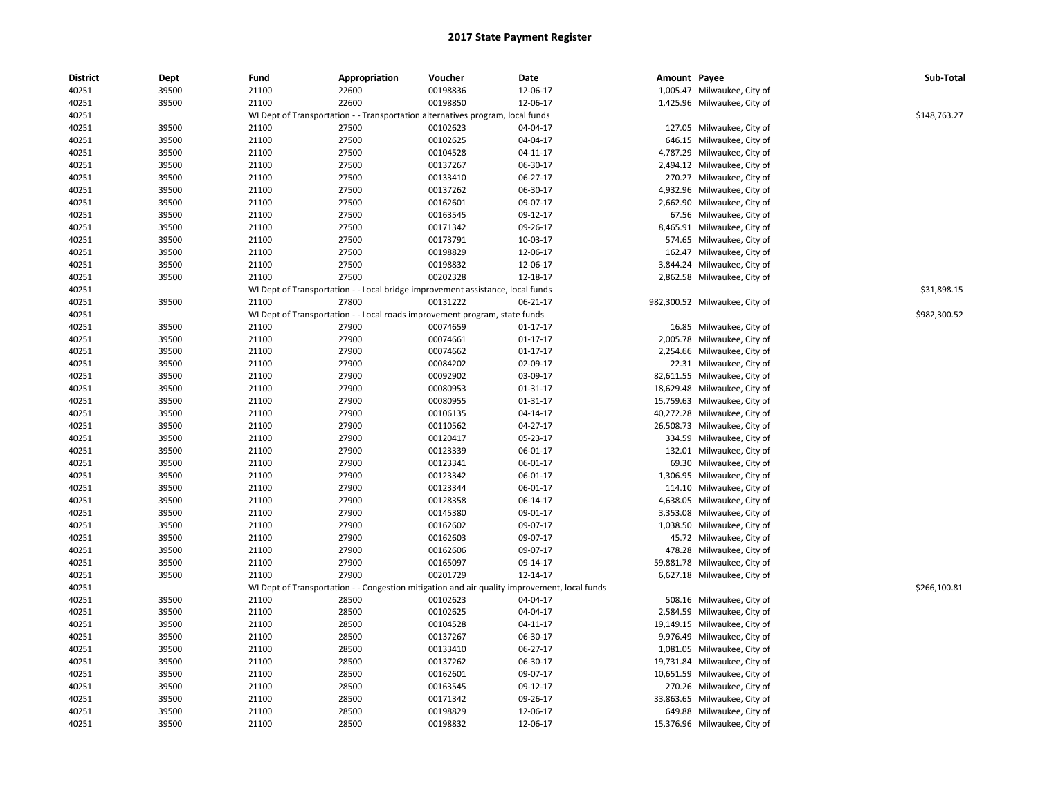## 2017 State Payment Register

| District | Dept | Fund | Appropriation | Voucher | Date | Amount | Payee | Sub-Total |
|---|---|---|---|---|---|---|---|---|
| 40251 | 39500 | 21100 | 22600 | 00198836 | 12-06-17 | 1,005.47 | Milwaukee, City of | |
| 40251 | 39500 | 21100 | 22600 | 00198850 | 12-06-17 | 1,425.96 | Milwaukee, City of | |
| 40251 | | WI Dept of Transportation - - Transportation alternatives program, local funds | | | | | | $148,763.27 |
| 40251 | 39500 | 21100 | 27500 | 00102623 | 04-04-17 | 127.05 | Milwaukee, City of | |
| 40251 | 39500 | 21100 | 27500 | 00102625 | 04-04-17 | 646.15 | Milwaukee, City of | |
| 40251 | 39500 | 21100 | 27500 | 00104528 | 04-11-17 | 4,787.29 | Milwaukee, City of | |
| 40251 | 39500 | 21100 | 27500 | 00137267 | 06-30-17 | 2,494.12 | Milwaukee, City of | |
| 40251 | 39500 | 21100 | 27500 | 00133410 | 06-27-17 | 270.27 | Milwaukee, City of | |
| 40251 | 39500 | 21100 | 27500 | 00137262 | 06-30-17 | 4,932.96 | Milwaukee, City of | |
| 40251 | 39500 | 21100 | 27500 | 00162601 | 09-07-17 | 2,662.90 | Milwaukee, City of | |
| 40251 | 39500 | 21100 | 27500 | 00163545 | 09-12-17 | 67.56 | Milwaukee, City of | |
| 40251 | 39500 | 21100 | 27500 | 00171342 | 09-26-17 | 8,465.91 | Milwaukee, City of | |
| 40251 | 39500 | 21100 | 27500 | 00173791 | 10-03-17 | 574.65 | Milwaukee, City of | |
| 40251 | 39500 | 21100 | 27500 | 00198829 | 12-06-17 | 162.47 | Milwaukee, City of | |
| 40251 | 39500 | 21100 | 27500 | 00198832 | 12-06-17 | 3,844.24 | Milwaukee, City of | |
| 40251 | 39500 | 21100 | 27500 | 00202328 | 12-18-17 | 2,862.58 | Milwaukee, City of | |
| 40251 | | WI Dept of Transportation - - Local bridge improvement assistance, local funds | | | | | | $31,898.15 |
| 40251 | 39500 | 21100 | 27800 | 00131222 | 06-21-17 | 982,300.52 | Milwaukee, City of | |
| 40251 | | WI Dept of Transportation - - Local roads improvement program, state funds | | | | | | $982,300.52 |
| 40251 | 39500 | 21100 | 27900 | 00074659 | 01-17-17 | 16.85 | Milwaukee, City of | |
| 40251 | 39500 | 21100 | 27900 | 00074661 | 01-17-17 | 2,005.78 | Milwaukee, City of | |
| 40251 | 39500 | 21100 | 27900 | 00074662 | 01-17-17 | 2,254.66 | Milwaukee, City of | |
| 40251 | 39500 | 21100 | 27900 | 00084202 | 02-09-17 | 22.31 | Milwaukee, City of | |
| 40251 | 39500 | 21100 | 27900 | 00092902 | 03-09-17 | 82,611.55 | Milwaukee, City of | |
| 40251 | 39500 | 21100 | 27900 | 00080953 | 01-31-17 | 18,629.48 | Milwaukee, City of | |
| 40251 | 39500 | 21100 | 27900 | 00080955 | 01-31-17 | 15,759.63 | Milwaukee, City of | |
| 40251 | 39500 | 21100 | 27900 | 00106135 | 04-14-17 | 40,272.28 | Milwaukee, City of | |
| 40251 | 39500 | 21100 | 27900 | 00110562 | 04-27-17 | 26,508.73 | Milwaukee, City of | |
| 40251 | 39500 | 21100 | 27900 | 00120417 | 05-23-17 | 334.59 | Milwaukee, City of | |
| 40251 | 39500 | 21100 | 27900 | 00123339 | 06-01-17 | 132.01 | Milwaukee, City of | |
| 40251 | 39500 | 21100 | 27900 | 00123341 | 06-01-17 | 69.30 | Milwaukee, City of | |
| 40251 | 39500 | 21100 | 27900 | 00123342 | 06-01-17 | 1,306.95 | Milwaukee, City of | |
| 40251 | 39500 | 21100 | 27900 | 00123344 | 06-01-17 | 114.10 | Milwaukee, City of | |
| 40251 | 39500 | 21100 | 27900 | 00128358 | 06-14-17 | 4,638.05 | Milwaukee, City of | |
| 40251 | 39500 | 21100 | 27900 | 00145380 | 09-01-17 | 3,353.08 | Milwaukee, City of | |
| 40251 | 39500 | 21100 | 27900 | 00162602 | 09-07-17 | 1,038.50 | Milwaukee, City of | |
| 40251 | 39500 | 21100 | 27900 | 00162603 | 09-07-17 | 45.72 | Milwaukee, City of | |
| 40251 | 39500 | 21100 | 27900 | 00162606 | 09-07-17 | 478.28 | Milwaukee, City of | |
| 40251 | 39500 | 21100 | 27900 | 00165097 | 09-14-17 | 59,881.78 | Milwaukee, City of | |
| 40251 | 39500 | 21100 | 27900 | 00201729 | 12-14-17 | 6,627.18 | Milwaukee, City of | |
| 40251 | | WI Dept of Transportation - - Congestion mitigation and air quality improvement, local funds | | | | | | $266,100.81 |
| 40251 | 39500 | 21100 | 28500 | 00102623 | 04-04-17 | 508.16 | Milwaukee, City of | |
| 40251 | 39500 | 21100 | 28500 | 00102625 | 04-04-17 | 2,584.59 | Milwaukee, City of | |
| 40251 | 39500 | 21100 | 28500 | 00104528 | 04-11-17 | 19,149.15 | Milwaukee, City of | |
| 40251 | 39500 | 21100 | 28500 | 00137267 | 06-30-17 | 9,976.49 | Milwaukee, City of | |
| 40251 | 39500 | 21100 | 28500 | 00133410 | 06-27-17 | 1,081.05 | Milwaukee, City of | |
| 40251 | 39500 | 21100 | 28500 | 00137262 | 06-30-17 | 19,731.84 | Milwaukee, City of | |
| 40251 | 39500 | 21100 | 28500 | 00162601 | 09-07-17 | 10,651.59 | Milwaukee, City of | |
| 40251 | 39500 | 21100 | 28500 | 00163545 | 09-12-17 | 270.26 | Milwaukee, City of | |
| 40251 | 39500 | 21100 | 28500 | 00171342 | 09-26-17 | 33,863.65 | Milwaukee, City of | |
| 40251 | 39500 | 21100 | 28500 | 00198829 | 12-06-17 | 649.88 | Milwaukee, City of | |
| 40251 | 39500 | 21100 | 28500 | 00198832 | 12-06-17 | 15,376.96 | Milwaukee, City of | |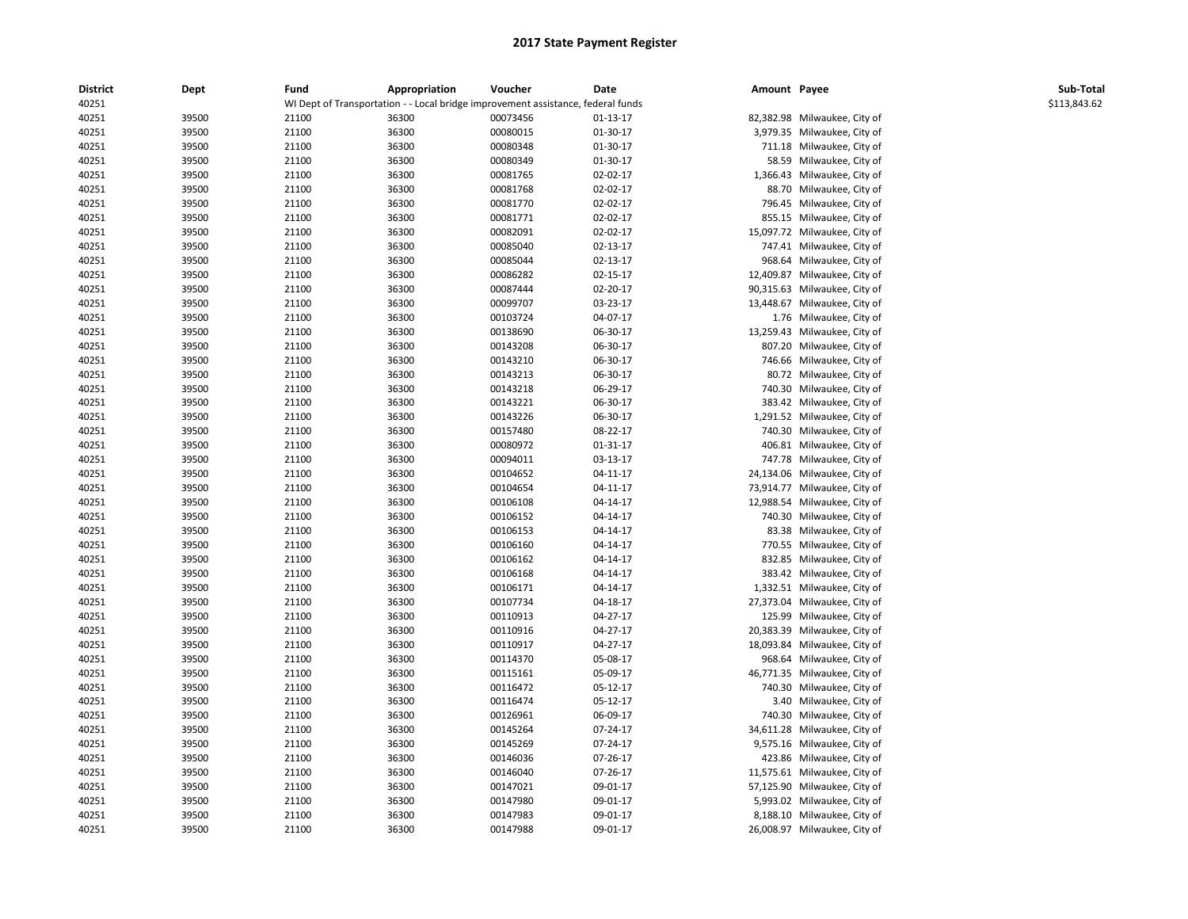# 2017 State Payment Register

| District | Dept | Fund | Appropriation | Voucher | Date | Amount | Payee | Sub-Total |
|---|---|---|---|---|---|---|---|---|
| 40251 | | WI Dept of Transportation - - Local bridge improvement assistance, federal funds | | | | | | $113,843.62 |
| 40251 | 39500 | 21100 | 36300 | 00073456 | 01-13-17 | 82,382.98 | Milwaukee, City of | |
| 40251 | 39500 | 21100 | 36300 | 00080015 | 01-30-17 | 3,979.35 | Milwaukee, City of | |
| 40251 | 39500 | 21100 | 36300 | 00080348 | 01-30-17 | 711.18 | Milwaukee, City of | |
| 40251 | 39500 | 21100 | 36300 | 00080349 | 01-30-17 | 58.59 | Milwaukee, City of | |
| 40251 | 39500 | 21100 | 36300 | 00081765 | 02-02-17 | 1,366.43 | Milwaukee, City of | |
| 40251 | 39500 | 21100 | 36300 | 00081768 | 02-02-17 | 88.70 | Milwaukee, City of | |
| 40251 | 39500 | 21100 | 36300 | 00081770 | 02-02-17 | 796.45 | Milwaukee, City of | |
| 40251 | 39500 | 21100 | 36300 | 00081771 | 02-02-17 | 855.15 | Milwaukee, City of | |
| 40251 | 39500 | 21100 | 36300 | 00082091 | 02-02-17 | 15,097.72 | Milwaukee, City of | |
| 40251 | 39500 | 21100 | 36300 | 00085040 | 02-13-17 | 747.41 | Milwaukee, City of | |
| 40251 | 39500 | 21100 | 36300 | 00085044 | 02-13-17 | 968.64 | Milwaukee, City of | |
| 40251 | 39500 | 21100 | 36300 | 00086282 | 02-15-17 | 12,409.87 | Milwaukee, City of | |
| 40251 | 39500 | 21100 | 36300 | 00087444 | 02-20-17 | 90,315.63 | Milwaukee, City of | |
| 40251 | 39500 | 21100 | 36300 | 00099707 | 03-23-17 | 13,448.67 | Milwaukee, City of | |
| 40251 | 39500 | 21100 | 36300 | 00103724 | 04-07-17 | 1.76 | Milwaukee, City of | |
| 40251 | 39500 | 21100 | 36300 | 00138690 | 06-30-17 | 13,259.43 | Milwaukee, City of | |
| 40251 | 39500 | 21100 | 36300 | 00143208 | 06-30-17 | 807.20 | Milwaukee, City of | |
| 40251 | 39500 | 21100 | 36300 | 00143210 | 06-30-17 | 746.66 | Milwaukee, City of | |
| 40251 | 39500 | 21100 | 36300 | 00143213 | 06-30-17 | 80.72 | Milwaukee, City of | |
| 40251 | 39500 | 21100 | 36300 | 00143218 | 06-29-17 | 740.30 | Milwaukee, City of | |
| 40251 | 39500 | 21100 | 36300 | 00143221 | 06-30-17 | 383.42 | Milwaukee, City of | |
| 40251 | 39500 | 21100 | 36300 | 00143226 | 06-30-17 | 1,291.52 | Milwaukee, City of | |
| 40251 | 39500 | 21100 | 36300 | 00157480 | 08-22-17 | 740.30 | Milwaukee, City of | |
| 40251 | 39500 | 21100 | 36300 | 00080972 | 01-31-17 | 406.81 | Milwaukee, City of | |
| 40251 | 39500 | 21100 | 36300 | 00094011 | 03-13-17 | 747.78 | Milwaukee, City of | |
| 40251 | 39500 | 21100 | 36300 | 00104652 | 04-11-17 | 24,134.06 | Milwaukee, City of | |
| 40251 | 39500 | 21100 | 36300 | 00104654 | 04-11-17 | 73,914.77 | Milwaukee, City of | |
| 40251 | 39500 | 21100 | 36300 | 00106108 | 04-14-17 | 12,988.54 | Milwaukee, City of | |
| 40251 | 39500 | 21100 | 36300 | 00106152 | 04-14-17 | 740.30 | Milwaukee, City of | |
| 40251 | 39500 | 21100 | 36300 | 00106153 | 04-14-17 | 83.38 | Milwaukee, City of | |
| 40251 | 39500 | 21100 | 36300 | 00106160 | 04-14-17 | 770.55 | Milwaukee, City of | |
| 40251 | 39500 | 21100 | 36300 | 00106162 | 04-14-17 | 832.85 | Milwaukee, City of | |
| 40251 | 39500 | 21100 | 36300 | 00106168 | 04-14-17 | 383.42 | Milwaukee, City of | |
| 40251 | 39500 | 21100 | 36300 | 00106171 | 04-14-17 | 1,332.51 | Milwaukee, City of | |
| 40251 | 39500 | 21100 | 36300 | 00107734 | 04-18-17 | 27,373.04 | Milwaukee, City of | |
| 40251 | 39500 | 21100 | 36300 | 00110913 | 04-27-17 | 125.99 | Milwaukee, City of | |
| 40251 | 39500 | 21100 | 36300 | 00110916 | 04-27-17 | 20,383.39 | Milwaukee, City of | |
| 40251 | 39500 | 21100 | 36300 | 00110917 | 04-27-17 | 18,093.84 | Milwaukee, City of | |
| 40251 | 39500 | 21100 | 36300 | 00114370 | 05-08-17 | 968.64 | Milwaukee, City of | |
| 40251 | 39500 | 21100 | 36300 | 00115161 | 05-09-17 | 46,771.35 | Milwaukee, City of | |
| 40251 | 39500 | 21100 | 36300 | 00116472 | 05-12-17 | 740.30 | Milwaukee, City of | |
| 40251 | 39500 | 21100 | 36300 | 00116474 | 05-12-17 | 3.40 | Milwaukee, City of | |
| 40251 | 39500 | 21100 | 36300 | 00126961 | 06-09-17 | 740.30 | Milwaukee, City of | |
| 40251 | 39500 | 21100 | 36300 | 00145264 | 07-24-17 | 34,611.28 | Milwaukee, City of | |
| 40251 | 39500 | 21100 | 36300 | 00145269 | 07-24-17 | 9,575.16 | Milwaukee, City of | |
| 40251 | 39500 | 21100 | 36300 | 00146036 | 07-26-17 | 423.86 | Milwaukee, City of | |
| 40251 | 39500 | 21100 | 36300 | 00146040 | 07-26-17 | 11,575.61 | Milwaukee, City of | |
| 40251 | 39500 | 21100 | 36300 | 00147021 | 09-01-17 | 57,125.90 | Milwaukee, City of | |
| 40251 | 39500 | 21100 | 36300 | 00147980 | 09-01-17 | 5,993.02 | Milwaukee, City of | |
| 40251 | 39500 | 21100 | 36300 | 00147983 | 09-01-17 | 8,188.10 | Milwaukee, City of | |
| 40251 | 39500 | 21100 | 36300 | 00147988 | 09-01-17 | 26,008.97 | Milwaukee, City of | |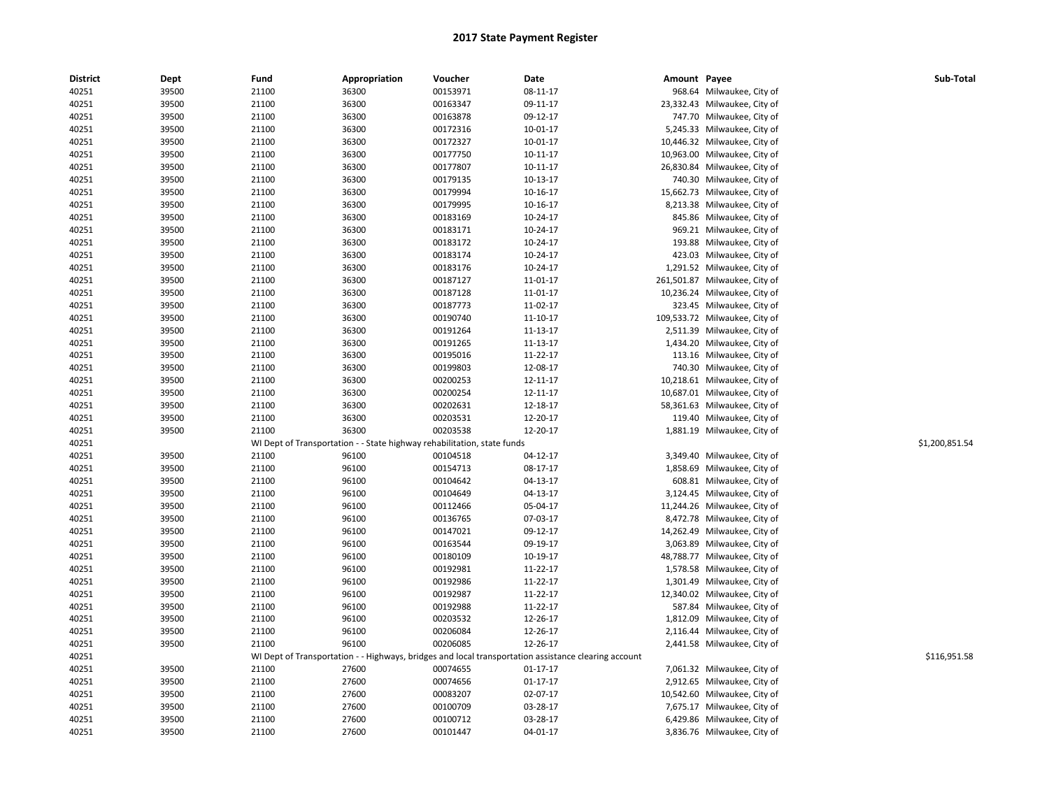# 2017 State Payment Register

| District | Dept | Fund | Appropriation | Voucher | Date | Amount | Payee | Sub-Total |
|---|---|---|---|---|---|---|---|---|
| 40251 | 39500 | 21100 | 36300 | 00153971 | 08-11-17 | 968.64 | Milwaukee, City of | |
| 40251 | 39500 | 21100 | 36300 | 00163347 | 09-11-17 | 23,332.43 | Milwaukee, City of | |
| 40251 | 39500 | 21100 | 36300 | 00163878 | 09-12-17 | 747.70 | Milwaukee, City of | |
| 40251 | 39500 | 21100 | 36300 | 00172316 | 10-01-17 | 5,245.33 | Milwaukee, City of | |
| 40251 | 39500 | 21100 | 36300 | 00172327 | 10-01-17 | 10,446.32 | Milwaukee, City of | |
| 40251 | 39500 | 21100 | 36300 | 00177750 | 10-11-17 | 10,963.00 | Milwaukee, City of | |
| 40251 | 39500 | 21100 | 36300 | 00177807 | 10-11-17 | 26,830.84 | Milwaukee, City of | |
| 40251 | 39500 | 21100 | 36300 | 00179135 | 10-13-17 | 740.30 | Milwaukee, City of | |
| 40251 | 39500 | 21100 | 36300 | 00179994 | 10-16-17 | 15,662.73 | Milwaukee, City of | |
| 40251 | 39500 | 21100 | 36300 | 00179995 | 10-16-17 | 8,213.38 | Milwaukee, City of | |
| 40251 | 39500 | 21100 | 36300 | 00183169 | 10-24-17 | 845.86 | Milwaukee, City of | |
| 40251 | 39500 | 21100 | 36300 | 00183171 | 10-24-17 | 969.21 | Milwaukee, City of | |
| 40251 | 39500 | 21100 | 36300 | 00183172 | 10-24-17 | 193.88 | Milwaukee, City of | |
| 40251 | 39500 | 21100 | 36300 | 00183174 | 10-24-17 | 423.03 | Milwaukee, City of | |
| 40251 | 39500 | 21100 | 36300 | 00183176 | 10-24-17 | 1,291.52 | Milwaukee, City of | |
| 40251 | 39500 | 21100 | 36300 | 00187127 | 11-01-17 | 261,501.87 | Milwaukee, City of | |
| 40251 | 39500 | 21100 | 36300 | 00187128 | 11-01-17 | 10,236.24 | Milwaukee, City of | |
| 40251 | 39500 | 21100 | 36300 | 00187773 | 11-02-17 | 323.45 | Milwaukee, City of | |
| 40251 | 39500 | 21100 | 36300 | 00190740 | 11-10-17 | 109,533.72 | Milwaukee, City of | |
| 40251 | 39500 | 21100 | 36300 | 00191264 | 11-13-17 | 2,511.39 | Milwaukee, City of | |
| 40251 | 39500 | 21100 | 36300 | 00191265 | 11-13-17 | 1,434.20 | Milwaukee, City of | |
| 40251 | 39500 | 21100 | 36300 | 00195016 | 11-22-17 | 113.16 | Milwaukee, City of | |
| 40251 | 39500 | 21100 | 36300 | 00199803 | 12-08-17 | 740.30 | Milwaukee, City of | |
| 40251 | 39500 | 21100 | 36300 | 00200253 | 12-11-17 | 10,218.61 | Milwaukee, City of | |
| 40251 | 39500 | 21100 | 36300 | 00200254 | 12-11-17 | 10,687.01 | Milwaukee, City of | |
| 40251 | 39500 | 21100 | 36300 | 00202631 | 12-18-17 | 58,361.63 | Milwaukee, City of | |
| 40251 | 39500 | 21100 | 36300 | 00203531 | 12-20-17 | 119.40 | Milwaukee, City of | |
| 40251 | 39500 | 21100 | 36300 | 00203538 | 12-20-17 | 1,881.19 | Milwaukee, City of | |
| 40251 | | WI Dept of Transportation - - State highway rehabilitation, state funds | | | | | | $1,200,851.54 |
| 40251 | 39500 | 21100 | 96100 | 00104518 | 04-12-17 | 3,349.40 | Milwaukee, City of | |
| 40251 | 39500 | 21100 | 96100 | 00154713 | 08-17-17 | 1,858.69 | Milwaukee, City of | |
| 40251 | 39500 | 21100 | 96100 | 00104642 | 04-13-17 | 608.81 | Milwaukee, City of | |
| 40251 | 39500 | 21100 | 96100 | 00104649 | 04-13-17 | 3,124.45 | Milwaukee, City of | |
| 40251 | 39500 | 21100 | 96100 | 00112466 | 05-04-17 | 11,244.26 | Milwaukee, City of | |
| 40251 | 39500 | 21100 | 96100 | 00136765 | 07-03-17 | 8,472.78 | Milwaukee, City of | |
| 40251 | 39500 | 21100 | 96100 | 00147021 | 09-12-17 | 14,262.49 | Milwaukee, City of | |
| 40251 | 39500 | 21100 | 96100 | 00163544 | 09-19-17 | 3,063.89 | Milwaukee, City of | |
| 40251 | 39500 | 21100 | 96100 | 00180109 | 10-19-17 | 48,788.77 | Milwaukee, City of | |
| 40251 | 39500 | 21100 | 96100 | 00192981 | 11-22-17 | 1,578.58 | Milwaukee, City of | |
| 40251 | 39500 | 21100 | 96100 | 00192986 | 11-22-17 | 1,301.49 | Milwaukee, City of | |
| 40251 | 39500 | 21100 | 96100 | 00192987 | 11-22-17 | 12,340.02 | Milwaukee, City of | |
| 40251 | 39500 | 21100 | 96100 | 00192988 | 11-22-17 | 587.84 | Milwaukee, City of | |
| 40251 | 39500 | 21100 | 96100 | 00203532 | 12-26-17 | 1,812.09 | Milwaukee, City of | |
| 40251 | 39500 | 21100 | 96100 | 00206084 | 12-26-17 | 2,116.44 | Milwaukee, City of | |
| 40251 | 39500 | 21100 | 96100 | 00206085 | 12-26-17 | 2,441.58 | Milwaukee, City of | |
| 40251 | | WI Dept of Transportation - - Highways, bridges and local transportation assistance clearing account | | | | | | $116,951.58 |
| 40251 | 39500 | 21100 | 27600 | 00074655 | 01-17-17 | 7,061.32 | Milwaukee, City of | |
| 40251 | 39500 | 21100 | 27600 | 00074656 | 01-17-17 | 2,912.65 | Milwaukee, City of | |
| 40251 | 39500 | 21100 | 27600 | 00083207 | 02-07-17 | 10,542.60 | Milwaukee, City of | |
| 40251 | 39500 | 21100 | 27600 | 00100709 | 03-28-17 | 7,675.17 | Milwaukee, City of | |
| 40251 | 39500 | 21100 | 27600 | 00100712 | 03-28-17 | 6,429.86 | Milwaukee, City of | |
| 40251 | 39500 | 21100 | 27600 | 00101447 | 04-01-17 | 3,836.76 | Milwaukee, City of | |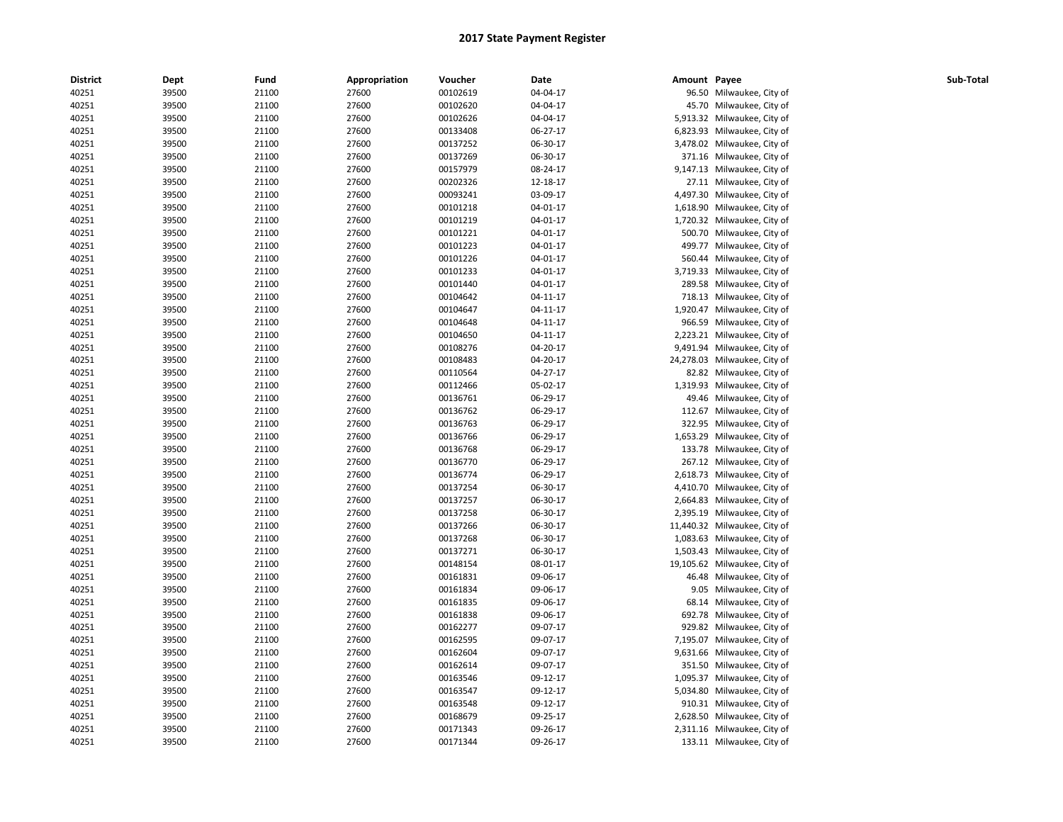# 2017 State Payment Register

| District | Dept | Fund | Appropriation | Voucher | Date | Amount | Payee | Sub-Total |
|---|---|---|---|---|---|---|---|---|
| 40251 | 39500 | 21100 | 27600 | 00102619 | 04-04-17 | 96.50 | Milwaukee, City of | |
| 40251 | 39500 | 21100 | 27600 | 00102620 | 04-04-17 | 45.70 | Milwaukee, City of | |
| 40251 | 39500 | 21100 | 27600 | 00102626 | 04-04-17 | 5,913.32 | Milwaukee, City of | |
| 40251 | 39500 | 21100 | 27600 | 00133408 | 06-27-17 | 6,823.93 | Milwaukee, City of | |
| 40251 | 39500 | 21100 | 27600 | 00137252 | 06-30-17 | 3,478.02 | Milwaukee, City of | |
| 40251 | 39500 | 21100 | 27600 | 00137269 | 06-30-17 | 371.16 | Milwaukee, City of | |
| 40251 | 39500 | 21100 | 27600 | 00157979 | 08-24-17 | 9,147.13 | Milwaukee, City of | |
| 40251 | 39500 | 21100 | 27600 | 00202326 | 12-18-17 | 27.11 | Milwaukee, City of | |
| 40251 | 39500 | 21100 | 27600 | 00093241 | 03-09-17 | 4,497.30 | Milwaukee, City of | |
| 40251 | 39500 | 21100 | 27600 | 00101218 | 04-01-17 | 1,618.90 | Milwaukee, City of | |
| 40251 | 39500 | 21100 | 27600 | 00101219 | 04-01-17 | 1,720.32 | Milwaukee, City of | |
| 40251 | 39500 | 21100 | 27600 | 00101221 | 04-01-17 | 500.70 | Milwaukee, City of | |
| 40251 | 39500 | 21100 | 27600 | 00101223 | 04-01-17 | 499.77 | Milwaukee, City of | |
| 40251 | 39500 | 21100 | 27600 | 00101226 | 04-01-17 | 560.44 | Milwaukee, City of | |
| 40251 | 39500 | 21100 | 27600 | 00101233 | 04-01-17 | 3,719.33 | Milwaukee, City of | |
| 40251 | 39500 | 21100 | 27600 | 00101440 | 04-01-17 | 289.58 | Milwaukee, City of | |
| 40251 | 39500 | 21100 | 27600 | 00104642 | 04-11-17 | 718.13 | Milwaukee, City of | |
| 40251 | 39500 | 21100 | 27600 | 00104647 | 04-11-17 | 1,920.47 | Milwaukee, City of | |
| 40251 | 39500 | 21100 | 27600 | 00104648 | 04-11-17 | 966.59 | Milwaukee, City of | |
| 40251 | 39500 | 21100 | 27600 | 00104650 | 04-11-17 | 2,223.21 | Milwaukee, City of | |
| 40251 | 39500 | 21100 | 27600 | 00108276 | 04-20-17 | 9,491.94 | Milwaukee, City of | |
| 40251 | 39500 | 21100 | 27600 | 00108483 | 04-20-17 | 24,278.03 | Milwaukee, City of | |
| 40251 | 39500 | 21100 | 27600 | 00110564 | 04-27-17 | 82.82 | Milwaukee, City of | |
| 40251 | 39500 | 21100 | 27600 | 00112466 | 05-02-17 | 1,319.93 | Milwaukee, City of | |
| 40251 | 39500 | 21100 | 27600 | 00136761 | 06-29-17 | 49.46 | Milwaukee, City of | |
| 40251 | 39500 | 21100 | 27600 | 00136762 | 06-29-17 | 112.67 | Milwaukee, City of | |
| 40251 | 39500 | 21100 | 27600 | 00136763 | 06-29-17 | 322.95 | Milwaukee, City of | |
| 40251 | 39500 | 21100 | 27600 | 00136766 | 06-29-17 | 1,653.29 | Milwaukee, City of | |
| 40251 | 39500 | 21100 | 27600 | 00136768 | 06-29-17 | 133.78 | Milwaukee, City of | |
| 40251 | 39500 | 21100 | 27600 | 00136770 | 06-29-17 | 267.12 | Milwaukee, City of | |
| 40251 | 39500 | 21100 | 27600 | 00136774 | 06-29-17 | 2,618.73 | Milwaukee, City of | |
| 40251 | 39500 | 21100 | 27600 | 00137254 | 06-30-17 | 4,410.70 | Milwaukee, City of | |
| 40251 | 39500 | 21100 | 27600 | 00137257 | 06-30-17 | 2,664.83 | Milwaukee, City of | |
| 40251 | 39500 | 21100 | 27600 | 00137258 | 06-30-17 | 2,395.19 | Milwaukee, City of | |
| 40251 | 39500 | 21100 | 27600 | 00137266 | 06-30-17 | 11,440.32 | Milwaukee, City of | |
| 40251 | 39500 | 21100 | 27600 | 00137268 | 06-30-17 | 1,083.63 | Milwaukee, City of | |
| 40251 | 39500 | 21100 | 27600 | 00137271 | 06-30-17 | 1,503.43 | Milwaukee, City of | |
| 40251 | 39500 | 21100 | 27600 | 00148154 | 08-01-17 | 19,105.62 | Milwaukee, City of | |
| 40251 | 39500 | 21100 | 27600 | 00161831 | 09-06-17 | 46.48 | Milwaukee, City of | |
| 40251 | 39500 | 21100 | 27600 | 00161834 | 09-06-17 | 9.05 | Milwaukee, City of | |
| 40251 | 39500 | 21100 | 27600 | 00161835 | 09-06-17 | 68.14 | Milwaukee, City of | |
| 40251 | 39500 | 21100 | 27600 | 00161838 | 09-06-17 | 692.78 | Milwaukee, City of | |
| 40251 | 39500 | 21100 | 27600 | 00162277 | 09-07-17 | 929.82 | Milwaukee, City of | |
| 40251 | 39500 | 21100 | 27600 | 00162595 | 09-07-17 | 7,195.07 | Milwaukee, City of | |
| 40251 | 39500 | 21100 | 27600 | 00162604 | 09-07-17 | 9,631.66 | Milwaukee, City of | |
| 40251 | 39500 | 21100 | 27600 | 00162614 | 09-07-17 | 351.50 | Milwaukee, City of | |
| 40251 | 39500 | 21100 | 27600 | 00163546 | 09-12-17 | 1,095.37 | Milwaukee, City of | |
| 40251 | 39500 | 21100 | 27600 | 00163547 | 09-12-17 | 5,034.80 | Milwaukee, City of | |
| 40251 | 39500 | 21100 | 27600 | 00163548 | 09-12-17 | 910.31 | Milwaukee, City of | |
| 40251 | 39500 | 21100 | 27600 | 00168679 | 09-25-17 | 2,628.50 | Milwaukee, City of | |
| 40251 | 39500 | 21100 | 27600 | 00171343 | 09-26-17 | 2,311.16 | Milwaukee, City of | |
| 40251 | 39500 | 21100 | 27600 | 00171344 | 09-26-17 | 133.11 | Milwaukee, City of | |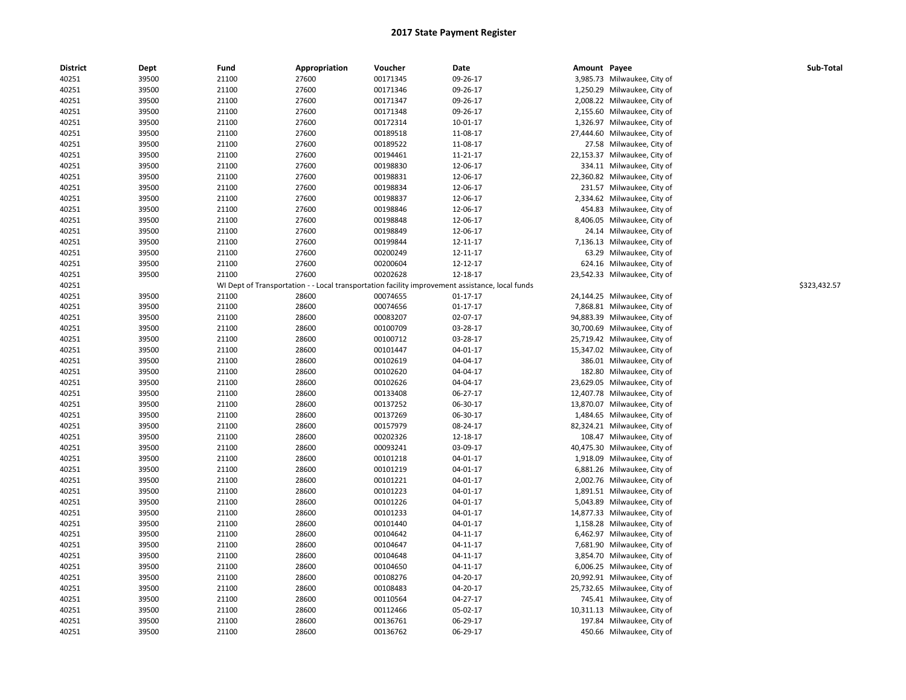# 2017 State Payment Register

| District | Dept | Fund | Appropriation | Voucher | Date | Amount | Payee | Sub-Total |
|---|---|---|---|---|---|---|---|---|
| 40251 | 39500 | 21100 | 27600 | 00171345 | 09-26-17 | 3,985.73 | Milwaukee, City of | |
| 40251 | 39500 | 21100 | 27600 | 00171346 | 09-26-17 | 1,250.29 | Milwaukee, City of | |
| 40251 | 39500 | 21100 | 27600 | 00171347 | 09-26-17 | 2,008.22 | Milwaukee, City of | |
| 40251 | 39500 | 21100 | 27600 | 00171348 | 09-26-17 | 2,155.60 | Milwaukee, City of | |
| 40251 | 39500 | 21100 | 27600 | 00172314 | 10-01-17 | 1,326.97 | Milwaukee, City of | |
| 40251 | 39500 | 21100 | 27600 | 00189518 | 11-08-17 | 27,444.60 | Milwaukee, City of | |
| 40251 | 39500 | 21100 | 27600 | 00189522 | 11-08-17 | 27.58 | Milwaukee, City of | |
| 40251 | 39500 | 21100 | 27600 | 00194461 | 11-21-17 | 22,153.37 | Milwaukee, City of | |
| 40251 | 39500 | 21100 | 27600 | 00198830 | 12-06-17 | 334.11 | Milwaukee, City of | |
| 40251 | 39500 | 21100 | 27600 | 00198831 | 12-06-17 | 22,360.82 | Milwaukee, City of | |
| 40251 | 39500 | 21100 | 27600 | 00198834 | 12-06-17 | 231.57 | Milwaukee, City of | |
| 40251 | 39500 | 21100 | 27600 | 00198837 | 12-06-17 | 2,334.62 | Milwaukee, City of | |
| 40251 | 39500 | 21100 | 27600 | 00198846 | 12-06-17 | 454.83 | Milwaukee, City of | |
| 40251 | 39500 | 21100 | 27600 | 00198848 | 12-06-17 | 8,406.05 | Milwaukee, City of | |
| 40251 | 39500 | 21100 | 27600 | 00198849 | 12-06-17 | 24.14 | Milwaukee, City of | |
| 40251 | 39500 | 21100 | 27600 | 00199844 | 12-11-17 | 7,136.13 | Milwaukee, City of | |
| 40251 | 39500 | 21100 | 27600 | 00200249 | 12-11-17 | 63.29 | Milwaukee, City of | |
| 40251 | 39500 | 21100 | 27600 | 00200604 | 12-12-17 | 624.16 | Milwaukee, City of | |
| 40251 | 39500 | 21100 | 27600 | 00202628 | 12-18-17 | 23,542.33 | Milwaukee, City of | |
| 40251 | | WI Dept of Transportation - - Local transportation facility improvement assistance, local funds | | | | | | $323,432.57 |
| 40251 | 39500 | 21100 | 28600 | 00074655 | 01-17-17 | 24,144.25 | Milwaukee, City of | |
| 40251 | 39500 | 21100 | 28600 | 00074656 | 01-17-17 | 7,868.81 | Milwaukee, City of | |
| 40251 | 39500 | 21100 | 28600 | 00083207 | 02-07-17 | 94,883.39 | Milwaukee, City of | |
| 40251 | 39500 | 21100 | 28600 | 00100709 | 03-28-17 | 30,700.69 | Milwaukee, City of | |
| 40251 | 39500 | 21100 | 28600 | 00100712 | 03-28-17 | 25,719.42 | Milwaukee, City of | |
| 40251 | 39500 | 21100 | 28600 | 00101447 | 04-01-17 | 15,347.02 | Milwaukee, City of | |
| 40251 | 39500 | 21100 | 28600 | 00102619 | 04-04-17 | 386.01 | Milwaukee, City of | |
| 40251 | 39500 | 21100 | 28600 | 00102620 | 04-04-17 | 182.80 | Milwaukee, City of | |
| 40251 | 39500 | 21100 | 28600 | 00102626 | 04-04-17 | 23,629.05 | Milwaukee, City of | |
| 40251 | 39500 | 21100 | 28600 | 00133408 | 06-27-17 | 12,407.78 | Milwaukee, City of | |
| 40251 | 39500 | 21100 | 28600 | 00137252 | 06-30-17 | 13,870.07 | Milwaukee, City of | |
| 40251 | 39500 | 21100 | 28600 | 00137269 | 06-30-17 | 1,484.65 | Milwaukee, City of | |
| 40251 | 39500 | 21100 | 28600 | 00157979 | 08-24-17 | 82,324.21 | Milwaukee, City of | |
| 40251 | 39500 | 21100 | 28600 | 00202326 | 12-18-17 | 108.47 | Milwaukee, City of | |
| 40251 | 39500 | 21100 | 28600 | 00093241 | 03-09-17 | 40,475.30 | Milwaukee, City of | |
| 40251 | 39500 | 21100 | 28600 | 00101218 | 04-01-17 | 1,918.09 | Milwaukee, City of | |
| 40251 | 39500 | 21100 | 28600 | 00101219 | 04-01-17 | 6,881.26 | Milwaukee, City of | |
| 40251 | 39500 | 21100 | 28600 | 00101221 | 04-01-17 | 2,002.76 | Milwaukee, City of | |
| 40251 | 39500 | 21100 | 28600 | 00101223 | 04-01-17 | 1,891.51 | Milwaukee, City of | |
| 40251 | 39500 | 21100 | 28600 | 00101226 | 04-01-17 | 5,043.89 | Milwaukee, City of | |
| 40251 | 39500 | 21100 | 28600 | 00101233 | 04-01-17 | 14,877.33 | Milwaukee, City of | |
| 40251 | 39500 | 21100 | 28600 | 00101440 | 04-01-17 | 1,158.28 | Milwaukee, City of | |
| 40251 | 39500 | 21100 | 28600 | 00104642 | 04-11-17 | 6,462.97 | Milwaukee, City of | |
| 40251 | 39500 | 21100 | 28600 | 00104647 | 04-11-17 | 7,681.90 | Milwaukee, City of | |
| 40251 | 39500 | 21100 | 28600 | 00104648 | 04-11-17 | 3,854.70 | Milwaukee, City of | |
| 40251 | 39500 | 21100 | 28600 | 00104650 | 04-11-17 | 6,006.25 | Milwaukee, City of | |
| 40251 | 39500 | 21100 | 28600 | 00108276 | 04-20-17 | 20,992.91 | Milwaukee, City of | |
| 40251 | 39500 | 21100 | 28600 | 00108483 | 04-20-17 | 25,732.65 | Milwaukee, City of | |
| 40251 | 39500 | 21100 | 28600 | 00110564 | 04-27-17 | 745.41 | Milwaukee, City of | |
| 40251 | 39500 | 21100 | 28600 | 00112466 | 05-02-17 | 10,311.13 | Milwaukee, City of | |
| 40251 | 39500 | 21100 | 28600 | 00136761 | 06-29-17 | 197.84 | Milwaukee, City of | |
| 40251 | 39500 | 21100 | 28600 | 00136762 | 06-29-17 | 450.66 | Milwaukee, City of | |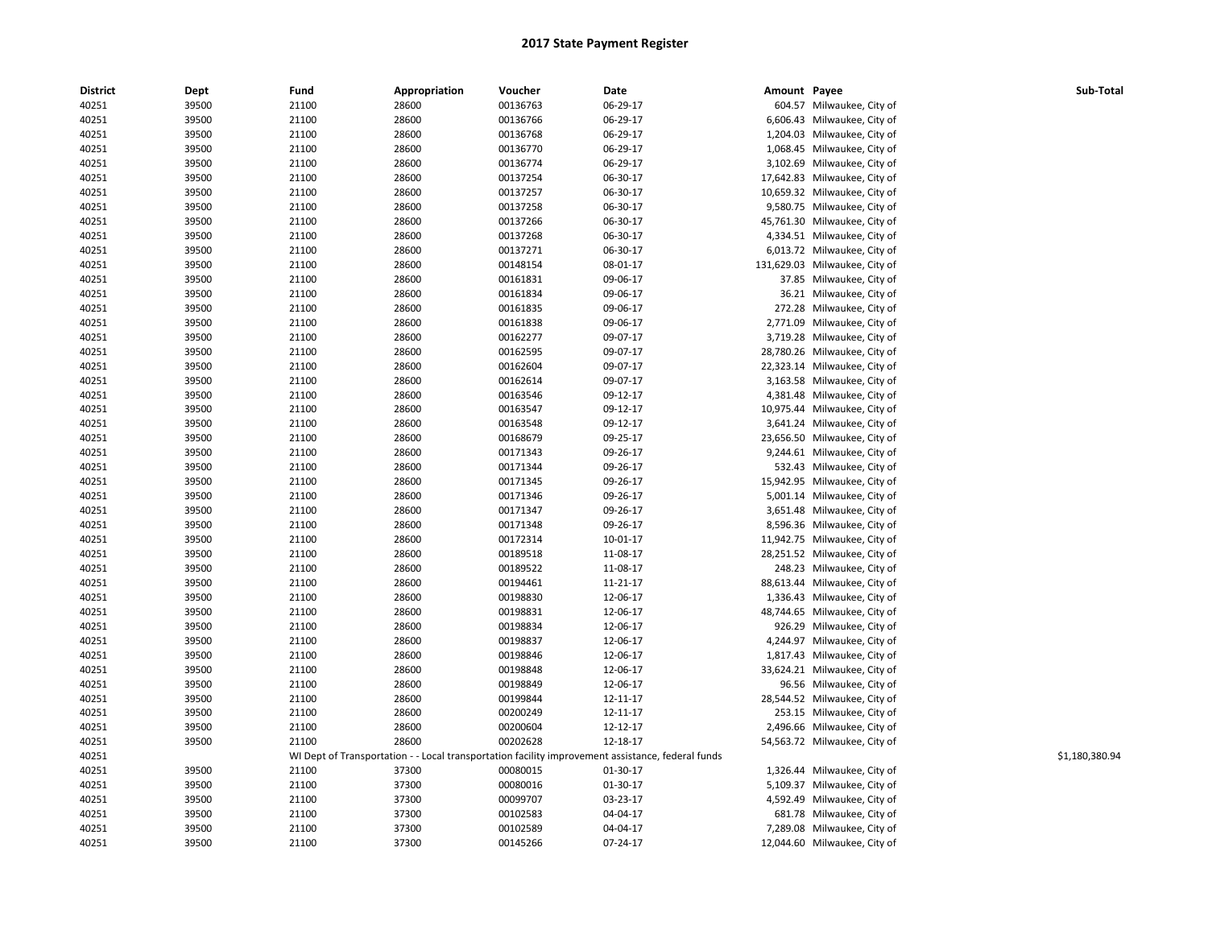## 2017 State Payment Register

| District | Dept | Fund | Appropriation | Voucher | Date | Amount | Payee | Sub-Total |
|---|---|---|---|---|---|---|---|---|
| 40251 | 39500 | 21100 | 28600 | 00136763 | 06-29-17 | 604.57 | Milwaukee, City of | |
| 40251 | 39500 | 21100 | 28600 | 00136766 | 06-29-17 | 6,606.43 | Milwaukee, City of | |
| 40251 | 39500 | 21100 | 28600 | 00136768 | 06-29-17 | 1,204.03 | Milwaukee, City of | |
| 40251 | 39500 | 21100 | 28600 | 00136770 | 06-29-17 | 1,068.45 | Milwaukee, City of | |
| 40251 | 39500 | 21100 | 28600 | 00136774 | 06-29-17 | 3,102.69 | Milwaukee, City of | |
| 40251 | 39500 | 21100 | 28600 | 00137254 | 06-30-17 | 17,642.83 | Milwaukee, City of | |
| 40251 | 39500 | 21100 | 28600 | 00137257 | 06-30-17 | 10,659.32 | Milwaukee, City of | |
| 40251 | 39500 | 21100 | 28600 | 00137258 | 06-30-17 | 9,580.75 | Milwaukee, City of | |
| 40251 | 39500 | 21100 | 28600 | 00137266 | 06-30-17 | 45,761.30 | Milwaukee, City of | |
| 40251 | 39500 | 21100 | 28600 | 00137268 | 06-30-17 | 4,334.51 | Milwaukee, City of | |
| 40251 | 39500 | 21100 | 28600 | 00137271 | 06-30-17 | 6,013.72 | Milwaukee, City of | |
| 40251 | 39500 | 21100 | 28600 | 00148154 | 08-01-17 | 131,629.03 | Milwaukee, City of | |
| 40251 | 39500 | 21100 | 28600 | 00161831 | 09-06-17 | 37.85 | Milwaukee, City of | |
| 40251 | 39500 | 21100 | 28600 | 00161834 | 09-06-17 | 36.21 | Milwaukee, City of | |
| 40251 | 39500 | 21100 | 28600 | 00161835 | 09-06-17 | 272.28 | Milwaukee, City of | |
| 40251 | 39500 | 21100 | 28600 | 00161838 | 09-06-17 | 2,771.09 | Milwaukee, City of | |
| 40251 | 39500 | 21100 | 28600 | 00162277 | 09-07-17 | 3,719.28 | Milwaukee, City of | |
| 40251 | 39500 | 21100 | 28600 | 00162595 | 09-07-17 | 28,780.26 | Milwaukee, City of | |
| 40251 | 39500 | 21100 | 28600 | 00162604 | 09-07-17 | 22,323.14 | Milwaukee, City of | |
| 40251 | 39500 | 21100 | 28600 | 00162614 | 09-07-17 | 3,163.58 | Milwaukee, City of | |
| 40251 | 39500 | 21100 | 28600 | 00163546 | 09-12-17 | 4,381.48 | Milwaukee, City of | |
| 40251 | 39500 | 21100 | 28600 | 00163547 | 09-12-17 | 10,975.44 | Milwaukee, City of | |
| 40251 | 39500 | 21100 | 28600 | 00163548 | 09-12-17 | 3,641.24 | Milwaukee, City of | |
| 40251 | 39500 | 21100 | 28600 | 00168679 | 09-25-17 | 23,656.50 | Milwaukee, City of | |
| 40251 | 39500 | 21100 | 28600 | 00171343 | 09-26-17 | 9,244.61 | Milwaukee, City of | |
| 40251 | 39500 | 21100 | 28600 | 00171344 | 09-26-17 | 532.43 | Milwaukee, City of | |
| 40251 | 39500 | 21100 | 28600 | 00171345 | 09-26-17 | 15,942.95 | Milwaukee, City of | |
| 40251 | 39500 | 21100 | 28600 | 00171346 | 09-26-17 | 5,001.14 | Milwaukee, City of | |
| 40251 | 39500 | 21100 | 28600 | 00171347 | 09-26-17 | 3,651.48 | Milwaukee, City of | |
| 40251 | 39500 | 21100 | 28600 | 00171348 | 09-26-17 | 8,596.36 | Milwaukee, City of | |
| 40251 | 39500 | 21100 | 28600 | 00172314 | 10-01-17 | 11,942.75 | Milwaukee, City of | |
| 40251 | 39500 | 21100 | 28600 | 00189518 | 11-08-17 | 28,251.52 | Milwaukee, City of | |
| 40251 | 39500 | 21100 | 28600 | 00189522 | 11-08-17 | 248.23 | Milwaukee, City of | |
| 40251 | 39500 | 21100 | 28600 | 00194461 | 11-21-17 | 88,613.44 | Milwaukee, City of | |
| 40251 | 39500 | 21100 | 28600 | 00198830 | 12-06-17 | 1,336.43 | Milwaukee, City of | |
| 40251 | 39500 | 21100 | 28600 | 00198831 | 12-06-17 | 48,744.65 | Milwaukee, City of | |
| 40251 | 39500 | 21100 | 28600 | 00198834 | 12-06-17 | 926.29 | Milwaukee, City of | |
| 40251 | 39500 | 21100 | 28600 | 00198837 | 12-06-17 | 4,244.97 | Milwaukee, City of | |
| 40251 | 39500 | 21100 | 28600 | 00198846 | 12-06-17 | 1,817.43 | Milwaukee, City of | |
| 40251 | 39500 | 21100 | 28600 | 00198848 | 12-06-17 | 33,624.21 | Milwaukee, City of | |
| 40251 | 39500 | 21100 | 28600 | 00198849 | 12-06-17 | 96.56 | Milwaukee, City of | |
| 40251 | 39500 | 21100 | 28600 | 00199844 | 12-11-17 | 28,544.52 | Milwaukee, City of | |
| 40251 | 39500 | 21100 | 28600 | 00200249 | 12-11-17 | 253.15 | Milwaukee, City of | |
| 40251 | 39500 | 21100 | 28600 | 00200604 | 12-12-17 | 2,496.66 | Milwaukee, City of | |
| 40251 | 39500 | 21100 | 28600 | 00202628 | 12-18-17 | 54,563.72 | Milwaukee, City of | |
| 40251 | | WI Dept of Transportation - - Local transportation facility improvement assistance, federal funds | | | | | | $1,180,380.94 |
| 40251 | 39500 | 21100 | 37300 | 00080015 | 01-30-17 | 1,326.44 | Milwaukee, City of | |
| 40251 | 39500 | 21100 | 37300 | 00080016 | 01-30-17 | 5,109.37 | Milwaukee, City of | |
| 40251 | 39500 | 21100 | 37300 | 00099707 | 03-23-17 | 4,592.49 | Milwaukee, City of | |
| 40251 | 39500 | 21100 | 37300 | 00102583 | 04-04-17 | 681.78 | Milwaukee, City of | |
| 40251 | 39500 | 21100 | 37300 | 00102589 | 04-04-17 | 7,289.08 | Milwaukee, City of | |
| 40251 | 39500 | 21100 | 37300 | 00145266 | 07-24-17 | 12,044.60 | Milwaukee, City of | |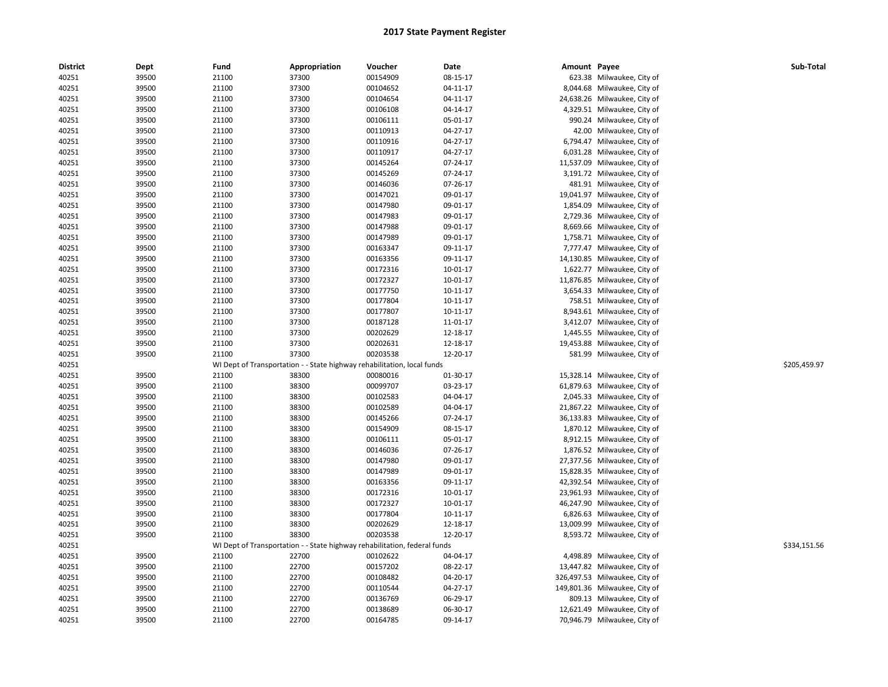## 2017 State Payment Register

| District | Dept | Fund | Appropriation | Voucher | Date | Amount | Payee | Sub-Total |
|---|---|---|---|---|---|---|---|---|
| 40251 | 39500 | 21100 | 37300 | 00154909 | 08-15-17 | 623.38 | Milwaukee, City of | |
| 40251 | 39500 | 21100 | 37300 | 00104652 | 04-11-17 | 8,044.68 | Milwaukee, City of | |
| 40251 | 39500 | 21100 | 37300 | 00104654 | 04-11-17 | 24,638.26 | Milwaukee, City of | |
| 40251 | 39500 | 21100 | 37300 | 00106108 | 04-14-17 | 4,329.51 | Milwaukee, City of | |
| 40251 | 39500 | 21100 | 37300 | 00106111 | 05-01-17 | 990.24 | Milwaukee, City of | |
| 40251 | 39500 | 21100 | 37300 | 00110913 | 04-27-17 | 42.00 | Milwaukee, City of | |
| 40251 | 39500 | 21100 | 37300 | 00110916 | 04-27-17 | 6,794.47 | Milwaukee, City of | |
| 40251 | 39500 | 21100 | 37300 | 00110917 | 04-27-17 | 6,031.28 | Milwaukee, City of | |
| 40251 | 39500 | 21100 | 37300 | 00145264 | 07-24-17 | 11,537.09 | Milwaukee, City of | |
| 40251 | 39500 | 21100 | 37300 | 00145269 | 07-24-17 | 3,191.72 | Milwaukee, City of | |
| 40251 | 39500 | 21100 | 37300 | 00146036 | 07-26-17 | 481.91 | Milwaukee, City of | |
| 40251 | 39500 | 21100 | 37300 | 00147021 | 09-01-17 | 19,041.97 | Milwaukee, City of | |
| 40251 | 39500 | 21100 | 37300 | 00147980 | 09-01-17 | 1,854.09 | Milwaukee, City of | |
| 40251 | 39500 | 21100 | 37300 | 00147983 | 09-01-17 | 2,729.36 | Milwaukee, City of | |
| 40251 | 39500 | 21100 | 37300 | 00147988 | 09-01-17 | 8,669.66 | Milwaukee, City of | |
| 40251 | 39500 | 21100 | 37300 | 00147989 | 09-01-17 | 1,758.71 | Milwaukee, City of | |
| 40251 | 39500 | 21100 | 37300 | 00163347 | 09-11-17 | 7,777.47 | Milwaukee, City of | |
| 40251 | 39500 | 21100 | 37300 | 00163356 | 09-11-17 | 14,130.85 | Milwaukee, City of | |
| 40251 | 39500 | 21100 | 37300 | 00172316 | 10-01-17 | 1,622.77 | Milwaukee, City of | |
| 40251 | 39500 | 21100 | 37300 | 00172327 | 10-01-17 | 11,876.85 | Milwaukee, City of | |
| 40251 | 39500 | 21100 | 37300 | 00177750 | 10-11-17 | 3,654.33 | Milwaukee, City of | |
| 40251 | 39500 | 21100 | 37300 | 00177804 | 10-11-17 | 758.51 | Milwaukee, City of | |
| 40251 | 39500 | 21100 | 37300 | 00177807 | 10-11-17 | 8,943.61 | Milwaukee, City of | |
| 40251 | 39500 | 21100 | 37300 | 00187128 | 11-01-17 | 3,412.07 | Milwaukee, City of | |
| 40251 | 39500 | 21100 | 37300 | 00202629 | 12-18-17 | 1,445.55 | Milwaukee, City of | |
| 40251 | 39500 | 21100 | 37300 | 00202631 | 12-18-17 | 19,453.88 | Milwaukee, City of | |
| 40251 | 39500 | 21100 | 37300 | 00203538 | 12-20-17 | 581.99 | Milwaukee, City of | |
| 40251 | | WI Dept of Transportation - - State highway rehabilitation, local funds | | | | | | $205,459.97 |
| 40251 | 39500 | 21100 | 38300 | 00080016 | 01-30-17 | 15,328.14 | Milwaukee, City of | |
| 40251 | 39500 | 21100 | 38300 | 00099707 | 03-23-17 | 61,879.63 | Milwaukee, City of | |
| 40251 | 39500 | 21100 | 38300 | 00102583 | 04-04-17 | 2,045.33 | Milwaukee, City of | |
| 40251 | 39500 | 21100 | 38300 | 00102589 | 04-04-17 | 21,867.22 | Milwaukee, City of | |
| 40251 | 39500 | 21100 | 38300 | 00145266 | 07-24-17 | 36,133.83 | Milwaukee, City of | |
| 40251 | 39500 | 21100 | 38300 | 00154909 | 08-15-17 | 1,870.12 | Milwaukee, City of | |
| 40251 | 39500 | 21100 | 38300 | 00106111 | 05-01-17 | 8,912.15 | Milwaukee, City of | |
| 40251 | 39500 | 21100 | 38300 | 00146036 | 07-26-17 | 1,876.52 | Milwaukee, City of | |
| 40251 | 39500 | 21100 | 38300 | 00147980 | 09-01-17 | 27,377.56 | Milwaukee, City of | |
| 40251 | 39500 | 21100 | 38300 | 00147989 | 09-01-17 | 15,828.35 | Milwaukee, City of | |
| 40251 | 39500 | 21100 | 38300 | 00163356 | 09-11-17 | 42,392.54 | Milwaukee, City of | |
| 40251 | 39500 | 21100 | 38300 | 00172316 | 10-01-17 | 23,961.93 | Milwaukee, City of | |
| 40251 | 39500 | 21100 | 38300 | 00172327 | 10-01-17 | 46,247.90 | Milwaukee, City of | |
| 40251 | 39500 | 21100 | 38300 | 00177804 | 10-11-17 | 6,826.63 | Milwaukee, City of | |
| 40251 | 39500 | 21100 | 38300 | 00202629 | 12-18-17 | 13,009.99 | Milwaukee, City of | |
| 40251 | 39500 | 21100 | 38300 | 00203538 | 12-20-17 | 8,593.72 | Milwaukee, City of | |
| 40251 | | WI Dept of Transportation - - State highway rehabilitation, federal funds | | | | | | $334,151.56 |
| 40251 | 39500 | 21100 | 22700 | 00102622 | 04-04-17 | 4,498.89 | Milwaukee, City of | |
| 40251 | 39500 | 21100 | 22700 | 00157202 | 08-22-17 | 13,447.82 | Milwaukee, City of | |
| 40251 | 39500 | 21100 | 22700 | 00108482 | 04-20-17 | 326,497.53 | Milwaukee, City of | |
| 40251 | 39500 | 21100 | 22700 | 00110544 | 04-27-17 | 149,801.36 | Milwaukee, City of | |
| 40251 | 39500 | 21100 | 22700 | 00136769 | 06-29-17 | 809.13 | Milwaukee, City of | |
| 40251 | 39500 | 21100 | 22700 | 00138689 | 06-30-17 | 12,621.49 | Milwaukee, City of | |
| 40251 | 39500 | 21100 | 22700 | 00164785 | 09-14-17 | 70,946.79 | Milwaukee, City of | |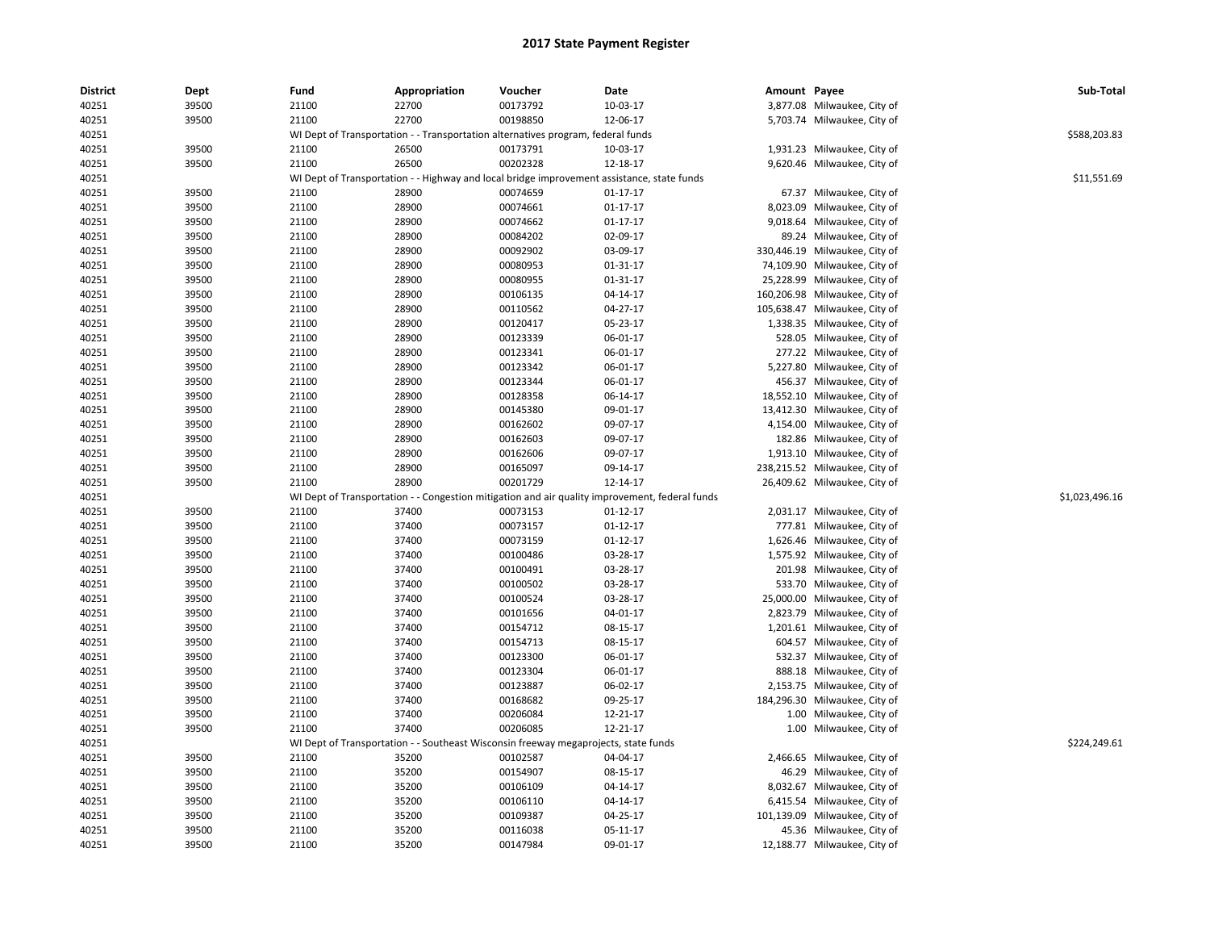# 2017 State Payment Register

| District | Dept | Fund | Appropriation | Voucher | Date | Amount | Payee | Sub-Total |
|---|---|---|---|---|---|---|---|---|
| 40251 | 39500 | 21100 | 22700 | 00173792 | 10-03-17 | 3,877.08 | Milwaukee, City of | |
| 40251 | 39500 | 21100 | 22700 | 00198850 | 12-06-17 | 5,703.74 | Milwaukee, City of | |
| 40251 | | WI Dept of Transportation - - Transportation alternatives program, federal funds | | | | | | $588,203.83 |
| 40251 | 39500 | 21100 | 26500 | 00173791 | 10-03-17 | 1,931.23 | Milwaukee, City of | |
| 40251 | 39500 | 21100 | 26500 | 00202328 | 12-18-17 | 9,620.46 | Milwaukee, City of | |
| 40251 | | WI Dept of Transportation - - Highway and local bridge improvement assistance, state funds | | | | | | $11,551.69 |
| 40251 | 39500 | 21100 | 28900 | 00074659 | 01-17-17 | 67.37 | Milwaukee, City of | |
| 40251 | 39500 | 21100 | 28900 | 00074661 | 01-17-17 | 8,023.09 | Milwaukee, City of | |
| 40251 | 39500 | 21100 | 28900 | 00074662 | 01-17-17 | 9,018.64 | Milwaukee, City of | |
| 40251 | 39500 | 21100 | 28900 | 00084202 | 02-09-17 | 89.24 | Milwaukee, City of | |
| 40251 | 39500 | 21100 | 28900 | 00092902 | 03-09-17 | 330,446.19 | Milwaukee, City of | |
| 40251 | 39500 | 21100 | 28900 | 00080953 | 01-31-17 | 74,109.90 | Milwaukee, City of | |
| 40251 | 39500 | 21100 | 28900 | 00080955 | 01-31-17 | 25,228.99 | Milwaukee, City of | |
| 40251 | 39500 | 21100 | 28900 | 00106135 | 04-14-17 | 160,206.98 | Milwaukee, City of | |
| 40251 | 39500 | 21100 | 28900 | 00110562 | 04-27-17 | 105,638.47 | Milwaukee, City of | |
| 40251 | 39500 | 21100 | 28900 | 00120417 | 05-23-17 | 1,338.35 | Milwaukee, City of | |
| 40251 | 39500 | 21100 | 28900 | 00123339 | 06-01-17 | 528.05 | Milwaukee, City of | |
| 40251 | 39500 | 21100 | 28900 | 00123341 | 06-01-17 | 277.22 | Milwaukee, City of | |
| 40251 | 39500 | 21100 | 28900 | 00123342 | 06-01-17 | 5,227.80 | Milwaukee, City of | |
| 40251 | 39500 | 21100 | 28900 | 00123344 | 06-01-17 | 456.37 | Milwaukee, City of | |
| 40251 | 39500 | 21100 | 28900 | 00128358 | 06-14-17 | 18,552.10 | Milwaukee, City of | |
| 40251 | 39500 | 21100 | 28900 | 00145380 | 09-01-17 | 13,412.30 | Milwaukee, City of | |
| 40251 | 39500 | 21100 | 28900 | 00162602 | 09-07-17 | 4,154.00 | Milwaukee, City of | |
| 40251 | 39500 | 21100 | 28900 | 00162603 | 09-07-17 | 182.86 | Milwaukee, City of | |
| 40251 | 39500 | 21100 | 28900 | 00162606 | 09-07-17 | 1,913.10 | Milwaukee, City of | |
| 40251 | 39500 | 21100 | 28900 | 00165097 | 09-14-17 | 238,215.52 | Milwaukee, City of | |
| 40251 | 39500 | 21100 | 28900 | 00201729 | 12-14-17 | 26,409.62 | Milwaukee, City of | |
| 40251 | | WI Dept of Transportation - - Congestion mitigation and air quality improvement, federal funds | | | | | | $1,023,496.16 |
| 40251 | 39500 | 21100 | 37400 | 00073153 | 01-12-17 | 2,031.17 | Milwaukee, City of | |
| 40251 | 39500 | 21100 | 37400 | 00073157 | 01-12-17 | 777.81 | Milwaukee, City of | |
| 40251 | 39500 | 21100 | 37400 | 00073159 | 01-12-17 | 1,626.46 | Milwaukee, City of | |
| 40251 | 39500 | 21100 | 37400 | 00100486 | 03-28-17 | 1,575.92 | Milwaukee, City of | |
| 40251 | 39500 | 21100 | 37400 | 00100491 | 03-28-17 | 201.98 | Milwaukee, City of | |
| 40251 | 39500 | 21100 | 37400 | 00100502 | 03-28-17 | 533.70 | Milwaukee, City of | |
| 40251 | 39500 | 21100 | 37400 | 00100524 | 03-28-17 | 25,000.00 | Milwaukee, City of | |
| 40251 | 39500 | 21100 | 37400 | 00101656 | 04-01-17 | 2,823.79 | Milwaukee, City of | |
| 40251 | 39500 | 21100 | 37400 | 00154712 | 08-15-17 | 1,201.61 | Milwaukee, City of | |
| 40251 | 39500 | 21100 | 37400 | 00154713 | 08-15-17 | 604.57 | Milwaukee, City of | |
| 40251 | 39500 | 21100 | 37400 | 00123300 | 06-01-17 | 532.37 | Milwaukee, City of | |
| 40251 | 39500 | 21100 | 37400 | 00123304 | 06-01-17 | 888.18 | Milwaukee, City of | |
| 40251 | 39500 | 21100 | 37400 | 00123887 | 06-02-17 | 2,153.75 | Milwaukee, City of | |
| 40251 | 39500 | 21100 | 37400 | 00168682 | 09-25-17 | 184,296.30 | Milwaukee, City of | |
| 40251 | 39500 | 21100 | 37400 | 00206084 | 12-21-17 | 1.00 | Milwaukee, City of | |
| 40251 | 39500 | 21100 | 37400 | 00206085 | 12-21-17 | 1.00 | Milwaukee, City of | |
| 40251 | | WI Dept of Transportation - - Southeast Wisconsin freeway megaprojects, state funds | | | | | | $224,249.61 |
| 40251 | 39500 | 21100 | 35200 | 00102587 | 04-04-17 | 2,466.65 | Milwaukee, City of | |
| 40251 | 39500 | 21100 | 35200 | 00154907 | 08-15-17 | 46.29 | Milwaukee, City of | |
| 40251 | 39500 | 21100 | 35200 | 00106109 | 04-14-17 | 8,032.67 | Milwaukee, City of | |
| 40251 | 39500 | 21100 | 35200 | 00106110 | 04-14-17 | 6,415.54 | Milwaukee, City of | |
| 40251 | 39500 | 21100 | 35200 | 00109387 | 04-25-17 | 101,139.09 | Milwaukee, City of | |
| 40251 | 39500 | 21100 | 35200 | 00116038 | 05-11-17 | 45.36 | Milwaukee, City of | |
| 40251 | 39500 | 21100 | 35200 | 00147984 | 09-01-17 | 12,188.77 | Milwaukee, City of | |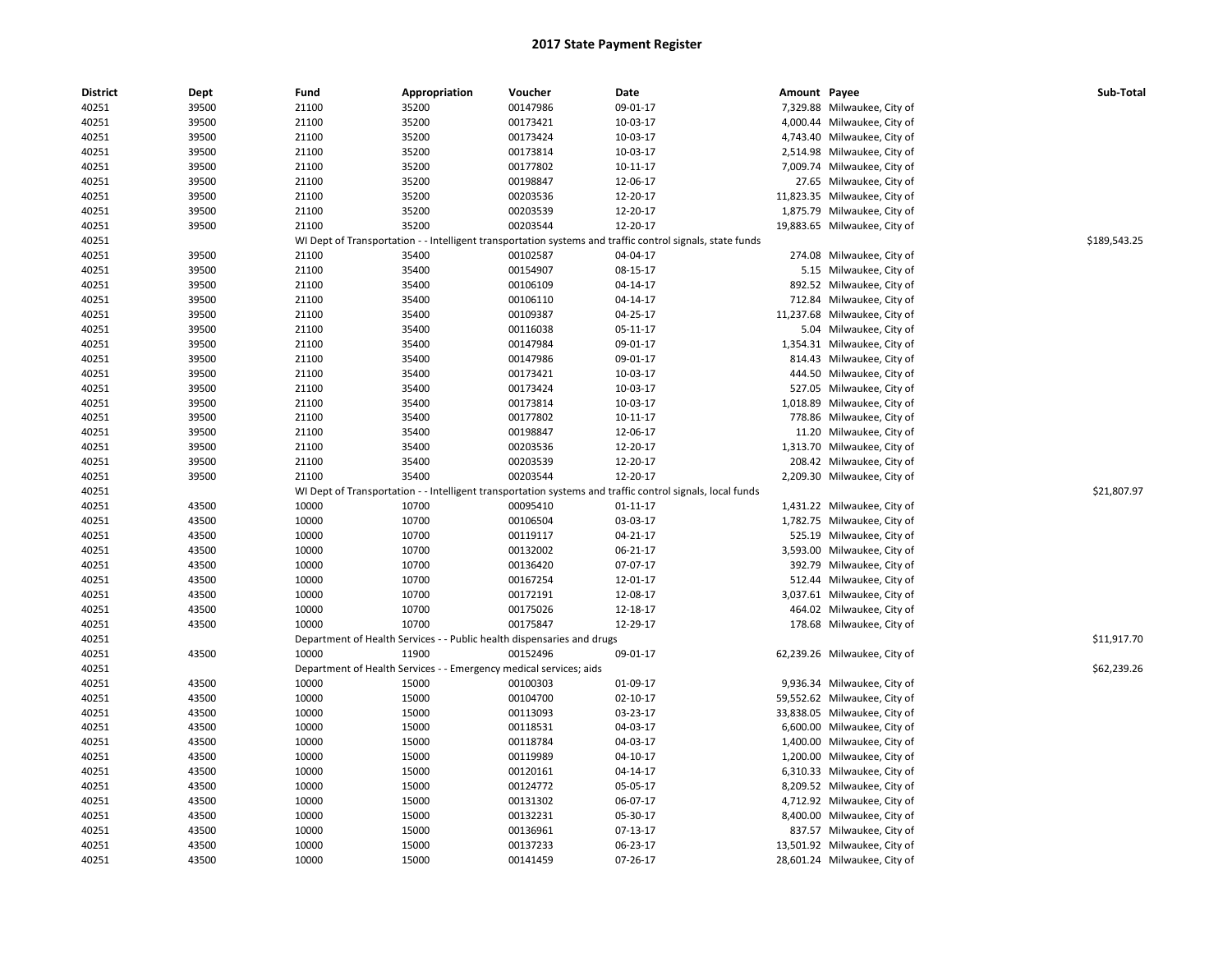# 2017 State Payment Register

| District | Dept | Fund | Appropriation | Voucher | Date | Amount | Payee | Sub-Total |
|---|---|---|---|---|---|---|---|---|
| 40251 | 39500 | 21100 | 35200 | 00147986 | 09-01-17 | 7,329.88 | Milwaukee, City of | |
| 40251 | 39500 | 21100 | 35200 | 00173421 | 10-03-17 | 4,000.44 | Milwaukee, City of | |
| 40251 | 39500 | 21100 | 35200 | 00173424 | 10-03-17 | 4,743.40 | Milwaukee, City of | |
| 40251 | 39500 | 21100 | 35200 | 00173814 | 10-03-17 | 2,514.98 | Milwaukee, City of | |
| 40251 | 39500 | 21100 | 35200 | 00177802 | 10-11-17 | 7,009.74 | Milwaukee, City of | |
| 40251 | 39500 | 21100 | 35200 | 00198847 | 12-06-17 | 27.65 | Milwaukee, City of | |
| 40251 | 39500 | 21100 | 35200 | 00203536 | 12-20-17 | 11,823.35 | Milwaukee, City of | |
| 40251 | 39500 | 21100 | 35200 | 00203539 | 12-20-17 | 1,875.79 | Milwaukee, City of | |
| 40251 | 39500 | 21100 | 35200 | 00203544 | 12-20-17 | 19,883.65 | Milwaukee, City of | |
| 40251 | | WI Dept of Transportation - - Intelligent transportation systems and traffic control signals, state funds | | | | | | $189,543.25 |
| 40251 | 39500 | 21100 | 35400 | 00102587 | 04-04-17 | 274.08 | Milwaukee, City of | |
| 40251 | 39500 | 21100 | 35400 | 00154907 | 08-15-17 | 5.15 | Milwaukee, City of | |
| 40251 | 39500 | 21100 | 35400 | 00106109 | 04-14-17 | 892.52 | Milwaukee, City of | |
| 40251 | 39500 | 21100 | 35400 | 00106110 | 04-14-17 | 712.84 | Milwaukee, City of | |
| 40251 | 39500 | 21100 | 35400 | 00109387 | 04-25-17 | 11,237.68 | Milwaukee, City of | |
| 40251 | 39500 | 21100 | 35400 | 00116038 | 05-11-17 | 5.04 | Milwaukee, City of | |
| 40251 | 39500 | 21100 | 35400 | 00147984 | 09-01-17 | 1,354.31 | Milwaukee, City of | |
| 40251 | 39500 | 21100 | 35400 | 00147986 | 09-01-17 | 814.43 | Milwaukee, City of | |
| 40251 | 39500 | 21100 | 35400 | 00173421 | 10-03-17 | 444.50 | Milwaukee, City of | |
| 40251 | 39500 | 21100 | 35400 | 00173424 | 10-03-17 | 527.05 | Milwaukee, City of | |
| 40251 | 39500 | 21100 | 35400 | 00173814 | 10-03-17 | 1,018.89 | Milwaukee, City of | |
| 40251 | 39500 | 21100 | 35400 | 00177802 | 10-11-17 | 778.86 | Milwaukee, City of | |
| 40251 | 39500 | 21100 | 35400 | 00198847 | 12-06-17 | 11.20 | Milwaukee, City of | |
| 40251 | 39500 | 21100 | 35400 | 00203536 | 12-20-17 | 1,313.70 | Milwaukee, City of | |
| 40251 | 39500 | 21100 | 35400 | 00203539 | 12-20-17 | 208.42 | Milwaukee, City of | |
| 40251 | 39500 | 21100 | 35400 | 00203544 | 12-20-17 | 2,209.30 | Milwaukee, City of | |
| 40251 | | WI Dept of Transportation - - Intelligent transportation systems and traffic control signals, local funds | | | | | | $21,807.97 |
| 40251 | 43500 | 10000 | 10700 | 00095410 | 01-11-17 | 1,431.22 | Milwaukee, City of | |
| 40251 | 43500 | 10000 | 10700 | 00106504 | 03-03-17 | 1,782.75 | Milwaukee, City of | |
| 40251 | 43500 | 10000 | 10700 | 00119117 | 04-21-17 | 525.19 | Milwaukee, City of | |
| 40251 | 43500 | 10000 | 10700 | 00132002 | 06-21-17 | 3,593.00 | Milwaukee, City of | |
| 40251 | 43500 | 10000 | 10700 | 00136420 | 07-07-17 | 392.79 | Milwaukee, City of | |
| 40251 | 43500 | 10000 | 10700 | 00167254 | 12-01-17 | 512.44 | Milwaukee, City of | |
| 40251 | 43500 | 10000 | 10700 | 00172191 | 12-08-17 | 3,037.61 | Milwaukee, City of | |
| 40251 | 43500 | 10000 | 10700 | 00175026 | 12-18-17 | 464.02 | Milwaukee, City of | |
| 40251 | 43500 | 10000 | 10700 | 00175847 | 12-29-17 | 178.68 | Milwaukee, City of | |
| 40251 | | Department of Health Services - - Public health dispensaries and drugs | | | | | | $11,917.70 |
| 40251 | 43500 | 10000 | 11900 | 00152496 | 09-01-17 | 62,239.26 | Milwaukee, City of | |
| 40251 | | Department of Health Services - - Emergency medical services; aids | | | | | | $62,239.26 |
| 40251 | 43500 | 10000 | 15000 | 00100303 | 01-09-17 | 9,936.34 | Milwaukee, City of | |
| 40251 | 43500 | 10000 | 15000 | 00104700 | 02-10-17 | 59,552.62 | Milwaukee, City of | |
| 40251 | 43500 | 10000 | 15000 | 00113093 | 03-23-17 | 33,838.05 | Milwaukee, City of | |
| 40251 | 43500 | 10000 | 15000 | 00118531 | 04-03-17 | 6,600.00 | Milwaukee, City of | |
| 40251 | 43500 | 10000 | 15000 | 00118784 | 04-03-17 | 1,400.00 | Milwaukee, City of | |
| 40251 | 43500 | 10000 | 15000 | 00119989 | 04-10-17 | 1,200.00 | Milwaukee, City of | |
| 40251 | 43500 | 10000 | 15000 | 00120161 | 04-14-17 | 6,310.33 | Milwaukee, City of | |
| 40251 | 43500 | 10000 | 15000 | 00124772 | 05-05-17 | 8,209.52 | Milwaukee, City of | |
| 40251 | 43500 | 10000 | 15000 | 00131302 | 06-07-17 | 4,712.92 | Milwaukee, City of | |
| 40251 | 43500 | 10000 | 15000 | 00132231 | 05-30-17 | 8,400.00 | Milwaukee, City of | |
| 40251 | 43500 | 10000 | 15000 | 00136961 | 07-13-17 | 837.57 | Milwaukee, City of | |
| 40251 | 43500 | 10000 | 15000 | 00137233 | 06-23-17 | 13,501.92 | Milwaukee, City of | |
| 40251 | 43500 | 10000 | 15000 | 00141459 | 07-26-17 | 28,601.24 | Milwaukee, City of | |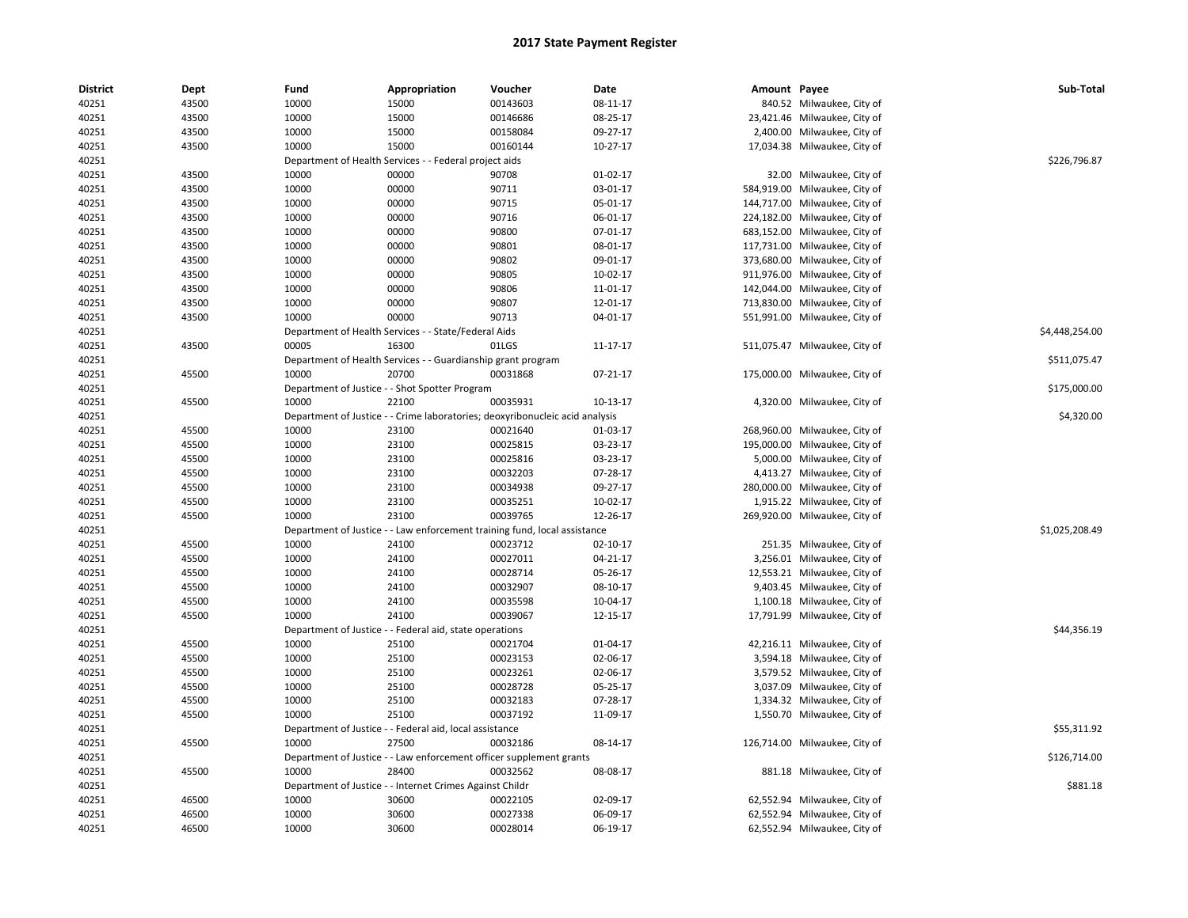# 2017 State Payment Register

| District | Dept | Fund | Appropriation | Voucher | Date | Amount | Payee | Sub-Total |
|---|---|---|---|---|---|---|---|---|
| 40251 | 43500 | 10000 | 15000 | 00143603 | 08-11-17 | 840.52 | Milwaukee, City of | |
| 40251 | 43500 | 10000 | 15000 | 00146686 | 08-25-17 | 23,421.46 | Milwaukee, City of | |
| 40251 | 43500 | 10000 | 15000 | 00158084 | 09-27-17 | 2,400.00 | Milwaukee, City of | |
| 40251 | 43500 | 10000 | 15000 | 00160144 | 10-27-17 | 17,034.38 | Milwaukee, City of | |
| 40251 | | Department of Health Services - - Federal project aids | | | | | | $226,796.87 |
| 40251 | 43500 | 10000 | 00000 | 90708 | 01-02-17 | 32.00 | Milwaukee, City of | |
| 40251 | 43500 | 10000 | 00000 | 90711 | 03-01-17 | 584,919.00 | Milwaukee, City of | |
| 40251 | 43500 | 10000 | 00000 | 90715 | 05-01-17 | 144,717.00 | Milwaukee, City of | |
| 40251 | 43500 | 10000 | 00000 | 90716 | 06-01-17 | 224,182.00 | Milwaukee, City of | |
| 40251 | 43500 | 10000 | 00000 | 90800 | 07-01-17 | 683,152.00 | Milwaukee, City of | |
| 40251 | 43500 | 10000 | 00000 | 90801 | 08-01-17 | 117,731.00 | Milwaukee, City of | |
| 40251 | 43500 | 10000 | 00000 | 90802 | 09-01-17 | 373,680.00 | Milwaukee, City of | |
| 40251 | 43500 | 10000 | 00000 | 90805 | 10-02-17 | 911,976.00 | Milwaukee, City of | |
| 40251 | 43500 | 10000 | 00000 | 90806 | 11-01-17 | 142,044.00 | Milwaukee, City of | |
| 40251 | 43500 | 10000 | 00000 | 90807 | 12-01-17 | 713,830.00 | Milwaukee, City of | |
| 40251 | 43500 | 10000 | 00000 | 90713 | 04-01-17 | 551,991.00 | Milwaukee, City of | |
| 40251 | | Department of Health Services - - State/Federal Aids | | | | | | $4,448,254.00 |
| 40251 | 43500 | 00005 | 16300 | 01LGS | 11-17-17 | 511,075.47 | Milwaukee, City of | |
| 40251 | | Department of Health Services - - Guardianship grant program | | | | | | $511,075.47 |
| 40251 | 45500 | 10000 | 20700 | 00031868 | 07-21-17 | 175,000.00 | Milwaukee, City of | |
| 40251 | | Department of Justice - - Shot Spotter Program | | | | | | $175,000.00 |
| 40251 | 45500 | 10000 | 22100 | 00035931 | 10-13-17 | 4,320.00 | Milwaukee, City of | |
| 40251 | | Department of Justice - - Crime laboratories; deoxyribonucleic acid analysis | | | | | | $4,320.00 |
| 40251 | 45500 | 10000 | 23100 | 00021640 | 01-03-17 | 268,960.00 | Milwaukee, City of | |
| 40251 | 45500 | 10000 | 23100 | 00025815 | 03-23-17 | 195,000.00 | Milwaukee, City of | |
| 40251 | 45500 | 10000 | 23100 | 00025816 | 03-23-17 | 5,000.00 | Milwaukee, City of | |
| 40251 | 45500 | 10000 | 23100 | 00032203 | 07-28-17 | 4,413.27 | Milwaukee, City of | |
| 40251 | 45500 | 10000 | 23100 | 00034938 | 09-27-17 | 280,000.00 | Milwaukee, City of | |
| 40251 | 45500 | 10000 | 23100 | 00035251 | 10-02-17 | 1,915.22 | Milwaukee, City of | |
| 40251 | 45500 | 10000 | 23100 | 00039765 | 12-26-17 | 269,920.00 | Milwaukee, City of | |
| 40251 | | Department of Justice - - Law enforcement training fund, local assistance | | | | | | $1,025,208.49 |
| 40251 | 45500 | 10000 | 24100 | 00023712 | 02-10-17 | 251.35 | Milwaukee, City of | |
| 40251 | 45500 | 10000 | 24100 | 00027011 | 04-21-17 | 3,256.01 | Milwaukee, City of | |
| 40251 | 45500 | 10000 | 24100 | 00028714 | 05-26-17 | 12,553.21 | Milwaukee, City of | |
| 40251 | 45500 | 10000 | 24100 | 00032907 | 08-10-17 | 9,403.45 | Milwaukee, City of | |
| 40251 | 45500 | 10000 | 24100 | 00035598 | 10-04-17 | 1,100.18 | Milwaukee, City of | |
| 40251 | 45500 | 10000 | 24100 | 00039067 | 12-15-17 | 17,791.99 | Milwaukee, City of | |
| 40251 | | Department of Justice - - Federal aid, state operations | | | | | | $44,356.19 |
| 40251 | 45500 | 10000 | 25100 | 00021704 | 01-04-17 | 42,216.11 | Milwaukee, City of | |
| 40251 | 45500 | 10000 | 25100 | 00023153 | 02-06-17 | 3,594.18 | Milwaukee, City of | |
| 40251 | 45500 | 10000 | 25100 | 00023261 | 02-06-17 | 3,579.52 | Milwaukee, City of | |
| 40251 | 45500 | 10000 | 25100 | 00028728 | 05-25-17 | 3,037.09 | Milwaukee, City of | |
| 40251 | 45500 | 10000 | 25100 | 00032183 | 07-28-17 | 1,334.32 | Milwaukee, City of | |
| 40251 | 45500 | 10000 | 25100 | 00037192 | 11-09-17 | 1,550.70 | Milwaukee, City of | |
| 40251 | | Department of Justice - - Federal aid, local assistance | | | | | | $55,311.92 |
| 40251 | 45500 | 10000 | 27500 | 00032186 | 08-14-17 | 126,714.00 | Milwaukee, City of | |
| 40251 | | Department of Justice - - Law enforcement officer supplement grants | | | | | | $126,714.00 |
| 40251 | 45500 | 10000 | 28400 | 00032562 | 08-08-17 | 881.18 | Milwaukee, City of | |
| 40251 | | Department of Justice - - Internet Crimes Against Childr | | | | | | $881.18 |
| 40251 | 46500 | 10000 | 30600 | 00022105 | 02-09-17 | 62,552.94 | Milwaukee, City of | |
| 40251 | 46500 | 10000 | 30600 | 00027338 | 06-09-17 | 62,552.94 | Milwaukee, City of | |
| 40251 | 46500 | 10000 | 30600 | 00028014 | 06-19-17 | 62,552.94 | Milwaukee, City of | |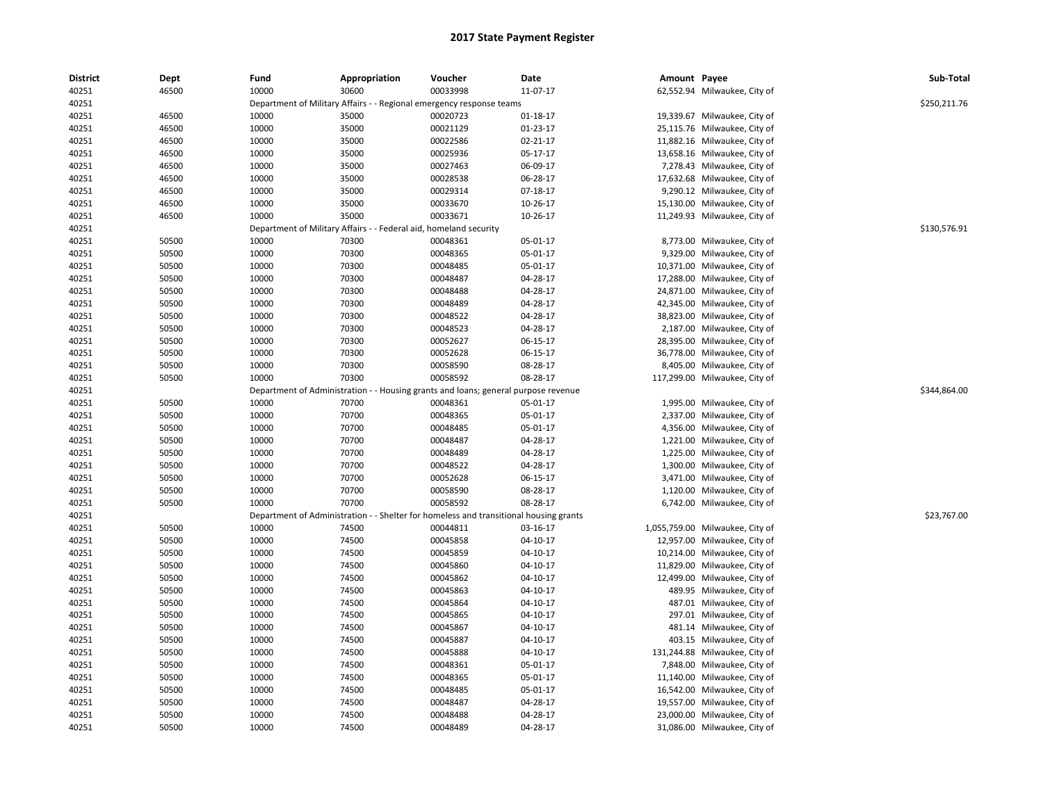## 2017 State Payment Register

| District | Dept | Fund | Appropriation | Voucher | Date | Amount | Payee | Sub-Total |
|---|---|---|---|---|---|---|---|---|
| 40251 | 46500 | 10000 | 30600 | 00033998 | 11-07-17 | 62,552.94 | Milwaukee, City of | |
| 40251 | | Department of Military Affairs - - Regional emergency response teams | | | | | | $250,211.76 |
| 40251 | 46500 | 10000 | 35000 | 00020723 | 01-18-17 | 19,339.67 | Milwaukee, City of | |
| 40251 | 46500 | 10000 | 35000 | 00021129 | 01-23-17 | 25,115.76 | Milwaukee, City of | |
| 40251 | 46500 | 10000 | 35000 | 00022586 | 02-21-17 | 11,882.16 | Milwaukee, City of | |
| 40251 | 46500 | 10000 | 35000 | 00025936 | 05-17-17 | 13,658.16 | Milwaukee, City of | |
| 40251 | 46500 | 10000 | 35000 | 00027463 | 06-09-17 | 7,278.43 | Milwaukee, City of | |
| 40251 | 46500 | 10000 | 35000 | 00028538 | 06-28-17 | 17,632.68 | Milwaukee, City of | |
| 40251 | 46500 | 10000 | 35000 | 00029314 | 07-18-17 | 9,290.12 | Milwaukee, City of | |
| 40251 | 46500 | 10000 | 35000 | 00033670 | 10-26-17 | 15,130.00 | Milwaukee, City of | |
| 40251 | 46500 | 10000 | 35000 | 00033671 | 10-26-17 | 11,249.93 | Milwaukee, City of | |
| 40251 | | Department of Military Affairs - - Federal aid, homeland security | | | | | | $130,576.91 |
| 40251 | 50500 | 10000 | 70300 | 00048361 | 05-01-17 | 8,773.00 | Milwaukee, City of | |
| 40251 | 50500 | 10000 | 70300 | 00048365 | 05-01-17 | 9,329.00 | Milwaukee, City of | |
| 40251 | 50500 | 10000 | 70300 | 00048485 | 05-01-17 | 10,371.00 | Milwaukee, City of | |
| 40251 | 50500 | 10000 | 70300 | 00048487 | 04-28-17 | 17,288.00 | Milwaukee, City of | |
| 40251 | 50500 | 10000 | 70300 | 00048488 | 04-28-17 | 24,871.00 | Milwaukee, City of | |
| 40251 | 50500 | 10000 | 70300 | 00048489 | 04-28-17 | 42,345.00 | Milwaukee, City of | |
| 40251 | 50500 | 10000 | 70300 | 00048522 | 04-28-17 | 38,823.00 | Milwaukee, City of | |
| 40251 | 50500 | 10000 | 70300 | 00048523 | 04-28-17 | 2,187.00 | Milwaukee, City of | |
| 40251 | 50500 | 10000 | 70300 | 00052627 | 06-15-17 | 28,395.00 | Milwaukee, City of | |
| 40251 | 50500 | 10000 | 70300 | 00052628 | 06-15-17 | 36,778.00 | Milwaukee, City of | |
| 40251 | 50500 | 10000 | 70300 | 00058590 | 08-28-17 | 8,405.00 | Milwaukee, City of | |
| 40251 | 50500 | 10000 | 70300 | 00058592 | 08-28-17 | 117,299.00 | Milwaukee, City of | |
| 40251 | | Department of Administration - - Housing grants and loans; general purpose revenue | | | | | | $344,864.00 |
| 40251 | 50500 | 10000 | 70700 | 00048361 | 05-01-17 | 1,995.00 | Milwaukee, City of | |
| 40251 | 50500 | 10000 | 70700 | 00048365 | 05-01-17 | 2,337.00 | Milwaukee, City of | |
| 40251 | 50500 | 10000 | 70700 | 00048485 | 05-01-17 | 4,356.00 | Milwaukee, City of | |
| 40251 | 50500 | 10000 | 70700 | 00048487 | 04-28-17 | 1,221.00 | Milwaukee, City of | |
| 40251 | 50500 | 10000 | 70700 | 00048489 | 04-28-17 | 1,225.00 | Milwaukee, City of | |
| 40251 | 50500 | 10000 | 70700 | 00048522 | 04-28-17 | 1,300.00 | Milwaukee, City of | |
| 40251 | 50500 | 10000 | 70700 | 00052628 | 06-15-17 | 3,471.00 | Milwaukee, City of | |
| 40251 | 50500 | 10000 | 70700 | 00058590 | 08-28-17 | 1,120.00 | Milwaukee, City of | |
| 40251 | 50500 | 10000 | 70700 | 00058592 | 08-28-17 | 6,742.00 | Milwaukee, City of | |
| 40251 | | Department of Administration - - Shelter for homeless and transitional housing grants | | | | | | $23,767.00 |
| 40251 | 50500 | 10000 | 74500 | 00044811 | 03-16-17 | 1,055,759.00 | Milwaukee, City of | |
| 40251 | 50500 | 10000 | 74500 | 00045858 | 04-10-17 | 12,957.00 | Milwaukee, City of | |
| 40251 | 50500 | 10000 | 74500 | 00045859 | 04-10-17 | 10,214.00 | Milwaukee, City of | |
| 40251 | 50500 | 10000 | 74500 | 00045860 | 04-10-17 | 11,829.00 | Milwaukee, City of | |
| 40251 | 50500 | 10000 | 74500 | 00045862 | 04-10-17 | 12,499.00 | Milwaukee, City of | |
| 40251 | 50500 | 10000 | 74500 | 00045863 | 04-10-17 | 489.95 | Milwaukee, City of | |
| 40251 | 50500 | 10000 | 74500 | 00045864 | 04-10-17 | 487.01 | Milwaukee, City of | |
| 40251 | 50500 | 10000 | 74500 | 00045865 | 04-10-17 | 297.01 | Milwaukee, City of | |
| 40251 | 50500 | 10000 | 74500 | 00045867 | 04-10-17 | 481.14 | Milwaukee, City of | |
| 40251 | 50500 | 10000 | 74500 | 00045887 | 04-10-17 | 403.15 | Milwaukee, City of | |
| 40251 | 50500 | 10000 | 74500 | 00045888 | 04-10-17 | 131,244.88 | Milwaukee, City of | |
| 40251 | 50500 | 10000 | 74500 | 00048361 | 05-01-17 | 7,848.00 | Milwaukee, City of | |
| 40251 | 50500 | 10000 | 74500 | 00048365 | 05-01-17 | 11,140.00 | Milwaukee, City of | |
| 40251 | 50500 | 10000 | 74500 | 00048485 | 05-01-17 | 16,542.00 | Milwaukee, City of | |
| 40251 | 50500 | 10000 | 74500 | 00048487 | 04-28-17 | 19,557.00 | Milwaukee, City of | |
| 40251 | 50500 | 10000 | 74500 | 00048488 | 04-28-17 | 23,000.00 | Milwaukee, City of | |
| 40251 | 50500 | 10000 | 74500 | 00048489 | 04-28-17 | 31,086.00 | Milwaukee, City of | |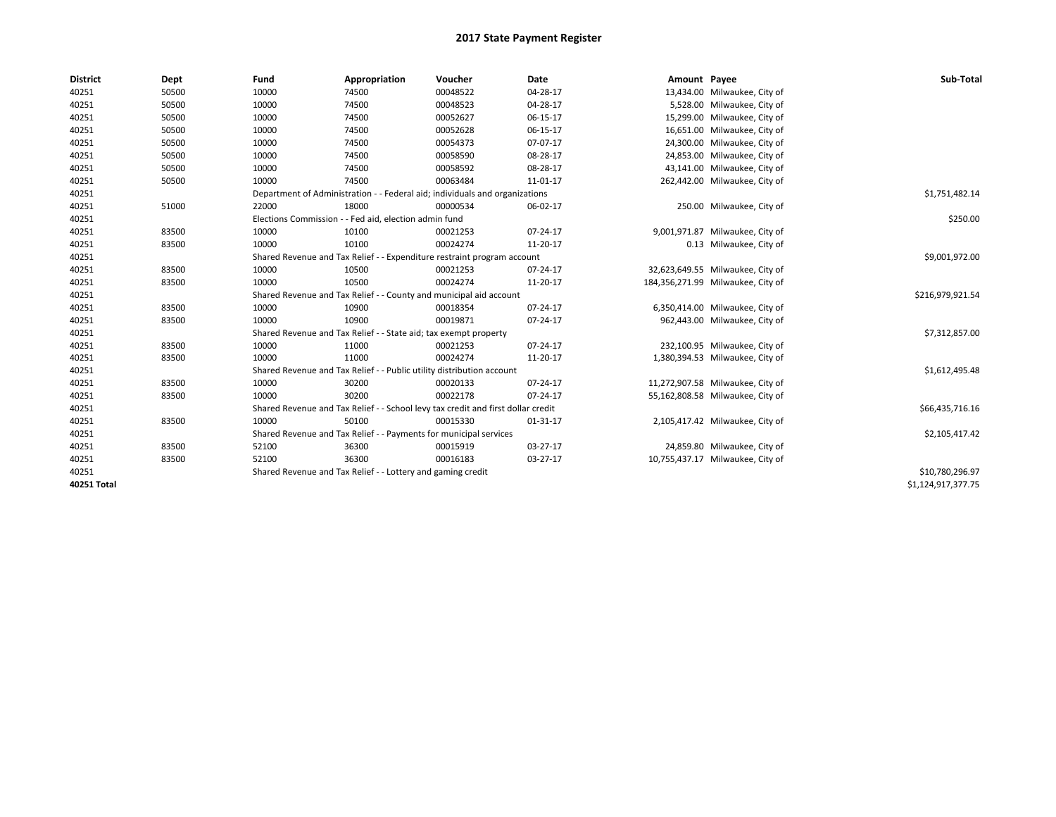# 2017 State Payment Register

| District | Dept | Fund | Appropriation | Voucher | Date | Amount | Payee | Sub-Total |
|---|---|---|---|---|---|---|---|---|
| 40251 | 50500 | 10000 | 74500 | 00048522 | 04-28-17 | 13,434.00 | Milwaukee, City of | |
| 40251 | 50500 | 10000 | 74500 | 00048523 | 04-28-17 | 5,528.00 | Milwaukee, City of | |
| 40251 | 50500 | 10000 | 74500 | 00052627 | 06-15-17 | 15,299.00 | Milwaukee, City of | |
| 40251 | 50500 | 10000 | 74500 | 00052628 | 06-15-17 | 16,651.00 | Milwaukee, City of | |
| 40251 | 50500 | 10000 | 74500 | 00054373 | 07-07-17 | 24,300.00 | Milwaukee, City of | |
| 40251 | 50500 | 10000 | 74500 | 00058590 | 08-28-17 | 24,853.00 | Milwaukee, City of | |
| 40251 | 50500 | 10000 | 74500 | 00058592 | 08-28-17 | 43,141.00 | Milwaukee, City of | |
| 40251 | 50500 | 10000 | 74500 | 00063484 | 11-01-17 | 262,442.00 | Milwaukee, City of | |
| 40251 | | Department of Administration - - Federal aid; individuals and organizations | | | | | | $1,751,482.14 |
| 40251 | 51000 | 22000 | 18000 | 00000534 | 06-02-17 | 250.00 | Milwaukee, City of | |
| 40251 | | Elections Commission - - Fed aid, election admin fund | | | | | | $250.00 |
| 40251 | 83500 | 10000 | 10100 | 00021253 | 07-24-17 | 9,001,971.87 | Milwaukee, City of | |
| 40251 | 83500 | 10000 | 10100 | 00024274 | 11-20-17 | 0.13 | Milwaukee, City of | |
| 40251 | | Shared Revenue and Tax Relief - - Expenditure restraint program account | | | | | | $9,001,972.00 |
| 40251 | 83500 | 10000 | 10500 | 00021253 | 07-24-17 | 32,623,649.55 | Milwaukee, City of | |
| 40251 | 83500 | 10000 | 10500 | 00024274 | 11-20-17 | 184,356,271.99 | Milwaukee, City of | |
| 40251 | | Shared Revenue and Tax Relief - - County and municipal aid account | | | | | | $216,979,921.54 |
| 40251 | 83500 | 10000 | 10900 | 00018354 | 07-24-17 | 6,350,414.00 | Milwaukee, City of | |
| 40251 | 83500 | 10000 | 10900 | 00019871 | 07-24-17 | 962,443.00 | Milwaukee, City of | |
| 40251 | | Shared Revenue and Tax Relief - - State aid; tax exempt property | | | | | | $7,312,857.00 |
| 40251 | 83500 | 10000 | 11000 | 00021253 | 07-24-17 | 232,100.95 | Milwaukee, City of | |
| 40251 | 83500 | 10000 | 11000 | 00024274 | 11-20-17 | 1,380,394.53 | Milwaukee, City of | |
| 40251 | | Shared Revenue and Tax Relief - - Public utility distribution account | | | | | | $1,612,495.48 |
| 40251 | 83500 | 10000 | 30200 | 00020133 | 07-24-17 | 11,272,907.58 | Milwaukee, City of | |
| 40251 | 83500 | 10000 | 30200 | 00022178 | 07-24-17 | 55,162,808.58 | Milwaukee, City of | |
| 40251 | | Shared Revenue and Tax Relief - - School levy tax credit and first dollar credit | | | | | | $66,435,716.16 |
| 40251 | 83500 | 10000 | 50100 | 00015330 | 01-31-17 | 2,105,417.42 | Milwaukee, City of | |
| 40251 | | Shared Revenue and Tax Relief - - Payments for municipal services | | | | | | $2,105,417.42 |
| 40251 | 83500 | 52100 | 36300 | 00015919 | 03-27-17 | 24,859.80 | Milwaukee, City of | |
| 40251 | 83500 | 52100 | 36300 | 00016183 | 03-27-17 | 10,755,437.17 | Milwaukee, City of | |
| 40251 | | Shared Revenue and Tax Relief - - Lottery and gaming credit | | | | | | $10,780,296.97 |
| **40251 Total** | | | | | | | | $1,124,917,377.75 |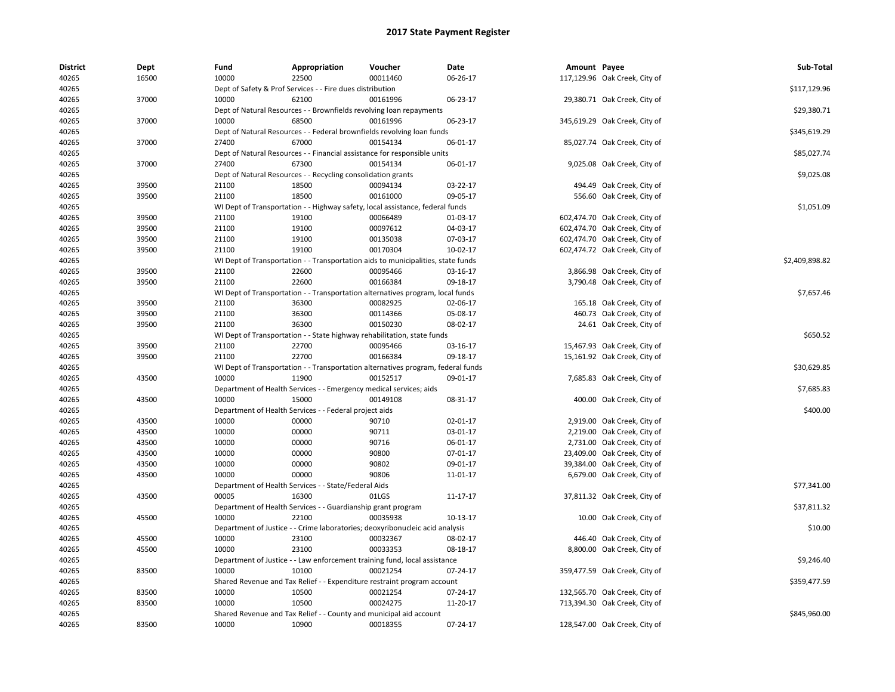# 2017 State Payment Register

| District | Dept | Fund | Appropriation | Voucher | Date | Amount | Payee | Sub-Total |
|---|---|---|---|---|---|---|---|---|
| 40265 | 16500 | 10000 | 22500 | 00011460 | 06-26-17 | 117,129.96 | Oak Creek, City of | |
| 40265 | | Dept of Safety & Prof Services - - Fire dues distribution | | | | | | $117,129.96 |
| 40265 | 37000 | 10000 | 62100 | 00161996 | 06-23-17 | 29,380.71 | Oak Creek, City of | |
| 40265 | | Dept of Natural Resources - - Brownfields revolving loan repayments | | | | | | $29,380.71 |
| 40265 | 37000 | 10000 | 68500 | 00161996 | 06-23-17 | 345,619.29 | Oak Creek, City of | |
| 40265 | | Dept of Natural Resources - - Federal brownfields revolving loan funds | | | | | | $345,619.29 |
| 40265 | 37000 | 27400 | 67000 | 00154134 | 06-01-17 | 85,027.74 | Oak Creek, City of | |
| 40265 | | Dept of Natural Resources - - Financial assistance for responsible units | | | | | | $85,027.74 |
| 40265 | 37000 | 27400 | 67300 | 00154134 | 06-01-17 | 9,025.08 | Oak Creek, City of | |
| 40265 | | Dept of Natural Resources - - Recycling consolidation grants | | | | | | $9,025.08 |
| 40265 | 39500 | 21100 | 18500 | 00094134 | 03-22-17 | 494.49 | Oak Creek, City of | |
| 40265 | 39500 | 21100 | 18500 | 00161000 | 09-05-17 | 556.60 | Oak Creek, City of | |
| 40265 | | WI Dept of Transportation - - Highway safety, local assistance, federal funds | | | | | | $1,051.09 |
| 40265 | 39500 | 21100 | 19100 | 00066489 | 01-03-17 | 602,474.70 | Oak Creek, City of | |
| 40265 | 39500 | 21100 | 19100 | 00097612 | 04-03-17 | 602,474.70 | Oak Creek, City of | |
| 40265 | 39500 | 21100 | 19100 | 00135038 | 07-03-17 | 602,474.70 | Oak Creek, City of | |
| 40265 | 39500 | 21100 | 19100 | 00170304 | 10-02-17 | 602,474.72 | Oak Creek, City of | |
| 40265 | | WI Dept of Transportation - - Transportation aids to municipalities, state funds | | | | | | $2,409,898.82 |
| 40265 | 39500 | 21100 | 22600 | 00095466 | 03-16-17 | 3,866.98 | Oak Creek, City of | |
| 40265 | 39500 | 21100 | 22600 | 00166384 | 09-18-17 | 3,790.48 | Oak Creek, City of | |
| 40265 | | WI Dept of Transportation - - Transportation alternatives program, local funds | | | | | | $7,657.46 |
| 40265 | 39500 | 21100 | 36300 | 00082925 | 02-06-17 | 165.18 | Oak Creek, City of | |
| 40265 | 39500 | 21100 | 36300 | 00114366 | 05-08-17 | 460.73 | Oak Creek, City of | |
| 40265 | 39500 | 21100 | 36300 | 00150230 | 08-02-17 | 24.61 | Oak Creek, City of | |
| 40265 | | WI Dept of Transportation - - State highway rehabilitation, state funds | | | | | | $650.52 |
| 40265 | 39500 | 21100 | 22700 | 00095466 | 03-16-17 | 15,467.93 | Oak Creek, City of | |
| 40265 | 39500 | 21100 | 22700 | 00166384 | 09-18-17 | 15,161.92 | Oak Creek, City of | |
| 40265 | | WI Dept of Transportation - - Transportation alternatives program, federal funds | | | | | | $30,629.85 |
| 40265 | 43500 | 10000 | 11900 | 00152517 | 09-01-17 | 7,685.83 | Oak Creek, City of | |
| 40265 | | Department of Health Services - - Emergency medical services; aids | | | | | | $7,685.83 |
| 40265 | 43500 | 10000 | 15000 | 00149108 | 08-31-17 | 400.00 | Oak Creek, City of | |
| 40265 | | Department of Health Services - - Federal project aids | | | | | | $400.00 |
| 40265 | 43500 | 10000 | 00000 | 90710 | 02-01-17 | 2,919.00 | Oak Creek, City of | |
| 40265 | 43500 | 10000 | 00000 | 90711 | 03-01-17 | 2,219.00 | Oak Creek, City of | |
| 40265 | 43500 | 10000 | 00000 | 90716 | 06-01-17 | 2,731.00 | Oak Creek, City of | |
| 40265 | 43500 | 10000 | 00000 | 90800 | 07-01-17 | 23,409.00 | Oak Creek, City of | |
| 40265 | 43500 | 10000 | 00000 | 90802 | 09-01-17 | 39,384.00 | Oak Creek, City of | |
| 40265 | 43500 | 10000 | 00000 | 90806 | 11-01-17 | 6,679.00 | Oak Creek, City of | |
| 40265 | | Department of Health Services - - State/Federal Aids | | | | | | $77,341.00 |
| 40265 | 43500 | 00005 | 16300 | 01LGS | 11-17-17 | 37,811.32 | Oak Creek, City of | |
| 40265 | | Department of Health Services - - Guardianship grant program | | | | | | $37,811.32 |
| 40265 | 45500 | 10000 | 22100 | 00035938 | 10-13-17 | 10.00 | Oak Creek, City of | |
| 40265 | | Department of Justice - - Crime laboratories; deoxyribonucleic acid analysis | | | | | | $10.00 |
| 40265 | 45500 | 10000 | 23100 | 00032367 | 08-02-17 | 446.40 | Oak Creek, City of | |
| 40265 | 45500 | 10000 | 23100 | 00033353 | 08-18-17 | 8,800.00 | Oak Creek, City of | |
| 40265 | | Department of Justice - - Law enforcement training fund, local assistance | | | | | | $9,246.40 |
| 40265 | 83500 | 10000 | 10100 | 00021254 | 07-24-17 | 359,477.59 | Oak Creek, City of | |
| 40265 | | Shared Revenue and Tax Relief - - Expenditure restraint program account | | | | | | $359,477.59 |
| 40265 | 83500 | 10000 | 10500 | 00021254 | 07-24-17 | 132,565.70 | Oak Creek, City of | |
| 40265 | 83500 | 10000 | 10500 | 00024275 | 11-20-17 | 713,394.30 | Oak Creek, City of | |
| 40265 | | Shared Revenue and Tax Relief - - County and municipal aid account | | | | | | $845,960.00 |
| 40265 | 83500 | 10000 | 10900 | 00018355 | 07-24-17 | 128,547.00 | Oak Creek, City of | |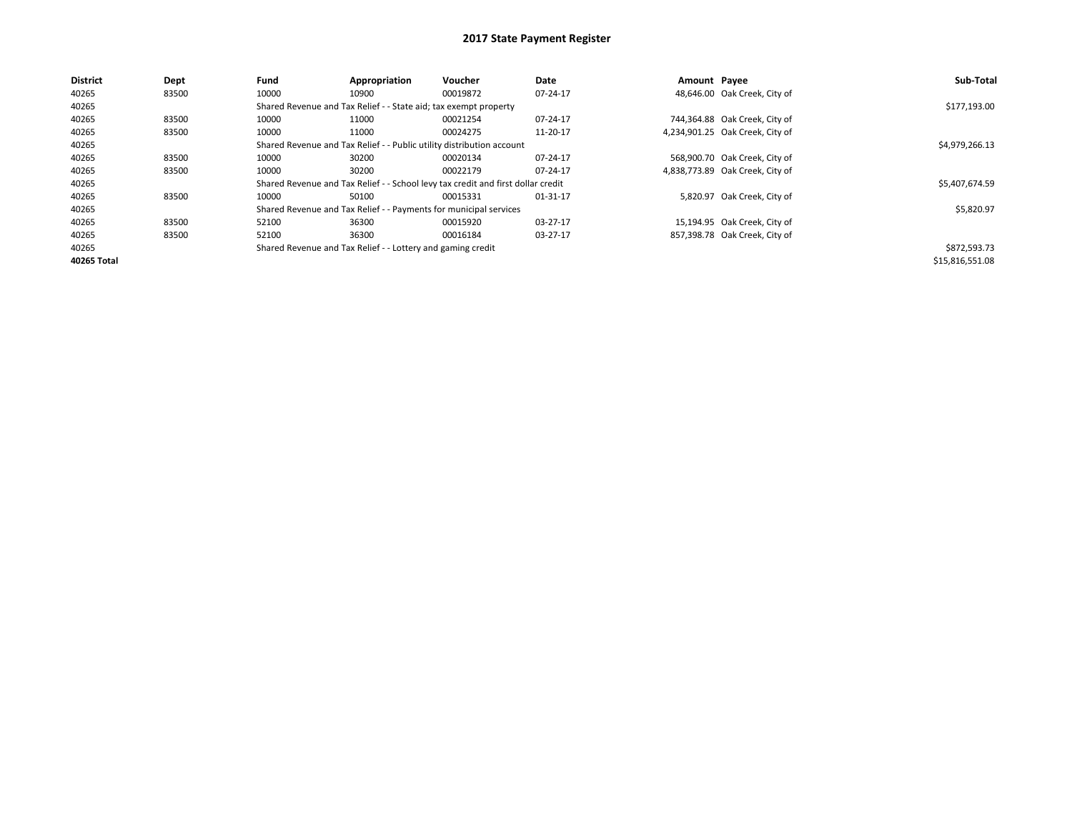# 2017 State Payment Register

| District | Dept | Fund | Appropriation | Voucher | Date | Amount | Payee | Sub-Total |
|---|---|---|---|---|---|---|---|---|
| 40265 | 83500 | 10000 | 10900 | 00019872 | 07-24-17 | 48,646.00 | Oak Creek, City of | |
| 40265 | | Shared Revenue and Tax Relief - - State aid; tax exempt property | | | | | | $177,193.00 |
| 40265 | 83500 | 10000 | 11000 | 00021254 | 07-24-17 | 744,364.88 | Oak Creek, City of | |
| 40265 | 83500 | 10000 | 11000 | 00024275 | 11-20-17 | 4,234,901.25 | Oak Creek, City of | |
| 40265 | | Shared Revenue and Tax Relief - - Public utility distribution account | | | | | | $4,979,266.13 |
| 40265 | 83500 | 10000 | 30200 | 00020134 | 07-24-17 | 568,900.70 | Oak Creek, City of | |
| 40265 | 83500 | 10000 | 30200 | 00022179 | 07-24-17 | 4,838,773.89 | Oak Creek, City of | |
| 40265 | | Shared Revenue and Tax Relief - - School levy tax credit and first dollar credit | | | | | | $5,407,674.59 |
| 40265 | 83500 | 10000 | 50100 | 00015331 | 01-31-17 | 5,820.97 | Oak Creek, City of | |
| 40265 | | Shared Revenue and Tax Relief - - Payments for municipal services | | | | | | $5,820.97 |
| 40265 | 83500 | 52100 | 36300 | 00015920 | 03-27-17 | 15,194.95 | Oak Creek, City of | |
| 40265 | 83500 | 52100 | 36300 | 00016184 | 03-27-17 | 857,398.78 | Oak Creek, City of | |
| 40265 | | Shared Revenue and Tax Relief - - Lottery and gaming credit | | | | | | $872,593.73 |
| **40265 Total** | | | | | | | | $15,816,551.08 |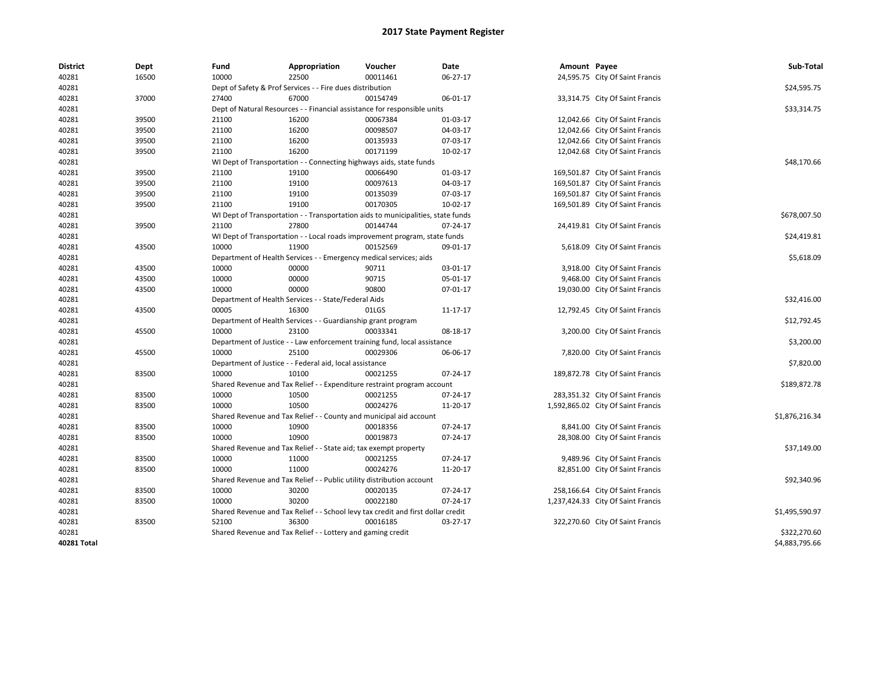# 2017 State Payment Register

| District | Dept | Fund | Appropriation | Voucher | Date | Amount | Payee | Sub-Total |
|---|---|---|---|---|---|---|---|---|
| 40281 | 16500 | 10000 | 22500 | 00011461 | 06-27-17 | 24,595.75 | City Of Saint Francis | |
| 40281 | | Dept of Safety & Prof Services - - Fire dues distribution | | | | | | $24,595.75 |
| 40281 | 37000 | 27400 | 67000 | 00154749 | 06-01-17 | 33,314.75 | City Of Saint Francis | |
| 40281 | | Dept of Natural Resources - - Financial assistance for responsible units | | | | | | $33,314.75 |
| 40281 | 39500 | 21100 | 16200 | 00067384 | 01-03-17 | 12,042.66 | City Of Saint Francis | |
| 40281 | 39500 | 21100 | 16200 | 00098507 | 04-03-17 | 12,042.66 | City Of Saint Francis | |
| 40281 | 39500 | 21100 | 16200 | 00135933 | 07-03-17 | 12,042.66 | City Of Saint Francis | |
| 40281 | 39500 | 21100 | 16200 | 00171199 | 10-02-17 | 12,042.68 | City Of Saint Francis | |
| 40281 | | WI Dept of Transportation - - Connecting highways aids, state funds | | | | | | $48,170.66 |
| 40281 | 39500 | 21100 | 19100 | 00066490 | 01-03-17 | 169,501.87 | City Of Saint Francis | |
| 40281 | 39500 | 21100 | 19100 | 00097613 | 04-03-17 | 169,501.87 | City Of Saint Francis | |
| 40281 | 39500 | 21100 | 19100 | 00135039 | 07-03-17 | 169,501.87 | City Of Saint Francis | |
| 40281 | 39500 | 21100 | 19100 | 00170305 | 10-02-17 | 169,501.89 | City Of Saint Francis | |
| 40281 | | WI Dept of Transportation - - Transportation aids to municipalities, state funds | | | | | | $678,007.50 |
| 40281 | 39500 | 21100 | 27800 | 00144744 | 07-24-17 | 24,419.81 | City Of Saint Francis | |
| 40281 | | WI Dept of Transportation - - Local roads improvement program, state funds | | | | | | $24,419.81 |
| 40281 | 43500 | 10000 | 11900 | 00152569 | 09-01-17 | 5,618.09 | City Of Saint Francis | |
| 40281 | | Department of Health Services - - Emergency medical services; aids | | | | | | $5,618.09 |
| 40281 | 43500 | 10000 | 00000 | 90711 | 03-01-17 | 3,918.00 | City Of Saint Francis | |
| 40281 | 43500 | 10000 | 00000 | 90715 | 05-01-17 | 9,468.00 | City Of Saint Francis | |
| 40281 | 43500 | 10000 | 00000 | 90800 | 07-01-17 | 19,030.00 | City Of Saint Francis | |
| 40281 | | Department of Health Services - - State/Federal Aids | | | | | | $32,416.00 |
| 40281 | 43500 | 00005 | 16300 | 01LGS | 11-17-17 | 12,792.45 | City Of Saint Francis | |
| 40281 | | Department of Health Services - - Guardianship grant program | | | | | | $12,792.45 |
| 40281 | 45500 | 10000 | 23100 | 00033341 | 08-18-17 | 3,200.00 | City Of Saint Francis | |
| 40281 | | Department of Justice - - Law enforcement training fund, local assistance | | | | | | $3,200.00 |
| 40281 | 45500 | 10000 | 25100 | 00029306 | 06-06-17 | 7,820.00 | City Of Saint Francis | |
| 40281 | | Department of Justice - - Federal aid, local assistance | | | | | | $7,820.00 |
| 40281 | 83500 | 10000 | 10100 | 00021255 | 07-24-17 | 189,872.78 | City Of Saint Francis | |
| 40281 | | Shared Revenue and Tax Relief - - Expenditure restraint program account | | | | | | $189,872.78 |
| 40281 | 83500 | 10000 | 10500 | 00021255 | 07-24-17 | 283,351.32 | City Of Saint Francis | |
| 40281 | 83500 | 10000 | 10500 | 00024276 | 11-20-17 | 1,592,865.02 | City Of Saint Francis | |
| 40281 | | Shared Revenue and Tax Relief - - County and municipal aid account | | | | | | $1,876,216.34 |
| 40281 | 83500 | 10000 | 10900 | 00018356 | 07-24-17 | 8,841.00 | City Of Saint Francis | |
| 40281 | 83500 | 10000 | 10900 | 00019873 | 07-24-17 | 28,308.00 | City Of Saint Francis | |
| 40281 | | Shared Revenue and Tax Relief - - State aid; tax exempt property | | | | | | $37,149.00 |
| 40281 | 83500 | 10000 | 11000 | 00021255 | 07-24-17 | 9,489.96 | City Of Saint Francis | |
| 40281 | 83500 | 10000 | 11000 | 00024276 | 11-20-17 | 82,851.00 | City Of Saint Francis | |
| 40281 | | Shared Revenue and Tax Relief - - Public utility distribution account | | | | | | $92,340.96 |
| 40281 | 83500 | 10000 | 30200 | 00020135 | 07-24-17 | 258,166.64 | City Of Saint Francis | |
| 40281 | 83500 | 10000 | 30200 | 00022180 | 07-24-17 | 1,237,424.33 | City Of Saint Francis | |
| 40281 | | Shared Revenue and Tax Relief - - School levy tax credit and first dollar credit | | | | | | $1,495,590.97 |
| 40281 | 83500 | 52100 | 36300 | 00016185 | 03-27-17 | 322,270.60 | City Of Saint Francis | |
| 40281 | | Shared Revenue and Tax Relief - - Lottery and gaming credit | | | | | | $322,270.60 |
| **40281 Total** | | | | | | | | $4,883,795.66 |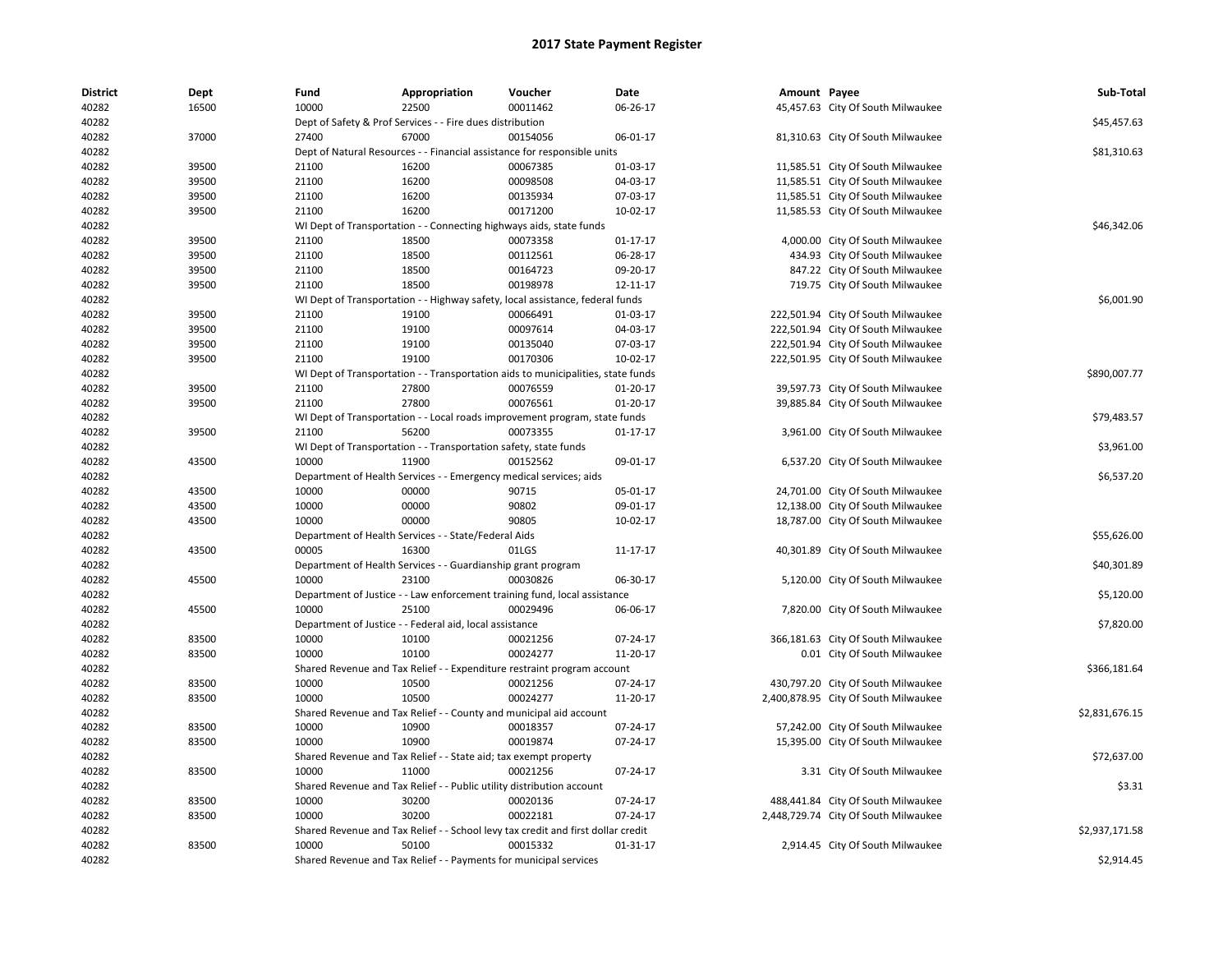# 2017 State Payment Register

| District | Dept | Fund | Appropriation | Voucher | Date | Amount | Payee | Sub-Total |
|---|---|---|---|---|---|---|---|---|
| 40282 | 16500 | 10000 | 22500 | 00011462 | 06-26-17 | 45,457.63 | City Of South Milwaukee | |
| 40282 | | Dept of Safety & Prof Services - - Fire dues distribution | | | | | | $45,457.63 |
| 40282 | 37000 | 27400 | 67000 | 00154056 | 06-01-17 | 81,310.63 | City Of South Milwaukee | |
| 40282 | | Dept of Natural Resources - - Financial assistance for responsible units | | | | | | $81,310.63 |
| 40282 | 39500 | 21100 | 16200 | 00067385 | 01-03-17 | 11,585.51 | City Of South Milwaukee | |
| 40282 | 39500 | 21100 | 16200 | 00098508 | 04-03-17 | 11,585.51 | City Of South Milwaukee | |
| 40282 | 39500 | 21100 | 16200 | 00135934 | 07-03-17 | 11,585.51 | City Of South Milwaukee | |
| 40282 | 39500 | 21100 | 16200 | 00171200 | 10-02-17 | 11,585.53 | City Of South Milwaukee | |
| 40282 | | WI Dept of Transportation - - Connecting highways aids, state funds | | | | | | $46,342.06 |
| 40282 | 39500 | 21100 | 18500 | 00073358 | 01-17-17 | 4,000.00 | City Of South Milwaukee | |
| 40282 | 39500 | 21100 | 18500 | 00112561 | 06-28-17 | 434.93 | City Of South Milwaukee | |
| 40282 | 39500 | 21100 | 18500 | 00164723 | 09-20-17 | 847.22 | City Of South Milwaukee | |
| 40282 | 39500 | 21100 | 18500 | 00198978 | 12-11-17 | 719.75 | City Of South Milwaukee | |
| 40282 | | WI Dept of Transportation - - Highway safety, local assistance, federal funds | | | | | | $6,001.90 |
| 40282 | 39500 | 21100 | 19100 | 00066491 | 01-03-17 | 222,501.94 | City Of South Milwaukee | |
| 40282 | 39500 | 21100 | 19100 | 00097614 | 04-03-17 | 222,501.94 | City Of South Milwaukee | |
| 40282 | 39500 | 21100 | 19100 | 00135040 | 07-03-17 | 222,501.94 | City Of South Milwaukee | |
| 40282 | 39500 | 21100 | 19100 | 00170306 | 10-02-17 | 222,501.95 | City Of South Milwaukee | |
| 40282 | | WI Dept of Transportation - - Transportation aids to municipalities, state funds | | | | | | $890,007.77 |
| 40282 | 39500 | 21100 | 27800 | 00076559 | 01-20-17 | 39,597.73 | City Of South Milwaukee | |
| 40282 | 39500 | 21100 | 27800 | 00076561 | 01-20-17 | 39,885.84 | City Of South Milwaukee | |
| 40282 | | WI Dept of Transportation - - Local roads improvement program, state funds | | | | | | $79,483.57 |
| 40282 | 39500 | 21100 | 56200 | 00073355 | 01-17-17 | 3,961.00 | City Of South Milwaukee | |
| 40282 | | WI Dept of Transportation - - Transportation safety, state funds | | | | | | $3,961.00 |
| 40282 | 43500 | 10000 | 11900 | 00152562 | 09-01-17 | 6,537.20 | City Of South Milwaukee | |
| 40282 | | Department of Health Services - - Emergency medical services; aids | | | | | | $6,537.20 |
| 40282 | 43500 | 10000 | 00000 | 90715 | 05-01-17 | 24,701.00 | City Of South Milwaukee | |
| 40282 | 43500 | 10000 | 00000 | 90802 | 09-01-17 | 12,138.00 | City Of South Milwaukee | |
| 40282 | 43500 | 10000 | 00000 | 90805 | 10-02-17 | 18,787.00 | City Of South Milwaukee | |
| 40282 | | Department of Health Services - - State/Federal Aids | | | | | | $55,626.00 |
| 40282 | 43500 | 00005 | 16300 | 01LGS | 11-17-17 | 40,301.89 | City Of South Milwaukee | |
| 40282 | | Department of Health Services - - Guardianship grant program | | | | | | $40,301.89 |
| 40282 | 45500 | 10000 | 23100 | 00030826 | 06-30-17 | 5,120.00 | City Of South Milwaukee | |
| 40282 | | Department of Justice - - Law enforcement training fund, local assistance | | | | | | $5,120.00 |
| 40282 | 45500 | 10000 | 25100 | 00029496 | 06-06-17 | 7,820.00 | City Of South Milwaukee | |
| 40282 | | Department of Justice - - Federal aid, local assistance | | | | | | $7,820.00 |
| 40282 | 83500 | 10000 | 10100 | 00021256 | 07-24-17 | 366,181.63 | City Of South Milwaukee | |
| 40282 | 83500 | 10000 | 10100 | 00024277 | 11-20-17 | 0.01 | City Of South Milwaukee | |
| 40282 | | Shared Revenue and Tax Relief - - Expenditure restraint program account | | | | | | $366,181.64 |
| 40282 | 83500 | 10000 | 10500 | 00021256 | 07-24-17 | 430,797.20 | City Of South Milwaukee | |
| 40282 | 83500 | 10000 | 10500 | 00024277 | 11-20-17 | 2,400,878.95 | City Of South Milwaukee | |
| 40282 | | Shared Revenue and Tax Relief - - County and municipal aid account | | | | | | $2,831,676.15 |
| 40282 | 83500 | 10000 | 10900 | 00018357 | 07-24-17 | 57,242.00 | City Of South Milwaukee | |
| 40282 | 83500 | 10000 | 10900 | 00019874 | 07-24-17 | 15,395.00 | City Of South Milwaukee | |
| 40282 | | Shared Revenue and Tax Relief - - State aid; tax exempt property | | | | | | $72,637.00 |
| 40282 | 83500 | 10000 | 11000 | 00021256 | 07-24-17 | 3.31 | City Of South Milwaukee | |
| 40282 | | Shared Revenue and Tax Relief - - Public utility distribution account | | | | | | $3.31 |
| 40282 | 83500 | 10000 | 30200 | 00020136 | 07-24-17 | 488,441.84 | City Of South Milwaukee | |
| 40282 | 83500 | 10000 | 30200 | 00022181 | 07-24-17 | 2,448,729.74 | City Of South Milwaukee | |
| 40282 | | Shared Revenue and Tax Relief - - School levy tax credit and first dollar credit | | | | | | $2,937,171.58 |
| 40282 | 83500 | 10000 | 50100 | 00015332 | 01-31-17 | 2,914.45 | City Of South Milwaukee | |
| 40282 | | Shared Revenue and Tax Relief - - Payments for municipal services | | | | | | $2,914.45 |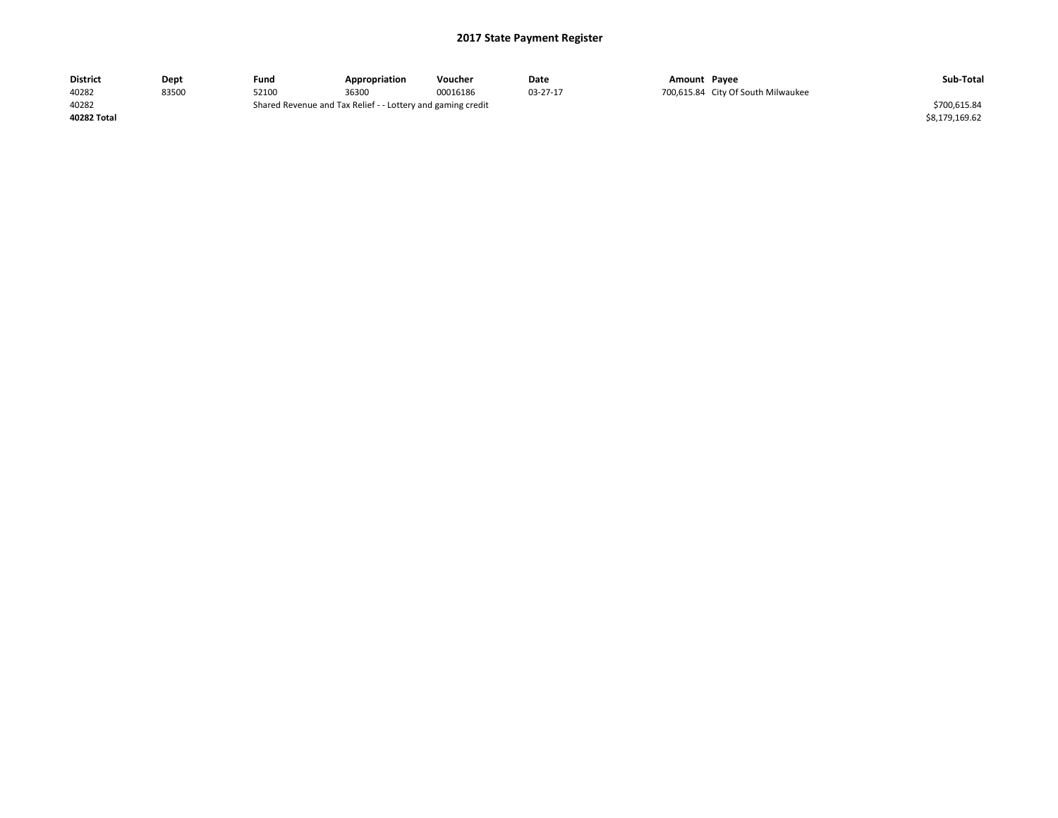# 2017 State Payment Register

| District | Dept | Fund | Appropriation | Voucher | Date | Amount | Payee | Sub-Total |
|---|---|---|---|---|---|---|---|---|
| 40282 | 83500 | 52100 | 36300 | 00016186 | 03-27-17 | 700,615.84 | City Of South Milwaukee | |
| 40282 | | Shared Revenue and Tax Relief - - Lottery and gaming credit | | | | | | $700,615.84 |
| **40282 Total** | | | | | | | | $8,179,169.62 |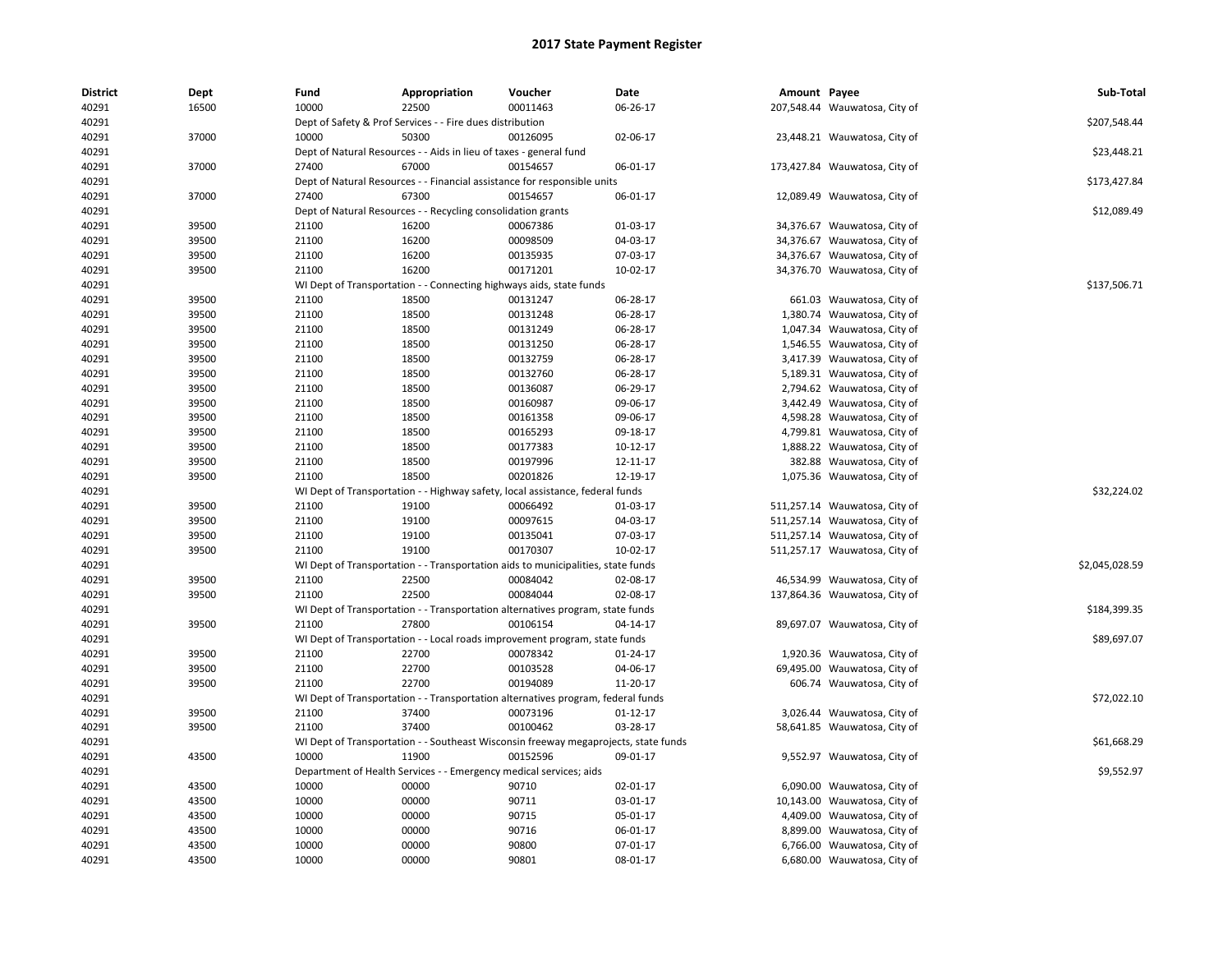# 2017 State Payment Register

| District | Dept | Fund | Appropriation | Voucher | Date | Amount | Payee | Sub-Total |
|---|---|---|---|---|---|---|---|---|
| 40291 | 16500 | 10000 | 22500 | 00011463 | 06-26-17 | 207,548.44 | Wauwatosa, City of | |
| 40291 | | Dept of Safety & Prof Services - - Fire dues distribution | | | | | | $207,548.44 |
| 40291 | 37000 | 10000 | 50300 | 00126095 | 02-06-17 | 23,448.21 | Wauwatosa, City of | |
| 40291 | | Dept of Natural Resources - - Aids in lieu of taxes - general fund | | | | | | $23,448.21 |
| 40291 | 37000 | 27400 | 67000 | 00154657 | 06-01-17 | 173,427.84 | Wauwatosa, City of | |
| 40291 | | Dept of Natural Resources - - Financial assistance for responsible units | | | | | | $173,427.84 |
| 40291 | 37000 | 27400 | 67300 | 00154657 | 06-01-17 | 12,089.49 | Wauwatosa, City of | |
| 40291 | | Dept of Natural Resources - - Recycling consolidation grants | | | | | | $12,089.49 |
| 40291 | 39500 | 21100 | 16200 | 00067386 | 01-03-17 | 34,376.67 | Wauwatosa, City of | |
| 40291 | 39500 | 21100 | 16200 | 00098509 | 04-03-17 | 34,376.67 | Wauwatosa, City of | |
| 40291 | 39500 | 21100 | 16200 | 00135935 | 07-03-17 | 34,376.67 | Wauwatosa, City of | |
| 40291 | 39500 | 21100 | 16200 | 00171201 | 10-02-17 | 34,376.70 | Wauwatosa, City of | |
| 40291 | | WI Dept of Transportation - - Connecting highways aids, state funds | | | | | | $137,506.71 |
| 40291 | 39500 | 21100 | 18500 | 00131247 | 06-28-17 | 661.03 | Wauwatosa, City of | |
| 40291 | 39500 | 21100 | 18500 | 00131248 | 06-28-17 | 1,380.74 | Wauwatosa, City of | |
| 40291 | 39500 | 21100 | 18500 | 00131249 | 06-28-17 | 1,047.34 | Wauwatosa, City of | |
| 40291 | 39500 | 21100 | 18500 | 00131250 | 06-28-17 | 1,546.55 | Wauwatosa, City of | |
| 40291 | 39500 | 21100 | 18500 | 00132759 | 06-28-17 | 3,417.39 | Wauwatosa, City of | |
| 40291 | 39500 | 21100 | 18500 | 00132760 | 06-28-17 | 5,189.31 | Wauwatosa, City of | |
| 40291 | 39500 | 21100 | 18500 | 00136087 | 06-29-17 | 2,794.62 | Wauwatosa, City of | |
| 40291 | 39500 | 21100 | 18500 | 00160987 | 09-06-17 | 3,442.49 | Wauwatosa, City of | |
| 40291 | 39500 | 21100 | 18500 | 00161358 | 09-06-17 | 4,598.28 | Wauwatosa, City of | |
| 40291 | 39500 | 21100 | 18500 | 00165293 | 09-18-17 | 4,799.81 | Wauwatosa, City of | |
| 40291 | 39500 | 21100 | 18500 | 00177383 | 10-12-17 | 1,888.22 | Wauwatosa, City of | |
| 40291 | 39500 | 21100 | 18500 | 00197996 | 12-11-17 | 382.88 | Wauwatosa, City of | |
| 40291 | 39500 | 21100 | 18500 | 00201826 | 12-19-17 | 1,075.36 | Wauwatosa, City of | |
| 40291 | | WI Dept of Transportation - - Highway safety, local assistance, federal funds | | | | | | $32,224.02 |
| 40291 | 39500 | 21100 | 19100 | 00066492 | 01-03-17 | 511,257.14 | Wauwatosa, City of | |
| 40291 | 39500 | 21100 | 19100 | 00097615 | 04-03-17 | 511,257.14 | Wauwatosa, City of | |
| 40291 | 39500 | 21100 | 19100 | 00135041 | 07-03-17 | 511,257.14 | Wauwatosa, City of | |
| 40291 | 39500 | 21100 | 19100 | 00170307 | 10-02-17 | 511,257.17 | Wauwatosa, City of | |
| 40291 | | WI Dept of Transportation - - Transportation aids to municipalities, state funds | | | | | | $2,045,028.59 |
| 40291 | 39500 | 21100 | 22500 | 00084042 | 02-08-17 | 46,534.99 | Wauwatosa, City of | |
| 40291 | 39500 | 21100 | 22500 | 00084044 | 02-08-17 | 137,864.36 | Wauwatosa, City of | |
| 40291 | | WI Dept of Transportation - - Transportation alternatives program, state funds | | | | | | $184,399.35 |
| 40291 | 39500 | 21100 | 27800 | 00106154 | 04-14-17 | 89,697.07 | Wauwatosa, City of | |
| 40291 | | WI Dept of Transportation - - Local roads improvement program, state funds | | | | | | $89,697.07 |
| 40291 | 39500 | 21100 | 22700 | 00078342 | 01-24-17 | 1,920.36 | Wauwatosa, City of | |
| 40291 | 39500 | 21100 | 22700 | 00103528 | 04-06-17 | 69,495.00 | Wauwatosa, City of | |
| 40291 | 39500 | 21100 | 22700 | 00194089 | 11-20-17 | 606.74 | Wauwatosa, City of | |
| 40291 | | WI Dept of Transportation - - Transportation alternatives program, federal funds | | | | | | $72,022.10 |
| 40291 | 39500 | 21100 | 37400 | 00073196 | 01-12-17 | 3,026.44 | Wauwatosa, City of | |
| 40291 | 39500 | 21100 | 37400 | 00100462 | 03-28-17 | 58,641.85 | Wauwatosa, City of | |
| 40291 | | WI Dept of Transportation - - Southeast Wisconsin freeway megaprojects, state funds | | | | | | $61,668.29 |
| 40291 | 43500 | 10000 | 11900 | 00152596 | 09-01-17 | 9,552.97 | Wauwatosa, City of | |
| 40291 | | Department of Health Services - - Emergency medical services; aids | | | | | | $9,552.97 |
| 40291 | 43500 | 10000 | 00000 | 90710 | 02-01-17 | 6,090.00 | Wauwatosa, City of | |
| 40291 | 43500 | 10000 | 00000 | 90711 | 03-01-17 | 10,143.00 | Wauwatosa, City of | |
| 40291 | 43500 | 10000 | 00000 | 90715 | 05-01-17 | 4,409.00 | Wauwatosa, City of | |
| 40291 | 43500 | 10000 | 00000 | 90716 | 06-01-17 | 8,899.00 | Wauwatosa, City of | |
| 40291 | 43500 | 10000 | 00000 | 90800 | 07-01-17 | 6,766.00 | Wauwatosa, City of | |
| 40291 | 43500 | 10000 | 00000 | 90801 | 08-01-17 | 6,680.00 | Wauwatosa, City of | |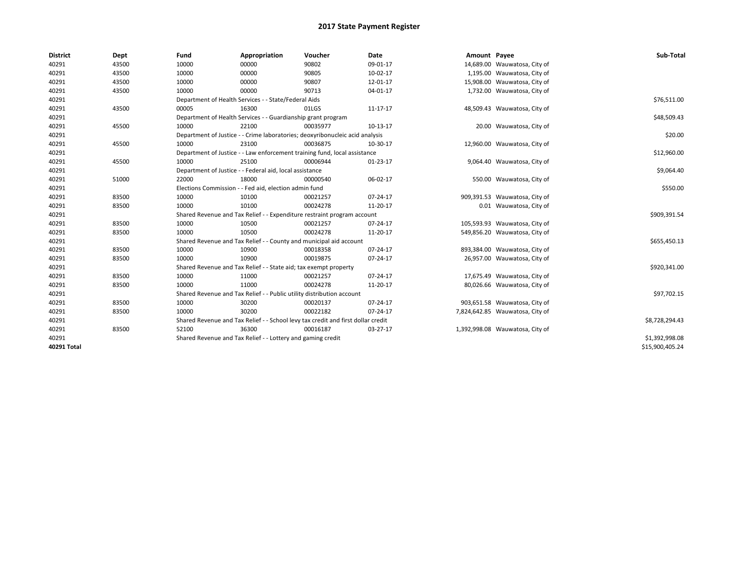# 2017 State Payment Register

| District | Dept | Fund | Appropriation | Voucher | Date | Amount | Payee | Sub-Total |
|---|---|---|---|---|---|---|---|---|
| 40291 | 43500 | 10000 | 00000 | 90802 | 09-01-17 | 14,689.00 | Wauwatosa, City of | |
| 40291 | 43500 | 10000 | 00000 | 90805 | 10-02-17 | 1,195.00 | Wauwatosa, City of | |
| 40291 | 43500 | 10000 | 00000 | 90807 | 12-01-17 | 15,908.00 | Wauwatosa, City of | |
| 40291 | 43500 | 10000 | 00000 | 90713 | 04-01-17 | 1,732.00 | Wauwatosa, City of | |
| 40291 | | Department of Health Services - - State/Federal Aids | | | | | | $76,511.00 |
| 40291 | 43500 | 00005 | 16300 | 01LGS | 11-17-17 | 48,509.43 | Wauwatosa, City of | |
| 40291 | | Department of Health Services - - Guardianship grant program | | | | | | $48,509.43 |
| 40291 | 45500 | 10000 | 22100 | 00035977 | 10-13-17 | 20.00 | Wauwatosa, City of | |
| 40291 | | Department of Justice - - Crime laboratories; deoxyribonucleic acid analysis | | | | | | $20.00 |
| 40291 | 45500 | 10000 | 23100 | 00036875 | 10-30-17 | 12,960.00 | Wauwatosa, City of | |
| 40291 | | Department of Justice - - Law enforcement training fund, local assistance | | | | | | $12,960.00 |
| 40291 | 45500 | 10000 | 25100 | 00006944 | 01-23-17 | 9,064.40 | Wauwatosa, City of | |
| 40291 | | Department of Justice - - Federal aid, local assistance | | | | | | $9,064.40 |
| 40291 | 51000 | 22000 | 18000 | 00000540 | 06-02-17 | 550.00 | Wauwatosa, City of | |
| 40291 | | Elections Commission - - Fed aid, election admin fund | | | | | | $550.00 |
| 40291 | 83500 | 10000 | 10100 | 00021257 | 07-24-17 | 909,391.53 | Wauwatosa, City of | |
| 40291 | 83500 | 10000 | 10100 | 00024278 | 11-20-17 | 0.01 | Wauwatosa, City of | |
| 40291 | | Shared Revenue and Tax Relief - - Expenditure restraint program account | | | | | | $909,391.54 |
| 40291 | 83500 | 10000 | 10500 | 00021257 | 07-24-17 | 105,593.93 | Wauwatosa, City of | |
| 40291 | 83500 | 10000 | 10500 | 00024278 | 11-20-17 | 549,856.20 | Wauwatosa, City of | |
| 40291 | | Shared Revenue and Tax Relief - - County and municipal aid account | | | | | | $655,450.13 |
| 40291 | 83500 | 10000 | 10900 | 00018358 | 07-24-17 | 893,384.00 | Wauwatosa, City of | |
| 40291 | 83500 | 10000 | 10900 | 00019875 | 07-24-17 | 26,957.00 | Wauwatosa, City of | |
| 40291 | | Shared Revenue and Tax Relief - - State aid; tax exempt property | | | | | | $920,341.00 |
| 40291 | 83500 | 10000 | 11000 | 00021257 | 07-24-17 | 17,675.49 | Wauwatosa, City of | |
| 40291 | 83500 | 10000 | 11000 | 00024278 | 11-20-17 | 80,026.66 | Wauwatosa, City of | |
| 40291 | | Shared Revenue and Tax Relief - - Public utility distribution account | | | | | | $97,702.15 |
| 40291 | 83500 | 10000 | 30200 | 00020137 | 07-24-17 | 903,651.58 | Wauwatosa, City of | |
| 40291 | 83500 | 10000 | 30200 | 00022182 | 07-24-17 | 7,824,642.85 | Wauwatosa, City of | |
| 40291 | | Shared Revenue and Tax Relief - - School levy tax credit and first dollar credit | | | | | | $8,728,294.43 |
| 40291 | 83500 | 52100 | 36300 | 00016187 | 03-27-17 | 1,392,998.08 | Wauwatosa, City of | |
| 40291 | | Shared Revenue and Tax Relief - - Lottery and gaming credit | | | | | | $1,392,998.08 |
| **40291 Total** | | | | | | | | $15,900,405.24 |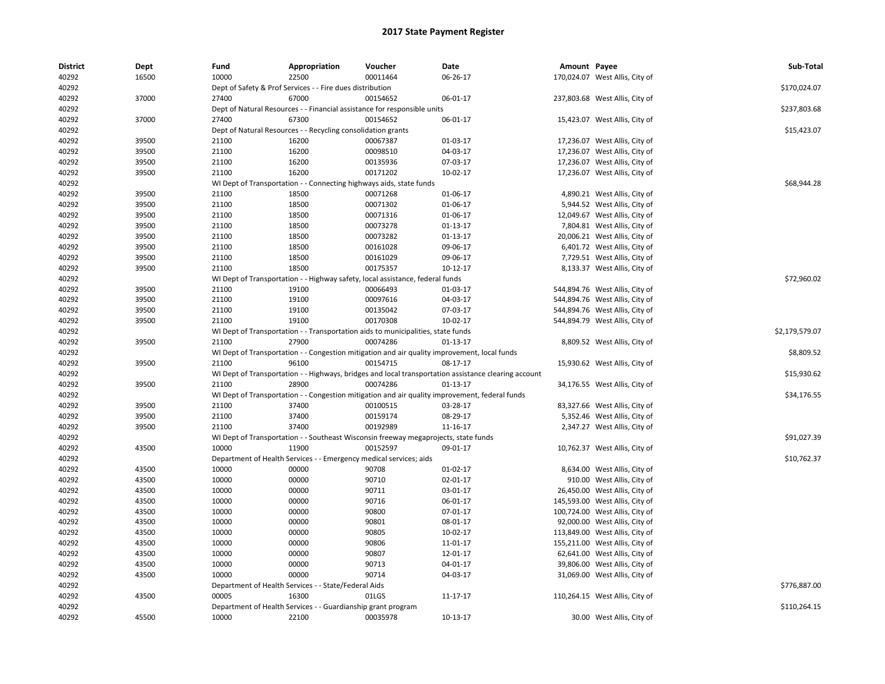# 2017 State Payment Register

| District | Dept | Fund | Appropriation | Voucher | Date | Amount | Payee | Sub-Total |
|---|---|---|---|---|---|---|---|---|
| 40292 | 16500 | 10000 | 22500 | 00011464 | 06-26-17 | 170,024.07 | West Allis, City of | |
| 40292 | | Dept of Safety & Prof Services - - Fire dues distribution | | | | | | $170,024.07 |
| 40292 | 37000 | 27400 | 67000 | 00154652 | 06-01-17 | 237,803.68 | West Allis, City of | |
| 40292 | | Dept of Natural Resources - - Financial assistance for responsible units | | | | | | $237,803.68 |
| 40292 | 37000 | 27400 | 67300 | 00154652 | 06-01-17 | 15,423.07 | West Allis, City of | |
| 40292 | | Dept of Natural Resources - - Recycling consolidation grants | | | | | | $15,423.07 |
| 40292 | 39500 | 21100 | 16200 | 00067387 | 01-03-17 | 17,236.07 | West Allis, City of | |
| 40292 | 39500 | 21100 | 16200 | 00098510 | 04-03-17 | 17,236.07 | West Allis, City of | |
| 40292 | 39500 | 21100 | 16200 | 00135936 | 07-03-17 | 17,236.07 | West Allis, City of | |
| 40292 | 39500 | 21100 | 16200 | 00171202 | 10-02-17 | 17,236.07 | West Allis, City of | |
| 40292 | | WI Dept of Transportation - - Connecting highways aids, state funds | | | | | | $68,944.28 |
| 40292 | 39500 | 21100 | 18500 | 00071268 | 01-06-17 | 4,890.21 | West Allis, City of | |
| 40292 | 39500 | 21100 | 18500 | 00071302 | 01-06-17 | 5,944.52 | West Allis, City of | |
| 40292 | 39500 | 21100 | 18500 | 00071316 | 01-06-17 | 12,049.67 | West Allis, City of | |
| 40292 | 39500 | 21100 | 18500 | 00073278 | 01-13-17 | 7,804.81 | West Allis, City of | |
| 40292 | 39500 | 21100 | 18500 | 00073282 | 01-13-17 | 20,006.21 | West Allis, City of | |
| 40292 | 39500 | 21100 | 18500 | 00161028 | 09-06-17 | 6,401.72 | West Allis, City of | |
| 40292 | 39500 | 21100 | 18500 | 00161029 | 09-06-17 | 7,729.51 | West Allis, City of | |
| 40292 | 39500 | 21100 | 18500 | 00175357 | 10-12-17 | 8,133.37 | West Allis, City of | |
| 40292 | | WI Dept of Transportation - - Highway safety, local assistance, federal funds | | | | | | $72,960.02 |
| 40292 | 39500 | 21100 | 19100 | 00066493 | 01-03-17 | 544,894.76 | West Allis, City of | |
| 40292 | 39500 | 21100 | 19100 | 00097616 | 04-03-17 | 544,894.76 | West Allis, City of | |
| 40292 | 39500 | 21100 | 19100 | 00135042 | 07-03-17 | 544,894.76 | West Allis, City of | |
| 40292 | 39500 | 21100 | 19100 | 00170308 | 10-02-17 | 544,894.79 | West Allis, City of | |
| 40292 | | WI Dept of Transportation - - Transportation aids to municipalities, state funds | | | | | | $2,179,579.07 |
| 40292 | 39500 | 21100 | 27900 | 00074286 | 01-13-17 | 8,809.52 | West Allis, City of | |
| 40292 | | WI Dept of Transportation - - Congestion mitigation and air quality improvement, local funds | | | | | | $8,809.52 |
| 40292 | 39500 | 21100 | 96100 | 00154715 | 08-17-17 | 15,930.62 | West Allis, City of | |
| 40292 | | WI Dept of Transportation - - Highways, bridges and local transportation assistance clearing account | | | | | | $15,930.62 |
| 40292 | 39500 | 21100 | 28900 | 00074286 | 01-13-17 | 34,176.55 | West Allis, City of | |
| 40292 | | WI Dept of Transportation - - Congestion mitigation and air quality improvement, federal funds | | | | | | $34,176.55 |
| 40292 | 39500 | 21100 | 37400 | 00100515 | 03-28-17 | 83,327.66 | West Allis, City of | |
| 40292 | 39500 | 21100 | 37400 | 00159174 | 08-29-17 | 5,352.46 | West Allis, City of | |
| 40292 | 39500 | 21100 | 37400 | 00192989 | 11-16-17 | 2,347.27 | West Allis, City of | |
| 40292 | | WI Dept of Transportation - - Southeast Wisconsin freeway megaprojects, state funds | | | | | | $91,027.39 |
| 40292 | 43500 | 10000 | 11900 | 00152597 | 09-01-17 | 10,762.37 | West Allis, City of | |
| 40292 | | Department of Health Services - - Emergency medical services; aids | | | | | | $10,762.37 |
| 40292 | 43500 | 10000 | 00000 | 90708 | 01-02-17 | 8,634.00 | West Allis, City of | |
| 40292 | 43500 | 10000 | 00000 | 90710 | 02-01-17 | 910.00 | West Allis, City of | |
| 40292 | 43500 | 10000 | 00000 | 90711 | 03-01-17 | 26,450.00 | West Allis, City of | |
| 40292 | 43500 | 10000 | 00000 | 90716 | 06-01-17 | 145,593.00 | West Allis, City of | |
| 40292 | 43500 | 10000 | 00000 | 90800 | 07-01-17 | 100,724.00 | West Allis, City of | |
| 40292 | 43500 | 10000 | 00000 | 90801 | 08-01-17 | 92,000.00 | West Allis, City of | |
| 40292 | 43500 | 10000 | 00000 | 90805 | 10-02-17 | 113,849.00 | West Allis, City of | |
| 40292 | 43500 | 10000 | 00000 | 90806 | 11-01-17 | 155,211.00 | West Allis, City of | |
| 40292 | 43500 | 10000 | 00000 | 90807 | 12-01-17 | 62,641.00 | West Allis, City of | |
| 40292 | 43500 | 10000 | 00000 | 90713 | 04-01-17 | 39,806.00 | West Allis, City of | |
| 40292 | 43500 | 10000 | 00000 | 90714 | 04-03-17 | 31,069.00 | West Allis, City of | |
| 40292 | | Department of Health Services - - State/Federal Aids | | | | | | $776,887.00 |
| 40292 | 43500 | 00005 | 16300 | 01LGS | 11-17-17 | 110,264.15 | West Allis, City of | |
| 40292 | | Department of Health Services - - Guardianship grant program | | | | | | $110,264.15 |
| 40292 | 45500 | 10000 | 22100 | 00035978 | 10-13-17 | 30.00 | West Allis, City of | |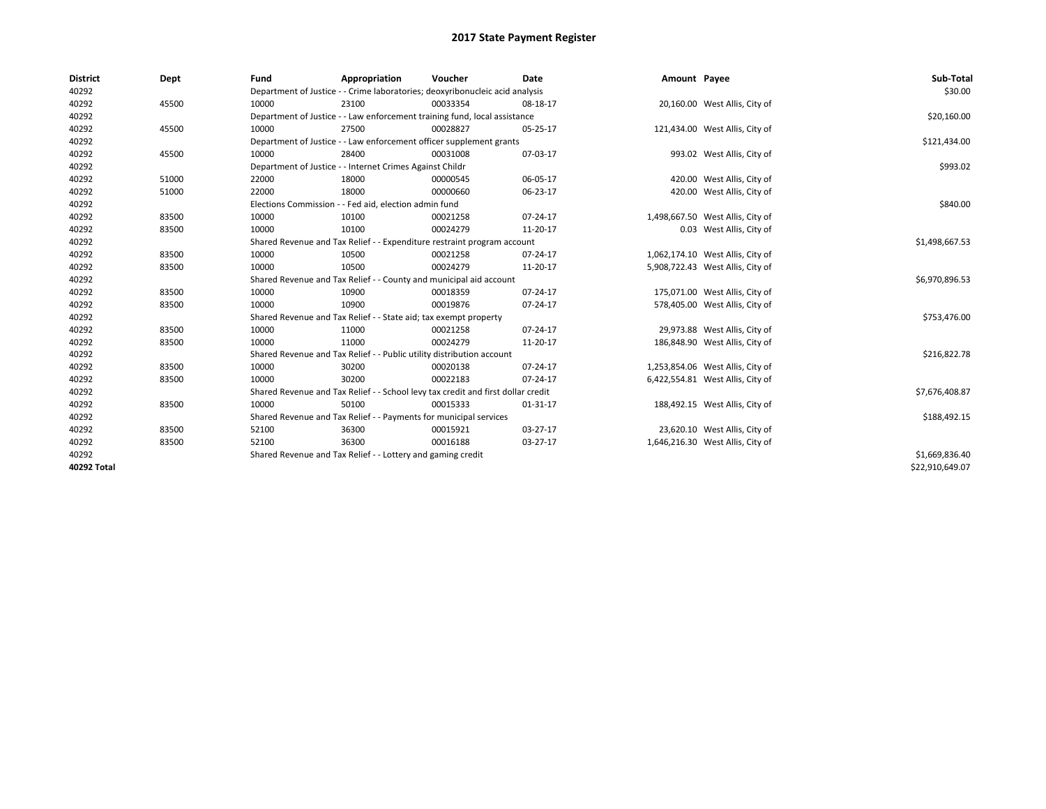# 2017 State Payment Register

| District | Dept | Fund | Appropriation | Voucher | Date | Amount | Payee | Sub-Total |
|---|---|---|---|---|---|---|---|---|
| 40292 | | Department of Justice - - Crime laboratories; deoxyribonucleic acid analysis | | | | | | $30.00 |
| 40292 | 45500 | 10000 | 23100 | 00033354 | 08-18-17 | 20,160.00 | West Allis, City of | |
| 40292 | | Department of Justice - - Law enforcement training fund, local assistance | | | | | | $20,160.00 |
| 40292 | 45500 | 10000 | 27500 | 00028827 | 05-25-17 | 121,434.00 | West Allis, City of | |
| 40292 | | Department of Justice - - Law enforcement officer supplement grants | | | | | | $121,434.00 |
| 40292 | 45500 | 10000 | 28400 | 00031008 | 07-03-17 | 993.02 | West Allis, City of | |
| 40292 | | Department of Justice - - Internet Crimes Against Childr | | | | | | $993.02 |
| 40292 | 51000 | 22000 | 18000 | 00000545 | 06-05-17 | 420.00 | West Allis, City of | |
| 40292 | 51000 | 22000 | 18000 | 00000660 | 06-23-17 | 420.00 | West Allis, City of | |
| 40292 | | Elections Commission - - Fed aid, election admin fund | | | | | | $840.00 |
| 40292 | 83500 | 10000 | 10100 | 00021258 | 07-24-17 | 1,498,667.50 | West Allis, City of | |
| 40292 | 83500 | 10000 | 10100 | 00024279 | 11-20-17 | 0.03 | West Allis, City of | |
| 40292 | | Shared Revenue and Tax Relief - - Expenditure restraint program account | | | | | | $1,498,667.53 |
| 40292 | 83500 | 10000 | 10500 | 00021258 | 07-24-17 | 1,062,174.10 | West Allis, City of | |
| 40292 | 83500 | 10000 | 10500 | 00024279 | 11-20-17 | 5,908,722.43 | West Allis, City of | |
| 40292 | | Shared Revenue and Tax Relief - - County and municipal aid account | | | | | | $6,970,896.53 |
| 40292 | 83500 | 10000 | 10900 | 00018359 | 07-24-17 | 175,071.00 | West Allis, City of | |
| 40292 | 83500 | 10000 | 10900 | 00019876 | 07-24-17 | 578,405.00 | West Allis, City of | |
| 40292 | | Shared Revenue and Tax Relief - - State aid; tax exempt property | | | | | | $753,476.00 |
| 40292 | 83500 | 10000 | 11000 | 00021258 | 07-24-17 | 29,973.88 | West Allis, City of | |
| 40292 | 83500 | 10000 | 11000 | 00024279 | 11-20-17 | 186,848.90 | West Allis, City of | |
| 40292 | | Shared Revenue and Tax Relief - - Public utility distribution account | | | | | | $216,822.78 |
| 40292 | 83500 | 10000 | 30200 | 00020138 | 07-24-17 | 1,253,854.06 | West Allis, City of | |
| 40292 | 83500 | 10000 | 30200 | 00022183 | 07-24-17 | 6,422,554.81 | West Allis, City of | |
| 40292 | | Shared Revenue and Tax Relief - - School levy tax credit and first dollar credit | | | | | | $7,676,408.87 |
| 40292 | 83500 | 10000 | 50100 | 00015333 | 01-31-17 | 188,492.15 | West Allis, City of | |
| 40292 | | Shared Revenue and Tax Relief - - Payments for municipal services | | | | | | $188,492.15 |
| 40292 | 83500 | 52100 | 36300 | 00015921 | 03-27-17 | 23,620.10 | West Allis, City of | |
| 40292 | 83500 | 52100 | 36300 | 00016188 | 03-27-17 | 1,646,216.30 | West Allis, City of | |
| 40292 | | Shared Revenue and Tax Relief - - Lottery and gaming credit | | | | | | $1,669,836.40 |
| **40292 Total** | | | | | | | | $22,910,649.07 |